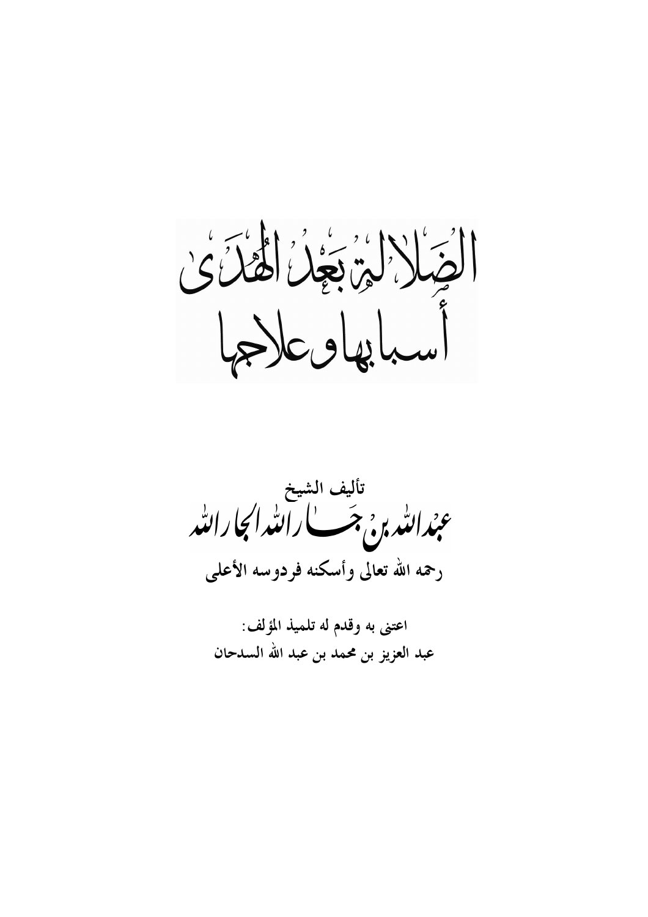# الضلالة بعد الهدى

## أسبابها وعلاجها

تأليف الشيخ

**عبدالله بن جار الله الجار الله**

**رحمه الله تعالى وأسكنه فردوسه الأعلى**

**اعتنى به وقدم له تلميذ المؤلف:**

**عبد العزيز بن محمد بن عبد الله السدحان**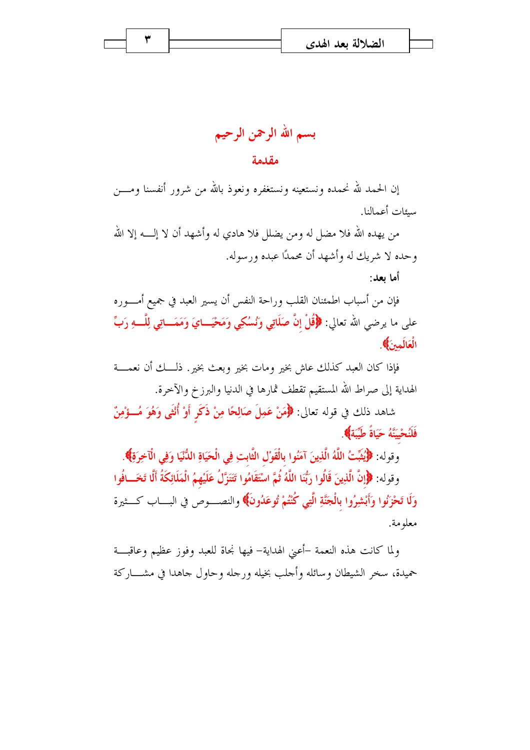## بسم الله الرحمن الرحيم

## مقدمة

إن الحمد لله نحمده ونستعينه ونستغفره ونعوذ بالله من شرور أنفسنا ومن سيئات أعمالنا.

من يهده الله فلا مضل له ومن يضلل فلا هادي له وأشهد أن لا إله إلا الله وحده لا شريك له وأشهد أن محمدًا عبده ورسوله.

**أما بعد:**

فإن من أسباب اطمئنان القلب وراحة النفس أن يسير العبد في جميع أموره على ما يرضي الله تعالى: **﴿قُلْ إِنَّ صَلَاتِي وَنُسُكِي وَمَحْيَايَ وَمَمَاتِي لِلَّهِ رَبِّ الْعَالَمِينَ﴾**.

فإذا كان العبد كذلك عاش بخير ومات بخير وبعث بخير. ذلك أن نعمة الهداية إلى صراط الله المستقيم تقطف ثمارها في الدنيا والبرزخ والآخرة.

شاهد ذلك في قوله تعالى: **﴿مَنْ عَمِلَ صَالِحًا مِنْ ذَكَرٍ أَوْ أُنْثَى وَهُوَ مُؤْمِنٌ فَلَنُحْيِيَنَّهُ حَيَاةً طَيِّبَةً﴾**.

وقوله: **﴿يُثَبِّتُ اللَّهُ الَّذِينَ آمَنُوا بِالْقَوْلِ الثَّابِتِ فِي الْحَيَاةِ الدُّنْيَا وَفِي الْآخِرَةِ﴾**.

وقوله: **﴿إِنَّ الَّذِينَ قَالُوا رَبُّنَا اللَّهُ ثُمَّ اسْتَقَامُوا تَتَنَزَّلُ عَلَيْهِمُ الْمَلَائِكَةُ أَلَّا تَخَافُوا وَلَا تَحْزَنُوا وَأَبْشِرُوا بِالْجَنَّةِ الَّتِي كُنْتُمْ تُوعَدُونَ﴾** والنصوص في الباب كثيرة معلومة.

ولما كانت هذه النعمة –أعني الهداية– فيها نجاة للعبد وفوز عظيم وعاقبة حميدة، سخر الشيطان وسائله وأجلب بخيله ورجله وحاول جاهدا في مشاركة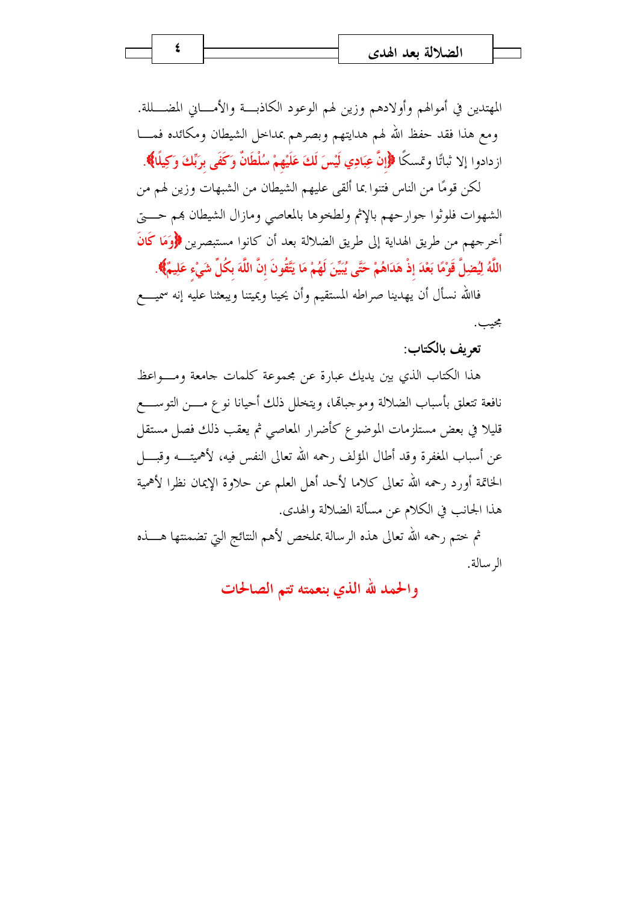المهتدين في أموالهم وأولادهم وزين لهم الوعود الكاذبة والأماني المضللة.

ومع هذا فقد حفظ الله لهم هدايتهم وبصرهم بمداخل الشيطان ومكائده فما ازدادوا إلا ثباتًا وتمسكًا ﴿إِنَّ عِبَادِي لَيْسَ لَكَ عَلَيْهِمْ سُلْطَانٌ وَكَفَى بِرَبِّكَ وَكِيلًا﴾.

لكن قومًا من الناس فتنوا بما ألقى عليهم الشيطان من الشبهات وزين لهم من الشهوات فلوثوا جوارحهم بالإثم ولطخوها بالمعاصي ومازال الشيطان بهم حتى أخرجهم من طريق الهداية إلى طريق الضلالة بعد أن كانوا مستبصرين ﴿وَمَا كَانَ اللَّهُ لِيُضِلَّ قَوْمًا بَعْدَ إِذْ هَدَاهُمْ حَتَّى يُبَيِّنَ لَهُمْ مَا يَتَّقُونَ إِنَّ اللَّهَ بِكُلِّ شَيْءٍ عَلِيمٌ﴾.

فالله نسأل أن يهدينا صراطه المستقيم وأن يحينا ويميتنا ويبعثنا عليه إنه سميع مجيب.

### تعريف بالكتاب:

هذا الكتاب الذي بين يديك عبارة عن مجموعة كلمات جامعة ومواعظ نافعة تتعلق بأسباب الضلالة وموجباتها، ويتخلل ذلك أحيانا نوع من التوسع قليلا في بعض مستلزمات الموضوع كأضرار المعاصي ثم يعقب ذلك فصل مستقل عن أسباب المغفرة وقد أطال المؤلف رحمه الله تعالى النفس فيه، لأهميته وقبل الخاتمة أورد رحمه الله تعالى كلاما لأحد أهل العلم عن حلاوة الإيمان نظرا لأهمية هذا الجانب في الكلام عن مسألة الضلالة والهدى.

ثم ختم رحمه الله تعالى هذه الرسالة بملخص لأهم النتائج التي تضمنتها هذه الرسالة.

**والحمد لله الذي بنعمته تتم الصالحات**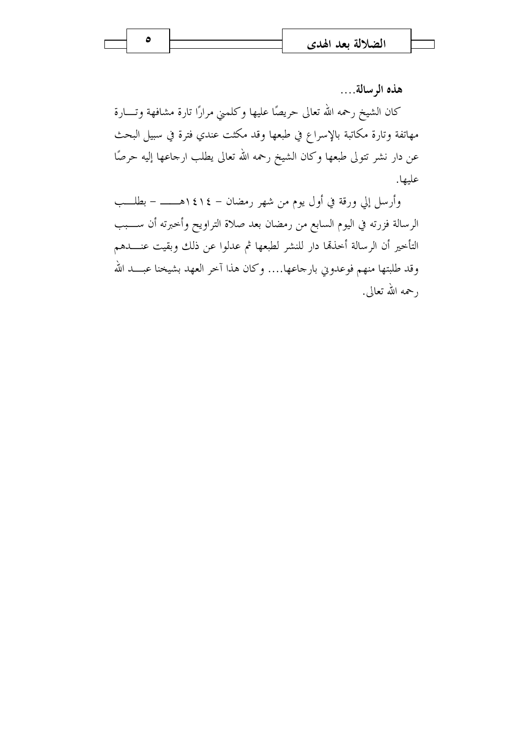**هذه الرسالة....**

كان الشيخ رحمه الله تعالى حريصًا عليها وكلمني مرارًا تارة مشافهة وتارة مهاتفة وتارة مكاتبة بالإسراع في طبعها وقد مكثت عندي فترة في سبيل البحث عن دار نشر تتولى طبعها وكان الشيخ رحمه الله تعالى يطلب ارجاعها إليه حرصًا عليها.

وأرسل إلي ورقة في أول يوم من شهر رمضان - ١٤١٤هـ - بطلب الرسالة فزرته في اليوم السابع من رمضان بعد صلاة التراويح وأخبرته أن سبب التأخير أن الرسالة أخذتها دار للنشر لطبعها ثم عدلوا عن ذلك وبقيت عندهم وقد طلبتها منهم فوعدوني بارجاعها.... وكان هذا آخر العهد بشيخنا عبد الله رحمه الله تعالى.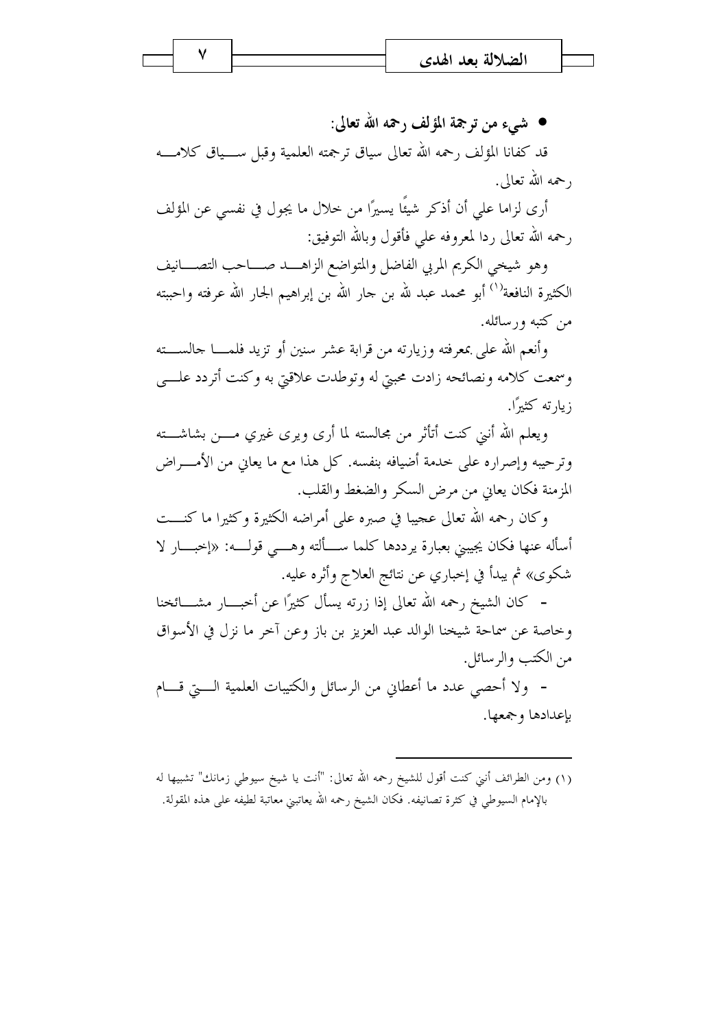- **شيء من ترجمة المؤلف رحمه الله تعالى:**

قد كفانا المؤلف رحمه الله تعالى سياق ترجمته العلمية وقبل سياق كلامه رحمه الله تعالى.

أرى لزاما علي أن أذكر شيئًا يسيرًا من خلال ما يجول في نفسي عن المؤلف رحمه الله تعالى ردا لمعروفه علي فأقول وبالله التوفيق:

وهو شيخي الكريم المربي الفاضل والمتواضع الزاهد صاحب التصانيف الكثيرة النافعة[1] أبو محمد عبد الله بن جار الله بن إبراهيم الجار الله عرفته واحببته من كتبه ورسائله.

وأنعم الله علي بمعرفته وزيارته من قرابة عشر سنين أو تزيد فلما جالسته وسمعت كلامه ونصائحه زادت محبتي له وتوطدت علاقتي به وكنت أتردد على زيارته كثيرًا.

ويعلم الله أنني كنت أتأثر من مجالسته لما أرى ويرى غيري من بشاشته وترحيبه وإصراره على خدمة أضيافه بنفسه. كل هذا مع ما يعاني من الأمراض المزمنة فكان يعاني من مرض السكر والضغط والقلب.

وكان رحمه الله تعالى عجيبا في صبره على أمراضه الكثيرة وكثيرا ما كنت أسأله عنها فكان يجيبني بعبارة يرددها كلما سألته وهي قوله: «إخبار لا شكوى» ثم يبدأ في إخباري عن نتائج العلاج وأثره عليه.

- كان الشيخ رحمه الله تعالى إذا زرته يسأل كثيرًا عن أخبار مشائخنا وخاصة عن سماحة شيخنا الوالد عبد العزيز بن باز وعن آخر ما نزل في الأسواق من الكتب والرسائل.

- ولا أحصي عدد ما أعطاني من الرسائل والكتيبات العلمية التي قام بإعدادها وجمعها.

---

(١) ومن الطرائف أنني كنت أقول للشيخ رحمه الله تعالى: "أنت يا شيخ سيوطي زمانك" تشبيها له بالإمام السيوطي في كثرة تصانيفه. فكان الشيخ رحمه الله يعاتبني معاتبة لطيفه على هذه المقولة.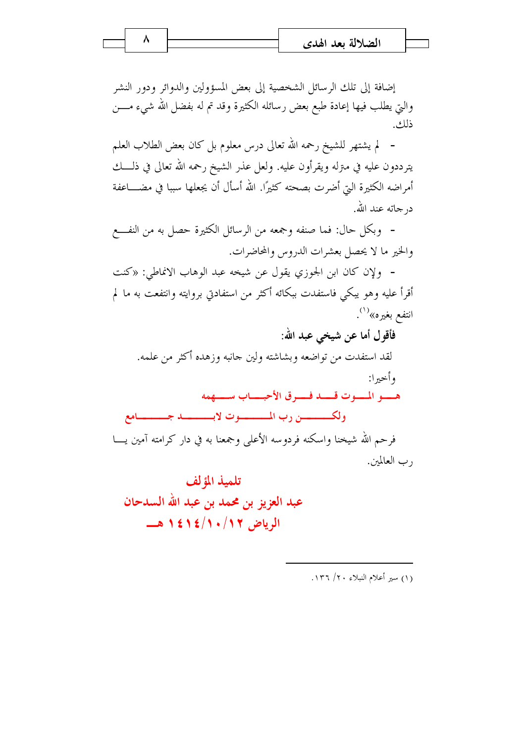إضافة إلى تلك الرسائل الشخصية إلى بعض المسؤولين والدوائر ودور النشر والتي يطلب فيها إعادة طبع بعض رسائله الكثيرة وقد تم له بفضل الله شيء من ذلك.

- لم يشتهر للشيخ رحمه الله تعالى درس معلوم بل كان بعض الطلاب العلم يترددون عليه في منزله ويقرأون عليه. ولعل عذر الشيخ رحمه الله تعالى في ذلك أمراضه الكثيرة التي أضرت بصحته كثيرًا. الله أسأل أن يجعلها سببا في مضاعفة درجاته عند الله.

- وبكل حال: فما صنفه وجمعه من الرسائل الكثيرة حصل به من النفع والخير ما لا يحصل بعشرات الدروس والمحاضرات.

- ولإن كان ابن الجوزي يقول عن شيخه عبد الوهاب الانماطي: «كنت أقرأ عليه وهو يبكي فاستفدت ببكائه أكثر من استفادتي بروايته وانتفعت به ما لم انتفع بغيره»[1].

**فأقول أما عن شيخي عبد الله:**

لقد استفدت من تواضعه وبشاشته ولين جانبه وزهده أكثر من علمه.

وأخيرا:

هو الموت قد فرق الأحباب سهمه
ولكن رب الموت لابد جامع

فرحم الله شيخنا واسكنه فردوسه الأعلى وجمعنا به في دار كرامته آمين يا رب العالمين.

**تلميذ المؤلف**

**عبد العزيز بن محمد بن عبد الله السدحان**

**الرياض ١٢/١٠/١٤١٤ هـ**

---

(١) سير أعلام النبلاء ٢٠/ ١٣٦.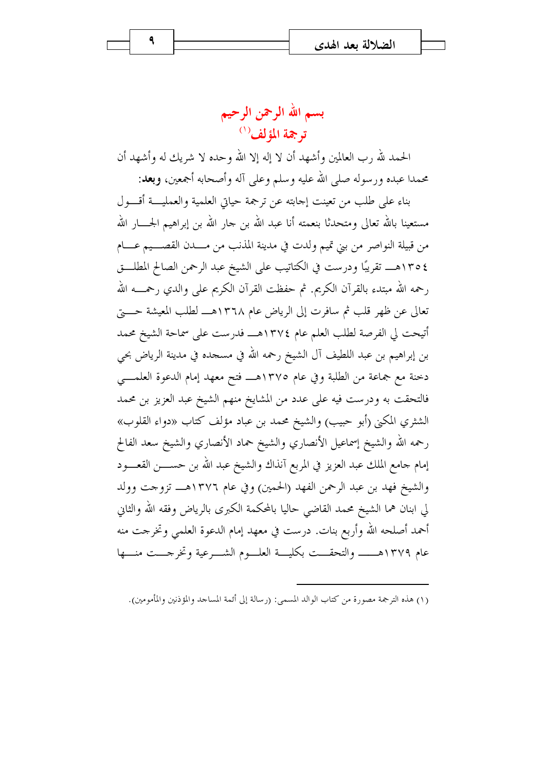## بسم الله الرحمن الرحيم

## ترجمة المؤلف[1]

الحمد لله رب العالمين وأشهد أن لا إله إلا الله وحده لا شريك له وأشهد أن محمدا عبده ورسوله صلى الله عليه وسلم وعلى آله وأصحابه أجمعين، **وبعد:**

بناء على طلب من تعينت إجابته عن ترجمة حياتي العلمية والعملية أقول مستعينا بالله تعالى ومتحدثا بنعمته أنا عبد الله بن جار الله بن إبراهيم الجار الله من قبيلة النواصر من بني تميم ولدت في مدينة المذنب من مدن القصيم عام ١٣٥٤هـ تقريبًا ودرست في الكتاتيب على الشيخ عبد الرحمن الصالح المطلق رحمه الله مبتدء بالقرآن الكريم. ثم حفظت القرآن الكريم على والدي رحمه الله تعالى عن ظهر قلب ثم سافرت إلى الرياض عام ١٣٦٨هـ لطلب المعيشة حتى أتيحت لي الفرصة لطلب العلم عام ١٣٧٤هـ فدرست على سماحة الشيخ محمد بن إبراهيم بن عبد اللطيف آل الشيخ رحمه الله في مسجده في مدينة الرياض بحي دخنة مع جماعة من الطلبة وفي عام ١٣٧٥هـ فتح معهد إمام الدعوة العلمي فالتحقت به ودرست فيه على عدد من المشايخ منهم الشيخ عبد العزيز بن محمد الشثري المكنى (أبو حبيب) والشيخ محمد بن عباد مؤلف كتاب «دواء القلوب» رحمه الله والشيخ إسماعيل الأنصاري والشيخ حماد الأنصاري والشيخ سعد الفالح إمام جامع الملك عبد العزيز في المربع آنذاك والشيخ عبد الله بن حسن القعود والشيخ فهد بن عبد الرحمن الفهد (الحمين) وفي عام ١٣٧٦هـ تزوجت وولد لي ابنان هما الشيخ محمد القاضي حاليا بالمحكمة الكبرى بالرياض وفقه الله والثاني أحمد أصلحه الله وأربع بنات. درست في معهد إمام الدعوة العلمي وتخرجت منه عام ١٣٧٩هـ والتحقت بكلية العلوم الشرعية وتخرجت منها

---

(١) هذه الترجمة مصورة من كتاب الوالد المسمى: (رسالة إلى أئمة المساجد والمؤذنين والمأمومين).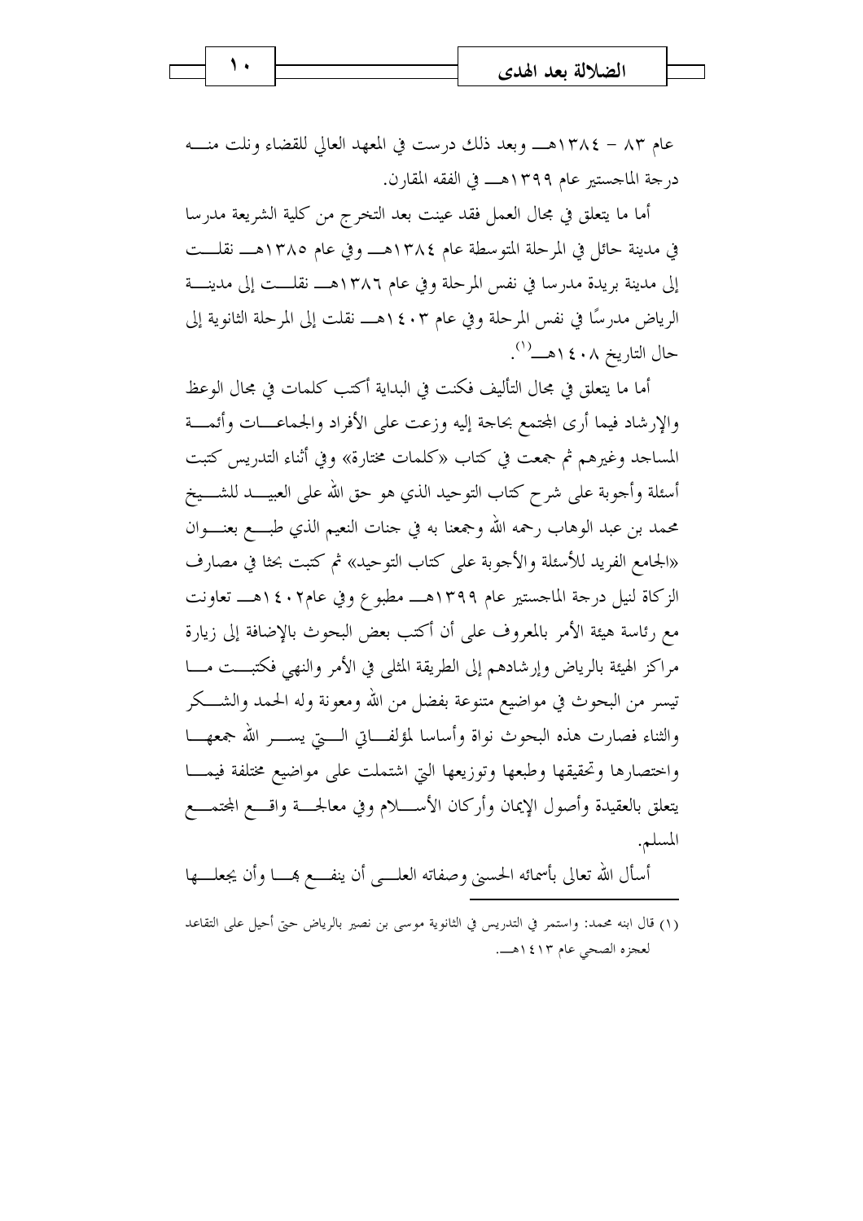عام ٨٣ – ١٣٨٤هـ وبعد ذلك درست في المعهد العالي للقضاء ونلت منه درجة الماجستير عام ١٣٩٩هـ في الفقه المقارن.

أما ما يتعلق في مجال العمل فقد عينت بعد التخرج من كلية الشريعة مدرسا في مدينة حائل في المرحلة المتوسطة عام ١٣٨٤هـ وفي عام ١٣٨٥هـ نقلت إلى مدينة بريدة مدرسا في نفس المرحلة وفي عام ١٣٨٦هـ نقلت إلى مدينة الرياض مدرسًا في نفس المرحلة وفي عام ١٤٠٣هـ نقلت إلى المرحلة الثانوية إلى حال التاريخ ١٤٠٨هـ[١].

أما ما يتعلق في مجال التأليف فكنت في البداية أكتب كلمات في مجال الوعظ والإرشاد فيما أرى المجتمع بحاجة إليه وزعت على الأفراد والجماعات وأئمة المساجد وغيرهم ثم جمعت في كتاب «كلمات مختارة» وفي أثناء التدريس كتبت أسئلة وأجوبة على شرح كتاب التوحيد الذي هو حق الله على العبيد للشيخ محمد بن عبد الوهاب رحمه الله وجمعنا به في جنات النعيم الذي طبع بعنوان «الجامع الفريد للأسئلة والأجوبة على كتاب التوحيد» ثم كتبت بحثا في مصارف الزكاة لنيل درجة الماجستير عام ١٣٩٩هـ مطبوع وفي عام١٤٠٢هـ تعاونت مع رئاسة هيئة الأمر بالمعروف على أن أكتب بعض البحوث بالإضافة إلى زيارة مراكز الهيئة بالرياض وإرشادهم إلى الطريقة المثلى في الأمر والنهي فكتبت ما تيسر من البحوث في مواضيع متنوعة بفضل من الله ومعونة وله الحمد والشكر والثناء فصارت هذه البحوث نواة وأساسا لمؤلفاتي التي يسر الله جمعها واختصارها وتحقيقها وطبعها وتوزيعها التي اشتملت على مواضيع مختلفة فيما يتعلق بالعقيدة وأصول الإيمان وأركان الأسلام وفي معالجة واقع المجتمع المسلم.

أسأل الله تعالى بأسمائه الحسنى وصفاته العلى أن ينفع بها وأن يجعلها

---

(١) قال ابنه محمد: واستمر في التدريس في الثانوية موسى بن نصير بالرياض حتى أحيل على التقاعد لعجزه الصحي عام ١٤١٣هـ.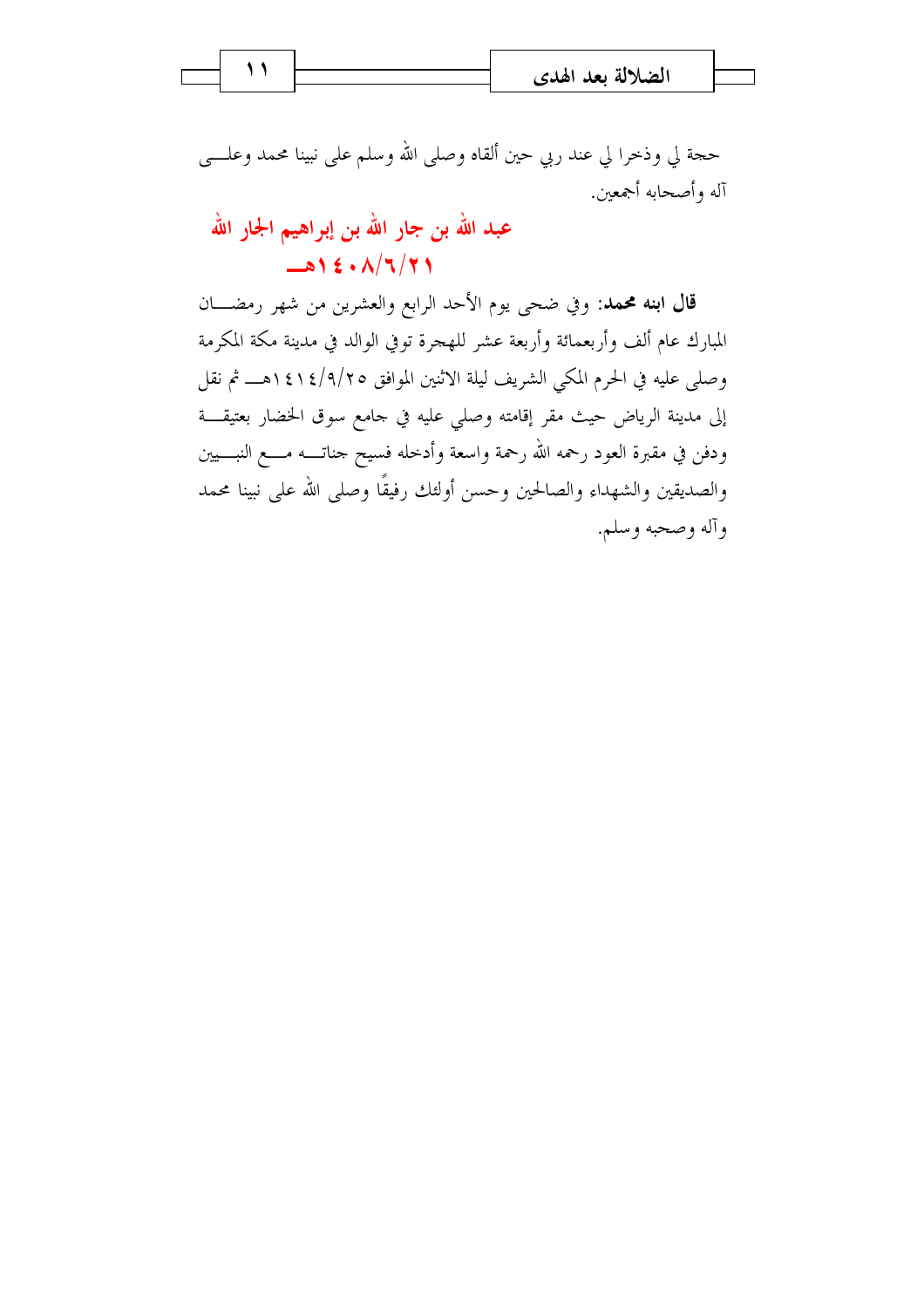حجة لي وذخرا لي عند ربي حين ألقاه وصلى الله وسلم على نبينا محمد وعلى آله وأصحابه أجمعين.

**عبد الله بن جار الله بن إبراهيم الجار الله**
**١٤٠٨/٦/٢١هـ**

**قال ابنه محمد**: وفي ضحى يوم الأحد الرابع والعشرين من شهر رمضان المبارك عام ألف وأربعمائة وأربعة عشر للهجرة توفي الوالد في مدينة مكة المكرمة وصلى عليه في الحرم المكي الشريف ليلة الاثنين الموافق ١٤١٤/٩/٢٥هـ ثم نقل إلى مدينة الرياض حيث مقر إقامته وصلي عليه في جامع سوق الخضار بعتيقة ودفن في مقبرة العود رحمه الله رحمة واسعة وأدخله فسيح جناته مع النبيين والصديقين والشهداء والصالحين وحسن أولئك رفيقًا وصلى الله على نبينا محمد وآله وصحبه وسلم.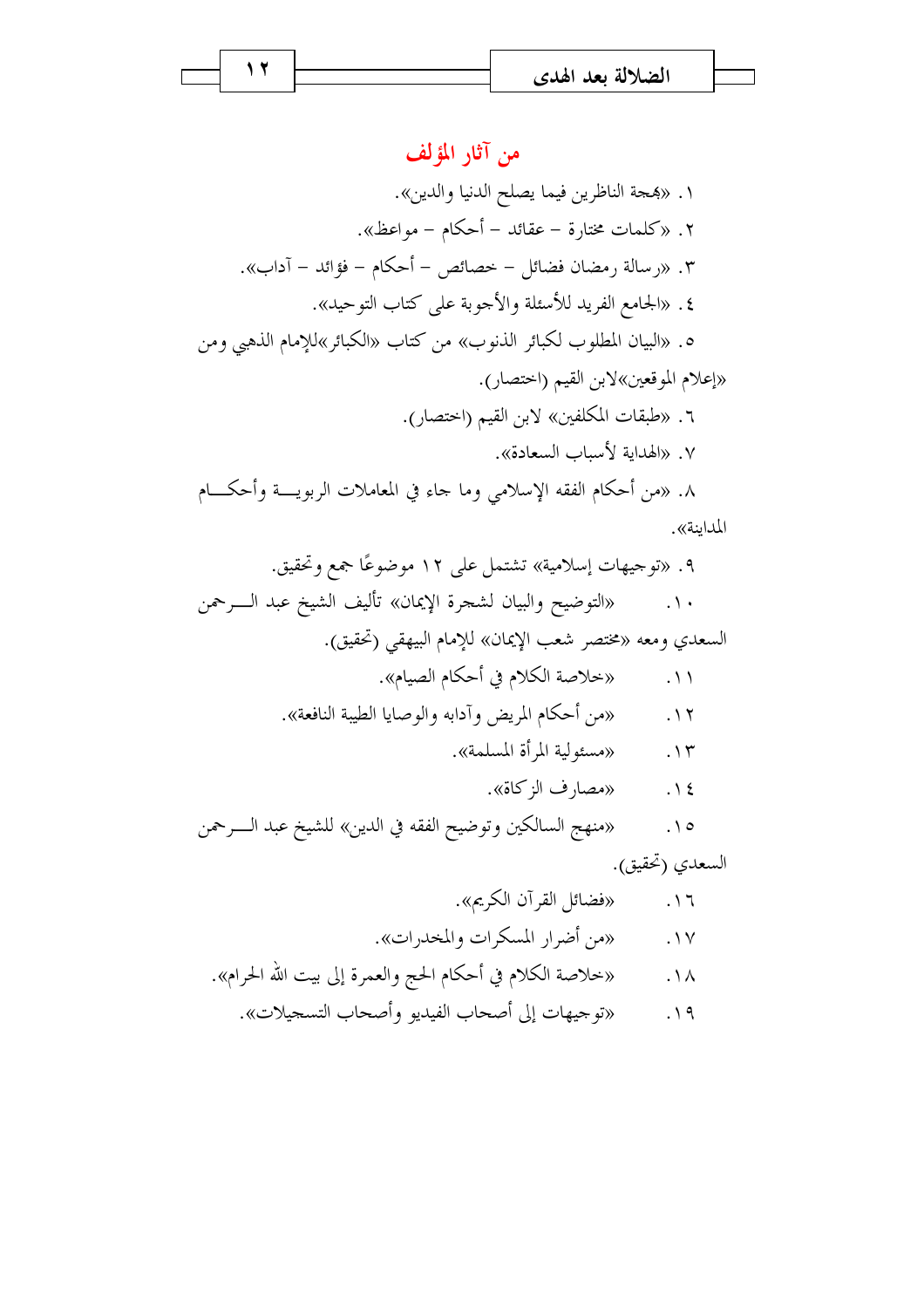## من آثار المؤلف

١. «بهجة الناظرين فيما يصلح الدنيا والدين».

٢. «كلمات مختارة – عقائد – أحكام – مواعظ».

٣. «رسالة رمضان فضائل – خصائص – أحكام – فؤائد – آداب».

٤. «الجامع الفريد للأسئلة والأجوبة على كتاب التوحيد».

٥. «البيان المطلوب لكبائر الذنوب» من كتاب «الكبائر»للإمام الذهبي ومن «إعلام الموقعين»لابن القيم (اختصار).

٦. «طبقات المكلفين» لابن القيم (اختصار).

٧. «الهداية لأسباب السعادة».

٨. «من أحكام الفقه الإسلامي وما جاء في المعاملات الربوية وأحكام المداينة».

٩. «توجيهات إسلامية» تشتمل على ١٢ موضوعًا جمع وتحقيق.

١٠. «التوضيح والبيان لشجرة الإيمان» تأليف الشيخ عبد الرحمن السعدي ومعه «مختصر شعب الإيمان» للإمام البيهقي (تحقيق).

١١. «خلاصة الكلام في أحكام الصيام».

١٢. «من أحكام المريض وآدابه والوصايا الطبية النافعة».

١٣. «مسئولية المرأة المسلمة».

١٤. «مصارف الزكاة».

١٥. «منهج السالكين وتوضيح الفقه في الدين» للشيخ عبد الرحمن السعدي (تحقيق).

١٦. «فضائل القرآن الكريم».

١٧. «من أضرار المسكرات والمخدرات».

١٨. «خلاصة الكلام في أحكام الحج والعمرة إلى بيت الله الحرام».

١٩. «توجيهات إلى أصحاب الفيديو وأصحاب التسجيلات».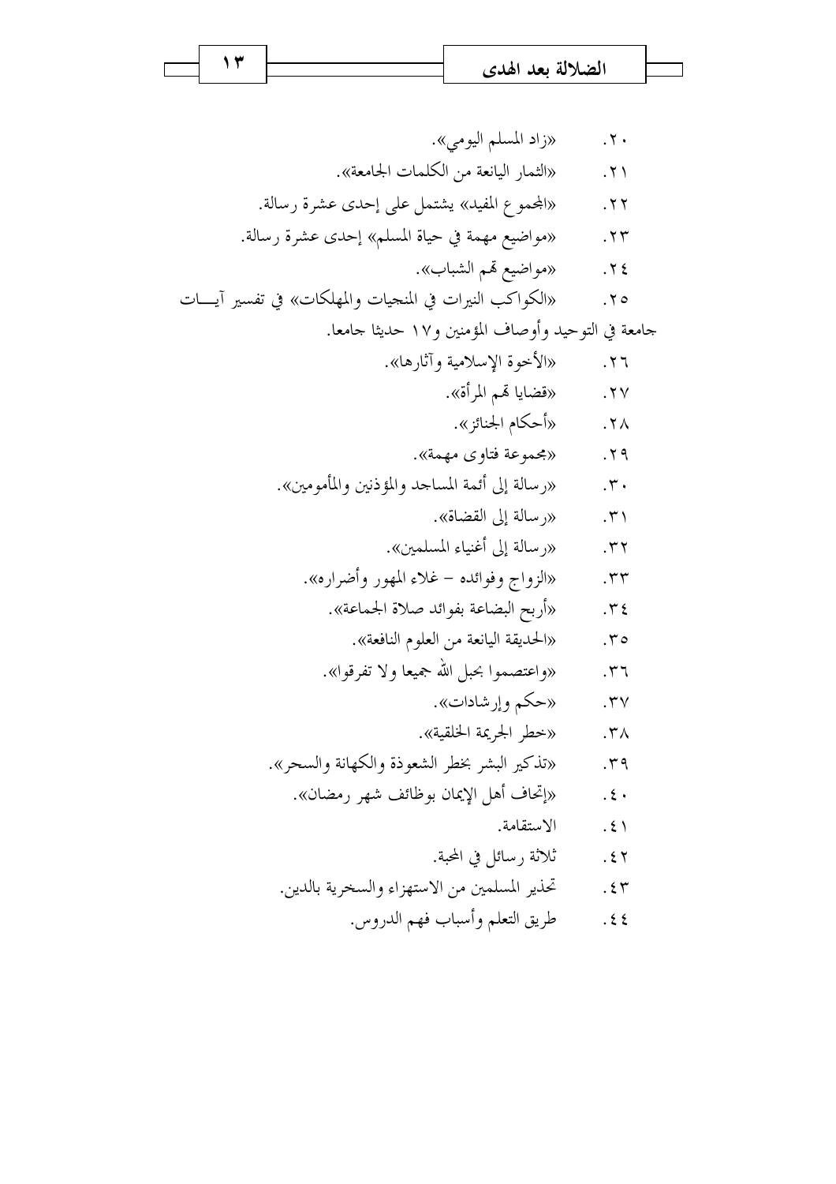٢٠. «زاد المسلم اليومي».

٢١. «الثمار اليانعة من الكلمات الجامعة».

٢٢. «المجموع المفيد» يشتمل على إحدى عشرة رسالة.

٢٣. «مواضيع مهمة في حياة المسلم» إحدى عشرة رسالة.

٢٤. «مواضيع تهم الشباب».

٢٥. «الكواكب النيرات في المنجيات والمهلكات» في تفسير آيات جامعة في التوحيد وأوصاف المؤمنين و١٧ حديثا جامعا.

٢٦. «الأخوة الإسلامية وآثارها».

٢٧. «قضايا تهم المرأة».

٢٨. «أحكام الجنائز».

٢٩. «مجموعة فتاوى مهمة».

٣٠. «رسالة إلى أئمة المساجد والمؤذنين والمأمومين».

٣١. «رسالة إلى القضاة».

٣٢. «رسالة إلى أغنياء المسلمين».

٣٣. «الزواج وفوائده – غلاء المهور وأضراره».

٣٤. «أربح البضاعة بفوائد صلاة الجماعة».

٣٥. «الحديقة اليانعة من العلوم النافعة».

٣٦. «واعتصموا بحبل الله جميعا ولا تفرقوا».

٣٧. «حكم وإرشادات».

٣٨. «خطر الجريمة الخلقية».

٣٩. «تذكير البشر بخطر الشعوذة والكهانة والسحر».

٤٠. «إتحاف أهل الإيمان بوظائف شهر رمضان».

٤١. الاستقامة.

٤٢. ثلاثة رسائل في المحبة.

٤٣. تحذير المسلمين من الاستهزاء والسخرية بالدين.

٤٤. طريق التعلم وأسباب فهم الدروس.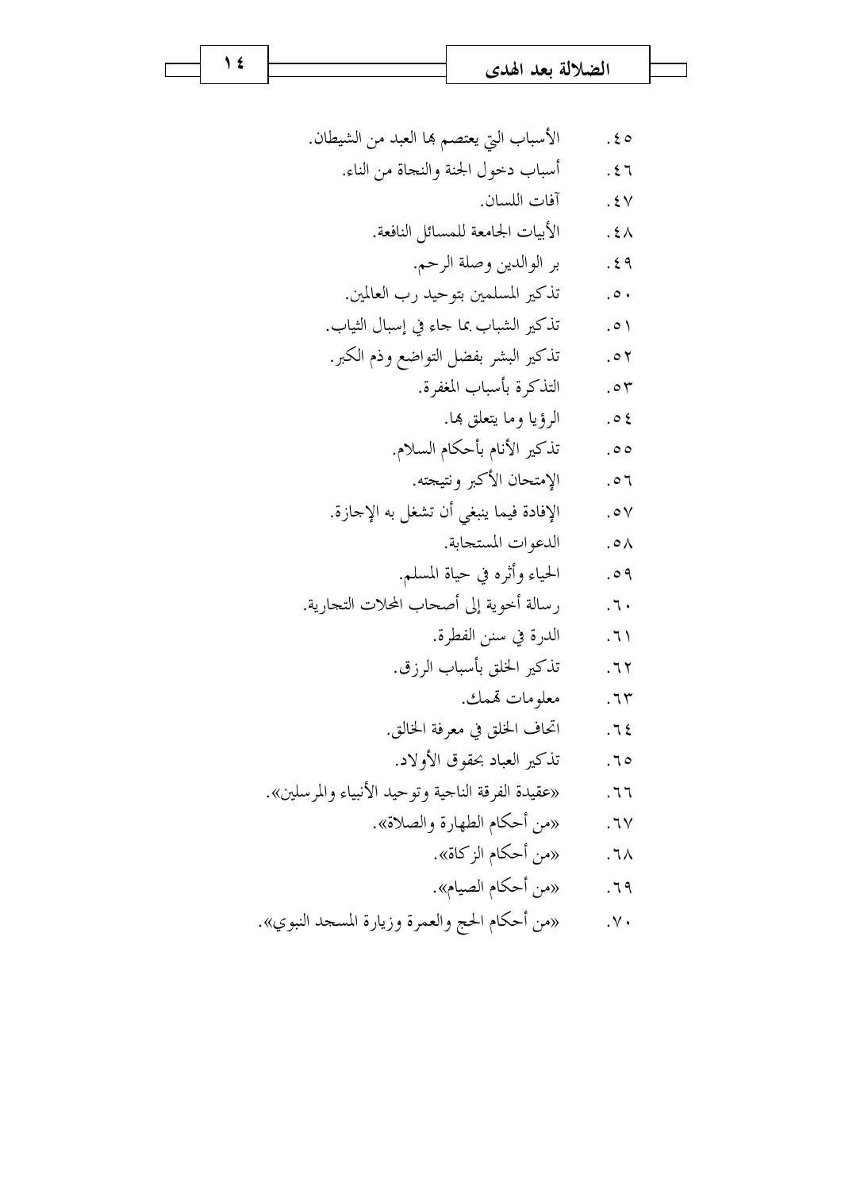٤٥. الأسباب التي يعتصم بها العبد من الشيطان.

٤٦. أسباب دخول الجنة والنجاة من الناء.

٤٧. آفات اللسان.

٤٨. الأبيات الجامعة للمسائل النافعة.

٤٩. بر الوالدين وصلة الرحم.

٥٠. تذكير المسلمين بتوحيد رب العالمين.

٥١. تذكير الشباب بما جاء في إسبال الثياب.

٥٢. تذكير البشر بفضل التواضع وذم الكبر.

٥٣. التذكرة بأسباب المغفرة.

٥٤. الرؤيا وما يتعلق بها.

٥٥. تذكير الأنام بأحكام السلام.

٥٦. الإمتحان الأكبر ونتيجته.

٥٧. الإفادة فيما ينبغي أن تشغل به الإجازة.

٥٨. الدعوات المستجابة.

٥٩. الحياء وأثره في حياة المسلم.

٦٠. رسالة أخوية إلى أصحاب المحلات التجارية.

٦١. الدرة في سنن الفطرة.

٦٢. تذكير الخلق بأسباب الرزق.

٦٣. معلومات تهمك.

٦٤. اتحاف الخلق في معرفة الخالق.

٦٥. تذكير العباد بحقوق الأولاد.

٦٦. «عقيدة الفرقة الناجية وتوحيد الأنبياء والمرسلين».

٦٧. «من أحكام الطهارة والصلاة».

٦٨. «من أحكام الزكاة».

٦٩. «من أحكام الصيام».

٧٠. «من أحكام الحج والعمرة وزيارة المسجد النبوي».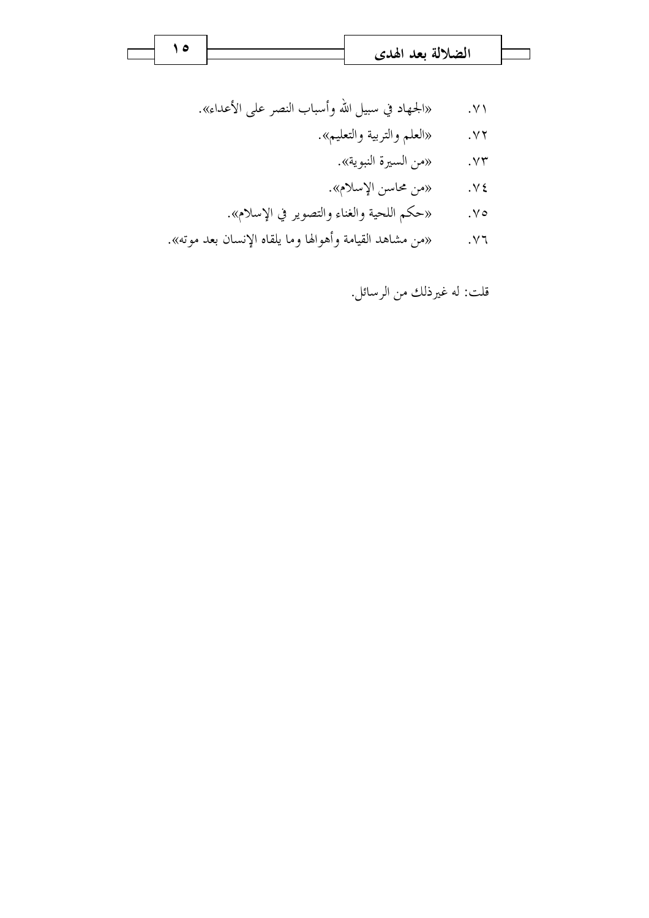٧١. «الجهاد في سبيل الله وأسباب النصر على الأعداء».

٧٢. «العلم والتربية والتعليم».

٧٣. «من السيرة النبوية».

٧٤. «من محاسن الإسلام».

٧٥. «حكم اللحية والغناء والتصوير في الإسلام».

٧٦. «من مشاهد القيامة وأهوالها وما يلقاه الإنسان بعد موته».

قلت: له غيرذلك من الرسائل.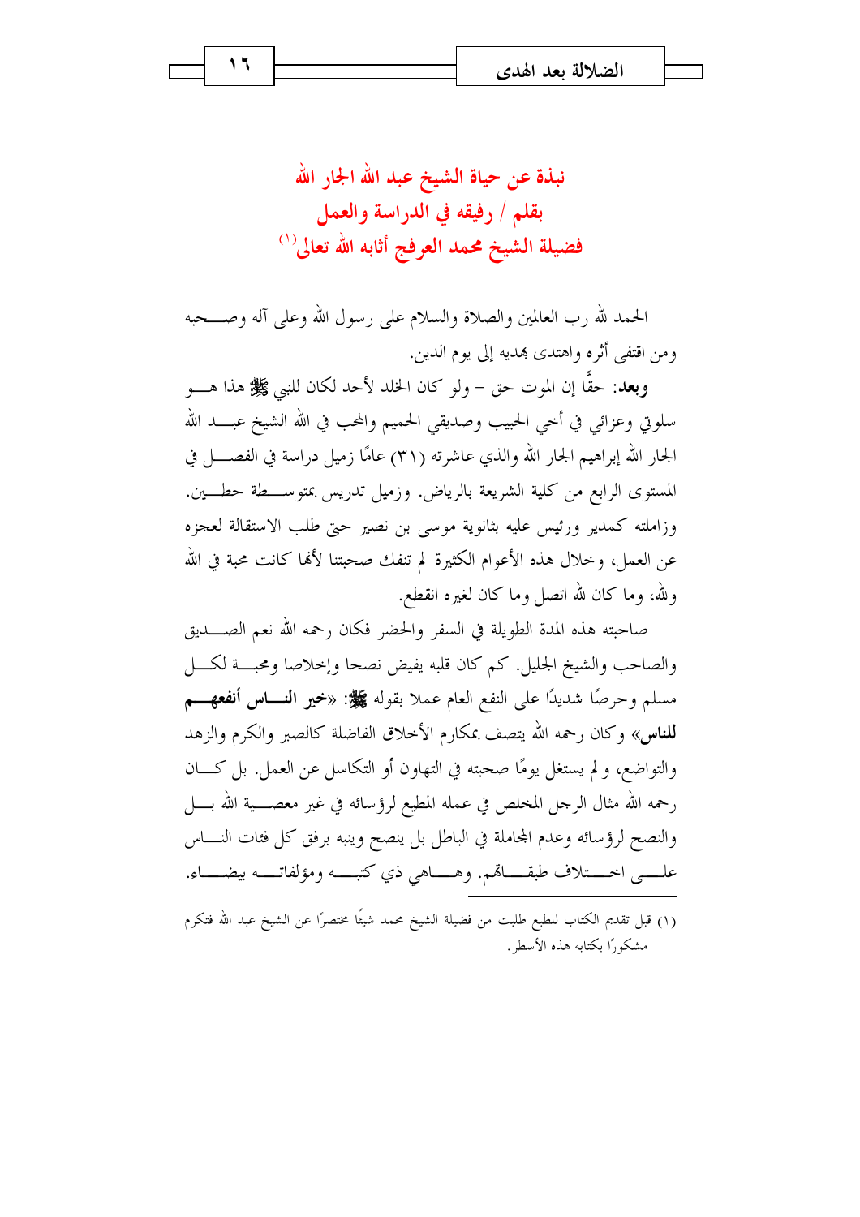## نبذة عن حياة الشيخ عبد الله الجار الله
## بقلم / رفيقه في الدراسة والعمل
## فضيلة الشيخ محمد العرفج أثابه الله تعالى[1]

الحمد لله رب العالمين والصلاة والسلام على رسول الله وعلى آله وصحبه ومن اقتفى أثره واهتدى بهديه إلى يوم الدين.

**وبعد**: حقًّا إن الموت حق – ولو كان الخلد لأحد لكان للنبي ﷺ هذا هو سلوتي وعزائي في أخي الحبيب وصديقي الحميم والمحب في الله الشيخ عبد الله الجار الله إبراهيم الجار الله والذي عاشرته (٣١) عامًا زميل دراسة في الفصل في المستوى الرابع من كلية الشريعة بالرياض. وزميل تدريس بمتوسطة حطين. وزاملته كمدير ورئيس عليه بثانوية موسى بن نصير حتى طلب الاستقالة لعجزه عن العمل، وخلال هذه الأعوام الكثيرة لم تنفك صحبتنا لأنها كانت محبة في الله ولله، وما كان لله اتصل وما كان لغيره انقطع.

صاحبته هذه المدة الطويلة في السفر والحضر فكان رحمه الله نعم الصديق والصاحب والشيخ الجليل. كم كان قلبه يفيض نصحا وإخلاصا ومحبة لكل مسلم وحرصًا شديدًا على النفع العام عملا بقوله ﷺ: «**خير الناس أنفعهم للناس**» وكان رحمه الله يتصف بمكارم الأخلاق الفاضلة كالصبر والكرم والزهد والتواضع، ولم يستغل يومًا صحبته في التهاون أو التكاسل عن العمل. بل كان رحمه الله مثال الرجل المخلص في عمله المطيع لرؤسائه في غير معصية الله بل والنصح لرؤسائه وعدم المجاملة في الباطل بل ينصح وينبه برفق كل فئات الناس على اختلاف طبقاتهم. وهاهي ذي كتبه ومؤلفاته بيضاء.

---

(١) قبل تقديم الكتاب للطبع طلبت من فضيلة الشيخ محمد شيئًا مختصرًا عن الشيخ عبد الله فتكرم مشكورًا بكتابة هذه الأسطر.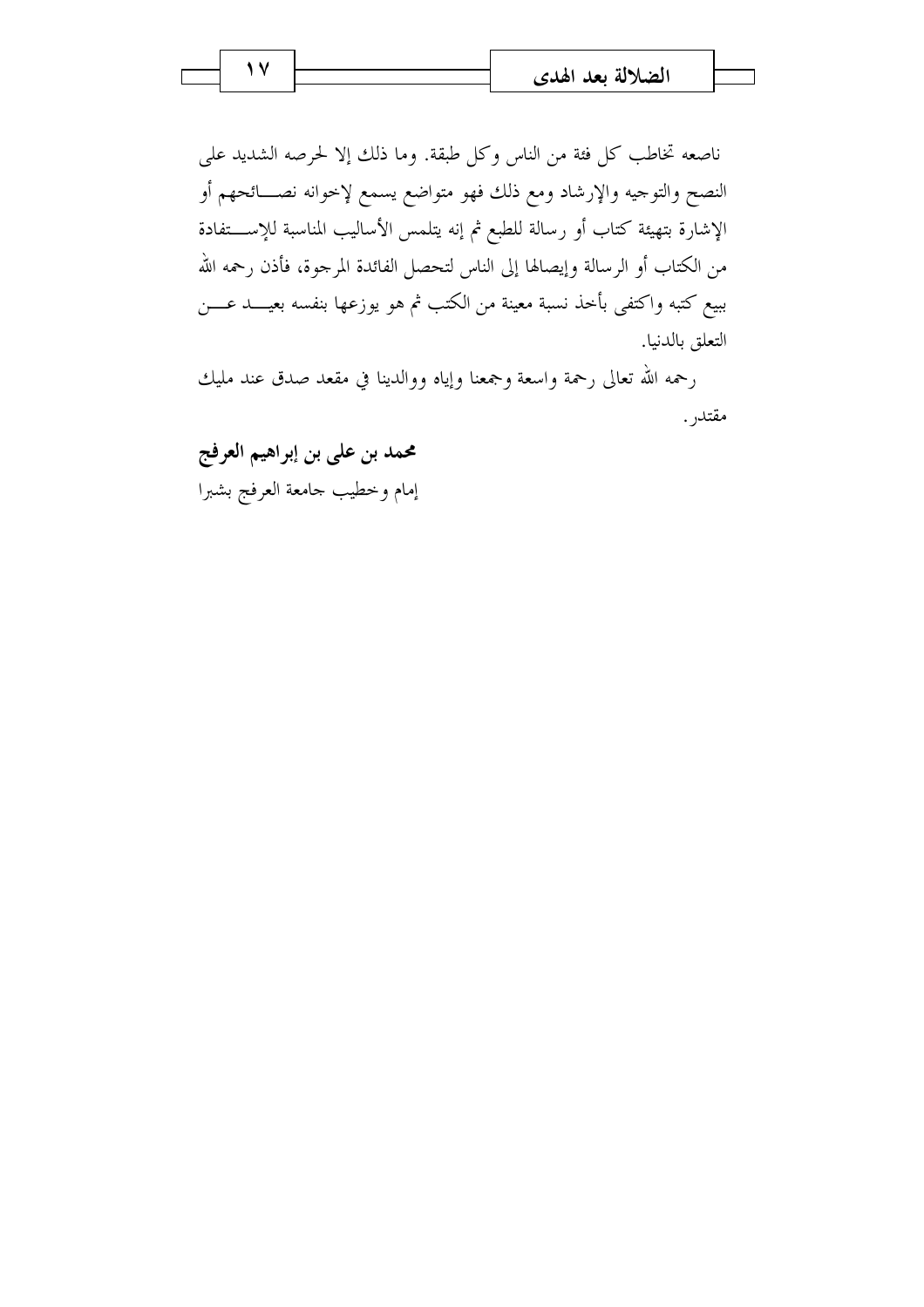ناصعه تخاطب كل فئة من الناس وكل طبقة. وما ذلك إلا لحرصه الشديد على النصح والتوجيه والإرشاد ومع ذلك فهو متواضع يسمع لإخوانه نصائحهم أو الإشارة بتهيئة كتاب أو رسالة للطبع ثم إنه يتلمس الأساليب المناسبة للإستفادة من الكتاب أو الرسالة وإيصالها إلى الناس لتحصل الفائدة المرجوة، فأذن رحمه الله ببيع كتبه واكتفى بأخذ نسبة معينة من الكتب ثم هو يوزعها بنفسه بعيد عن التعلق بالدنيا.

رحمه الله تعالى رحمة واسعة وجمعنا وإياه ووالدينا في مقعد صدق عند مليك مقتدر.

**محمد بن على بن إبراهيم العرفج**

إمام وخطيب جامعة العرفج بشبرا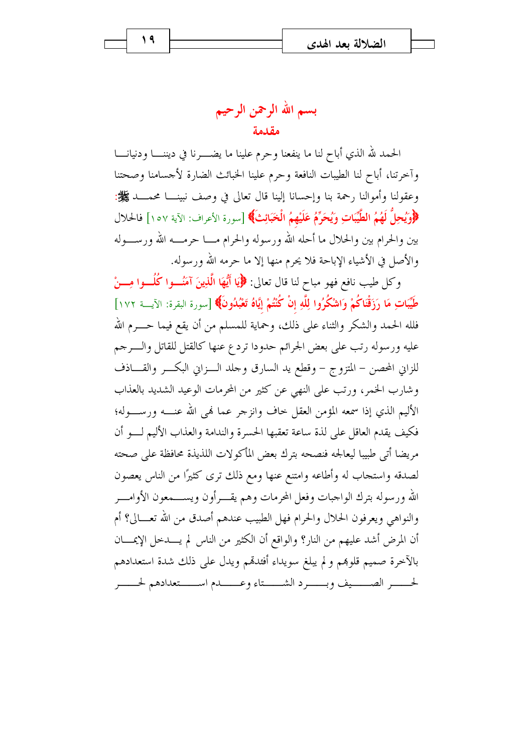# بسم الله الرحمن الرحيم

## مقدمة

الحمد لله الذي أباح لنا ما ينفعنا وحرم علينا ما يضرنا في ديننا ودنيانا وآخرتنا، أباح لنا الطيبات النافعة وحرم علينا الخبائث الضارة لأجسامنا وصحتنا وعقولنا وأموالنا رحمة بنا وإحسانا إلينا قال تعالى في وصف نبينا محمد ﷺ: ﴿وَيُحِلُّ لَهُمُ الطَّيِّبَاتِ وَيُحَرِّمُ عَلَيْهِمُ الْخَبَائِثَ﴾ [سورة الأعراف: الآية ١٥٧] فالحلال بين والحرام بين والحلال ما أحله الله ورسوله والحرام ما حرمه الله ورسوله والأصل في الأشياء الإباحة فلا يحرم منها إلا ما حرمه الله ورسوله.

وكل طيب نافع فهو مباح لنا قال تعالى: ﴿يَا أَيُّهَا الَّذِينَ آمَنُوا كُلُوا مِنْ طَيِّبَاتِ مَا رَزَقْنَاكُمْ وَاشْكُرُوا لِلَّهِ إِنْ كُنْتُمْ إِيَّاهُ تَعْبُدُونَ﴾ [سورة البقرة: الآية ١٧٢] فلله الحمد والشكر والثناء على ذلك، وحماية للمسلم من أن يقع فيما حرم الله عليه ورسوله رتب على بعض الجرائم حدودا تردع عنها كالقتل للقاتل والرجم للزاني المحصن – المتزوج – وقطع يد السارق وجلد الزاني البكر والقاذف وشارب الخمر، ورتب على النهي عن كثير من المحرمات الوعيد الشديد بالعذاب الأليم الذي إذا سمعه المؤمن العقل خاف وانزجر عما نهى الله عنه ورسوله؛ فكيف يقدم العاقل على لذة ساعة تعقبها الحسرة والندامة والعذاب الأليم لو أن مريضا أتى طبيبا ليعالجه فنصحه بترك بعض المأكولات اللذيذة محافظة على صحته لصدقه واستجاب له وأطاعه وامتنع عنها ومع ذلك ترى كثيرًا من الناس يعصون الله ورسوله بترك الواجبات وفعل المحرمات وهم يقرأون ويسمعون الأوامر والنواهي ويعرفون الحلال والحرام فهل الطبيب عندهم أصدق من الله تعالى؟ أم أن المرض أشد عليهم من النار؟ والواقع أن الكثير من الناس لم يدخل الإيمان بالآخرة صميم قلوبهم و لم يبلغ سويداء أفئدتهم ويدل على ذلك شدة استعدادهم لحر الصيف وبرد الشتاء وعدم استعدادهم لحر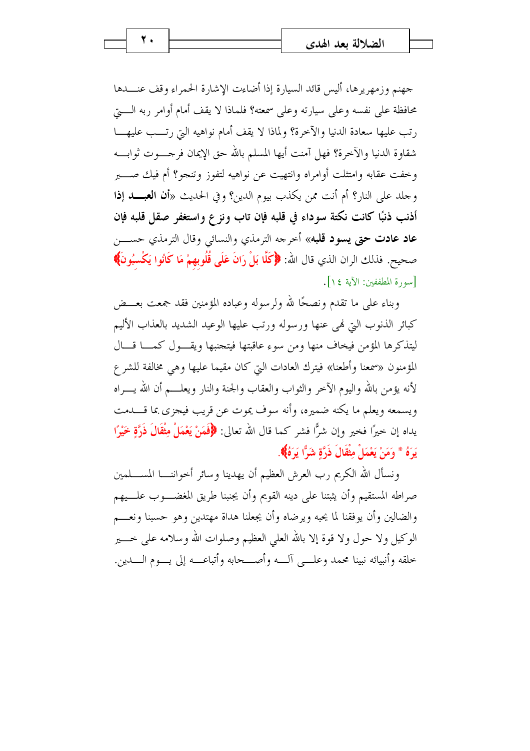جهنم وزمهريرها، أليس قائد السيارة إذا أضاءت الإشارة الحمراء وقف عندها محافظة على نفسه وعلى سيارته وعلى سمعته؟ فلماذا لا يقف أمام أوامر ربه التي رتب عليها سعادة الدنيا والآخرة؟ ولماذا لا يقف أمام نواهيه التي رتب عليها شقاوة الدنيا والآخرة؟ فهل آمنت أيها المسلم بالله حق الإيمان فرجوت ثوابه وخفت عقابه وامتثلت أوامره وانتهيت عن نواهيه لتفوز وتنجو؟ أم فيك صبر وجلد على النار؟ أم أنت ممن يكذب بيوم الدين؟ وفي الحديث «**أن العبد إذا أذنب ذنبًا كانت نكتة سوداء في قلبه فإن تاب ونزع واستغفر صقل قلبه فإن عاد عادت حتى يسود قلبه**» أخرجه الترمذي والنسائي وقال الترمذي حسن صحيح. فذلك الران الذي قال الله: ﴿كَلَّا بَلْ رَانَ عَلَى قُلُوبِهِمْ مَا كَانُوا يَكْسِبُونَ﴾ [سورة المطففين: الآية ١٤].

وبناء على ما تقدم ونصحًا لله ولرسوله وعباده المؤمنين فقد جمعت بعض كبائر الذنوب التي نهى عنها ورسوله ورتب عليها الوعيد الشديد بالعذاب الأليم ليتذكرها المؤمن فيخاف منها ومن سوء عاقبتها فيتجنبها ويقول كما قال المؤمنون «سمعنا وأطعنا» فيترك العادات التي كان مقيما عليها وهي مخالفة للشرع لأنه يؤمن بالله واليوم الآخر والثواب والعقاب والجنة والنار ويعلم أن الله يراه ويسمعه ويعلم ما يكنه ضميره، وأنه سوف يموت عن قريب فيجزى بما قدمت يداه إن خيرًا فخير وإن شرًّا فشر كما قال الله تعالى: ﴿فَمَنْ يَعْمَلْ مِثْقَالَ ذَرَّةٍ خَيْرًا يَرَهُ * وَمَنْ يَعْمَلْ مِثْقَالَ ذَرَّةٍ شَرًّا يَرَهُ﴾.

ونسأل الله الكريم رب العرش العظيم أن يهدينا وسائر أخواننا المسلمين صراطه المستقيم وأن يثبتنا على دينه القويم وأن يجنبنا طريق المغضوب عليهم والضالين وأن يوفقنا لما يحبه ويرضاه وأن يجعلنا هداة مهتدين وهو حسبنا ونعم الوكيل ولا حول ولا قوة إلا بالله العلي العظيم وصلوات الله وسلامه على خير خلقه وأنبيائه نبينا محمد وعلى آله وأصحابه وأتباعه إلى يوم الدين.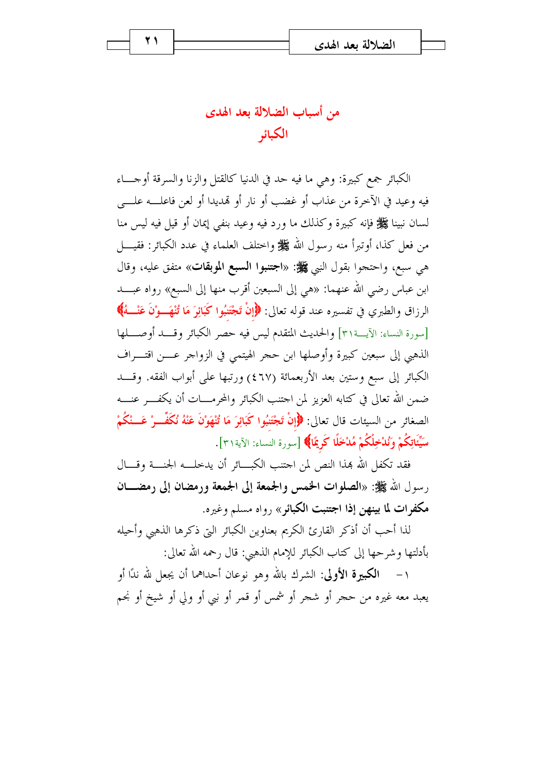## من أسباب الضلالة بعد الهدى

## الكبائر

الكبائر جمع كبيرة: وهي ما فيه حد في الدنيا كالقتل والزنا والسرقة أوجاء فيه وعيد في الآخرة من عذاب أو غضب أو نار أو تهديدا أو لعن فاعله على لسان نبينا ﷺ فإنه كبيرة وكذلك ما ورد فيه وعيد بنفي إيمان أو قيل فيه ليس منا من فعل كذا، أوتبرأ منه رسول الله ﷺ واختلف العلماء في عدد الكبائر: فقيل هي سبع، واحتجوا بقول النبي ﷺ: «**اجتنبوا السبع الموبقات**» متفق عليه، وقال ابن عباس رضي الله عنهما: «هي إلى السبعين أقرب منها إلى السبع» رواه عبد الرزاق والطبري في تفسيره عند قوله تعالى: ﴿إِنْ تَجْتَنِبُوا كَبَائِرَ مَا تُنْهَوْنَ عَنْهُ﴾ [سورة النساء: الآية٣١] والحديث المتقدم ليس فيه حصر الكبائر وقد أوصلها الذهبي إلى سبعين كبيرة وأوصلها ابن حجر الهيتمي في الزواجر عن اقتراف الكبائر إلى سبع وستين بعد الأربعمائة (٤٦٧) ورتبها على أبواب الفقه. وقد ضمن الله تعالى في كتابه العزيز لمن اجتنب الكبائر والمحرمات أن يكفر عنه الصغائر من السيئات قال تعالى: ﴿إِنْ تَجْتَنِبُوا كَبَائِرَ مَا تُنْهَوْنَ عَنْهُ نُكَفِّرْ عَنْكُمْ سَيِّئَاتِكُمْ وَنُدْخِلْكُمْ مُدْخَلًا كَرِيمًا﴾ [سورة النساء: الآية٣١].

فقد تكفل الله بهذا النص لمن اجتنب الكبائر أن يدخله الجنة وقال رسول الله ﷺ: «**الصلوات الخمس والجمعة إلى الجمعة ورمضان إلى رمضان مكفرات لما بينهن إذا اجتنبت الكبائر**» رواه مسلم وغيره.

لذا أحب أن أذكر القارئ الكريم بعناوين الكبائر التي ذكرها الذهبي وأحيله بأدلتها وشرحها إلى كتاب الكبائر للإمام الذهبي: قال رحمه الله تعالى:

١- **الكبيرة الأولى**: الشرك بالله وهو نوعان أحداهما أن يجعل لله ندًا أو يعبد معه غيره من حجر أو شجر أو شمس أو قمر أو نبي أو ولي أو شيخ أو نجم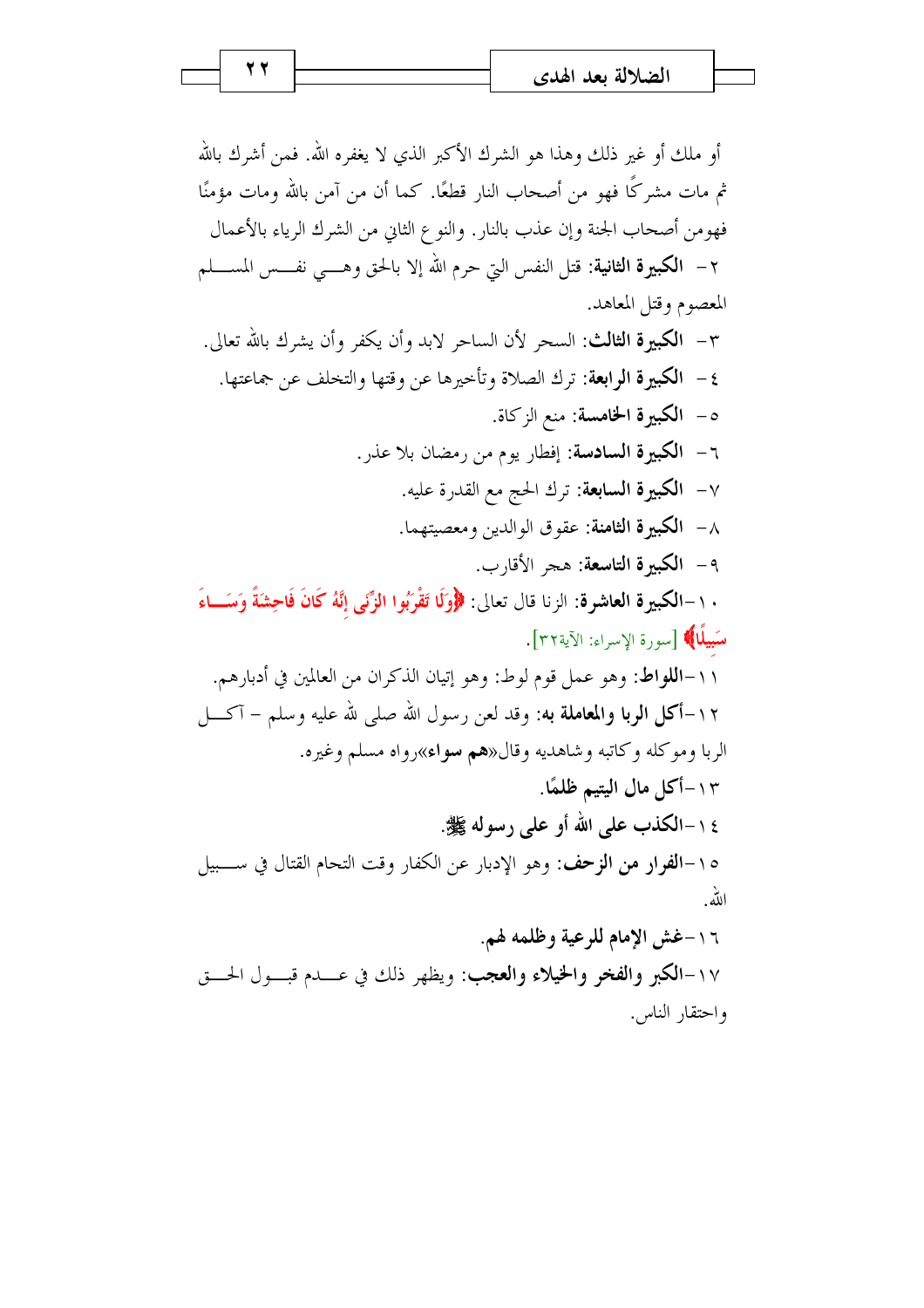أو ملك أو غير ذلك وهذا هو الشرك الأكبر الذي لا يغفره الله. فمن أشرك بالله ثم مات مشركًا فهو من أصحاب النار قطعًا. كما أن من آمن بالله ومات مؤمنًا فهومن أصحاب الجنة وإن عذب بالنار. والنوع الثاني من الشرك الرياء بالأعمال

٢- **الكبيرة الثانية**: قتل النفس التي حرم الله إلا بالحق وهي نفس المسلم المعصوم وقتل المعاهد.

٣- **الكبيرة الثالث**: السحر لأن الساحر لابد وأن يكفر وأن يشرك بالله تعالى.

٤- **الكبيرة الرابعة**: ترك الصلاة وتأخيرها عن وقتها والتخلف عن جماعتها.

٥- **الكبيرة الخامسة**: منع الزكاة.

٦- **الكبيرة السادسة**: إفطار يوم من رمضان بلا عذر.

٧- **الكبيرة السابعة**: ترك الحج مع القدرة عليه.

٨- **الكبيرة الثامنة**: عقوق الوالدين ومعصيتهما.

٩- **الكبيرة التاسعة**: هجر الأقارب.

١٠- **الكبيرة العاشرة**: الزنا قال تعالى: ﴿وَلَا تَقْرَبُوا الزِّنَى إِنَّهُ كَانَ فَاحِشَةً وَسَاءَ سَبِيلًا﴾ [سورة الإسراء: الآية٣٢].

١١- **اللواط**: وهو عمل قوم لوط: وهو إتيان الذكران من العالمين في أدبارهم.

١٢- **أكل الربا والمعاملة به**: وقد لعن رسول الله صلى الله عليه وسلم - آكل الربا وموكله وكاتبه وشاهديه وقال«**هم سواء**»رواه مسلم وغيره.

١٣- **أكل مال اليتيم ظلمًا**.

١٤- **الكذب على الله أو على رسوله ﷺ**.

١٥- **الفرار من الزحف**: وهو الإدبار عن الكفار وقت التحام القتال في سبيل الله.

١٦- **غش الإمام للرعية وظلمه لهم**.

١٧- **الكبر والفخر والخيلاء والعجب**: ويظهر ذلك في عدم قبول الحق واحتقار الناس.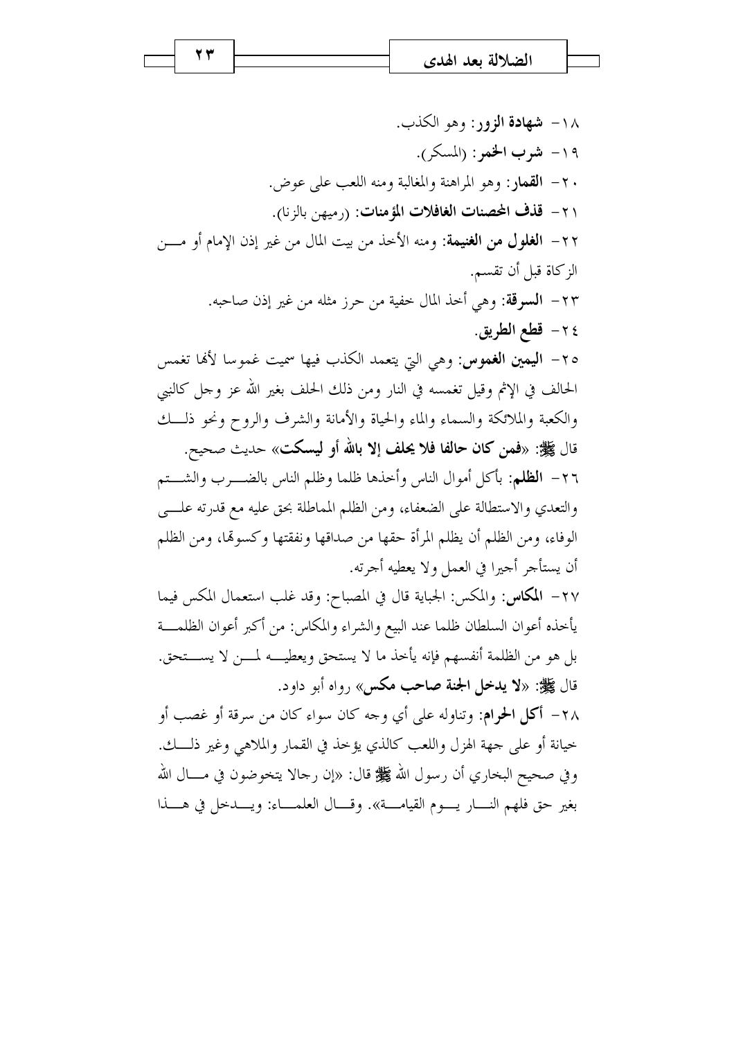١٨- **شهادة الزور**: وهو الكذب.

١٩- **شرب الخمر**: (المسكر).

٢٠- **القمار**: وهو المراهنة والمغالبة ومنه اللعب على عوض.

٢١- **قذف المحصنات الغافلات المؤمنات**: (رميهن بالزنا).

٢٢- **الغلول من الغنيمة**: ومنه الأخذ من بيت المال من غير إذن الإمام أو من الزكاة قبل أن تقسم.

٢٣- **السرقة**: وهي أخذ المال خفية من حرز مثله من غير إذن صاحبه.

٢٤- **قطع الطريق**.

٢٥- **اليمين الغموس**: وهي التي يتعمد الكذب فيها سميت غموسا لأنها تغمس الحالف في الإثم وقيل تغمسه في النار ومن ذلك الحلف بغير الله عز وجل كالنبي والكعبة والملائكة والسماء والماء والحياة والأمانة والشرف والروح ونحو ذلك قال ﷺ: «**فمن كان حالفا فلا يحلف إلا بالله أو ليسكت**» حديث صحيح.

٢٦- **الظلم**: بأكل أموال الناس وأخذها ظلما وظلم الناس بالضرب والشتم والتعدي والاستطالة على الضعفاء، ومن الظلم المماطلة بحق عليه مع قدرته على الوفاء، ومن الظلم أن يظلم المرأة حقها من صداقها ونفقتها وكسوتها، ومن الظلم أن يستأجر أجيرا في العمل ولا يعطيه أجرته.

٢٧- **المكاس**: والمكس: الجباية قال في المصباح: وقد غلب استعمال المكس فيما يأخذه أعوان السلطان ظلما عند البيع والشراء والمكاس: من أكبر أعوان الظلمة بل هو من الظلمة أنفسهم فإنه يأخذ ما لا يستحق ويعطيه لمن لا يستحق. قال ﷺ: «**لا يدخل الجنة صاحب مكس**» رواه أبو داود.

٢٨- **أكل الحرام**: وتناوله على أي وجه كان سواء كان من سرقة أو غصب أو خيانة أو على جهة الهزل واللعب كالذي يؤخذ في القمار والملاهي وغير ذلك. وفي صحيح البخاري أن رسول الله ﷺ قال: «إن رجالا يتخوضون في مال الله بغير حق فلهم النار يوم القيامة». وقال العلماء: ويدخل في هذا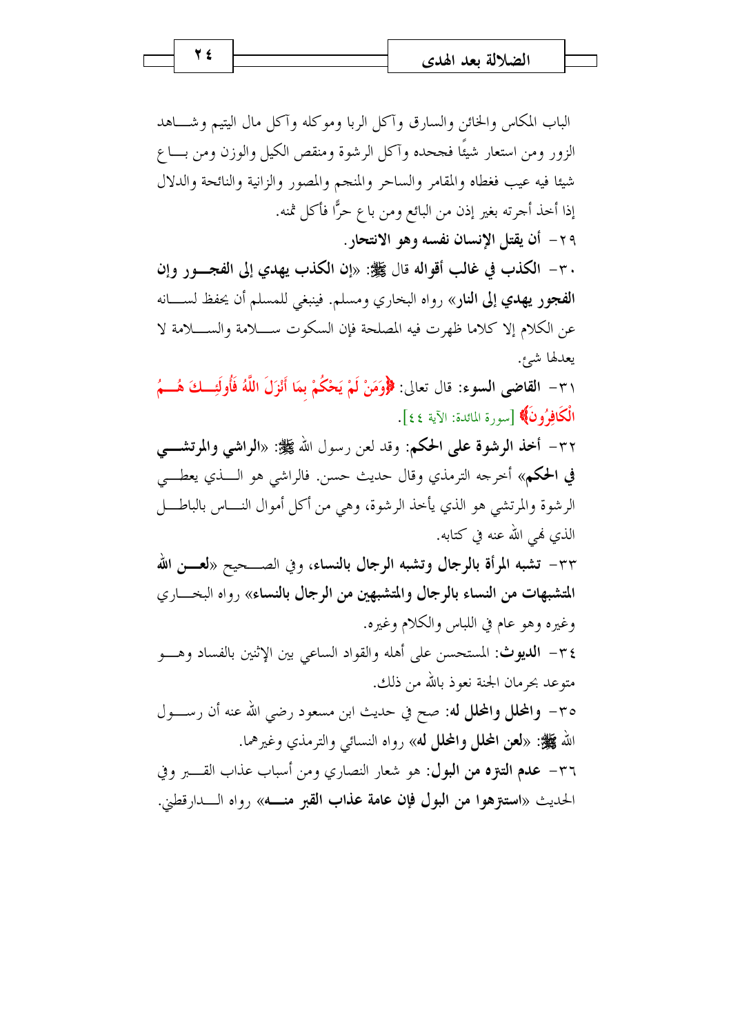الباب المكاس والخائن والسارق وآكل الربا وموكله وآكل مال اليتيم وشاهد الزور ومن استعار شيئًا فجحده وآكل الرشوة ومنقص الكيل والوزن ومن باع شيئا فيه عيب فغطاه والمقامر والساحر والمنجم والمصور والزانية والنائحة والدلال إذا أخذ أجرته بغير إذن من البائع ومن باع حرًّا فأكل ثمنه.

٢٩- **أن يقتل الإنسان نفسه وهو الانتحار.**

٣٠- **الكذب في غالب أقواله** قال ﷺ: «**إن الكذب يهدي إلى الفجور وإن الفجور يهدي إلى النار**» رواه البخاري ومسلم. فينبغي للمسلم أن يحفظ لسانه عن الكلام إلا كلاما ظهرت فيه المصلحة فإن السكوت سلامة والسلامة لا يعدلها شئ.

٣١- **القاضي السوء**: قال تعالى: ﴿**وَمَنْ لَمْ يَحْكُمْ بِمَا أَنْزَلَ اللَّهُ فَأُولَئِكَ هُمُ الْكَافِرُونَ**﴾ [سورة المائدة: الآية ٤٤].

٣٢- **أخذ الرشوة على الحكم**: وقد لعن رسول الله ﷺ: «**الراشي والمرتشي في الحكم**» أخرجه الترمذي وقال حديث حسن. فالراشي هو الذي يعطي الرشوة والمرتشي هو الذي يأخذ الرشوة، وهي من أكل أموال الناس بالباطل الذي نهى الله عنه في كتابه.

٣٣- **تشبه المرأة بالرجال وتشبه الرجال بالنساء**، وفي الصحيح «**لعن الله المتشبهات من النساء بالرجال والمتشبهين من الرجال بالنساء**» رواه البخاري وغيره وهو عام في اللباس والكلام وغيره.

٣٤- **الديوث**: المستحسن على أهله والقواد الساعي بين الإثنين بالفساد وهو متوعد بحرمان الجنة نعوذ بالله من ذلك.

٣٥- **والمحلل والمحلل له**: صح في حديث ابن مسعود رضي الله عنه أن رسول الله ﷺ: «**لعن المحلل والمحلل له**» رواه النسائي والترمذي وغيرهما.

٣٦- **عدم التنزه من البول**: هو شعار النصاري ومن أسباب عذاب القبر وفي الحديث «**استنزهوا من البول فإن عامة عذاب القبر منه**» رواه الدارقطني.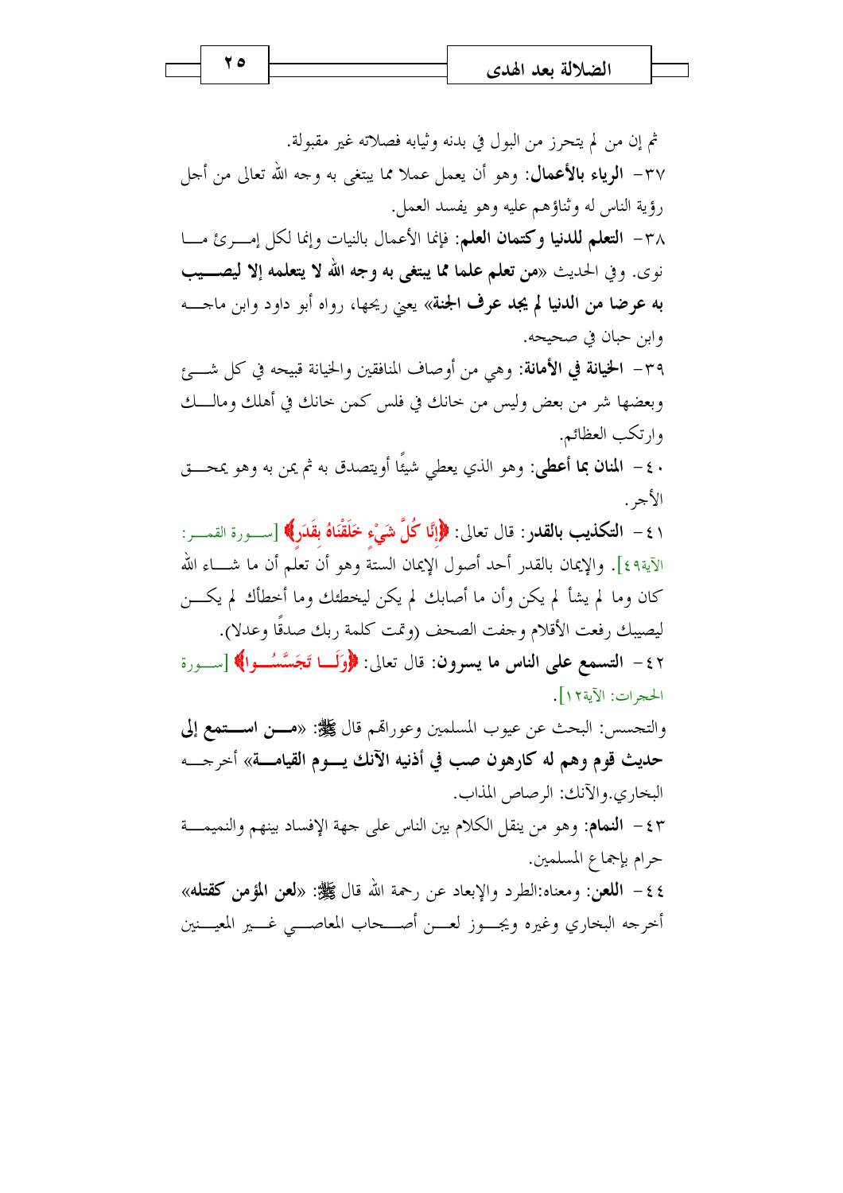ثم إن من لم يتحرز من البول في بدنه وثيابه فصلاته غير مقبولة.

٣٧- **الرياء بالأعمال**: وهو أن يعمل عملا مما يبتغى به وجه الله تعالى من أجل رؤية الناس له وثناؤهم عليه وهو يفسد العمل.

٣٨- **التعلم للدنيا وكتمان العلم**: فإنما الأعمال بالنيات وإنما لكل إمرئ ما نوى. وفي الحديث «**من تعلم علما مما يبتغى به وجه الله لا يتعلمه إلا ليصيب به عرضا من الدنيا لم يجد عرف الجنة**» يعني ريحها، رواه أبو داود وابن ماجه وابن حبان في صحيحه.

٣٩- **الخيانة في الأمانة**: وهي من أوصاف المنافقين والخيانة قبيحه في كل شيئ وبعضها شر من بعض وليس من خانك في فلس كمن خانك في أهلك ومالك وارتكب العظائم.

٤٠- **المنان بما أعطى**: وهو الذي يعطي شيئًا أويتصدق به ثم يمن به وهو يمحق الأجر.

٤١- **التكذيب بالقدر**: قال تعالى: ﴿إِنَّا كُلَّ شَيْءٍ خَلَقْنَاهُ بِقَدَرٍ﴾ [سورة القمر: الآية٤٩]. والإيمان بالقدر أحد أصول الإيمان الستة وهو أن تعلم أن ما شاء الله كان وما لم يشأ لم يكن وأن ما أصابك لم يكن ليخطئك وما أخطأك لم يكن ليصيبك رفعت الأقلام وجفت الصحف (وتمت كلمة ربك صدقًا وعدلا).

٤٢- **التسمع على الناس ما يسرون**: قال تعالى: ﴿وَلَا تَجَسَّسُوا﴾ [سورة الحجرات: الآية١٢].

والتجسس: البحث عن عيوب المسلمين وعوراتهم قال ﷺ: «**من استمع إلى حديث قوم وهم له كارهون صب في أذنيه الآنك يوم القيامة**» أخرجه البخاري.والآنك: الرصاص المذاب.

٤٣- **النمام**: وهو من ينقل الكلام بين الناس على جهة الإفساد بينهم والنميمة حرام بإجماع المسلمين.

٤٤- **اللعن**: ومعناه:الطرد والإبعاد عن رحمة الله قال ﷺ: «**لعن المؤمن كقتله**» أخرجه البخاري وغيره ويجوز لعن أصحاب المعاصي غير المعينين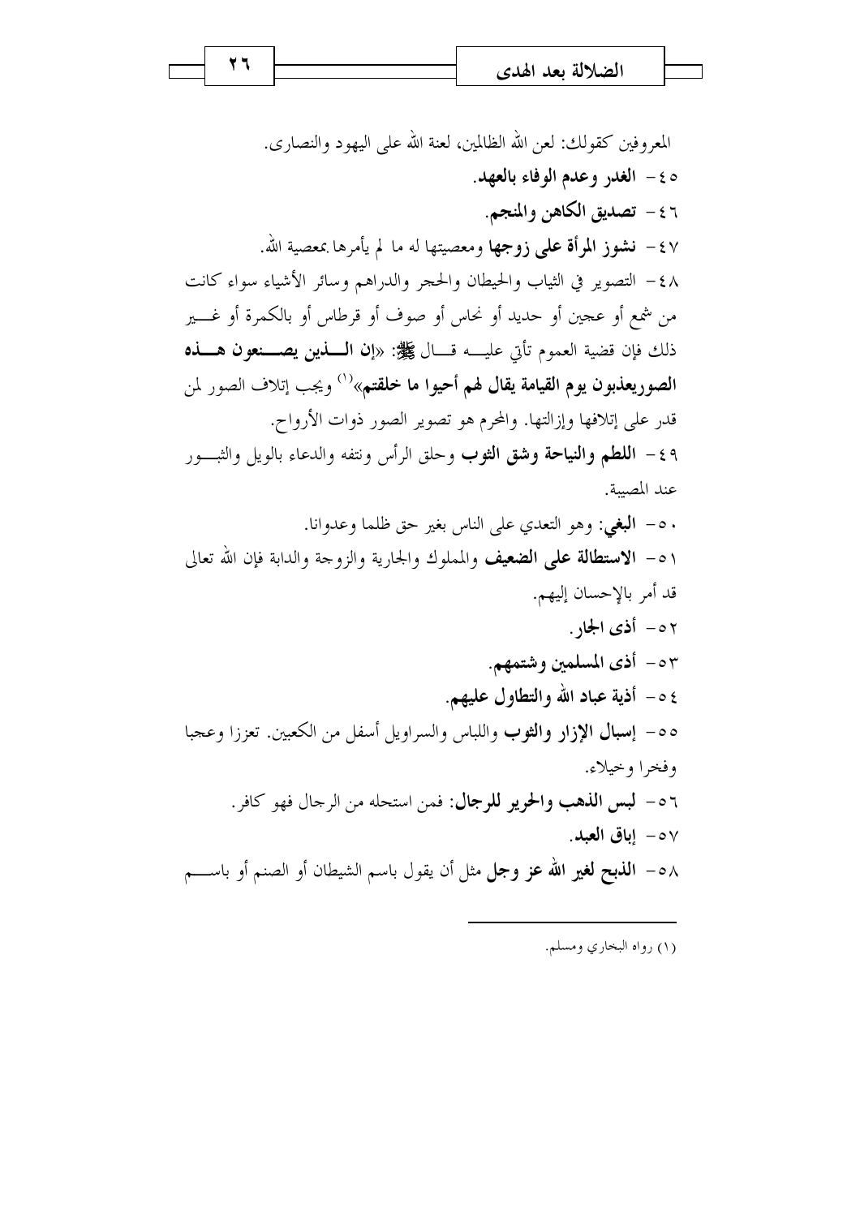المعروفين كقولك: لعن الله الظالمين، لعنة الله على اليهود والنصارى.

٤٥- **الغدر وعدم الوفاء بالعهد.**

٤٦- **تصديق الكاهن والمنجم.**

٤٧- **نشوز المرأة على زوجها** ومعصيتها له ما لم يأمرها بمعصية الله.

٤٨- التصوير في الثياب والحيطان والحجر والدراهم وسائر الأشياء سواء كانت من شمع أو عجين أو حديد أو نحاس أو صوف أو قرطاس أو بالكمرة أو غير ذلك فإن قضية العموم تأتي عليه قال ﷺ: «**إن الذين يصنعون هذه الصوريعذبون يوم القيامة يقال لهم أحيوا ما خلقتم**»[1] ويجب إتلاف الصور لمن قدر على إتلافها وإزالتها. والمحرم هو تصوير الصور ذوات الأرواح.

٤٩- **اللطم والنياحة وشق الثوب** وحلق الرأس ونتفه والدعاء بالويل والثبور عند المصيبة.

٥٠- **البغي**: وهو التعدي على الناس بغير حق ظلما وعدوانا.

٥١- **الاستطالة على الضعيف** والمملوك والجارية والزوجة والدابة فإن الله تعالى قد أمر بالإحسان إليهم.

٥٢- **أذى الجار.**

٥٣- **أذى المسلمين وشتمهم.**

٥٤- **أذية عباد الله والتطاول عليهم.**

٥٥- **إسبال الإزار والثوب** واللباس والسراويل أسفل من الكعبين. تعززا وعجبا وفخرا وخيلاء.

٥٦- **لبس الذهب والحرير للرجال**: فمن استحله من الرجال فهو كافر.

٥٧- **إباق العبد.**

٥٨- **الذبح لغير الله عز وجل** مثل أن يقول باسم الشيطان أو الصنم أو باسم

---

(١) رواه البخاري ومسلم.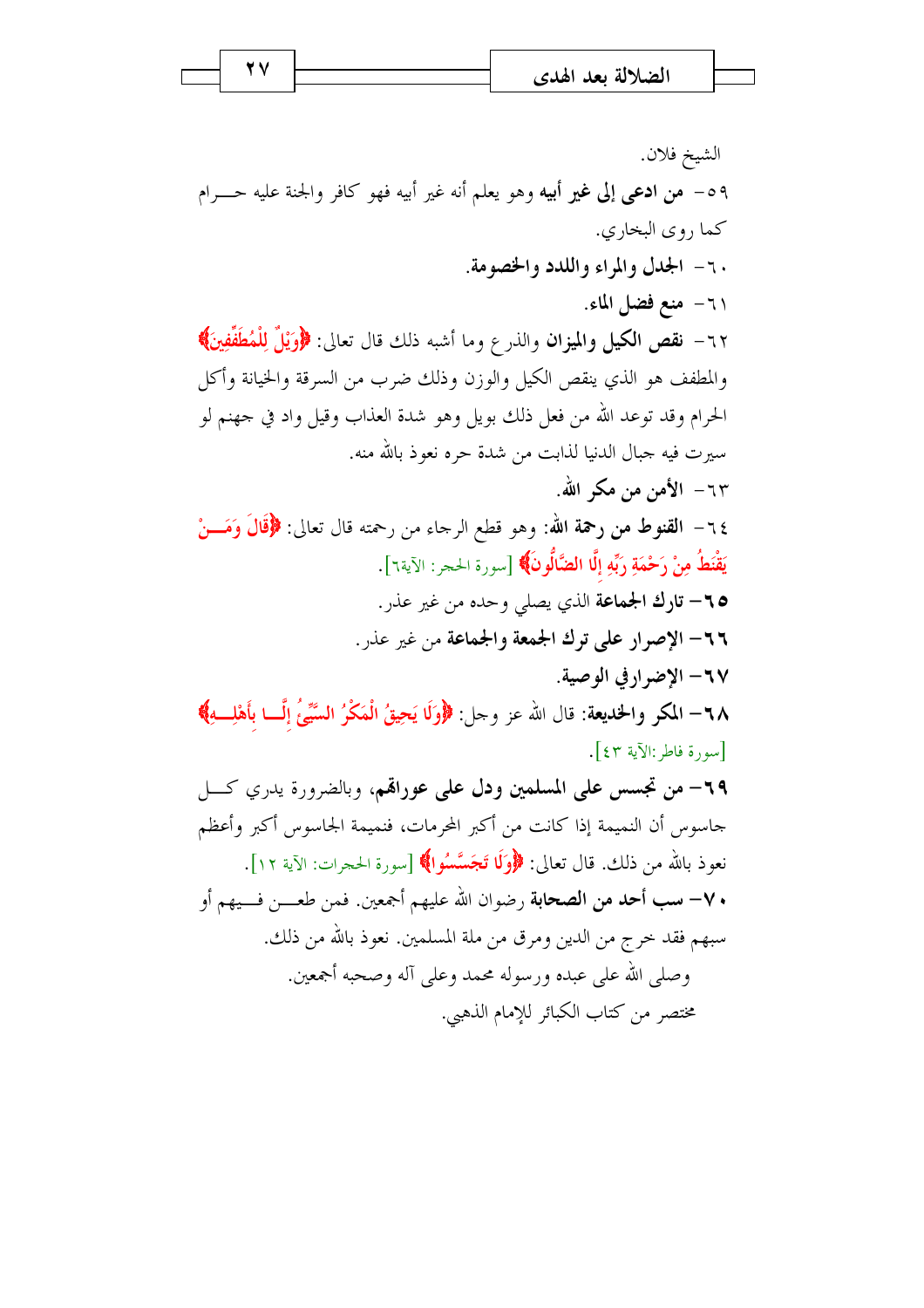الشيخ فلان.

٥٩- **من ادعى إلى غير أبيه** وهو يعلم أنه غير أبيه فهو كافر والجنة عليه حرام كما روى البخاري.

٦٠- **الجدل والمراء واللدد والخصومة.**

٦١- **منع فضل الماء.**

٦٢- **نقص الكيل والميزان** والذرع وما أشبه ذلك قال تعالى: ﴿وَيْلٌ لِلْمُطَفِّفِينَ﴾ والمطفف هو الذي ينقص الكيل والوزن وذلك ضرب من السرقة والخيانة وأكل الحرام وقد توعد الله من فعل ذلك بويل وهو شدة العذاب وقيل واد في جهنم لو سيرت فيه جبال الدنيا لذابت من شدة حره نعوذ بالله منه.

٦٣- **الأمن من مكر الله.**

٦٤- **القنوط من رحمة الله**: وهو قطع الرجاء من رحمته قال تعالى: ﴿قَالَ وَمَنْ يَقْنَطُ مِنْ رَحْمَةِ رَبِّهِ إِلَّا الضَّالُّونَ﴾ [سورة الحجر: الآية٦].

٦٥- **تارك الجماعة** الذي يصلي وحده من غير عذر.

٦٦- **الإصرار على ترك الجمعة والجماعة** من غير عذر.

٦٧- **الإضرارفي الوصية.**

٦٨- **المكر والخديعة**: قال الله عز وجل: ﴿وَلَا يَحِيقُ الْمَكْرُ السَّيِّئُ إِلَّا بِأَهْلِهِ﴾ [سورة فاطر:الآية ٤٣].

٦٩- **من تجسس على المسلمين ودل على عوراتهم**، وبالضرورة يدري كل جاسوس أن النميمة إذا كانت من أكبر المحرمات، فنميمة الجاسوس أكبر وأعظم نعوذ بالله من ذلك. قال تعالى: ﴿وَلَا تَجَسَّسُوا﴾ [سورة الحجرات: الآية ١٢].

٧٠- **سب أحد من الصحابة** رضوان الله عليهم أجمعين. فمن طعن فيهم أو سبهم فقد خرج من الدين ومرق من ملة المسلمين. نعوذ بالله من ذلك.

وصلى الله على عبده ورسوله محمد وعلى آله وصحبه أجمعين.

مختصر من كتاب الكبائر للإمام الذهبي.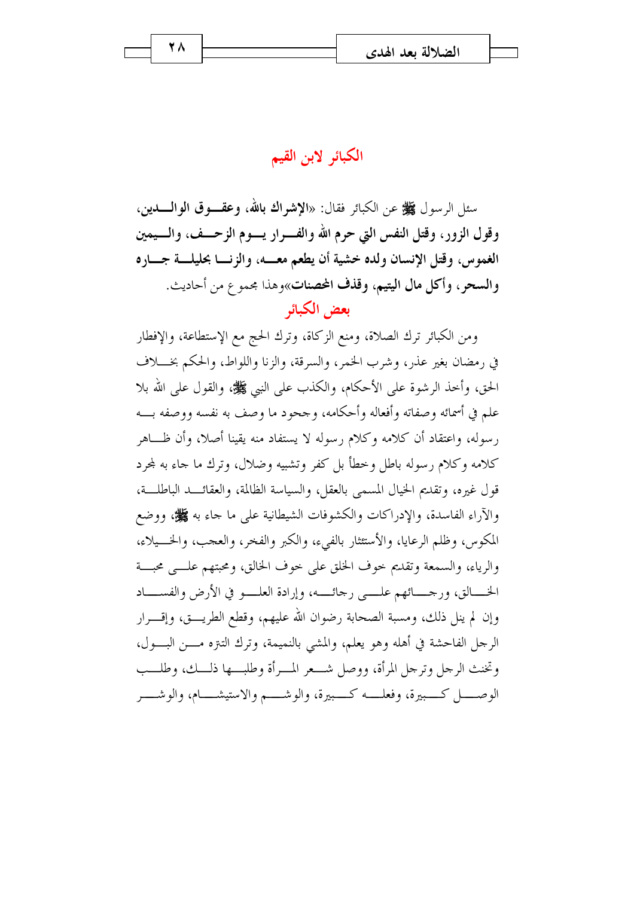## الكبائر لابن القيم

سئل الرسول ﷺ عن الكبائر فقال: «**الإشراك بالله، وعقوق الوالدين، وقول الزور، وقتل النفس التي حرم الله والفرار يوم الزحف، واليمين الغموس، وقتل الإنسان ولده خشية أن يطعم معه، والزنا بحليلة جاره والسحر، وأكل مال اليتيم، وقذف المحصنات**»وهذا مجموع من أحاديث.

### بعض الكبائر

ومن الكبائر ترك الصلاة، ومنع الزكاة، وترك الحج مع الإستطاعة، والإفطار في رمضان بغير عذر، وشرب الخمر، والسرقة، والزنا واللواط، والحكم بخلاف الحق، وأخذ الرشوة على الأحكام، والكذب على النبي ﷺ، والقول على الله بلا علم في أسمائه وصفاته وأفعاله وأحكامه، وجحود ما وصف به نفسه ووصفه به رسوله، واعتقاد أن كلامه وكلام رسوله لا يستفاد منه يقينا أصلا، وأن ظاهر كلامه وكلام رسوله باطل وخطأ بل كفر وتشبيه وضلال، وترك ما جاء به لمجرد قول غيره، وتقديم الخيال المسمى بالعقل، والسياسة الظالمة، والعقائد الباطلة، والآراء الفاسدة، والإدراكات والكشوفات الشيطانية على ما جاء به ﷺ، ووضع المكوس، وظلم الرعايا، والأستئثار بالفيء، والكبر والفخر، والعجب، والخيلاء، والرياء، والسمعة وتقديم خوف الخلق على خوف الخالق، ومحبتهم على محبة الخالق، ورجائهم على رجائه، وإرادة العلو في الأرض والفساد وإن لم ينل ذلك، ومسبة الصحابة رضوان الله عليهم، وقطع الطريق، وإقرار الرجل الفاحشة في أهله وهو يعلم، والمشي بالنميمة، وترك التنزه من البول، وتخنث الرجل وترجل المرأة، ووصل شعر المرأة وطلبها ذلك، وطلب الوصل كبيرة، وفعله كبيرة، والوشم والاستيشام، والوشر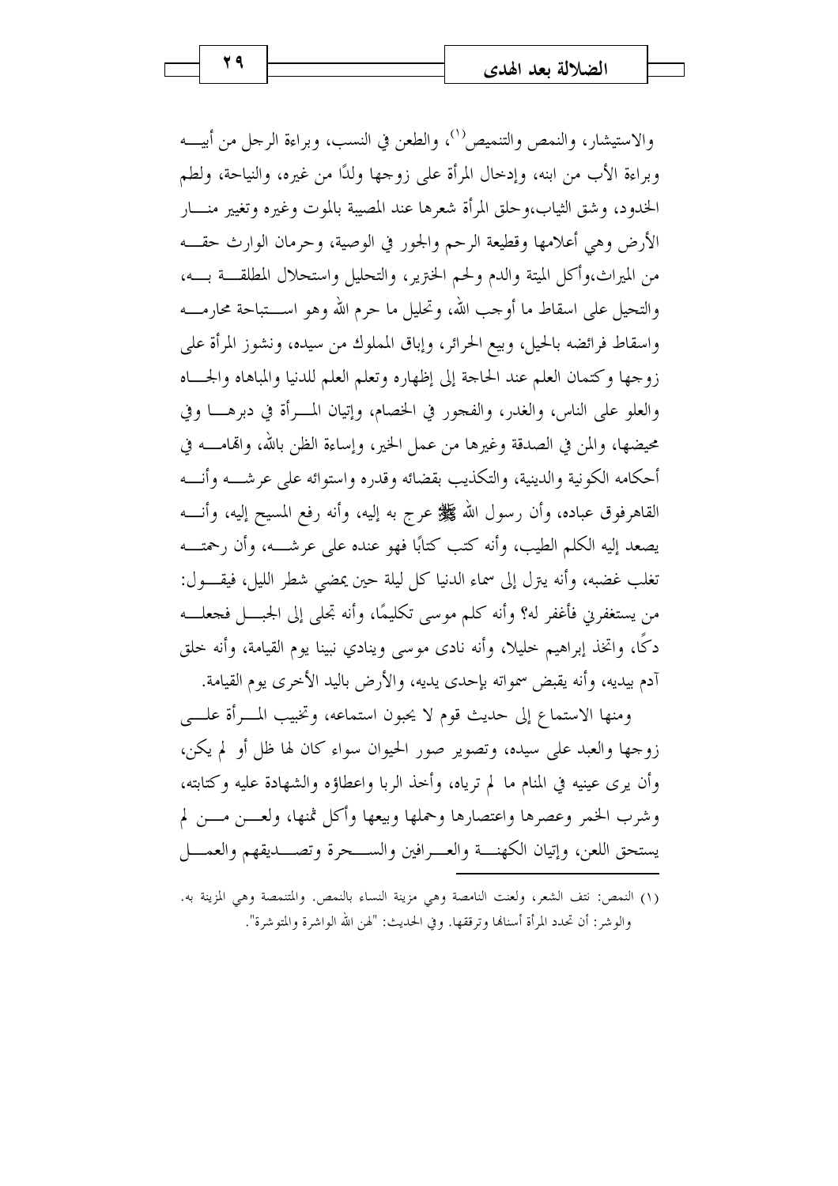والاستيشار، والنمص والتنميص[1]، والطعن في النسب، وبراءة الرجل من أبيه وبراءة الأب من ابنه، وإدخال المرأة على زوجها ولدًا من غيره، والنياحة، ولطم الخدود، وشق الثياب،وحلق المرأة شعرها عند المصيبة بالموت وغيره وتغيير منار الأرض وهي أعلامها وقطيعة الرحم والجور في الوصية، وحرمان الوارث حقه من الميراث،وأكل الميتة والدم ولحم الخنزير، والتحليل واستحلال المطلقة به، والتحيل على اسقاط ما أوجب الله، وتحليل ما حرم الله وهو استباحة محارمه واسقاط فرائضه بالحيل، وبيع الحرائر، وإباق المملوك من سيده، ونشوز المرأة على زوجها وكتمان العلم عند الحاجة إلى إظهاره وتعلم العلم للدنيا والمباهاه والجاه والعلو على الناس، والغدر، والفجور في الخصام، وإتيان المرأة في دبرها وفي محيضها، والمن في الصدقة وغيرها من عمل الخير، وإساءة الظن بالله، واتهامه في أحكامه الكونية والدينية، والتكذيب بقضائه وقدره واستوائه على عرشه وأنه القاهرفوق عباده، وأن رسول الله ﷺ عرج به إليه، وأنه رفع المسيح إليه، وأنه يصعد إليه الكلم الطيب، وأنه كتب كتابًا فهو عنده على عرشه، وأن رحمته تغلب غضبه، وأنه يترل إلى سماء الدنيا كل ليلة حين يمضي شطر الليل، فيقول: من يستغفرني فأغفر له؟ وأنه كلم موسى تكليمًا، وأنه تجلى إلى الجبل فجعله دكًا، واتخذ إبراهيم خليلا، وأنه نادى موسى وينادي نبينا يوم القيامة، وأنه خلق آدم بيديه، وأنه يقبض سمواته بإحدى يديه، والأرض باليد الأخرى يوم القيامة.

ومنها الاستماع إلى حديث قوم لا يحبون استماعه، وتخبيب المرأة على زوجها والعبد على سيده، وتصوير صور الحيوان سواء كان لها ظل أو لم يكن، وأن يرى عينيه في المنام ما لم ترياه، وأخذ الربا واعطاؤه والشهادة عليه وكتابته، وشرب الخمر وعصرها واعتصارها وحملها وبيعها وأكل ثمنها، ولعن من لم يستحق اللعن، وإتيان الكهنة والعرافين والسحرة وتصديقهم والعمل

---

(1) النمص: نتف الشعر، ولعنت النامصة وهي مزينة النساء بالنمص. والمتنمصة وهي المزينة به. والوشر: أن تحدد المرأة أسنانها وترققها. وفي الحديث: "لعن الله الواشرة والمتوشرة".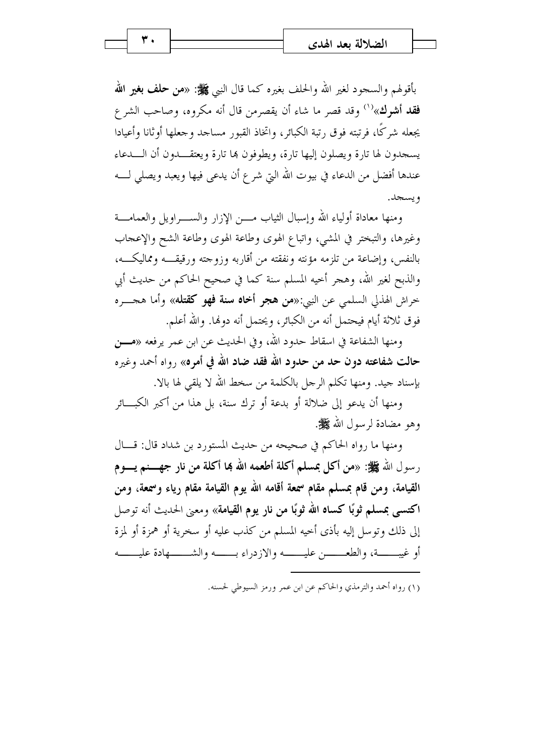بأقولهم والسجود لغير الله والحلف بغيره كما قال النبي ﷺ: «**من حلف بغير الله فقد أشرك**»[1] وقد قصر ما شاء أن يقصرمن قال أنه مكروه، وصاحب الشرع يجعله شركًا، فرتبته فوق رتبة الكبائر، واتخاذ القبور مساجد وجعلها أوثانا وأعيادا يسجدون لها تارة ويصلون إليها تارة، ويطوفون بها تارة ويعتقدون أن الدعاء عندها أفضل من الدعاء في بيوت الله التي شرع أن يدعى فيها ويعبد ويصلي له ويسجد.

ومنها معاداة أولياء الله وإسبال الثياب من الإزار والسراويل والعمامة وغيرها، والتبختر في المشي، واتباع الهوى وطاعة الهوى وطاعة الشح والإعجاب بالنفس، وإضاعة من تلزمه مؤنته ونفقته من أقاربه وزوجته ورقيقه ومماليكه، والذبح لغير الله، وهجر أخيه المسلم سنة كما في صحيح الحاكم من حديث أبي خراش الهذلي السلمي عن النبي:«**من هجر أخاه سنة فهو كقتله**» وأما هجره فوق ثلاثة أيام فيحتمل أنه من الكبائر، ويحتمل أنه دونها. والله أعلم.

ومنها الشفاعة في اسقاط حدود الله، وفي الحديث عن ابن عمر يرفعه «**من حالت شفاعته دون حد من حدود الله فقد ضاد الله في أمره**» رواه أحمد وغيره بإسناد جيد. ومنها تكلم الرجل بالكلمة من سخط الله لا يلقي لها بالا.

ومنها أن يدعو إلى ضلالة أو بدعة أو ترك سنة، بل هذا من أكبر الكبائر وهو مضادة لرسول الله ﷺ.

ومنها ما رواه الحاكم في صحيحه من حديث المستورد بن شداد قال: قال رسول الله ﷺ: «**من أكل بمسلم أكلة أطعمه الله بها أكلة من نار جهنم يوم القيامة، ومن قام بمسلم مقام سمعة أقامه الله يوم القيامة مقام رياء وسمعة، ومن اكتسى بمسلم ثوبًا كساه الله ثوبًا من نار يوم القيامة**» ومعنى الحديث أنه توصل إلى ذلك وتوسل إليه بأذى أخيه المسلم من كذب عليه أو سخرية أو همزة أو لمزة أو غيبة، والطعن عليه والازدراء به والشهادة عليه

---

(١) رواه أحمد والترمذي والحاكم عن ابن عمر ورمز السيوطي لحسنه.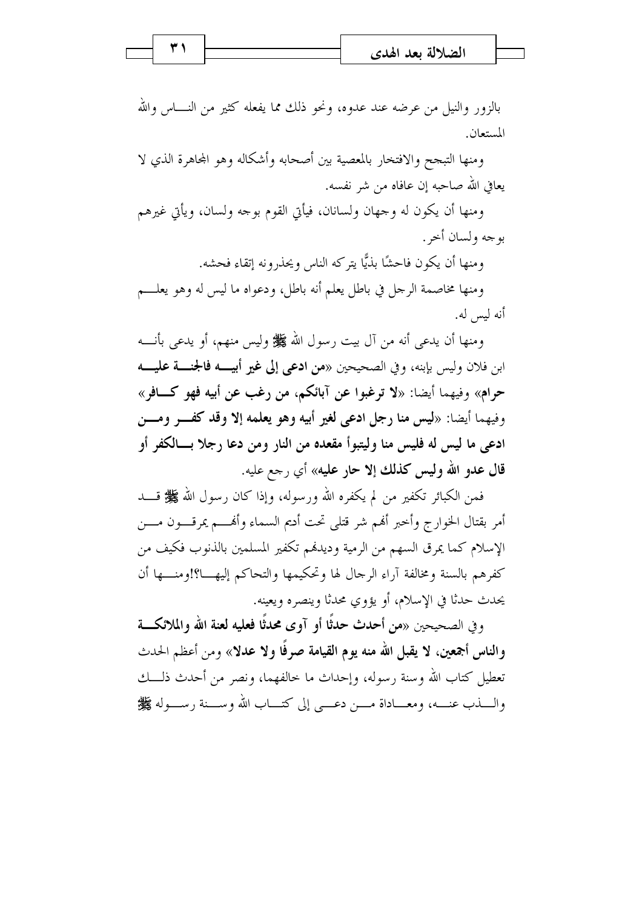بالزور والنيل من عرضه عند عدوه، ونحو ذلك مما يفعله كثير من النـــاس والله المستعان.

ومنها التبجح والافتخار بالمعصية بين أصحابه وأشكاله وهو المجاهرة الذي لا يعافي الله صاحبه إن عافاه من شر نفسه.

ومنها أن يكون له وجهان ولسانان، فيأتي القوم بوجه ولسان، ويأتي غيرهم بوجه ولسان أخر.

ومنها أن يكون فاحشًا بذيًّا يتركه الناس ويحذرونه إتقاء فحشه.

ومنها مخاصمة الرجل في باطل يعلم أنه باطل، ودعواه ما ليس له وهو يعلـــم أنه ليس له.

ومنها أن يدعى أنه من آل بيت رسول الله ﷺ وليس منهم، أو يدعى بأنـــه ابن فلان وليس بابنه، وفي الصحيحين «**من ادعى إلى غير أبيـــه فالجنـــة عليـــه حرام**» وفيهما أيضا: «**لا ترغبوا عن آبائكم، من رغب عن أبيه فهو كـــافر**» وفيهما أيضا: «**ليس منا رجل ادعى لغير أبيه وهو يعلمه إلا وقد كفـــر ومـــن ادعى ما ليس له فليس منا وليتبوأ مقعده من النار ومن دعا رجلا بـــالكفر أو قال عدو الله وليس كذلك إلا حار عليه**» أي رجع عليه.

فمن الكبائر تكفير من لم يكفره الله ورسوله، وإذا كان رسول الله ﷺ قـــد أمر بقتال الخوارج وأخبر أنهم شر قتلى تحت أديم السماء وأنهـــم يمرقـــون مـــن الإسلام كما يمرق السهم من الرمية وديدنهم تكفير المسلمين بالذنوب فكيف من كفرهم بالسنة ومخالفة آراء الرجال لها وتحكيمها والتحاكم إليهـــا؟!ومنـــها أن يحدث حدثا في الإسلام، أو يؤوي محدثا وينصره ويعينه.

وفي الصحيحين «**من أحدث حدثًا أو آوى محدثًا فعليه لعنة الله والملائكـــة والناس أجمعين، لا يقبل الله منه يوم القيامة صرفًا ولا عدلا**» ومن أعظم الحدث تعطيل كتاب الله وسنة رسوله، وإحداث ما خالفهما، ونصر من أحدث ذلـــك والـــذب عنـــه، ومعـــاداة مـــن دعـــى إلى كتـــاب الله وســـنة رســـوله ﷺ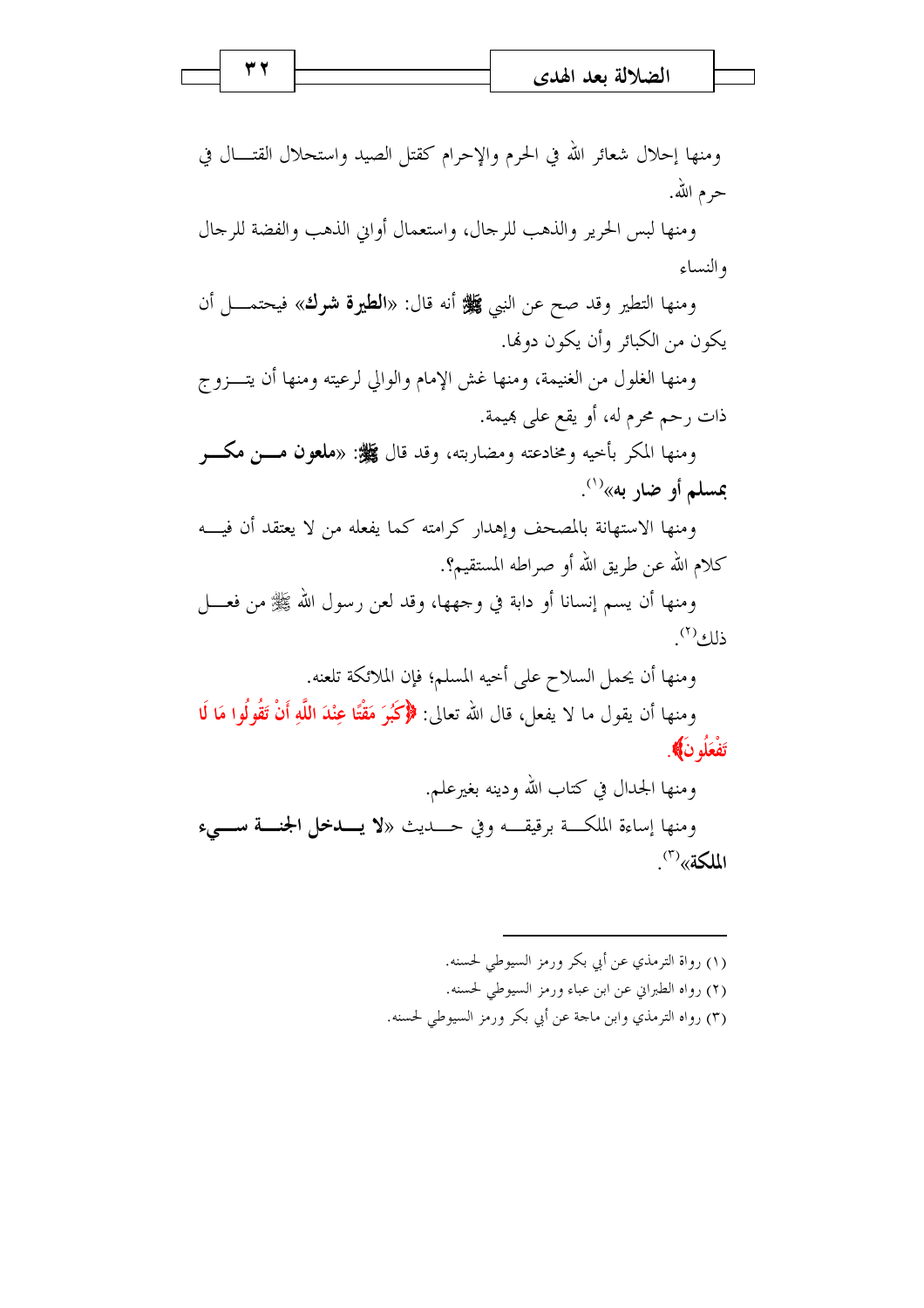ومنها إحلال شعائر الله في الحرم والإحرام كقتل الصيد واستحلال القتال في حرم الله.

ومنها لبس الحرير والذهب للرجال، واستعمال أواني الذهب والفضة للرجال والنساء

ومنها التطير وقد صح عن النبي ﷺ أنه قال: «**الطيرة شرك**» فيحتمل أن يكون من الكبائر وأن يكون دونها.

ومنها الغلول من الغنيمة، ومنها غش الإمام والوالي لرعيته ومنها أن يتزوج ذات رحم محرم له، أو يقع على بهيمة.

ومنها المكر بأخيه ومخادعته ومضاربته، وقد قال ﷺ: «**ملعون من مكر بمسلم أو ضار به**»[1].

ومنها الاستهانة بالمصحف وإهدار كرامته كما يفعله من لا يعتقد أن فيه كلام الله عن طريق الله أو صراطه المستقيم؟.

ومنها أن يسم إنسانا أو دابة في وجهها، وقد لعن رسول الله ﷺ من فعل ذلك[2].

ومنها أن يحمل السلاح على أخيه المسلم؛ فإن الملائكة تلعنه.

ومنها أن يقول ما لا يفعل، قال الله تعالى: ﴿**كَبُرَ مَقْتًا عِنْدَ اللَّهِ أَنْ تَقُولُوا مَا لَا تَفْعَلُونَ**﴾.

ومنها الجدال في كتاب الله ودينه بغيرعلم.

ومنها إساءة الملكة برقيقه وفي حديث «**لا يدخل الجنة سيء الملكة**»[3].

---

(١) رواة الترمذي عن أبي بكر ورمز السيوطي لحسنه.

(٢) رواه الطبراني عن ابن عباء ورمز السيوطي لحسنه.

(٣) رواه الترمذي وابن ماجة عن أبي بكر ورمز السيوطي لحسنه.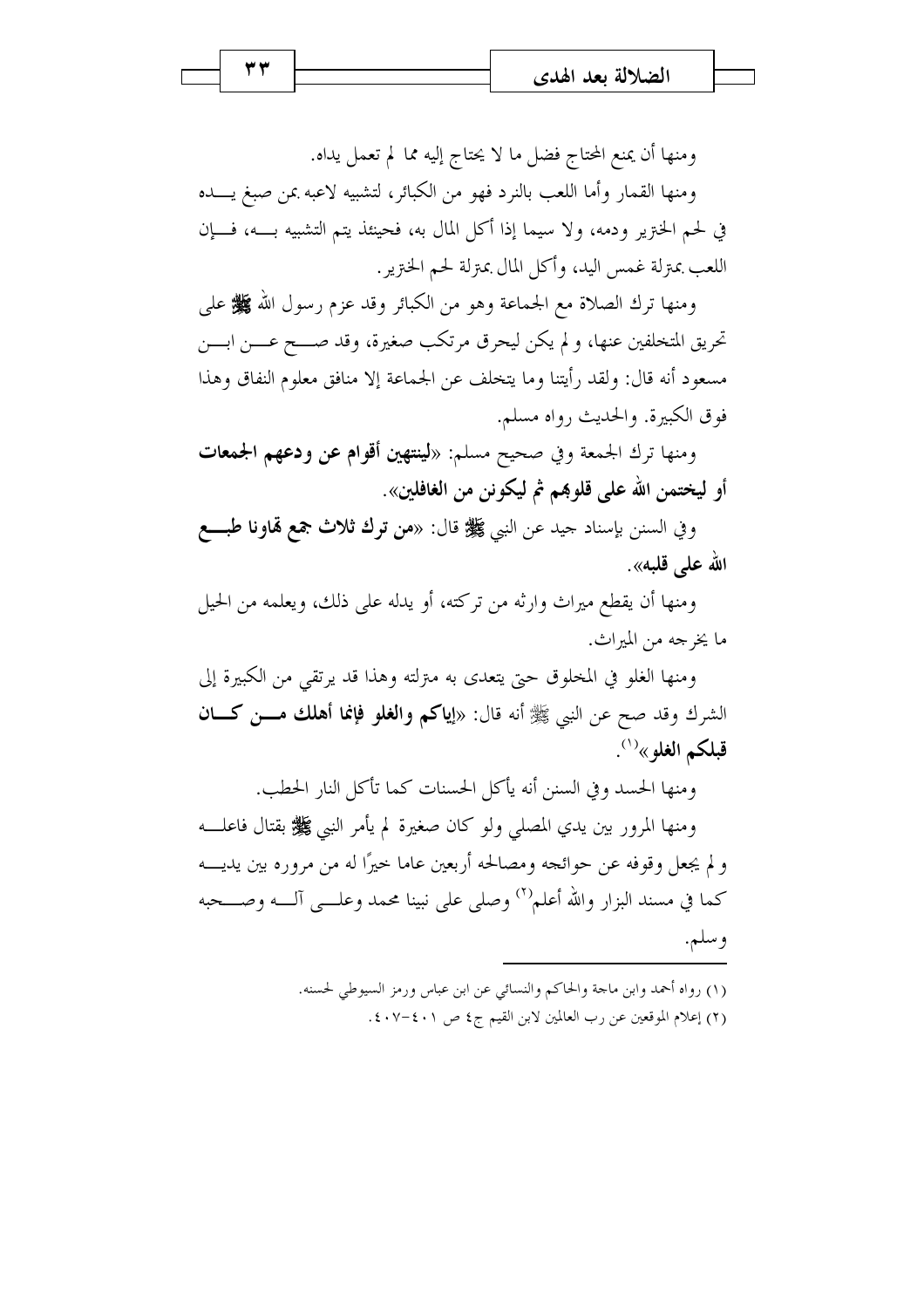ومنها أن يمنع المحتاج فضل ما لا يحتاج إليه مما لم تعمل يداه.

ومنها القمار وأما اللعب بالنرد فهو من الكبائر، لتشبيه لاعبه بمن صبغ يده في لحم الخنزير ودمه، ولا سيما إذا أكل المال به، فحينئذ يتم التشبيه به، فإن اللعب بمنزلة غمس اليد، وأكل المال بمنزلة لحم الخنزير.

ومنها ترك الصلاة مع الجماعة وهو من الكبائر وقد عزم رسول الله ﷺ على تحريق المتخلفين عنها، ولم يكن ليحرق مرتكب صغيرة، وقد صح عن ابن مسعود أنه قال: ولقد رأيتنا وما يتخلف عن الجماعة إلا منافق معلوم النفاق وهذا فوق الكبيرة. والحديث رواه مسلم.

ومنها ترك الجمعة وفي صحيح مسلم: «**لينتهين أقوام عن ودعهم الجمعات أو ليختمن الله على قلوبهم ثم ليكونن من الغافلين**».

وفي السنن بإسناد جيد عن النبي ﷺ قال: «**من ترك ثلاث جمع تهاونا طبع الله على قلبه**».

ومنها أن يقطع ميراث وارثه من تركته، أو يدله على ذلك، ويعلمه من الحيل ما يخرجه من الميراث.

ومنها الغلو في المخلوق حتى يتعدى به منزلته وهذا قد يرتقي من الكبيرة إلى الشرك وقد صح عن النبي ﷺ أنه قال: «**إياكم والغلو فإنما أهلك من كان قبلكم الغلو**»[1].

ومنها الحسد وفي السنن أنه يأكل الحسنات كما تأكل النار الحطب.

ومنها المرور بين يدي المصلي ولو كان صغيرة لم يأمر النبي ﷺ بقتال فاعله ولم يجعل وقوفه عن حوائجه ومصالحه أربعين عاما خيرًا له من مروره بين يديه كما في مسند البزار والله أعلم[2] وصلى على نبينا محمد وعلى آله وصحبه وسلم.

---

(1) رواه أحمد وابن ماجة والحاكم والنسائي عن ابن عباس ورمز السيوطي لحسنه.

(2) إعلام الموقعين عن رب العالمين لابن القيم ج٤ ص ٤٠١-٤٠٧.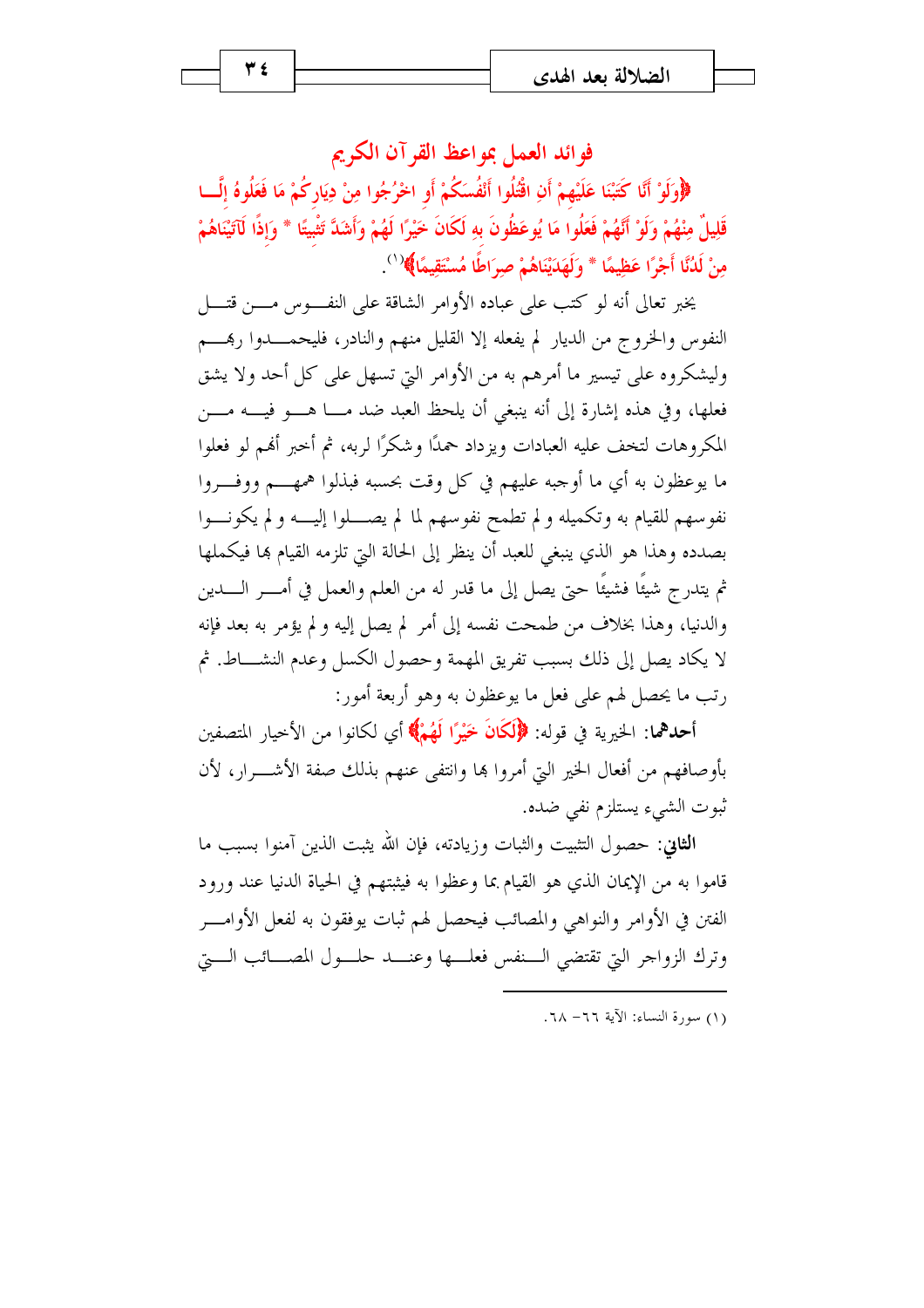## فوائد العمل بمواعظ القرآن الكريم

﴿وَلَوْ أَنَّا كَتَبْنَا عَلَيْهِمْ أَنِ اقْتُلُوا أَنْفُسَكُمْ أَوِ اخْرُجُوا مِنْ دِيَارِكُمْ مَا فَعَلُوهُ إِلَّا قَلِيلٌ مِنْهُمْ وَلَوْ أَنَّهُمْ فَعَلُوا مَا يُوعَظُونَ بِهِ لَكَانَ خَيْرًا لَهُمْ وَأَشَدَّ تَثْبِيتًا * وَإِذًا لَآتَيْنَاهُمْ مِنْ لَدُنَّا أَجْرًا عَظِيمًا * وَلَهَدَيْنَاهُمْ صِرَاطًا مُسْتَقِيمًا﴾[1].

يخبر تعالى أنه لو كتب على عباده الأوامر الشاقة على النفوس من قتل النفوس والخروج من الديار لم يفعله إلا القليل منهم والنادر، فليحمدوا ربهم وليشكروه على تيسير ما أمرهم به من الأوامر التي تسهل على كل أحد ولا يشق فعلها، وفي هذه إشارة إلى أنه ينبغي أن يلحظ العبد ضد ما هو فيه من المكروهات لتخف عليه العبادات ويزداد حمدًا وشكرًا لربه، ثم أخبر أنهم لو فعلوا ما يوعظون به أي ما أوجبه عليهم في كل وقت بحسبه فبذلوا همهم ووفروا نفوسهم للقيام به وتكميله و لم تطمح نفوسهم لما لم يصلوا إليه و لم يكونوا بصدده وهذا هو الذي ينبغي للعبد أن ينظر إلى الحالة التي تلزمه القيام بها فيكملها ثم يتدرج شيئًا فشيئًا حتى يصل إلى ما قدر له من العلم والعمل في أمر الدين والدنيا، وهذا بخلاف من طمحت نفسه إلى أمر لم يصل إليه و لم يؤمر به بعد فإنه لا يكاد يصل إلى ذلك بسبب تفريق المهمة وحصول الكسل وعدم النشاط. ثم رتب ما يحصل لهم على فعل ما يوعظون به وهو أربعة أمور:

**أحدهما**: الخيرية في قوله: ﴿لَكَانَ خَيْرًا لَهُمْ﴾ أي لكانوا من الأخيار المتصفين بأوصافهم من أفعال الخير التي أمروا بها وانتفى عنهم بذلك صفة الأشرار، لأن ثبوت الشيء يستلزم نفي ضده.

**الثاني**: حصول التثبيت والثبات وزيادته، فإن الله يثبت الذين آمنوا بسبب ما قاموا به من الإيمان الذي هو القيام بما وعظوا به فيثبتهم في الحياة الدنيا عند ورود الفتن في الأوامر والنواهي والمصائب فيحصل لهم ثبات يوفقون به لفعل الأوامر وترك الزواجر التي تقتضي النفس فعلها وعند حلول المصائب التي

---

(1) سورة النساء: الآية ٦٦- ٦٨.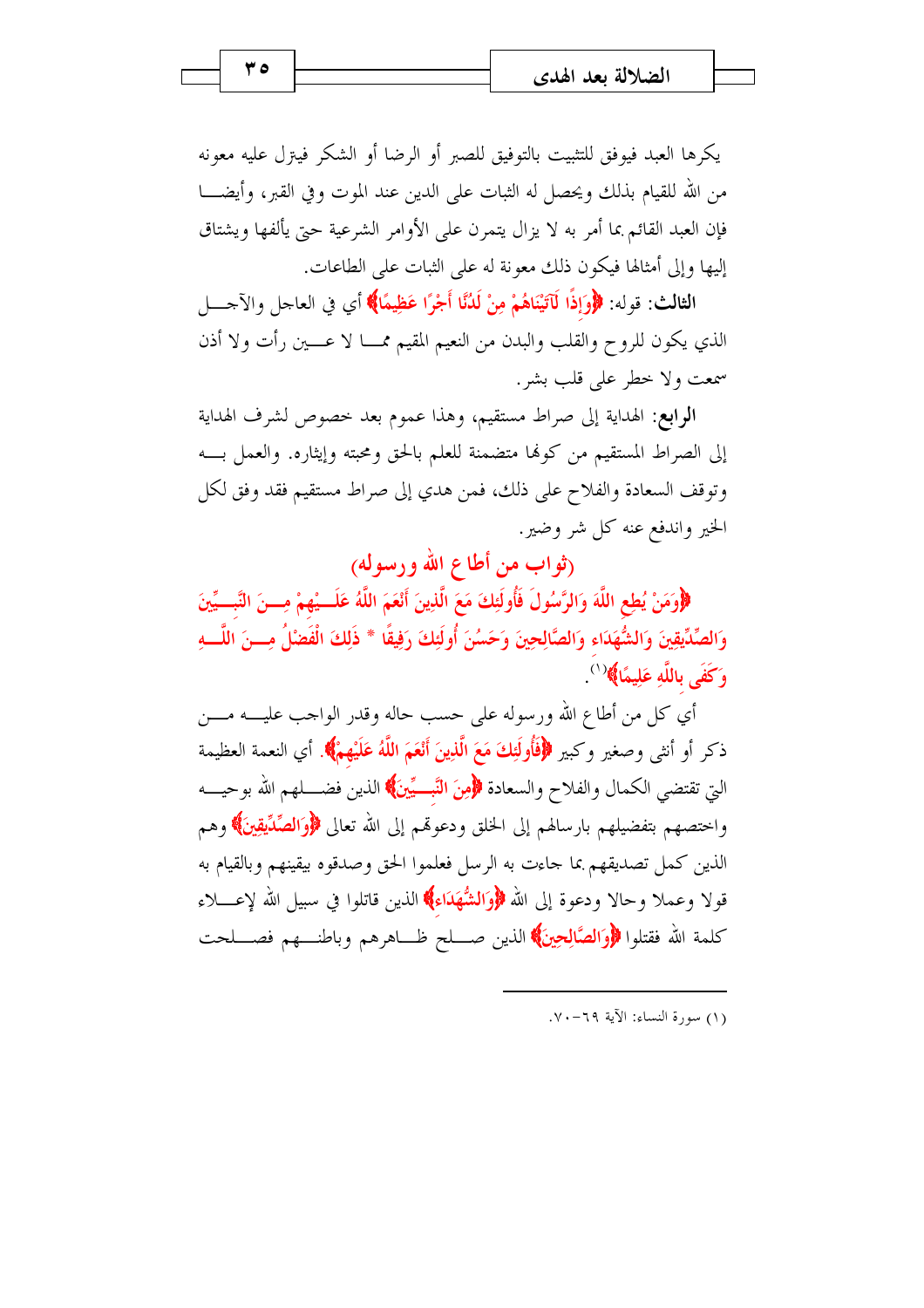يكرها العبد فيوفق للتثبيت بالتوفيق للصبر أو الرضا أو الشكر فيترل عليه معونه من الله للقيام بذلك ويحصل له الثبات على الدين عند الموت وفي القبر، وأيضـا فإن العبد القائم بما أمر به لا يزال يتمرن على الأوامر الشرعية حتى يألفها ويشتاق إليها وإلى أمثالها فيكون ذلك معونة له على الثبات على الطاعات.

**الثالث**: قوله: ﴿وَإِذًا لَآتَيْنَاهُمْ مِنْ لَدُنَّا أَجْرًا عَظِيمًا﴾ أي في العاجل والآجـل الذي يكون للروح والقلب والبدن من النعيم المقيم ممـا لا عـين رأت ولا أذن سمعت ولا خطر على قلب بشر.

**الرابع**: الهداية إلى صراط مستقيم، وهذا عموم بعد خصوص لشرف الهداية إلى الصراط المستقيم من كونها متضمنة للعلم بالحق ومحبته وإيثاره. والعمل بـه وتوقف السعادة والفلاح على ذلك، فمن هدي إلى صراط مستقيم فقد وفق لكل الخير واندفع عنه كل شر وضير.

## (ثواب من أطاع الله ورسوله)

﴿وَمَنْ يُطِعِ اللَّهَ وَالرَّسُولَ فَأُولَئِكَ مَعَ الَّذِينَ أَنْعَمَ اللَّهُ عَلَيْهِمْ مِنَ النَّبِيِّينَ وَالصِّدِّيقِينَ وَالشُّهَدَاءِ وَالصَّالِحِينَ وَحَسُنَ أُولَئِكَ رَفِيقًا * ذَلِكَ الْفَضْلُ مِنَ اللَّهِ وَكَفَى بِاللَّهِ عَلِيمًا﴾[1].

أي كل من أطاع الله ورسوله على حسب حاله وقدر الواجب عليـه مـن ذكر أو أنثى وصغير وكبير ﴿فَأُولَئِكَ مَعَ الَّذِينَ أَنْعَمَ اللَّهُ عَلَيْهِمْ﴾. أي النعمة العظيمة التي تقتضي الكمال والفلاح والسعادة ﴿مِنَ النَّبِيِّينَ﴾ الذين فضـلهم الله بوحيـه واختصهم بتفضيلهم برسالهم إلى الخلق ودعوتهم إلى الله تعالى ﴿وَالصِّدِّيقِينَ﴾ وهم الذين كمل تصديقهم بما جاءت به الرسل فعلموا الحق وصدقوه بيقينهم وبالقيام به قولا وعملا وحالا ودعوة إلى الله ﴿وَالشُّهَدَاءِ﴾ الذين قاتلوا في سبيل الله لإعـلاء كلمة الله فقتلوا ﴿وَالصَّالِحِينَ﴾ الذين صـلح ظـاهرهم وباطنـهم فصـلحت

---

(١) سورة النساء: الآية ٦٩-٧٠.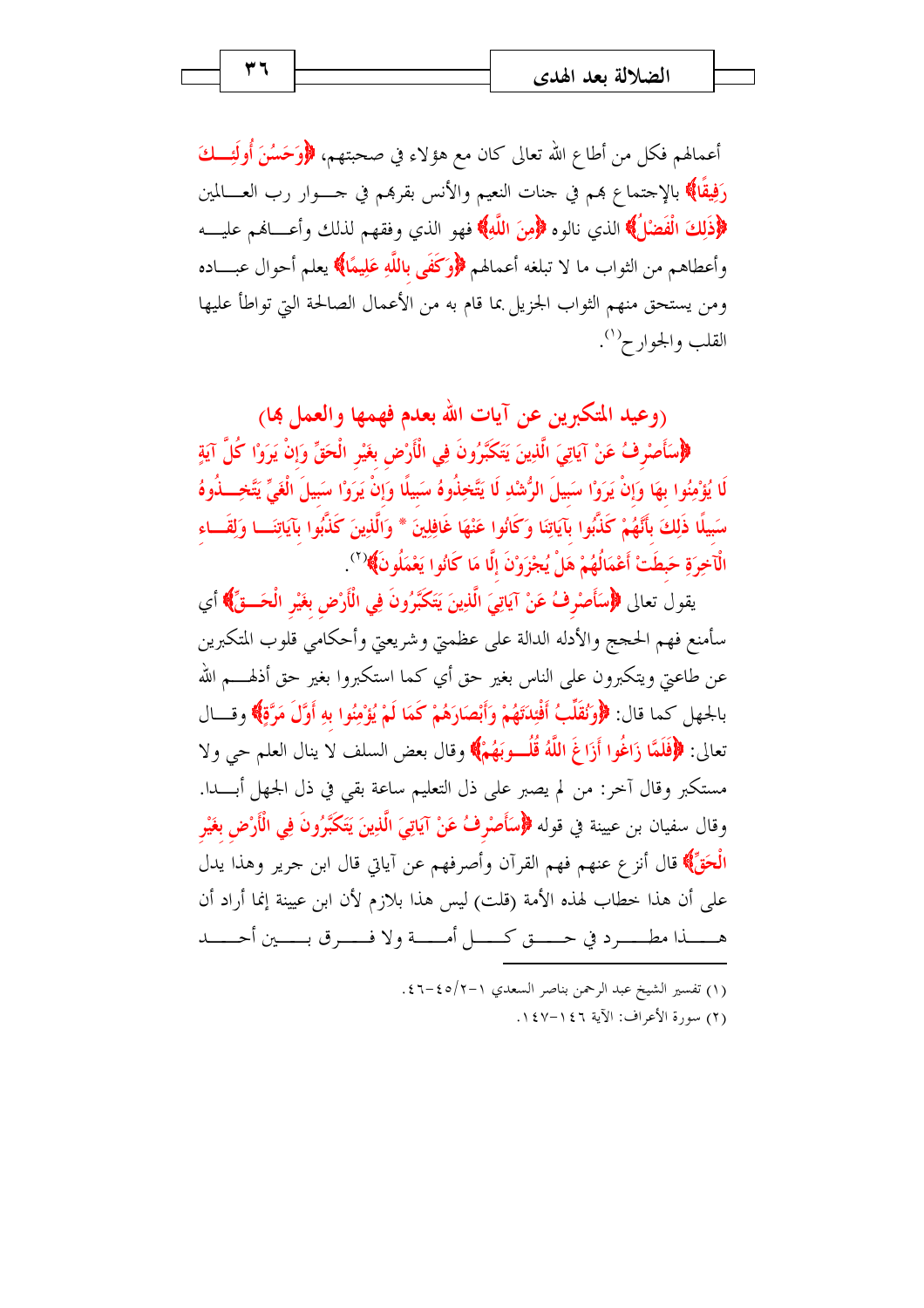أعمالهم فكل من أطاع الله تعالى كان مع هؤلاء في صحبتهم، ﴿وَحَسُنَ أُولَئِكَ رَفِيقًا﴾ بالإجتماع بهم في جنات النعيم والأنس بقربهم في جوار رب العالمين ﴿ذَلِكَ الْفَضْلُ﴾ الذي نالوه ﴿مِنَ اللَّهِ﴾ فهو الذي وفقهم لذلك وأعانهم عليه وأعطاهم من الثواب ما لا تبلغه أعمالهم ﴿وَكَفَى بِاللَّهِ عَلِيمًا﴾ يعلم أحوال عباده ومن يستحق منهم الثواب الجزيل بما قام به من الأعمال الصالحة التي تواطأ عليها القلب والجوارح[1].

## (وعيد المتكبرين عن آيات الله بعدم فهمها والعمل بها)

﴿سَأَصْرِفُ عَنْ آيَاتِيَ الَّذِينَ يَتَكَبَّرُونَ فِي الْأَرْضِ بِغَيْرِ الْحَقِّ وَإِنْ يَرَوْا كُلَّ آيَةٍ لَا يُؤْمِنُوا بِهَا وَإِنْ يَرَوْا سَبِيلَ الرُّشْدِ لَا يَتَّخِذُوهُ سَبِيلًا وَإِنْ يَرَوْا سَبِيلَ الْغَيِّ يَتَّخِذُوهُ سَبِيلًا ذَلِكَ بِأَنَّهُمْ كَذَّبُوا بِآيَاتِنَا وَكَانُوا عَنْهَا غَافِلِينَ * وَالَّذِينَ كَذَّبُوا بِآيَاتِنَا وَلِقَاءِ الْآخِرَةِ حَبِطَتْ أَعْمَالُهُمْ هَلْ يُجْزَوْنَ إِلَّا مَا كَانُوا يَعْمَلُونَ﴾[2].

يقول تعالى ﴿سَأَصْرِفُ عَنْ آيَاتِيَ الَّذِينَ يَتَكَبَّرُونَ فِي الْأَرْضِ بِغَيْرِ الْحَقِّ﴾ أي سأمنع فهم الحجج والأدله الدالة على عظمتي وشريعتي وأحكامي قلوب المتكبرين عن طاعتي ويتكبرون على الناس بغير حق أي كما استكبروا بغير حق أذلهم الله بالجهل كما قال: ﴿وَنُقَلِّبُ أَفْئِدَتَهُمْ وَأَبْصَارَهُمْ كَمَا لَمْ يُؤْمِنُوا بِهِ أَوَّلَ مَرَّةٍ﴾ وقال تعالى: ﴿فَلَمَّا زَاغُوا أَزَاغَ اللَّهُ قُلُوبَهُمْ﴾ وقال بعض السلف لا ينال العلم حي ولا مستكبر وقال آخر: من لم يصبر على ذل التعليم ساعة بقي في ذل الجهل أبدا. وقال سفيان بن عيينة في قوله ﴿سَأَصْرِفُ عَنْ آيَاتِيَ الَّذِينَ يَتَكَبَّرُونَ فِي الْأَرْضِ بِغَيْرِ الْحَقِّ﴾ قال أنزع عنهم فهم القرآن وأصرفهم عن آياتي قال ابن جرير وهذا يدل على أن هذا خطاب لهذه الأمة (قلت) ليس هذا بلازم لأن ابن عيينة إنما أراد أن هذا مطرد في حق كل أمة ولا فرق بين أحد

---

(١) تفسير الشيخ عبد الرحمن بناصر السعدي ١-٢/٤٥-٤٦.

(٢) سورة الأعراف: الآية ١٤٦-١٤٧.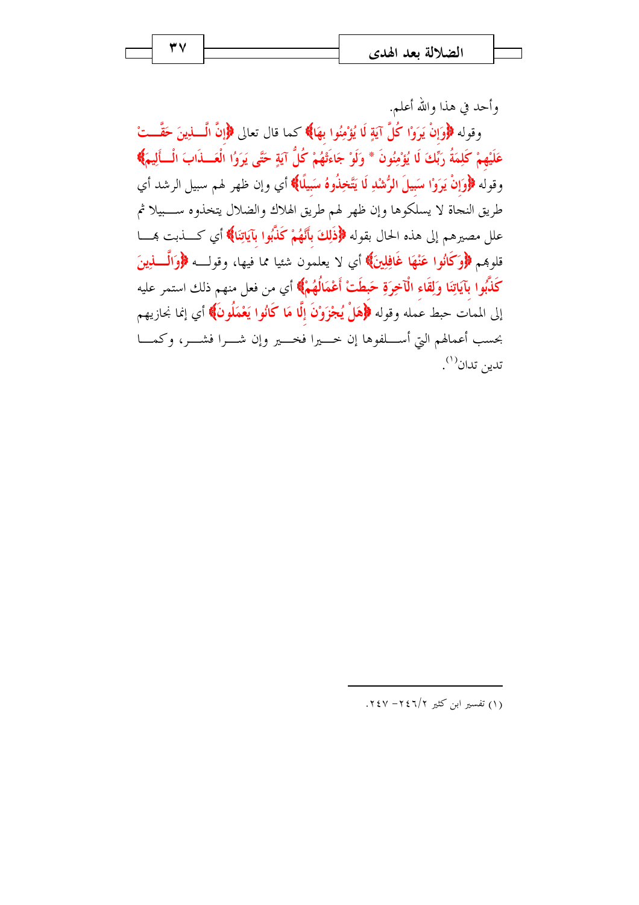وأحد في هذا والله أعلم.

وقوله ﴿وَإِنْ يَرَوْا كُلَّ آيَةٍ لَا يُؤْمِنُوا بِهَا﴾ كما قال تعالى ﴿إِنَّ الَّذِينَ حَقَّتْ عَلَيْهِمْ كَلِمَةُ رَبِّكَ لَا يُؤْمِنُونَ * وَلَوْ جَاءَتْهُمْ كُلُّ آيَةٍ حَتَّى يَرَوُا الْعَذَابَ الْأَلِيمَ﴾ وقوله ﴿وَإِنْ يَرَوْا سَبِيلَ الرُّشْدِ لَا يَتَّخِذُوهُ سَبِيلًا﴾ أي وإن ظهر لهم سبيل الرشد أي طريق النجاة لا يسلكوها وإن ظهر لهم طريق الهلاك والضلال يتخذوه سبيلا ثم علل مصيرهم إلى هذه الحال بقوله ﴿ذَلِكَ بِأَنَّهُمْ كَذَّبُوا بِآيَاتِنَا﴾ أي كذبت بها قلوبهم ﴿وَكَانُوا عَنْهَا غَافِلِينَ﴾ أي لا يعلمون شيئا مما فيها، وقوله ﴿وَالَّذِينَ كَذَّبُوا بِآيَاتِنَا وَلِقَاءِ الْآخِرَةِ حَبِطَتْ أَعْمَالُهُمْ﴾ أي من فعل منهم ذلك استمر عليه إلى الممات حبط عمله وقوله ﴿هَلْ يُجْزَوْنَ إِلَّا مَا كَانُوا يَعْمَلُونَ﴾ أي إنما نجازيهم بحسب أعمالهم التي أسلفوها إن خيرا فخير وإن شرا فشر، وكما تدين تدان[1].

---

(١) تفسير ابن كثير ٢/٢٤٦- ٢٤٧.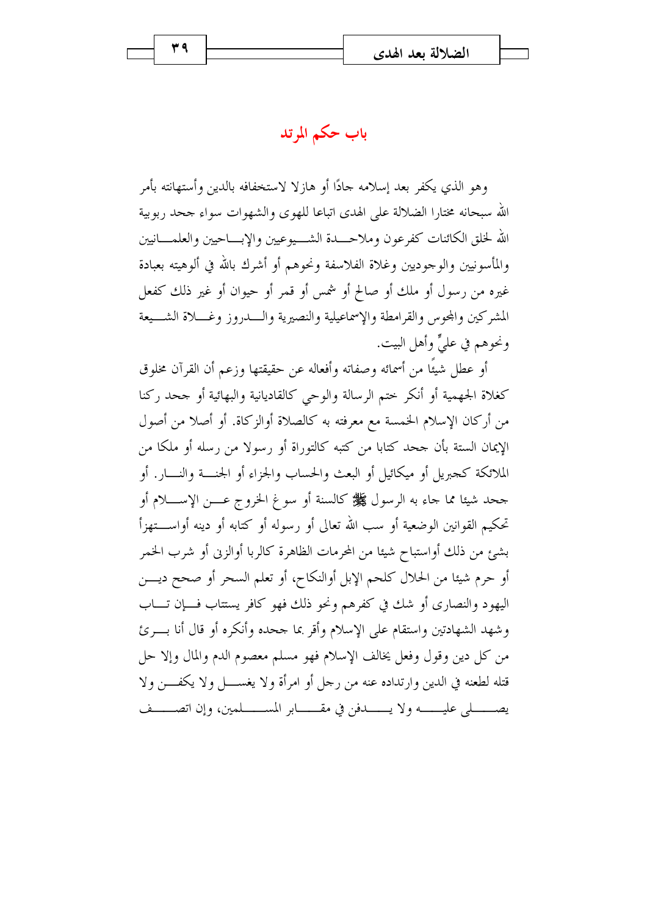## باب حكم المرتد

وهو الذي يكفر بعد إسلامه جادًا أو هازلا لاستخفافه بالدين وأستهانته بأمر الله سبحانه مختارا الضلالة على الهدى اتباعا للهوى والشهوات سواء جحد ربوبية الله لخلق الكائنات كفرعون وملاحدة الشيوعيين والإباحيين والعلمانيين والمأسونيين والوجوديين وغلاة الفلاسفة ونحوهم أو أشرك بالله في ألوهيته بعبادة غيره من رسول أو ملك أو صالح أو شمس أو قمر أو حيوان أو غير ذلك كفعل المشركين والمجوس والقرامطة والإسماعيلية والنصيرية والدروز وغلاة الشيعة ونحوهم في عليٍّ وأهل البيت.

أو عطل شيئًا من أسمائه وصفاته وأفعاله عن حقيقتها وزعم أن القرآن مخلوق كغلاة الجهمية أو أنكر ختم الرسالة والوحي كالقاديانية والبهائية أو جحد ركنا من أركان الإسلام الخمسة مع معرفته به كالصلاة أوالزكاة. أو أصلا من أصول الإيمان الستة بأن جحد كتابا من كتبه كالتوراة أو رسولا من رسله أو ملكا من الملائكة كجبريل أو ميكائيل أو البعث والحساب والجزاء أو الجنة والنار. أو جحد شيئا مما جاء به الرسول ﷺ كالسنة أو سوغ الخروج عن الإسلام أو تحكيم القوانين الوضعية أو سب الله تعالى أو رسوله أو كتابه أو دينه أواستهزأ بشئ من ذلك أواستباح شيئا من المحرمات الظاهرة كالربا أوالزنى أو شرب الخمر أو حرم شيئا من الحلال كلحم الإبل أوالنكاح، أو تعلم السحر أو صحح دين اليهود والنصارى أو شك في كفرهم ونحو ذلك فهو كافر يستتاب فإن تاب وشهد الشهادتين واستقام على الإسلام وأقر بما جحده وأنكره أو قال أنا بريئ من كل دين وقول وفعل يخالف الإسلام فهو مسلم معصوم الدم والمال وإلا حل قتله لطعنه في الدين وارتداده عنه من رجل أو امرأة ولا يغسل ولا يكفن ولا يصلى عليه ولا يدفن في مقابر المسلمين، وإن اتصف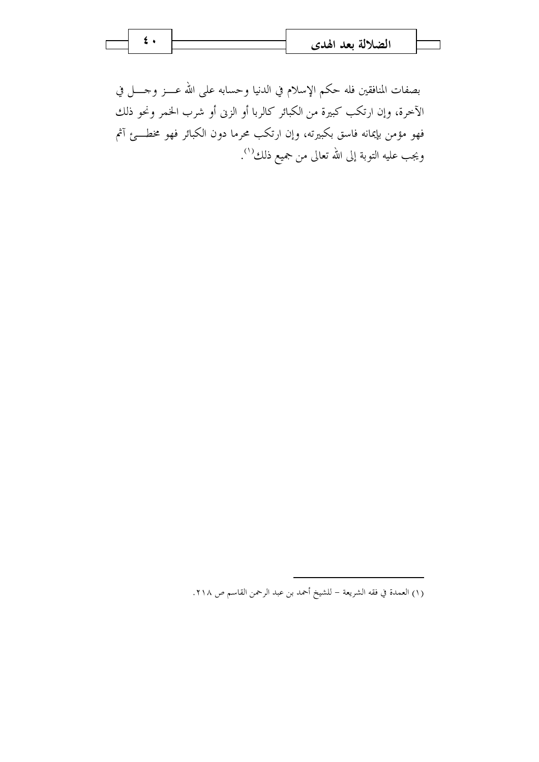بصفات المنافقين فله حكم الإسلام في الدنيا وحسابه على الله عز وجل في الآخرة، وإن ارتكب كبيرة من الكبائر كالربا أو الزنى أو شرب الخمر ونحو ذلك فهو مؤمن بإيمانه فاسق بكبيرته، وإن ارتكب محرما دون الكبائر فهو مخطئ آثم ويجب عليه التوبة إلى الله تعالى من جميع ذلك[1].

---

(١) العمدة في فقه الشريعة – للشيخ أحمد بن عبد الرحمن القاسم ص ٢١٨.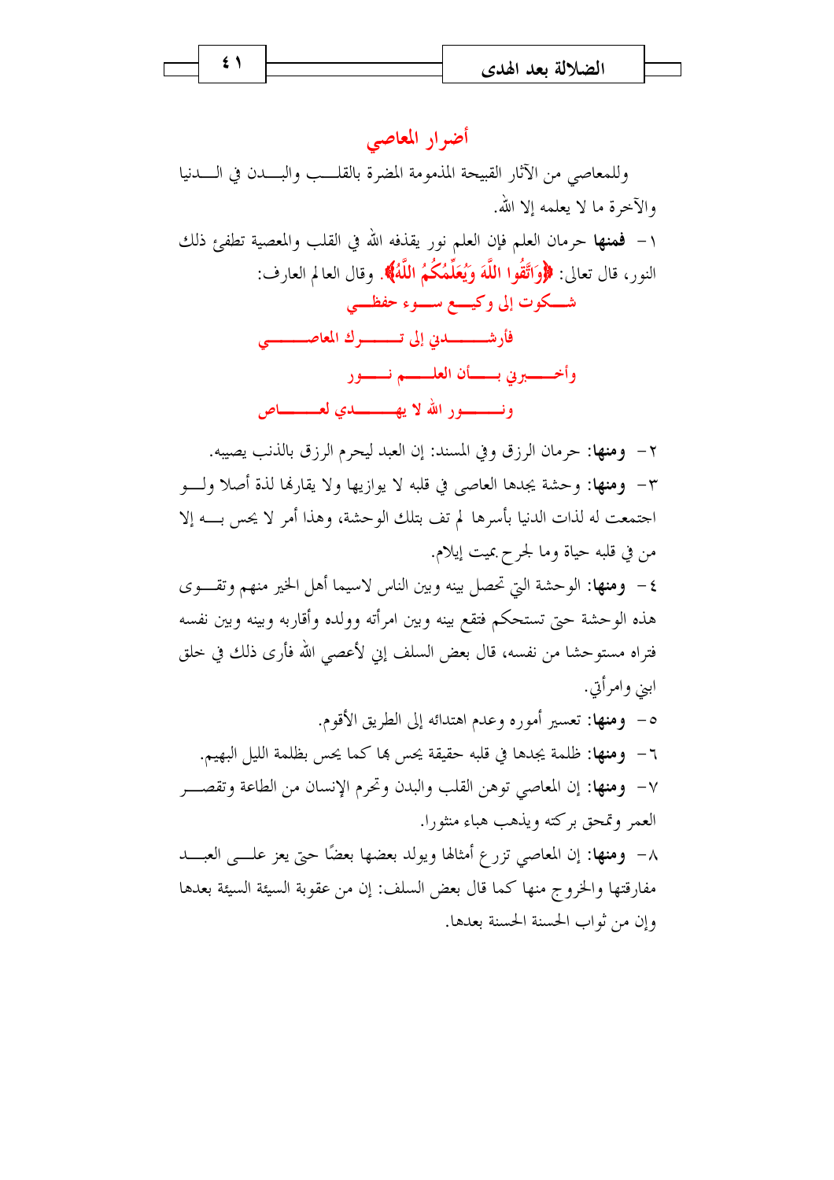## أضرار المعاصي

وللمعاصي من الآثار القبيحة المذمومة المضرة بالقلب والبدن في الدنيا والآخرة ما لا يعلمه إلا الله.

١- **فمنها** حرمان العلم فإن العلم نور يقذفه الله في القلب والمعصية تطفئ ذلك النور، قال تعالى: ﴿وَاتَّقُوا اللَّهَ وَيُعَلِّمُكُمُ اللَّهُ﴾. وقال العالم العارف:

شكوت إلى وكيع سوء حفظي
فأرشدني إلى ترك المعاصي
وأخبرني بأن العلم نور
ونور الله لا يهدي لعاص

٢- **ومنها**: حرمان الرزق وفي المسند: إن العبد ليحرم الرزق بالذنب يصيبه.

٣- **ومنها**: وحشة يجدها العاصي في قلبه لا يوازيها ولا يقارنها لذة أصلا ولو اجتمعت له لذات الدنيا بأسرها لم تف بتلك الوحشة، وهذا أمر لا يحس به إلا من في قلبه حياة وما لجرح بميت إيلام.

٤- **ومنها**: الوحشة التي تحصل بينه وبين الناس لاسيما أهل الخير منهم وتقوى هذه الوحشة حتى تستحكم فتقع بينه وبين امرأته وولده وأقاربه وبينه وبين نفسه فتراه مستوحشا من نفسه، قال بعض السلف إني لأعصي الله فأرى ذلك في خلق ابني وامرأتي.

٥- **ومنها**: تعسير أموره وعدم اهتدائه إلى الطريق الأقوم.

٦- **ومنها**: ظلمة يجدها في قلبه حقيقة يحس بها كما يحس بظلمة الليل البهيم.

٧- **ومنها**: إن المعاصي توهن القلب والبدن وتحرم الإنسان من الطاعة وتقصر العمر وتمحق بركته ويذهب هباء منثورا.

٨- **ومنها**: إن المعاصي تزرع أمثالها ويولد بعضها بعضًا حتى يعز على العبد مفارقتها والخروج منها كما قال بعض السلف: إن من عقوبة السيئة السيئة بعدها وإن من ثواب الحسنة الحسنة بعدها.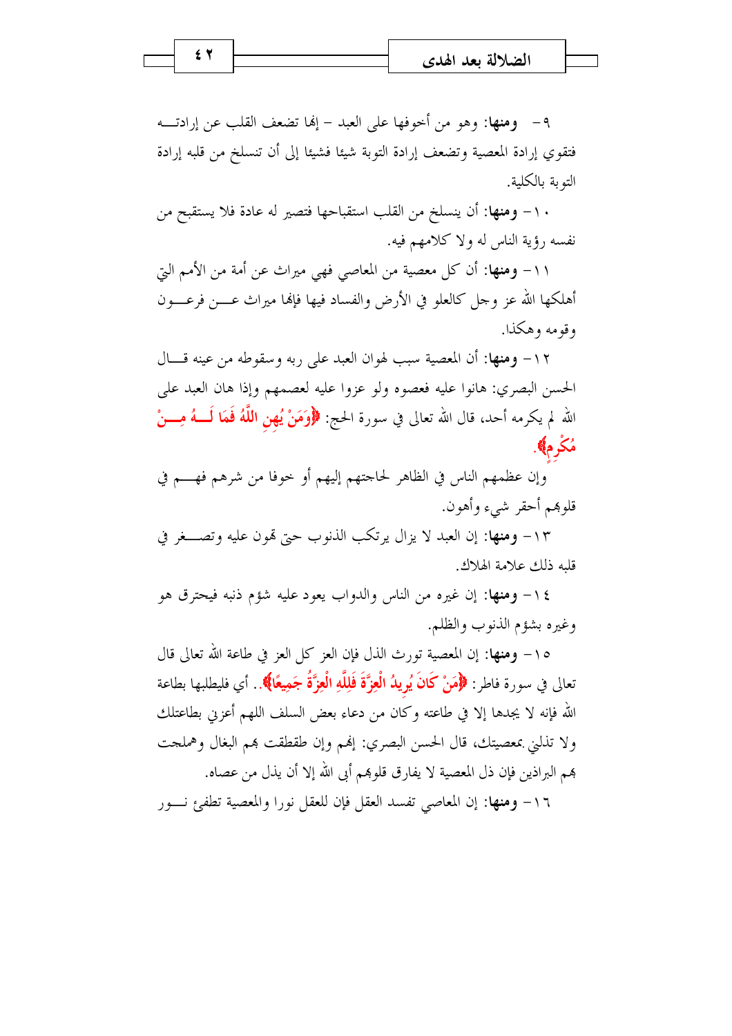٩- **ومنها**: وهو من أخوفها على العبد - إنها تضعف القلب عن إرادته فتقوي إرادة المعصية وتضعف إرادة التوبة شيئا فشيئا إلى أن تنسلخ من قلبه إرادة التوبة بالكلية.

١٠- **ومنها**: أن ينسلخ من القلب استقباحها فتصير له عادة فلا يستقبح من نفسه رؤية الناس له ولا كلامهم فيه.

١١- **ومنها**: أن كل معصية من المعاصي فهي ميراث عن أمة من الأمم التي أهلكها الله عز وجل كالعلو في الأرض والفساد فيها فإنها ميراث عن فرعون وقومه وهكذا.

١٢- **ومنها**: أن المعصية سبب لهوان العبد على ربه وسقوطه من عينه قال الحسن البصري: هانوا عليه فعصوه ولو عزوا عليه لعصمهم وإذا هان العبد على الله لم يكرمه أحد، قال الله تعالى في سورة الحج: **﴿وَمَنْ يُهِنِ اللَّهُ فَمَا لَهُ مِنْ مُكْرِمٍ﴾**.

وإن عظمهم الناس في الظاهر لحاجتهم إليهم أو خوفا من شرهم فهم في قلوبهم أحقر شيء وأهون.

١٣- **ومنها**: إن العبد لا يزال يرتكب الذنوب حتى تهون عليه وتصغر في قلبه ذلك علامة الهلاك.

١٤- **ومنها**: إن غيره من الناس والدواب يعود عليه شؤم ذنبه فيحترق هو وغيره بشؤم الذنوب والظلم.

١٥- **ومنها**: إن المعصية تورث الذل فإن العز كل العز في طاعة الله تعالى قال تعالى في سورة فاطر: **﴿مَنْ كَانَ يُرِيدُ الْعِزَّةَ فَلِلَّهِ الْعِزَّةُ جَمِيعًا﴾**.. أي فليطلبها بطاعة الله فإنه لا يجدها إلا في طاعته وكان من دعاء بعض السلف اللهم أعزني بطاعتك ولا تذلني بمعصيتك، قال الحسن البصري: إنهم وإن طقطقت بهم البغال وهملجت بهم البراذين فإن ذل المعصية لا يفارق قلوبهم أبى الله إلا أن يذل من عصاه.

١٦- **ومنها**: إن المعاصي تفسد العقل فإن للعقل نورا والمعصية تطفئ نور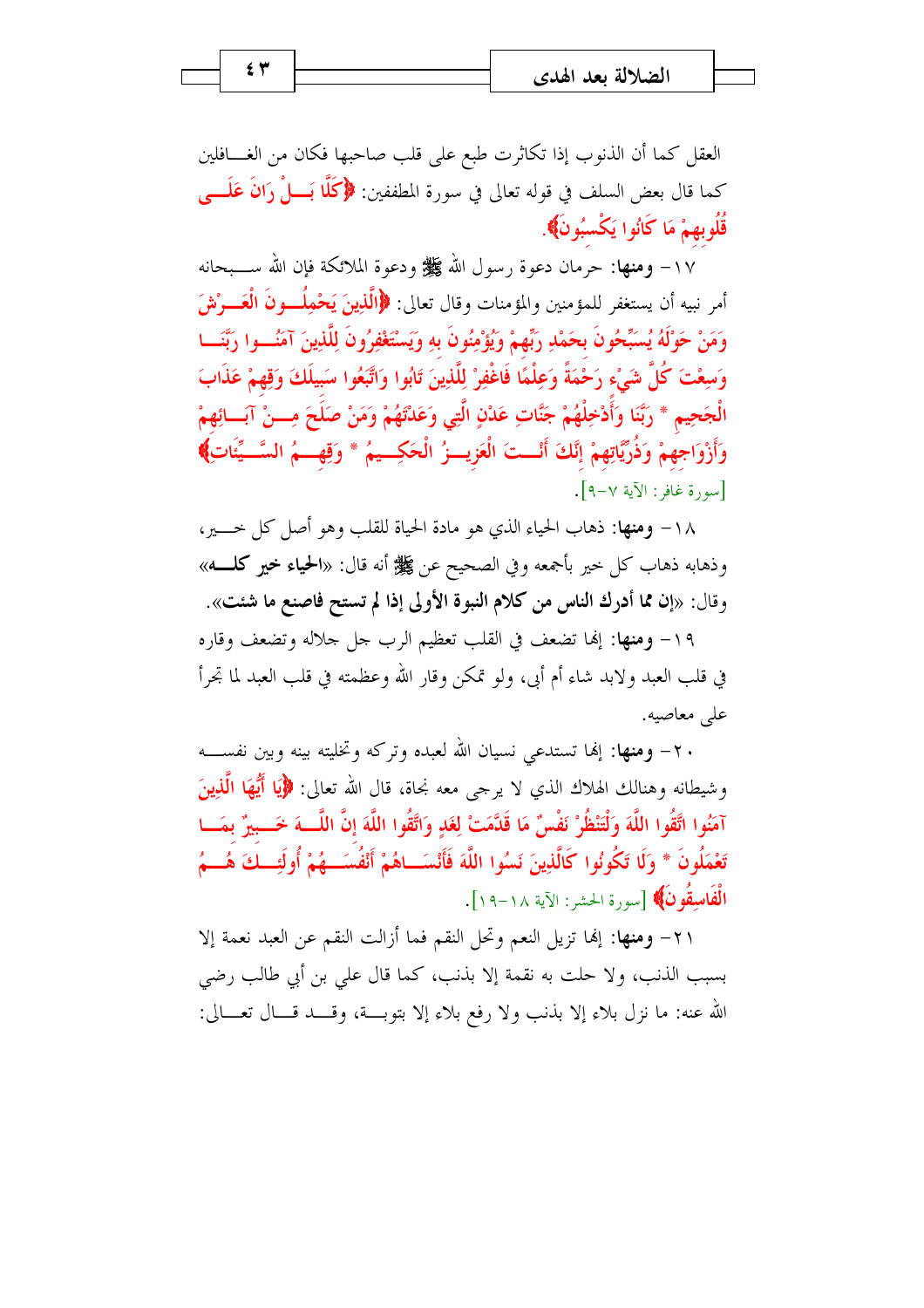العقل كما أن الذنوب إذا تكاثرت طبع على قلب صاحبها فكان من الغـافلين كما قال بعض السلف في قوله تعالى في سورة المطففين: ﴿كَلَّا بَلْ رَانَ عَلَى قُلُوبِهِمْ مَا كَانُوا يَكْسِبُونَ﴾.

١٧- **ومنها**: حرمان دعوة رسول الله ﷺ ودعوة الملائكة فإن الله سبحانه أمر نبيه أن يستغفر للمؤمنين والمؤمنات وقال تعالى: ﴿الَّذِينَ يَحْمِلُونَ الْعَرْشَ وَمَنْ حَوْلَهُ يُسَبِّحُونَ بِحَمْدِ رَبِّهِمْ وَيُؤْمِنُونَ بِهِ وَيَسْتَغْفِرُونَ لِلَّذِينَ آمَنُوا رَبَّنَا وَسِعْتَ كُلَّ شَيْءٍ رَحْمَةً وَعِلْمًا فَاغْفِرْ لِلَّذِينَ تَابُوا وَاتَّبَعُوا سَبِيلَكَ وَقِهِمْ عَذَابَ الْجَحِيمِ * رَبَّنَا وَأَدْخِلْهُمْ جَنَّاتِ عَدْنٍ الَّتِي وَعَدْتَهُمْ وَمَنْ صَلَحَ مِنْ آبَائِهِمْ وَأَزْوَاجِهِمْ وَذُرِّيَّاتِهِمْ إِنَّكَ أَنْتَ الْعَزِيزُ الْحَكِيمُ * وَقِهِمُ السَّيِّئَاتِ﴾ [سورة غافر: الآية ٧-٩].

١٨- **ومنها**: ذهاب الحياء الذي هو مادة الحياة للقلب وهو أصل كل خير، وذهابه ذهاب كل خير بأجمعه وفي الصحيح عن ﷺ أنه قال: «**الحياء خير كله**» وقال: «**إن مما أدرك الناس من كلام النبوة الأولى إذا لم تستح فاصنع ما شئت**».

١٩- **ومنها**: إنها تضعف في القلب تعظيم الرب جل جلاله وتضعف وقاره في قلب العبد ولابد شاء أم أبى، ولو تمكن وقار الله وعظمته في قلب العبد لما تجرأ على معاصيه.

٢٠- **ومنها**: إنها تستدعي نسيان الله لعبده وتركه وتخليته بينه وبين نفسه وشيطانه وهنالك الهلاك الذي لا يرجى معه نجاة، قال الله تعالى: ﴿يَا أَيُّهَا الَّذِينَ آمَنُوا اتَّقُوا اللَّهَ وَلْتَنْظُرْ نَفْسٌ مَا قَدَّمَتْ لِغَدٍ وَاتَّقُوا اللَّهَ إِنَّ اللَّهَ خَبِيرٌ بِمَا تَعْمَلُونَ * وَلَا تَكُونُوا كَالَّذِينَ نَسُوا اللَّهَ فَأَنْسَاهُمْ أَنْفُسَهُمْ أُولَئِكَ هُمُ الْفَاسِقُونَ﴾ [سورة الحشر: الآية ١٨-١٩].

٢١- **ومنها**: إنها تزيل النعم وتحل النقم فما أزالت النقم عن العبد نعمة إلا بسبب الذنب، ولا حلت به نقمة إلا بذنب، كما قال علي بن أبي طالب رضي الله عنه: ما نزل بلاء إلا بذنب ولا رفع بلاء إلا بتوبة، وقد قال تعالى: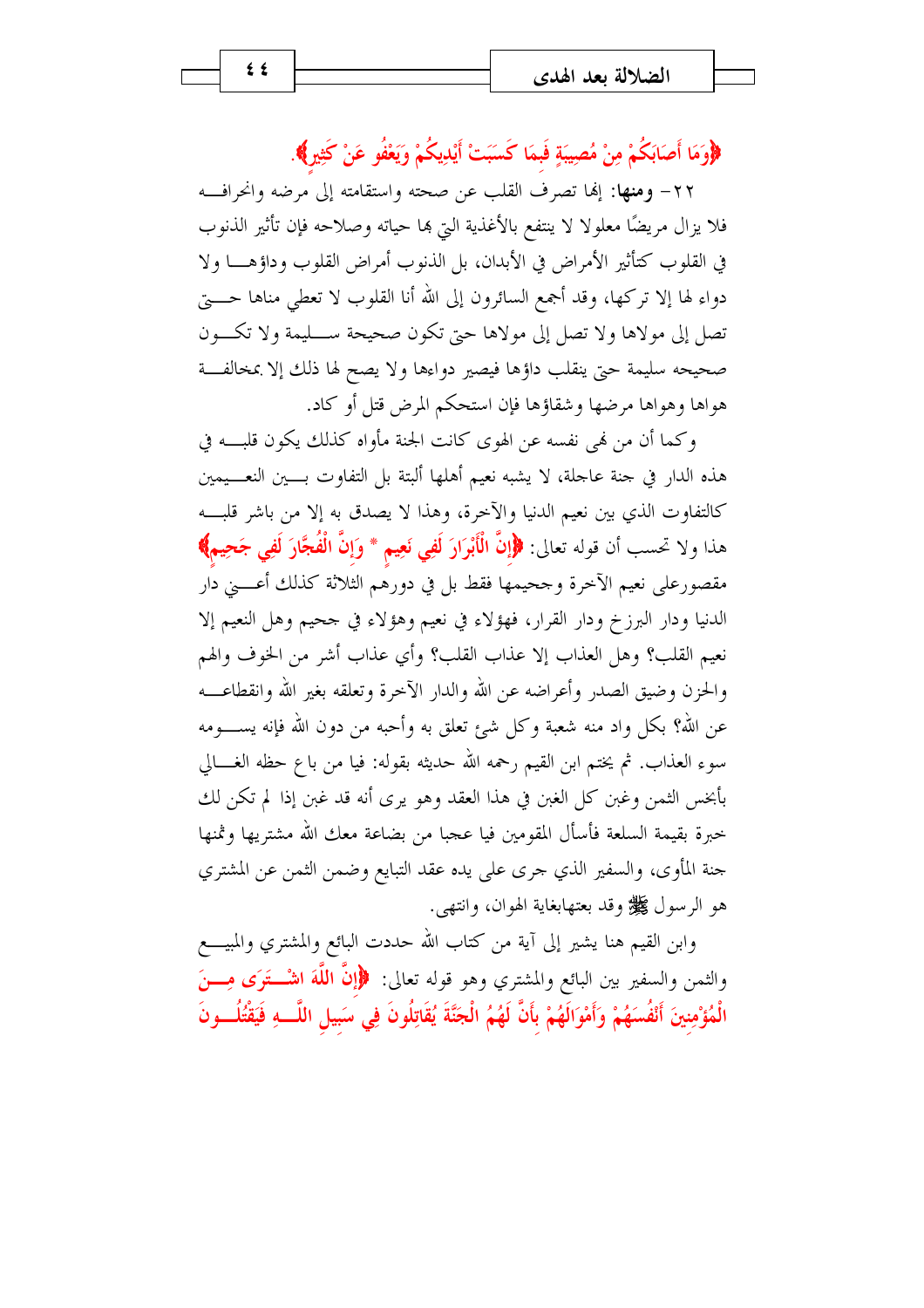﴿وَمَا أَصَابَكُمْ مِنْ مُصِيبَةٍ فَبِمَا كَسَبَتْ أَيْدِيكُمْ وَيَعْفُو عَنْ كَثِيرٍ﴾.

٢٢- **ومنها**: إنها تصرف القلب عن صحته واستقامته إلى مرضه وانحرافه فلا يزال مريضًا معلولا لا ينتفع بالأغذية التي بها حياته وصلاحه فإن تأثير الذنوب في القلوب كتأثير الأمراض في الأبدان، بل الذنوب أمراض القلوب وداؤها ولا دواء لها إلا تركها، وقد أجمع السائرون إلى الله أنا القلوب لا تعطي مناها حتى تصل إلى مولاها ولا تصل إلى مولاها حتى تكون صحيحة سليمة ولا تكون صحيحه سليمة حتى ينقلب داؤها فيصير دواءها ولا يصح لها ذلك إلا بمخالفة هواها وهواها مرضها وشقاؤها فإن استحكم المرض قتل أو كاد.

وكما أن من نهى نفسه عن الهوى كانت الجنة مأواه كذلك يكون قلبه في هذه الدار في جنة عاجلة، لا يشبه نعيم أهلها ألبتة بل التفاوت بين النعيمين كالتفاوت الذي بين نعيم الدنيا والآخرة، وهذا لا يصدق به إلا من باشر قلبه هذا ولا تحسب أن قوله تعالى: ﴿إِنَّ الْأَبْرَارَ لَفِي نَعِيمٍ * وَإِنَّ الْفُجَّارَ لَفِي جَحِيمٍ﴾ مقصورعلى نعيم الآخرة وجحيمها فقط بل في دورهم الثلاثة كذلك أعني دار الدنيا ودار البرزخ ودار القرار، فهؤلاء في نعيم وهؤلاء في جحيم وهل النعيم إلا نعيم القلب؟ وهل العذاب إلا عذاب القلب؟ وأي عذاب أشر من الخوف والهم والحزن وضيق الصدر وأعراضه عن الله والدار الآخرة وتعلقه بغير الله وانقطاعه عن الله؟ بكل واد منه شعبة وكل شئ تعلق به وأحبه من دون الله فإنه يسومه سوء العذاب. ثم يختم ابن القيم رحمه الله حديثه بقوله: فيا من باع حظه الغالي بأبخس الثمن وغبن كل الغبن في هذا العقد وهو يرى أنه قد غبن إذا لم تكن لك خبرة بقيمة السلعة فأسأل المقومين فيا عجبا من بضاعة معك الله مشتريها وثمنها جنة المأوى، والسفير الذي جرى على يده عقد التبايع وضمن الثمن عن المشتري هو الرسول ﷺ وقد بعتهابغاية الهوان، وانتهى.

وابن القيم هنا يشير إلى آية من كتاب الله حددت البائع والمشتري والمبيع والثمن والسفير بين البائع والمشتري وهو قوله تعالى: ﴿إِنَّ اللَّهَ اشْتَرَى مِنَ الْمُؤْمِنِينَ أَنْفُسَهُمْ وَأَمْوَالَهُمْ بِأَنَّ لَهُمُ الْجَنَّةَ يُقَاتِلُونَ فِي سَبِيلِ اللَّهِ فَيَقْتُلُونَ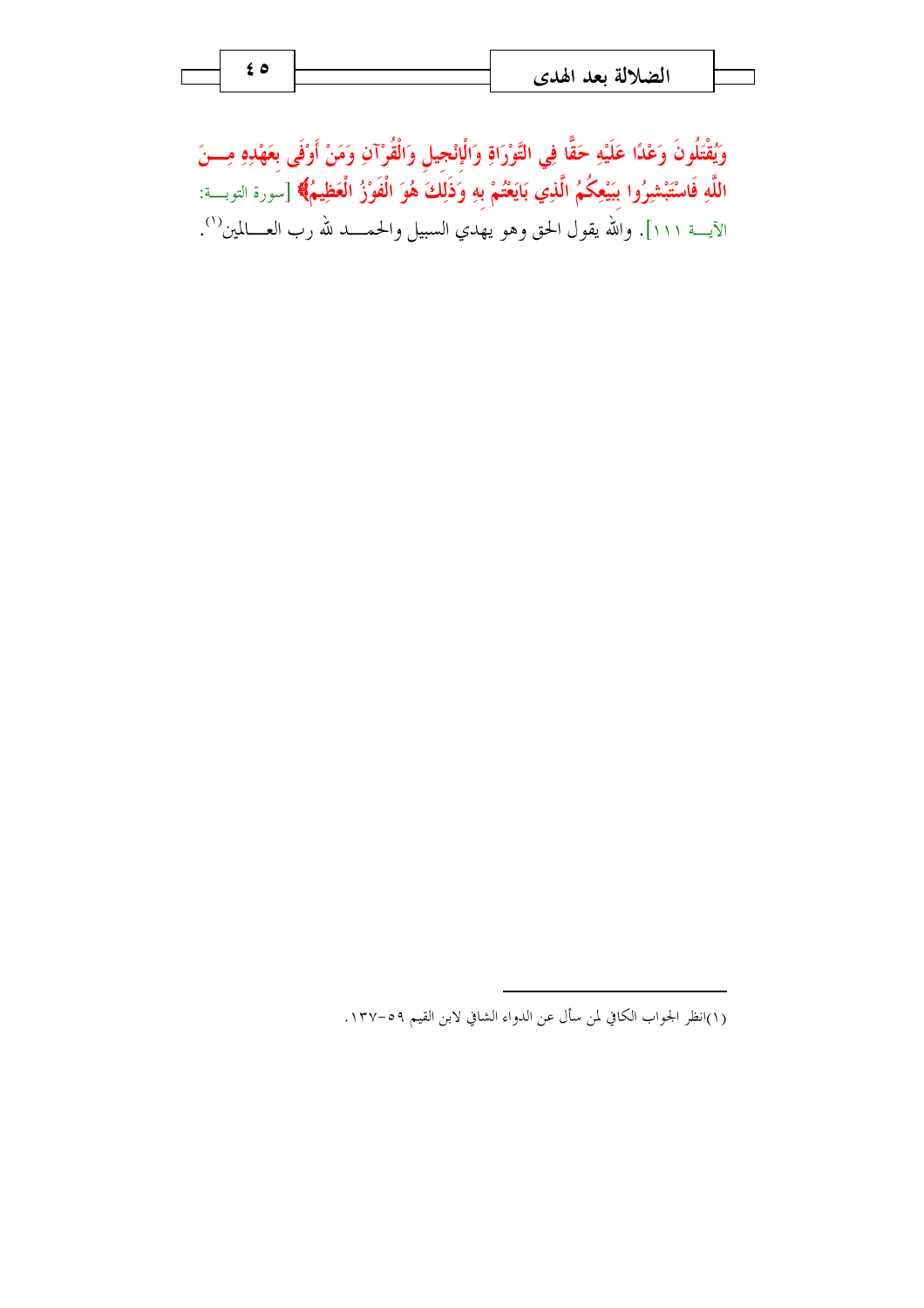وَيُقْتَلُونَ وَعْدًا عَلَيْهِ حَقًّا فِي التَّوْرَاةِ وَالْإِنْجِيلِ وَالْقُرْآنِ وَمَنْ أَوْفَى بِعَهْدِهِ مِنَ اللَّهِ فَاسْتَبْشِرُوا بِبَيْعِكُمُ الَّذِي بَايَعْتُمْ بِهِ وَذَلِكَ هُوَ الْفَوْزُ الْعَظِيمُ﴾ [سورة التوبة: الآية ١١١]. والله يقول الحق وهو يهدي السبيل والحمد لله رب العالمين[1].

---

(١)انظر الجواب الكافي لمن سأل عن الدواء الشافي لابن القيم ٥٩-١٣٧.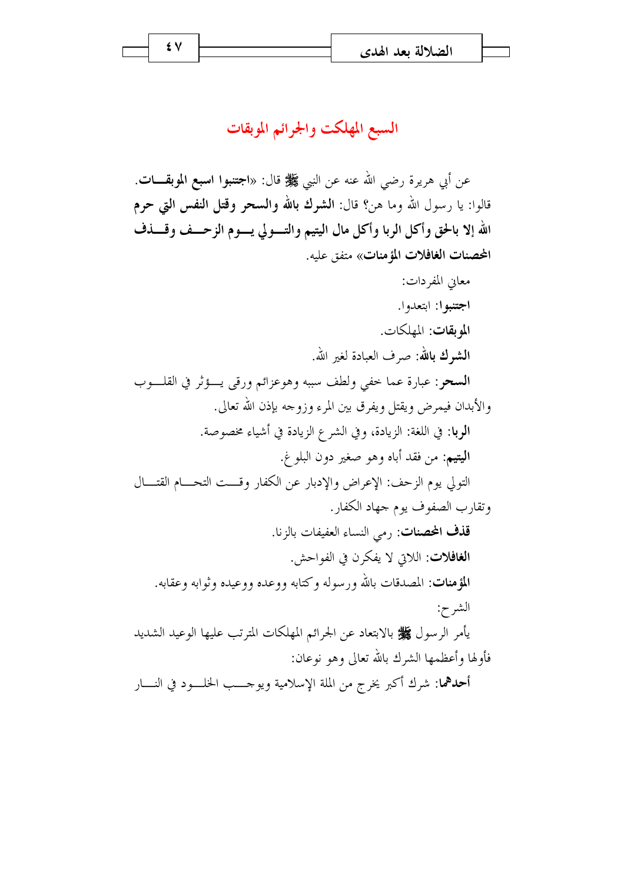## السبع المهلكت والجرائم الموبقات

عن أبي هريرة رضي الله عنه عن النبي ﷺ قال: «**اجتنبوا اسبع الموبقات**. قالوا: يا رسول الله وما هن؟ قال: **الشرك بالله والسحر وقتل النفس التي حرم الله إلا بالحق وأكل الربا وأكل مال اليتيم والتولي يوم الزحف وقذف المحصنات الغافلات المؤمنات**» متفق عليه.

معاني المفردات:

**اجتنبوا**: ابتعدوا.

**الموبقات**: المهلكات.

**الشرك بالله**: صرف العبادة لغير الله.

**السحر**: عبارة عما خفي ولطف سببه وهوعزائم ورقى يؤثر في القلوب والأبدان فيمرض ويقتل ويفرق بين المرء وزوجه بإذن الله تعالى.

**الربا**: في اللغة: الزيادة، وفي الشرع الزيادة في أشياء مخصوصة.

**اليتيم**: من فقد أباه وهو صغير دون البلوغ.

التولي يوم الزحف: الإعراض والإدبار عن الكفار وقت التحام القتال وتقارب الصفوف يوم جهاد الكفار.

**قذف المحصنات**: رمي النساء العفيفات بالزنا.

**الغافلات**: اللاتي لا يفكرن في الفواحش.

**المؤمنات**: المصدقات بالله ورسوله وكتابه ووعده ووعيده وثوابه وعقابه.

الشرح:

يأمر الرسول ﷺ بالابتعاد عن الجرائم المهلكات المترتب عليها الوعيد الشديد فأولها وأعظمها الشرك بالله تعالى وهو نوعان:

**أحدهما**: شرك أكبر يخرج من الملة الإسلامية ويوجب الخلود في النار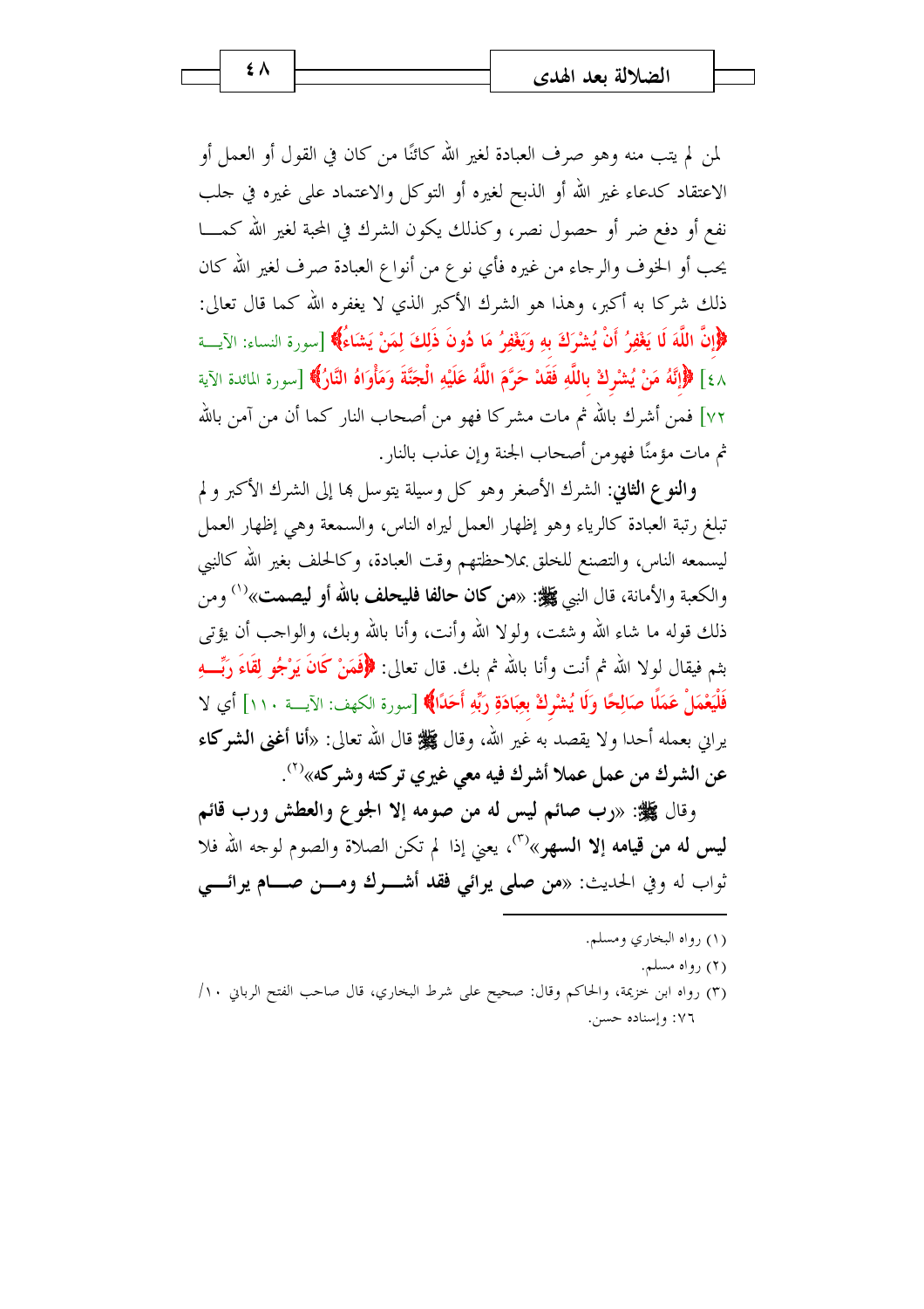لمن لم يتب منه وهو صرف العبادة لغير الله كائنًا من كان في القول أو العمل أو الاعتقاد كدعاء غير الله أو الذبح لغيره أو التوكل والاعتماد على غيره في جلب نفع أو دفع ضر أو حصول نصر، وكذلك يكون الشرك في المحبة لغير الله كما يحب أو الخوف والرجاء من غيره فأي نوع من أنواع العبادة صرف لغير الله كان ذلك شركا به أكبر، وهذا هو الشرك الأكبر الذي لا يغفره الله كما قال تعالى: ﴿إِنَّ اللَّهَ لَا يَغْفِرُ أَنْ يُشْرَكَ بِهِ وَيَغْفِرُ مَا دُونَ ذَلِكَ لِمَنْ يَشَاءُ﴾ [سورة النساء: الآية ٤٨] ﴿إِنَّهُ مَنْ يُشْرِكْ بِاللَّهِ فَقَدْ حَرَّمَ اللَّهُ عَلَيْهِ الْجَنَّةَ وَمَأْوَاهُ النَّارُ﴾ [سورة المائدة الآية ٧٢] فمن أشرك بالله ثم مات مشركا فهو من أصحاب النار كما أن من آمن بالله ثم مات مؤمنًا فهومن أصحاب الجنة وإن عذب بالنار.

**والنوع الثاني**: الشرك الأصغر وهو كل وسيلة يتوسل بها إلى الشرك الأكبر و لم تبلغ رتبة العبادة كالرياء وهو إظهار العمل ليراه الناس، والسمعة وهي إظهار العمل ليسمعه الناس، والتصنع للخلق بملاحظتهم وقت العبادة، وكالحلف بغير الله كالنبي والكعبة والأمانة، قال النبي ﷺ: «**من كان حالفا فليحلف بالله أو ليصمت**»[1] ومن ذلك قوله ما شاء الله وشئت، ولولا الله وأنت، وأنا بالله وبك، والواجب أن يؤتى بثم فيقال لولا الله ثم أنت وأنا بالله ثم بك. قال تعالى: ﴿فَمَنْ كَانَ يَرْجُو لِقَاءَ رَبِّهِ فَلْيَعْمَلْ عَمَلًا صَالِحًا وَلَا يُشْرِكْ بِعِبَادَةِ رَبِّهِ أَحَدًا﴾ [سورة الكهف: الآية ١١٠] أي لا يرائي بعمله أحدا ولا يقصد به غير الله، وقال ﷺ قال الله تعالى: «**أنا أغنى الشركاء عن الشرك من عمل عملا أشرك فيه معي غيري تركته وشركه**»[2].

وقال ﷺ: «**رب صائم ليس له من صومه إلا الجوع والعطش ورب قائم ليس له من قيامه إلا السهر**»[3]، يعني إذا لم تكن الصلاة والصوم لوجه الله فلا ثواب له وفي الحديث: «**من صلى يرائي فقد أشرك ومن صام يرائي**

---

(١) رواه البخاري ومسلم.

(٢) رواه مسلم.

(٣) رواه ابن خزيمة، والحاكم وقال: صحيح على شرط البخاري، قال صاحب الفتح الرباني ١٠/ ٧٦: وإسناده حسن.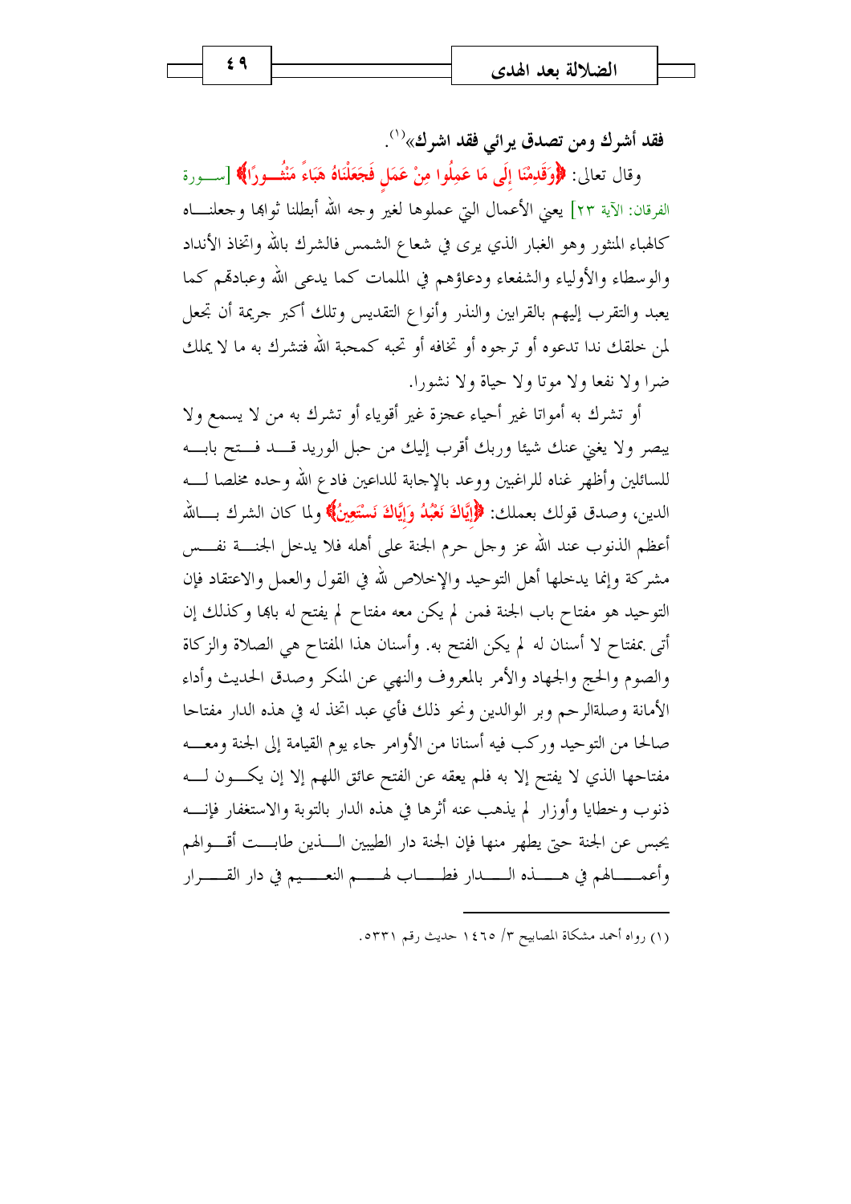**فقد أشرك ومن تصدق يرائي فقد اشرك»**[1].

وقال تعالى: ﴿وَقَدِمْنَا إِلَى مَا عَمِلُوا مِنْ عَمَلٍ فَجَعَلْنَاهُ هَبَاءً مَنْثُورًا﴾ [سورة الفرقان: الآية ٢٣] يعني الأعمال التي عملوها لغير وجه الله أبطلنا ثوابها وجعلناه كالهباء المنثور وهو الغبار الذي يرى في شعاع الشمس فالشرك بالله واتخاذ الأنداد والوسطاء والأولياء والشفعاء ودعاؤهم في الملمات كما يدعى الله وعبادتهم كما يعبد والتقرب إليهم بالقرابين والنذر وأنواع التقديس وتلك أكبر جريمة أن تجعل لمن خلقك ندا تدعوه أو ترجوه أو تخافه أو تحبه كمحبة الله فتشرك به ما لا يملك ضرا ولا نفعا ولا موتا ولا حياة ولا نشورا.

أو تشرك به أمواتا غير أحياء عجزة غير أقوياء أو تشرك به من لا يسمع ولا يبصر ولا يغني عنك شيئا وربك أقرب إليك من حبل الوريد قد فتح بابه للسائلين وأظهر غناه للراغبين ووعد بالإجابة للداعين فادع الله وحده مخلصا له الدين، وصدق قولك بعملك: ﴿إِيَّاكَ نَعْبُدُ وَإِيَّاكَ نَسْتَعِينُ﴾ ولما كان الشرك بالله أعظم الذنوب عند الله عز وجل حرم الجنة على أهله فلا يدخل الجنة نفس مشركة وإنما يدخلها أهل التوحيد والإخلاص لله في القول والعمل والاعتقاد فإن التوحيد هو مفتاح باب الجنة فمن لم يكن معه مفتاح لم يفتح له بابها وكذلك إن أتى بمفتاح لا أسنان له لم يكن الفتح به. وأسنان هذا المفتاح هي الصلاة والزكاة والصوم والحج والجهاد والأمر بالمعروف والنهي عن المنكر وصدق الحديث وأداء الأمانة وصلةالرحم وبر الوالدين ونحو ذلك فأي عبد اتخذ له في هذه الدار مفتاحا صالحا من التوحيد وركب فيه أسنانا من الأوامر جاء يوم القيامة إلى الجنة ومعه مفتاحها الذي لا يفتح إلا به فلم يعقه عن الفتح عائق اللهم إلا إن يكون له ذنوب وخطايا وأوزار لم يذهب عنه أثرها في هذه الدار بالتوبة والاستغفار فإنه يحبس عن الجنة حتى يطهر منها فإن الجنة دار الطيبين الذين طابت أقوالهم وأعمالهم في هذه الدار فطاب لهم النعيم في دار القرار

---

(١) رواه أحمد مشكاة المصابيح ٣/ ١٤٦٥ حديث رقم ٥٣٣١.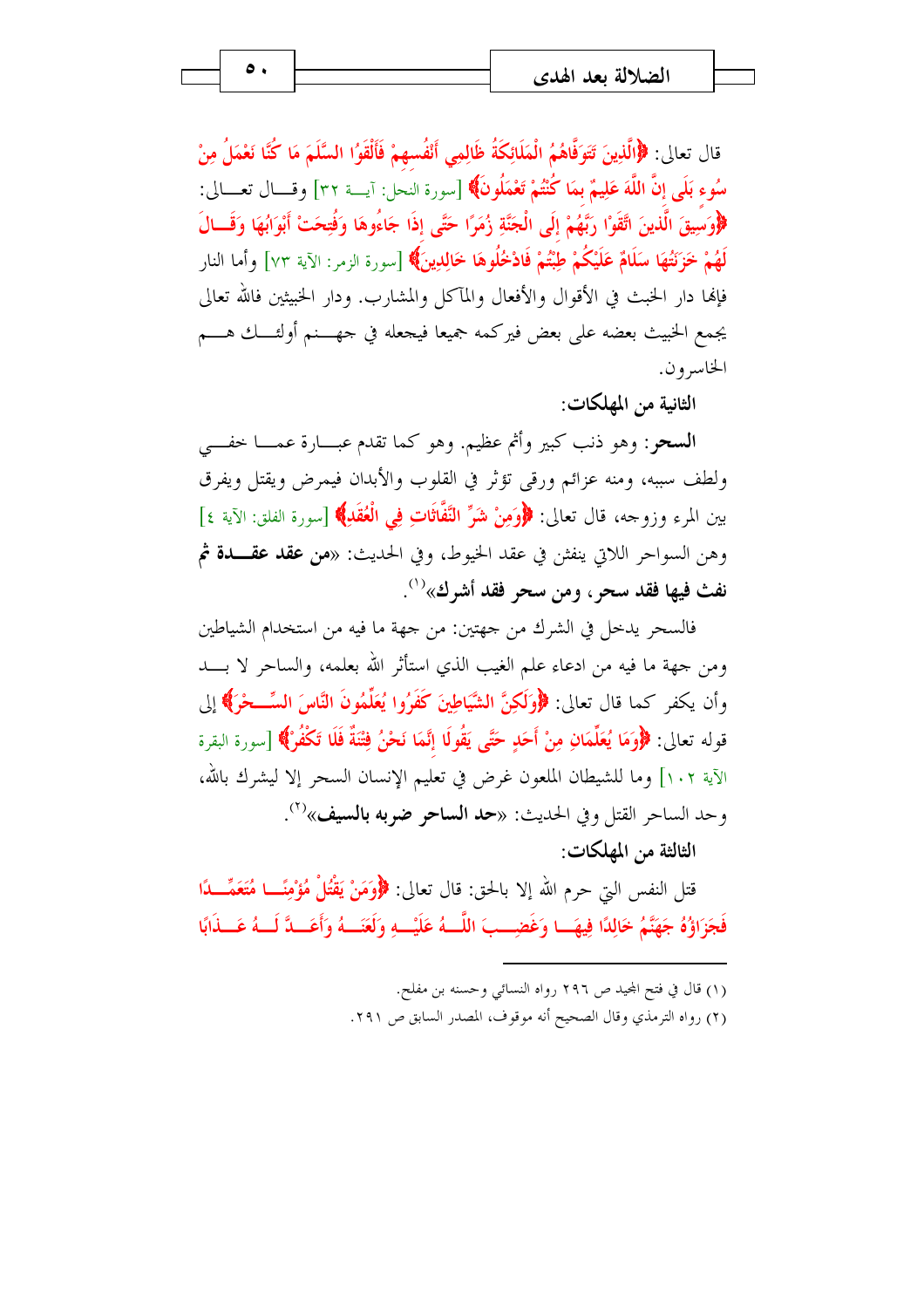قال تعالى: ﴿الَّذِينَ تَتَوَفَّاهُمُ الْمَلَائِكَةُ ظَالِمِي أَنْفُسِهِمْ فَأَلْقَوُا السَّلَمَ مَا كُنَّا نَعْمَلُ مِنْ سُوءٍ بَلَى إِنَّ اللَّهَ عَلِيمٌ بِمَا كُنْتُمْ تَعْمَلُونَ﴾ [سورة النحل: آيـة ٣٢] وقـال تعـالى: ﴿وَسِيقَ الَّذِينَ اتَّقَوْا رَبَّهُمْ إِلَى الْجَنَّةِ زُمَرًا حَتَّى إِذَا جَاءُوهَا وَفُتِحَتْ أَبْوَابُهَا وَقَالَ لَهُمْ خَزَنَتُهَا سَلَامٌ عَلَيْكُمْ طِبْتُمْ فَادْخُلُوهَا خَالِدِينَ﴾ [سورة الزمر: الآية ٧٣] وأما النار فإنها دار الخبث في الأقوال والأفعال والمآكل والمشارب. ودار الخبيثين فالله تعالى يجمع الخبيث بعضه على بعض فيركمه جميعا فيجعله في جهنم أولئك هم الخاسرون.

**الثانية من المهلكات:**

**السحر**: وهو ذنب كبير وأثم عظيم. وهو كما تقدم عبارة عما خفي ولطف سببه، ومنه عزائم ورقى تؤثر في القلوب والأبدان فيمرض ويقتل ويفرق بين المرء وزوجه، قال تعالى: ﴿وَمِنْ شَرِّ النَّفَّاثَاتِ فِي الْعُقَدِ﴾ [سورة الفلق: الآية ٤] وهن السواحر اللاتي ينفثن في عقد الخيوط، وفي الحديث: «**من عقد عقدة ثم نفث فيها فقد سحر، ومن سحر فقد أشرك**»[1].

فالسحر يدخل في الشرك من جهتين: من جهة ما فيه من استخدام الشياطين ومن جهة ما فيه من ادعاء علم الغيب الذي استأثر الله بعلمه، والساحر لا بد وأن يكفر كما قال تعالى: ﴿وَلَكِنَّ الشَّيَاطِينَ كَفَرُوا يُعَلِّمُونَ النَّاسَ السِّحْرَ﴾ إلى قوله تعالى: ﴿وَمَا يُعَلِّمَانِ مِنْ أَحَدٍ حَتَّى يَقُولَا إِنَّمَا نَحْنُ فِتْنَةٌ فَلَا تَكْفُرْ﴾ [سورة البقرة الآية ١٠٢] وما للشيطان الملعون غرض في تعليم الإنسان السحر إلا ليشرك بالله، وحد الساحر القتل وفي الحديث: «**حد الساحر ضربه بالسيف**»[2].

**الثالثة من المهلكات:**

قتل النفس التي حرم الله إلا بالحق: قال تعالى: ﴿وَمَنْ يَقْتُلْ مُؤْمِنًا مُتَعَمِّدًا فَجَزَاؤُهُ جَهَنَّمُ خَالِدًا فِيهَا وَغَضِبَ اللَّهُ عَلَيْهِ وَلَعَنَهُ وَأَعَدَّ لَهُ عَذَابًا

---

(١) قال في فتح المجيد ص ٢٩٦ رواه النسائي وحسنه بن مفلح.

(٢) رواه الترمذي وقال الصحيح أنه موقوف، المصدر السابق ص ٢٩١.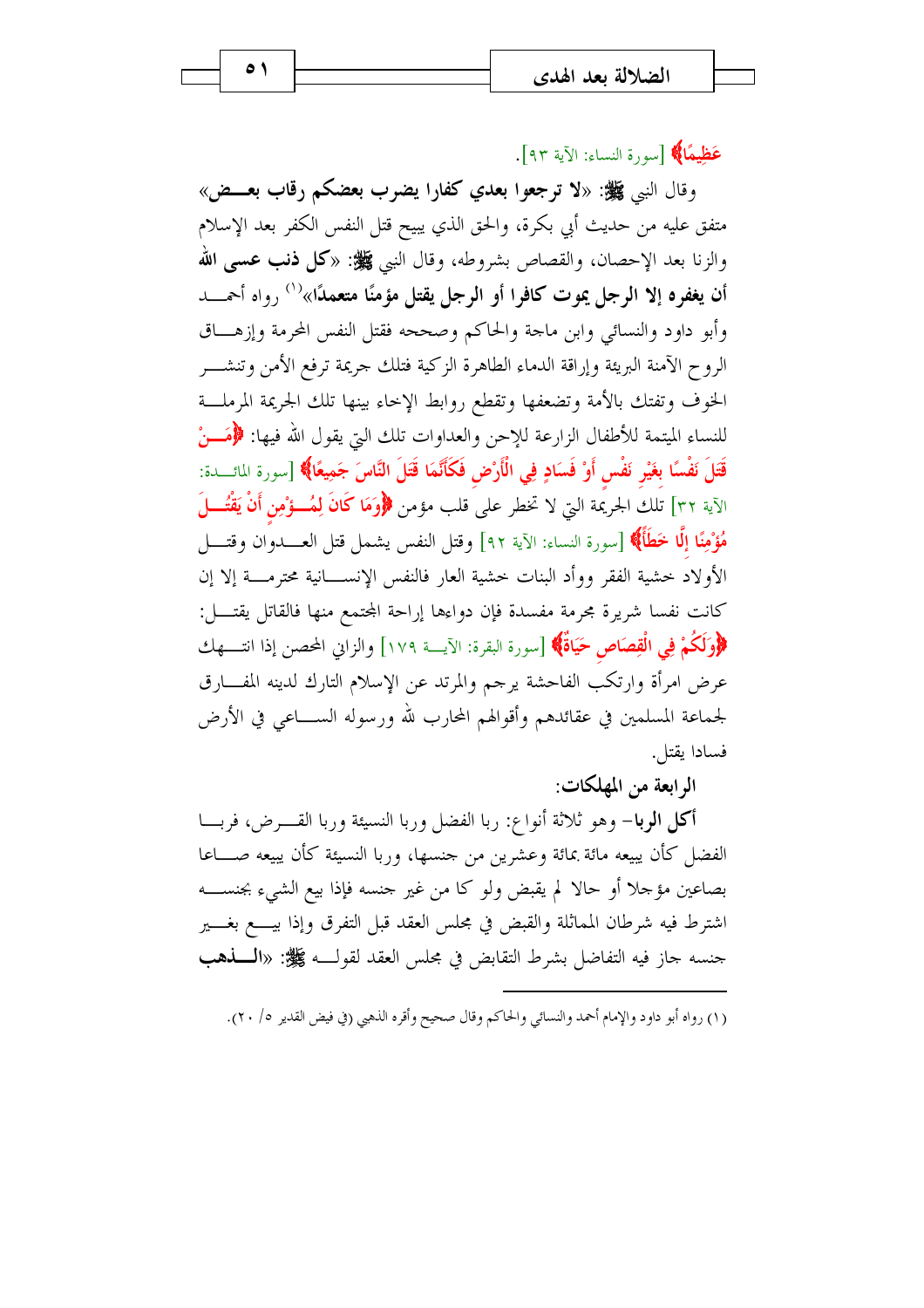عَظِيمًا﴾ [سورة النساء: الآية ٩٣].

وقال النبي ﷺ: «**لا ترجعوا بعدي كفارا يضرب بعضكم رقاب بعض**» متفق عليه من حديث أبي بكرة، والحق الذي يبيح قتل النفس الكفر بعد الإسلام والزنا بعد الإحصان، والقصاص بشروطه، وقال النبي ﷺ: «**كل ذنب عسى الله أن يغفره إلا الرجل يموت كافرا أو الرجل يقتل مؤمنًا متعمدًا**»[1] رواه أحمد وأبو داود والنسائي وابن ماجة والحاكم وصححه فقتل النفس المحرمة وإزهاق الروح الآمنة البريئة وإراقة الدماء الطاهرة الزكية فتلك جريمة ترفع الأمن وتنشر الخوف وتفتك بالأمة وتضعفها وتقطع روابط الإخاء بينها تلك الجريمة المرملة للنساء الميتمة للأطفال الزارعة للإحن والعداوات تلك التي يقول الله فيها: ﴿مَنْ قَتَلَ نَفْسًا بِغَيْرِ نَفْسٍ أَوْ فَسَادٍ فِي الْأَرْضِ فَكَأَنَّمَا قَتَلَ النَّاسَ جَمِيعًا﴾ [سورة المائدة: الآية ٣٢] تلك الجريمة التي لا تخطر على قلب مؤمن ﴿وَمَا كَانَ لِمُؤْمِنٍ أَنْ يَقْتُلَ مُؤْمِنًا إِلَّا خَطَأً﴾ [سورة النساء: الآية ٩٢] وقتل النفس يشمل قتل العدوان وقتل الأولاد خشية الفقر ووأد البنات خشية العار فالنفس الإنسانية محترمة إلا إن كانت نفسا شريرة مجرمة مفسدة فإن دواءها إراحة المجتمع منها فالقاتل يقتل: ﴿وَلَكُمْ فِي الْقِصَاصِ حَيَاةٌ﴾ [سورة البقرة: الآية ١٧٩] والزاني المحصن إذا انتهك عرض امرأة وارتكب الفاحشة يرجم والمرتد عن الإسلام التارك لدينه المفارق لجماعة المسلمين في عقائدهم وأقوالهم المحارب لله ورسوله الساعي في الأرض فسادا يقتل.

**الرابعة من المهلكات:**

**أكل الربا**– وهو ثلاثة أنواع: ربا الفضل وربا النسيئة وربا القرض، فربا الفضل كأن يبيعه مائة بمائة وعشرين من جنسها، وربا النسيئة كأن يبيعه صاعا بصاعين مؤجلا أو حالا لم يقبض ولو كا من غير جنسه فإذا بيع الشيء بجنسه اشترط فيه شرطان المماثلة والقبض في مجلس العقد قبل التفرق وإذا بيع بغير جنسه جاز فيه التفاضل بشرط التقابض في مجلس العقد لقوله ﷺ: «**الذهب**

---

(١) رواه أبو داود والإمام أحمد والنسائي والحاكم وقال صحيح وأقره الذهبي (في فيض القدير ٥/ ٢٠).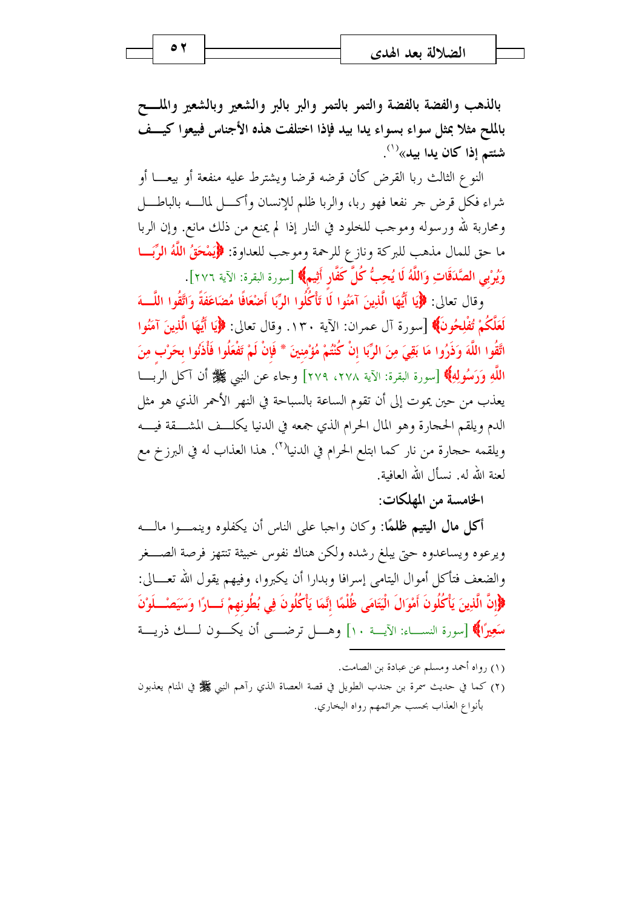بالذهب والفضة بالفضة والتمر بالتمر والبر بالبر والشعير وبالشعير والملح بالملح مثلا بمثل سواء بسواء يدا بيد فإذا اختلفت هذه الأجناس فبيعوا كيف شئتم إذا كان يدا بيد»[1].

النوع الثالث ربا القرض كأن قرضه قرضا ويشترط عليه منفعة أو بيعا أو شراء فكل قرض جر نفعا فهو ربا، والربا ظلم للإنسان وأكل لماله بالباطل ومحاربة لله ورسوله وموجب للخلود في النار إذا لم يمنع من ذلك مانع. وإن الربا ما حق للمال مذهب للبركة ونازع للرحمة وموجب للعداوة: ﴿يَمْحَقُ اللَّهُ الرِّبَا وَيُرْبِي الصَّدَقَاتِ وَاللَّهُ لَا يُحِبُّ كُلَّ كَفَّارٍ أَثِيمٍ﴾ [سورة البقرة: الآية ٢٧٦].

وقال تعالى: ﴿يَا أَيُّهَا الَّذِينَ آمَنُوا لَا تَأْكُلُوا الرِّبَا أَضْعَافًا مُضَاعَفَةً وَاتَّقُوا اللَّهَ لَعَلَّكُمْ تُفْلِحُونَ﴾ [سورة آل عمران: الآية ١٣٠. وقال تعالى: ﴿يَا أَيُّهَا الَّذِينَ آمَنُوا اتَّقُوا اللَّهَ وَذَرُوا مَا بَقِيَ مِنَ الرِّبَا إِنْ كُنْتُمْ مُؤْمِنِينَ * فَإِنْ لَمْ تَفْعَلُوا فَأْذَنُوا بِحَرْبٍ مِنَ اللَّهِ وَرَسُولِهِ﴾ [سورة البقرة: الآية ٢٧٨، ٢٧٩] وجاء عن النبي ﷺ أن آكل الربا يعذب من حين يموت إلى أن تقوم الساعة بالسباحة في النهر الأحمر الذي هو مثل الدم ويلقم الحجارة وهو المال الحرام الذي جمعه في الدنيا يكلف المشقة فيه ويلقمه حجارة من نار كما ابتلع الحرام في الدنيا[2]. هذا العذاب له في البرزخ مع لعنة الله له. نسأل الله العافية.

**الخامسة من المهلكات:**

**أكل مال اليتيم ظلمًا:** وكان واجبا على الناس أن يكفلوه وينموا ماله ويرعوه ويساعدوه حتى يبلغ رشده ولكن هناك نفوس خبيثة تنتهز فرصة الصغر والضعف فتأكل أموال اليتامى إسرافا وبدارا أن يكبروا، وفيهم يقول الله تعالى: ﴿إِنَّ الَّذِينَ يَأْكُلُونَ أَمْوَالَ الْيَتَامَى ظُلْمًا إِنَّمَا يَأْكُلُونَ فِي بُطُونِهِمْ نَارًا وَسَيَصْلَوْنَ سَعِيرًا﴾ [سورة النساء: الآية ١٠] وهل ترضى أن يكون لك ذرية

---

(١) رواه أحمد ومسلم عن عبادة بن الصامت.

(٢) كما في حديث سمرة بن جندب الطويل في قصة العصاة الذي رآهم النبي ﷺ في المنام يعذبون بأنواع العذاب بحسب جرائمهم رواه البخاري.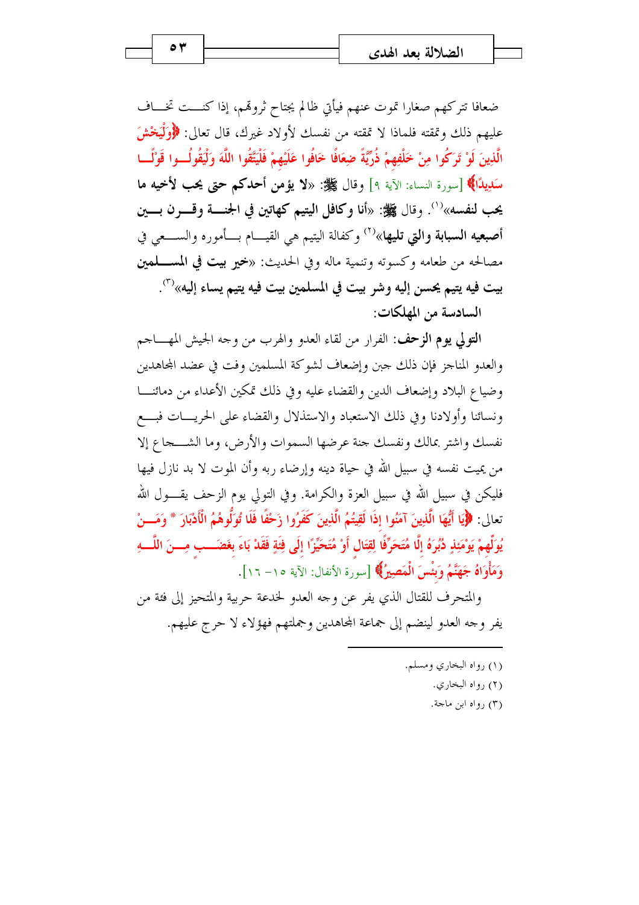ضعافا تتركهم صغارا تموت عنهم فيأتي ظالم يجتاح ثروتهم، إذا كنت تخاف عليهم ذلك وتمقته فلماذا لا تمقته من نفسك لأولاد غيرك، قال تعالى: ﴿وَلْيَخْشَ الَّذِينَ لَوْ تَرَكُوا مِنْ خَلْفِهِمْ ذُرِّيَّةً ضِعَافًا خَافُوا عَلَيْهِمْ فَلْيَتَّقُوا اللَّهَ وَلْيَقُولُوا قَوْلًا سَدِيدًا﴾ [سورة النساء: الآية ٩] وقال ﷺ: «**لا يؤمن أحدكم حتى يحب لأخيه ما يحب لنفسه**»[1]. وقال ﷺ: «**أنا وكافل اليتيم كهاتين في الجنة وقرن بين أصبعيه السبابة والتي تليها**»[2] وكفالة اليتيم هي القيام بأموره والسعي في مصالحه من طعامه وكسوته وتنمية ماله وفي الحديث: «**خير بيت في المسلمين بيت فيه يتيم يحسن إليه وشر بيت في المسلمين بيت فيه يتيم يساء إليه**»[3].

**السادسة من المهلكات:**

**التولي يوم الزحف:** الفرار من لقاء العدو والهرب من وجه الجيش المهاجم والعدو المناجز فإن ذلك جبن وإضعاف لشوكة المسلمين وفت في عضد المجاهدين وضياع البلاد وإضعاف الدين والقضاء عليه وفي ذلك تمكين الأعداء من دمائنا ونسائنا وأولادنا وفي ذلك الاستعباد والاستذلال والقضاء على الحريات فبع نفسك واشتر بمالك ونفسك جنة عرضها السموات والأرض، وما الشجاع إلا من يميت نفسه في سبيل الله في حياة دينه وإرضاء ربه وأن الموت لا بد نازل فيها فليكن في سبيل الله في سبيل العزة والكرامة. وفي التولي يوم الزحف يقول الله تعالى: ﴿يَا أَيُّهَا الَّذِينَ آمَنُوا إِذَا لَقِيتُمُ الَّذِينَ كَفَرُوا زَحْفًا فَلَا تُوَلُّوهُمُ الْأَدْبَارَ * وَمَنْ يُوَلِّهِمْ يَوْمَئِذٍ دُبُرَهُ إِلَّا مُتَحَرِّفًا لِقِتَالٍ أَوْ مُتَحَيِّزًا إِلَى فِئَةٍ فَقَدْ بَاءَ بِغَضَبٍ مِنَ اللَّهِ وَمَأْوَاهُ جَهَنَّمُ وَبِئْسَ الْمَصِيرُ﴾ [سورة الأنفال: الآية ١٥- ١٦].

والمتحرف للقتال الذي يفر عن وجه العدو لخدعة حربية والمتحيز إلى فئة من يفر وجه العدو لينضم إلى جماعة المجاهدين وجملتهم فهؤلاء لا حرج عليهم.

---

(١) رواه البخاري ومسلم.

(٢) رواه البخاري.

(٣) رواه ابن ماجة.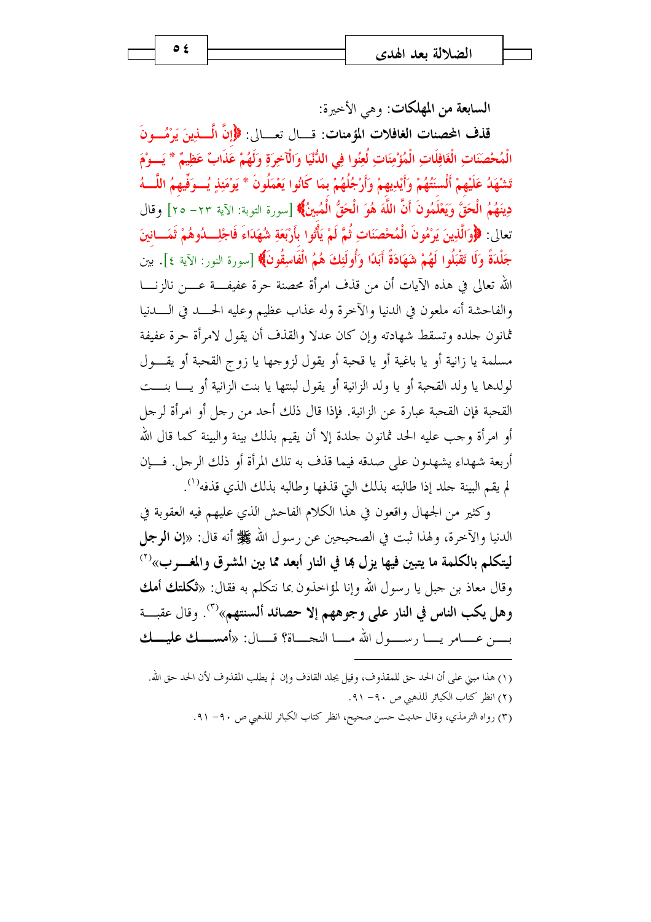**السابعة من المهلكات:** وهي الأخيرة:

**قذف المحصنات الغافلات المؤمنات:** قال تعالى: ﴿إِنَّ الَّذِينَ يَرْمُونَ الْمُحْصَنَاتِ الْغَافِلَاتِ الْمُؤْمِنَاتِ لُعِنُوا فِي الدُّنْيَا وَالْآخِرَةِ وَلَهُمْ عَذَابٌ عَظِيمٌ * يَوْمَ تَشْهَدُ عَلَيْهِمْ أَلْسِنَتُهُمْ وَأَيْدِيهِمْ وَأَرْجُلُهُمْ بِمَا كَانُوا يَعْمَلُونَ * يَوْمَئِذٍ يُوَفِّيهِمُ اللَّهُ دِينَهُمُ الْحَقَّ وَيَعْلَمُونَ أَنَّ اللَّهَ هُوَ الْحَقُّ الْمُبِينُ﴾ [سورة التوبة: الآية ٢٣- ٢٥] وقال تعالى: ﴿وَالَّذِينَ يَرْمُونَ الْمُحْصَنَاتِ ثُمَّ لَمْ يَأْتُوا بِأَرْبَعَةِ شُهَدَاءَ فَاجْلِدُوهُمْ ثَمَانِينَ جَلْدَةً وَلَا تَقْبَلُوا لَهُمْ شَهَادَةً أَبَدًا وَأُولَئِكَ هُمُ الْفَاسِقُونَ﴾ [سورة النور: الآية ٤]. بين الله تعالى في هذه الآيات أن من قذف امرأة محصنة حرة عفيفة عن الزنا والفاحشة أنه ملعون في الدنيا والآخرة وله عذاب عظيم وعليه الحد في الدنيا ثمانون جلده وتسقط شهادته وإن كان عدلا والقذف أن يقول لامرأة حرة عفيفة مسلمة يا زانية أو يا باغية أو يا قحبة أو يقول لزوجها يا زوج القحبة أو يقول لولدها يا ولد القحبة أو يا ولد الزانية أو يقول لبنتها يا بنت الزانية أو يا بنت القحبة فإن القحبة عبارة عن الزانية. فإذا قال ذلك أحد من رجل أو امرأة لرجل أو امرأة وجب عليه الحد ثمانون جلدة إلا أن يقيم بذلك بينة والبينة كما قال الله أربعة شهداء يشهدون على صدقه فيما قذف به تلك المرأة أو ذلك الرجل. فإن لم يقم البينة جلد إذا طالبته بذلك التي قذفها وطالبه بذلك الذي قذفه[1].

وكثير من الجهال واقعون في هذا الكلام الفاحش الذي عليهم فيه العقوبة في الدنيا والآخرة، ولهذا ثبت في الصحيحين عن رسول الله ﷺ أنه قال: «**إن الرجل ليتكلم بالكلمة ما يتبين فيها يزل بها في النار أبعد مما بين المشرق والمغرب**»[2] وقال معاذ بن جبل يا رسول الله وإنا لمؤاخذون بما نتكلم به فقال: «**ثكلتك أمك وهل يكب الناس في النار على وجوههم إلا حصائد ألسنتهم**»[3]. وقال عقبة بن عامر يا رسول الله ما النجاة؟ قال: «**أمسك عليك**

---

(١) هذا مبني على أن الحد حق للمقذوف، وقيل يجلد القاذف وإن لم يطلب المقذوف لأن الحد حق الله.

(٢) انظر كتاب الكبائر للذهبي ص ٩٠- ٩١.

(٣) رواه الترمذي، وقال حديث حسن صحيح، انظر كتاب الكبائر للذهبي ص ٩٠- ٩١.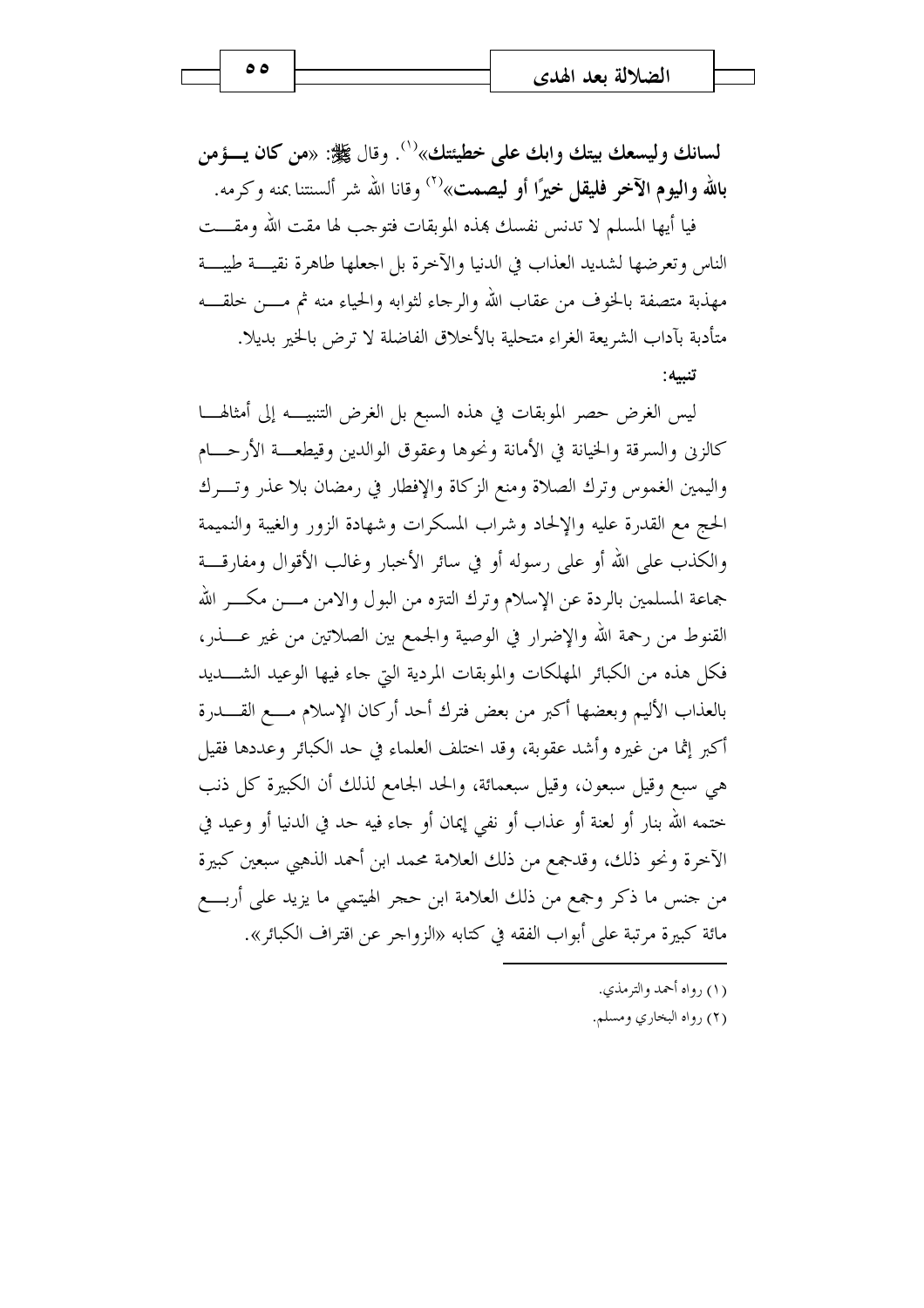**لسانك وليسعك بيتك وابك على خطيئتك»**[1]. وقال ﷺ: «**من كان يؤمن بالله واليوم الآخر فليقل خيرًا أو ليصمت**»[2] وقانا الله شر ألسنتنا بمنه وكرمه.

فيا أيها المسلم لا تدنس نفسك بهذه الموبقات فتوجب لها مقت الله ومقت الناس وتعرضها لشديد العذاب في الدنيا والآخرة بل اجعلها طاهرة نقية طيبة مهذبة متصفة بالخوف من عقاب الله والرجاء لثوابه والحياء منه ثم من خلقه متأدبة بآداب الشريعة الغراء متحلية بالأخلاق الفاضلة لا ترض بالخير بديلا.

**تنبيه:**

ليس الغرض حصر الموبقات في هذه السبع بل الغرض التنبيه إلى أمثالها كالزنى والسرقة والخيانة في الأمانة ونحوها وعقوق الوالدين وقيطعة الأرحام واليمين الغموس وترك الصلاة ومنع الزكاة والإفطار في رمضان بلا عذر وترك الحج مع القدرة عليه والإلحاد وشراب المسكرات وشهادة الزور والغيبة والنميمة والكذب على الله أو على رسوله أو في سائر الأخبار وغالب الأقوال ومفارقة جماعة المسلمين بالردة عن الإسلام وترك التتره من البول والامن من مكر الله القنوط من رحمة الله والإضرار في الوصية والجمع بين الصلاتين من غير عذر، فكل هذه من الكبائر المهلكات والموبقات المردية التي جاء فيها الوعيد الشديد بالعذاب الأليم وبعضها أكبر من بعض فترك أحد أركان الإسلام مع القدرة أكبر إثما من غيره وأشد عقوبة، وقد اختلف العلماء في حد الكبائر وعددها فقيل هي سبع وقيل سبعون، وقيل سبعمائة، والحد الجامع لذلك أن الكبيرة كل ذنب ختمه الله بنار أو لعنة أو عذاب أو نفي إيمان أو جاء فيه حد في الدنيا أو وعيد في الآخرة ونحو ذلك، وقدجمع من ذلك العلامة محمد ابن أحمد الذهبي سبعين كبيرة من جنس ما ذكر وجمع من ذلك العلامة ابن حجر الهيتمي ما يزيد على أربع مائة كبيرة مرتبة على أبواب الفقه في كتابه «الزواجر عن اقتراف الكبائر».

---

(١) رواه أحمد والترمذي.

(٢) رواه البخاري ومسلم.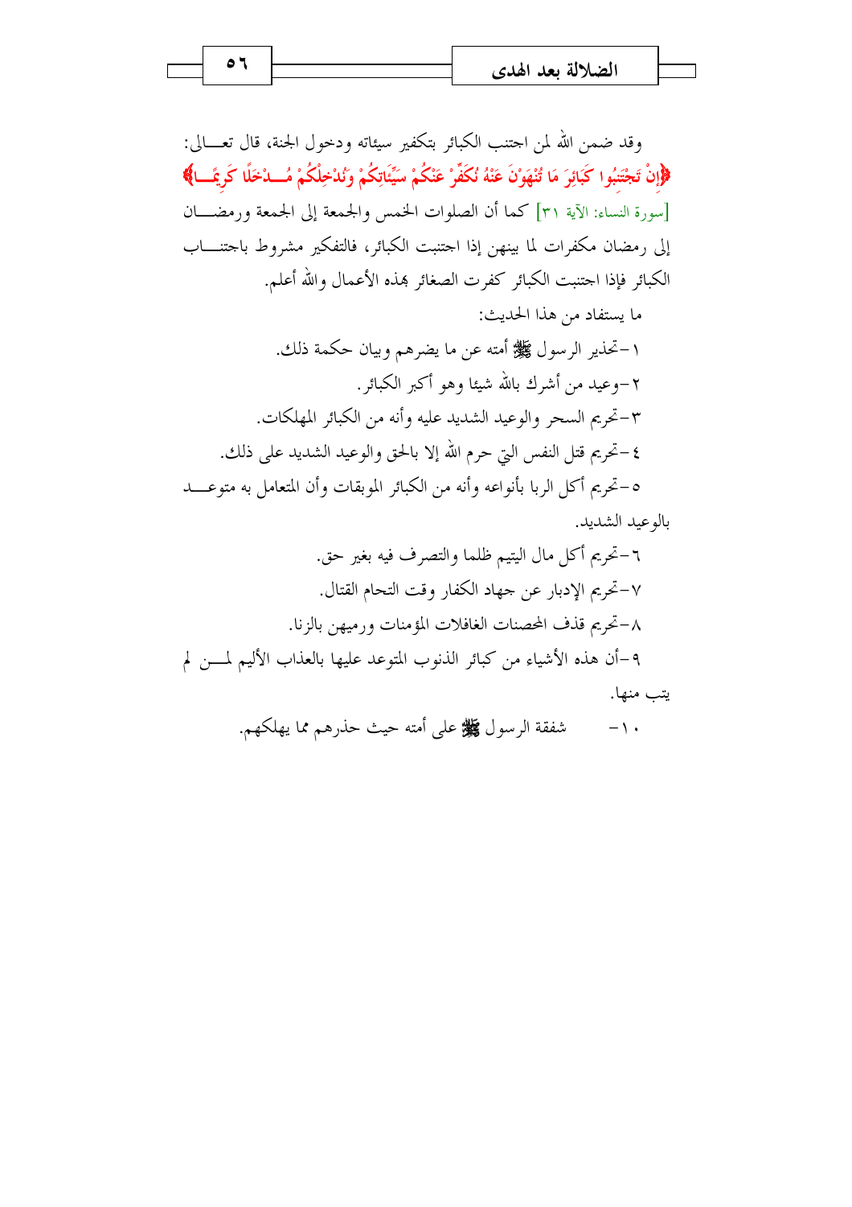وقد ضمن الله لمن اجتنب الكبائر بتكفير سيئاته ودخول الجنة، قال تعالى: ﴿إِنْ تَجْتَنِبُوا كَبَائِرَ مَا تُنْهَوْنَ عَنْهُ نُكَفِّرْ عَنْكُمْ سَيِّئَاتِكُمْ وَنُدْخِلْكُمْ مُدْخَلًا كَرِيمًا﴾ [سورة النساء: الآية ٣١] كما أن الصلوات الخمس والجمعة إلى الجمعة ورمضان إلى رمضان مكفرات لما بينهن إذا اجتنبت الكبائر، فالتفكير مشروط باجتناب الكبائر فإذا اجتنبت الكبائر كفرت الصغائر بهذه الأعمال والله أعلم.

ما يستفاد من هذا الحديث:

١-تحذير الرسول ﷺ أمته عن ما يضرهم وبيان حكمة ذلك.

٢-وعيد من أشرك بالله شيئا وهو أكبر الكبائر.

٣-تحريم السحر والوعيد الشديد عليه وأنه من الكبائر المهلكات.

٤-تحريم قتل النفس التي حرم الله إلا بالحق والوعيد الشديد على ذلك.

٥-تحريم أكل الربا بأنواعه وأنه من الكبائر الموبقات وأن المتعامل به متوعد بالوعيد الشديد.

٦-تحريم أكل مال اليتيم ظلما والتصرف فيه بغير حق.

٧-تحريم الإدبار عن جهاد الكفار وقت التحام القتال.

٨-تحريم قذف المحصنات الغافلات المؤمنات ورميهن بالزنا.

٩-أن هذه الأشياء من كبائر الذنوب المتوعد عليها بالعذاب الأليم لمن لم يتب منها.

١٠- شفقة الرسول ﷺ على أمته حيث حذرهم مما يهلكهم.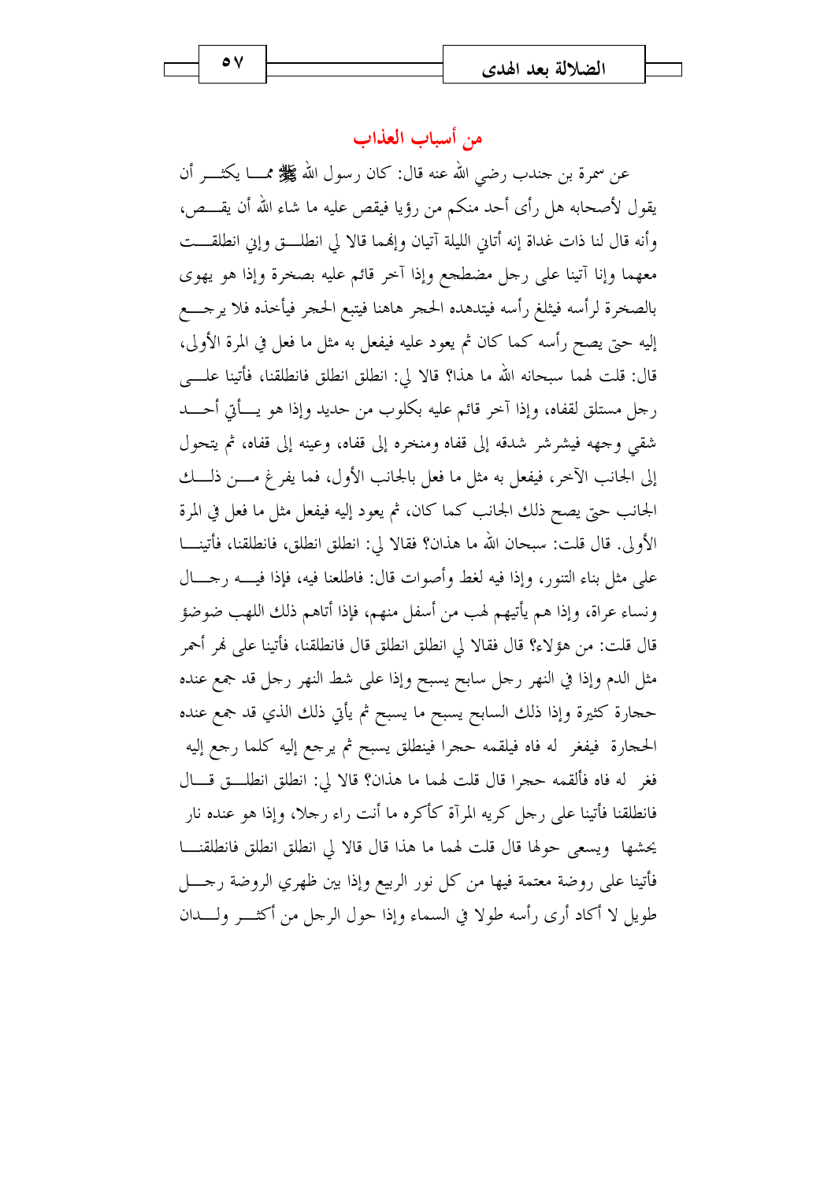## من أسباب العذاب

عن سمرة بن جندب رضي الله عنه قال: كان رسول الله ﷺ مما يكثر أن يقول لأصحابه هل رأى أحد منكم من رؤيا فيقص عليه ما شاء الله أن يقص، وأنه قال لنا ذات غداة إنه أتاني الليلة آتيان وإنهما قالا لي انطلق وإني انطلقت معهما وإنا آتينا على رجل مضطجع وإذا آخر قائم عليه بصخرة وإذا هو يهوى بالصخرة لرأسه فيثلغ رأسه فيتدهده الحجر هاهنا فيتبع الحجر فيأخذه فلا يرجع إليه حتى يصح رأسه كما كان ثم يعود عليه فيفعل به مثل ما فعل في المرة الأولى، قال: قلت لهما سبحانه الله ما هذا؟ قالا لي: انطلق انطلق فانطلقنا، فأتينا على رجل مستلق لقفاه، وإذا آخر قائم عليه بكلوب من حديد وإذا هو يأتي أحد شقي وجهه فيشرشر شدقه إلى قفاه ومنخره إلى قفاه، وعينه إلى قفاه، ثم يتحول إلى الجانب الآخر، فيفعل به مثل ما فعل بالجانب الأول، فما يفرغ من ذلك الجانب حتى يصح ذلك الجانب كما كان، ثم يعود إليه فيفعل مثل ما فعل في المرة الأولى. قال قلت: سبحان الله ما هذان؟ فقالا لي: انطلق انطلق، فانطلقنا، فأتينا على مثل بناء التنور، وإذا فيه لغط وأصوات قال: فاطلعنا فيه، فإذا فيه رجال ونساء عراة، وإذا هم يأتيهم لهب من أسفل منهم، فإذا أتاهم ذلك اللهب ضوضؤ قال قلت: من هؤلاء؟ قال فقالا لي انطلق انطلق قال فانطلقنا، فأتينا على نهر أحمر مثل الدم وإذا في النهر رجل سابح يسبح وإذا على شط النهر رجل قد جمع عنده حجارة كثيرة وإذا ذلك السابح يسبح ما يسبح ثم يأتي ذلك الذي قد جمع عنده الحجارة فيفغر له فاه فيلقمه حجرا فينطلق يسبح ثم يرجع إليه كلما رجع إليه فغر له فاه فألقمه حجرا قال قلت لهما ما هذان؟ قالا لي: انطلق انطلق قال فانطلقنا فأتينا على رجل كريه المرآة كأكره ما أنت راء رجلا، وإذا هو عنده نار يحشها ويسعى حولها قال قلت لهما ما هذا قال قالا لي انطلق انطلق فانطلقنا فأتينا على روضة معتمة فيها من كل نور الربيع وإذا بين ظهري الروضة رجل طويل لا أكاد أرى رأسه طولا في السماء وإذا حول الرجل من أكثر ولدان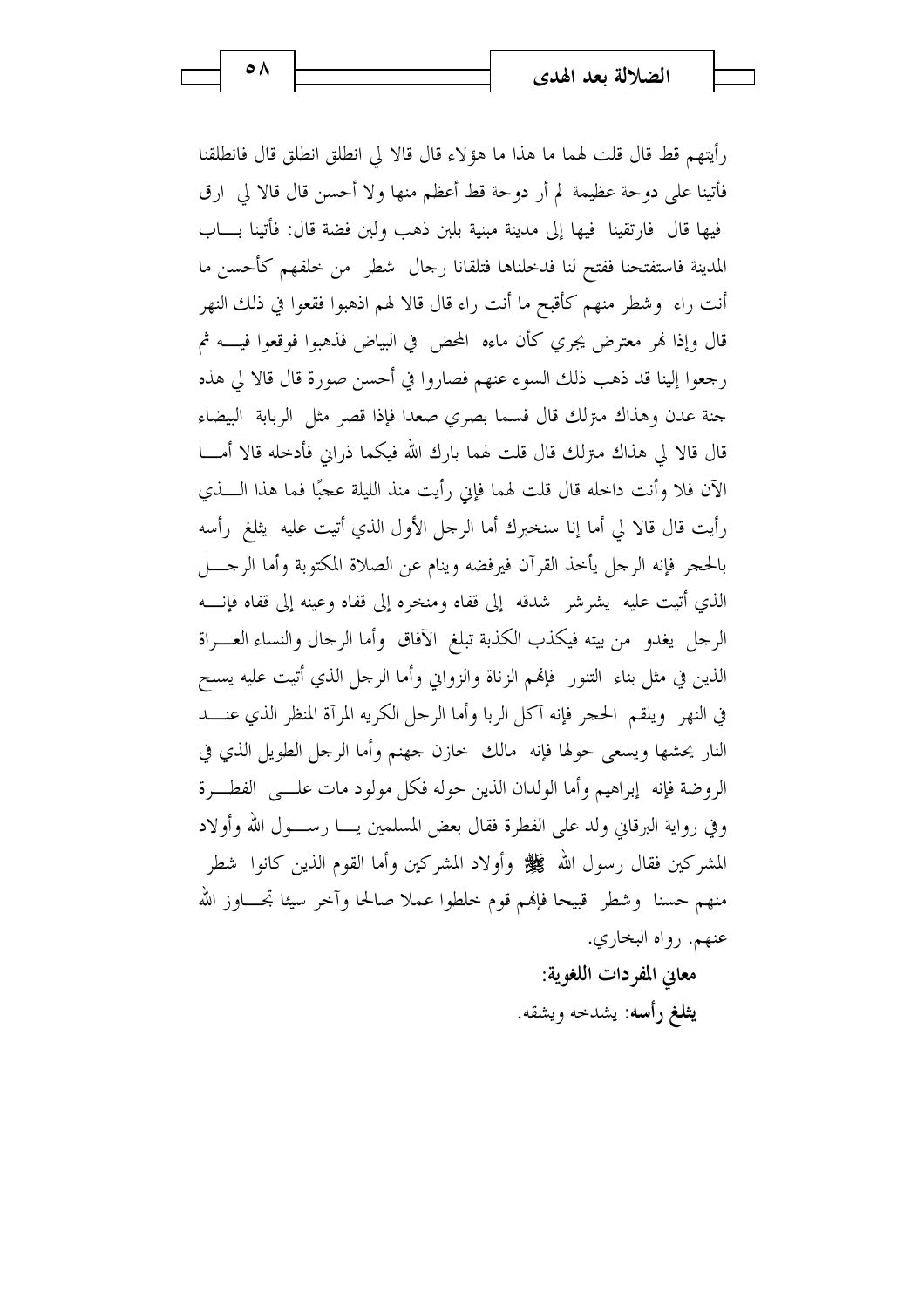رأيتهم قط قال قلت لهما ما هذا ما هؤلاء قال قالا لي انطلق انطلق قال فانطلقنا فأتينا على دوحة عظيمة لم أر دوحة قط أعظم منها ولا أحسن قال قالا لي ارق فيها قال فارتقينا فيها إلى مدينة مبنية بلبن ذهب ولبن فضة قال: فأتينا باب المدينة فاستفتحنا ففتح لنا فدخلناها فتلقانا رجال شطر من خلقهم كأحسن ما أنت راء وشطر منهم كأقبح ما أنت راء قال قالا لهم اذهبوا فقعوا في ذلك النهر قال وإذا نهر معترض يجري كأن ماءه المحض في البياض فذهبوا فوقعوا فيه ثم رجعوا إلينا قد ذهب ذلك السوء عنهم فصاروا في أحسن صورة قال قالا لي هذه جنة عدن وهذاك منزلك قال فسما بصري صعدا فإذا قصر مثل الربابة البيضاء قال قالا لي هذاك منزلك قال قلت لهما بارك الله فيكما ذراني فأدخله قالا أما الآن فلا وأنت داخله قال قلت لهما فإني رأيت منذ الليلة عجبًا فما هذا الذي رأيت قال قالا لي أما إنا سنخبرك أما الرجل الأول الذي أتيت عليه يثلغ رأسه بالحجر فإنه الرجل يأخذ القرآن فيرفضه وينام عن الصلاة المكتوبة وأما الرجل الذي أتيت عليه يشرشر شدقه إلى قفاه ومنخره إلى قفاه وعينه إلى قفاه فإنه الرجل يغدو من بيته فيكذب الكذبة تبلغ الآفاق وأما الرجال والنساء العراة الذين في مثل بناء التنور فإنهم الزناة والزواني وأما الرجل الذي أتيت عليه يسبح في النهر ويلقم الحجر فإنه آكل الربا وأما الرجل الكريه المرآة المنظر الذي عند النار يحشها ويسعى حولها فإنه مالك خازن جهنم وأما الرجل الطويل الذي في الروضة فإنه إبراهيم وأما الولدان الذين حوله فكل مولود مات على الفطرة وفي رواية البرقاني ولد على الفطرة فقال بعض المسلمين يا رسول الله وأولاد المشركين فقال رسول الله ﷺ وأولاد المشركين وأما القوم الذين كانوا شطر منهم حسنا وشطر قبيحا فإنهم قوم خلطوا عملا صالحا وآخر سيئا تجاوز الله عنهم. رواه البخاري.

**معاني المفردات اللغوية:**

**يثلغ رأسه:** يشدخه ويشقه.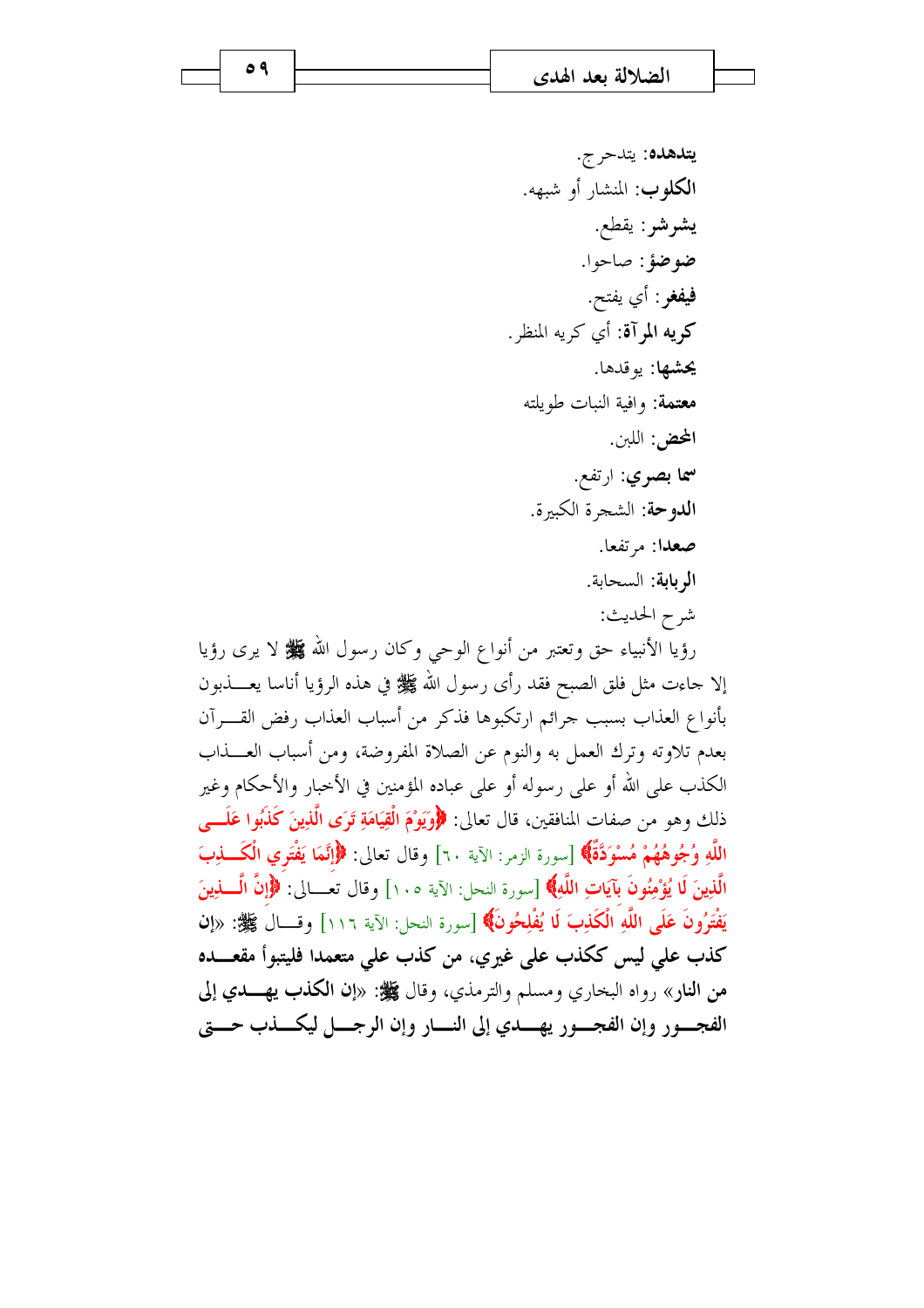**يتدهده**: يتدحرج.

**الكلوب**: المنشار أو شبهه.

**يشرشر**: يقطع.

**ضوضؤ**: صاحوا.

**فيفغر**: أي يفتح.

**كريه المرآة**: أي كريه المنظر.

**يحشها**: يوقدها.

**معتمة**: وافية النبات طويلته

**المحض**: اللبن.

**سما بصري**: ارتفع.

**الدوحة**: الشجرة الكبيرة.

**صعدا**: مرتفعا.

**الربابة**: السحابة.

شرح الحديث:

رؤيا الأنبياء حق وتعتبر من أنواع الوحي وكان رسول الله ﷺ لا يرى رؤيا إلا جاءت مثل فلق الصبح فقد رأى رسول الله ﷺ في هذه الرؤيا أناسا يعذبون بأنواع العذاب بسبب جرائم ارتكبوها فذكر من أسباب العذاب رفض القرآن بعدم تلاوته وترك العمل به والنوم عن الصلاة المفروضة، ومن أسباب العذاب الكذب على الله أو على رسوله أو على عباده المؤمنين في الأخبار والأحكام وغير ذلك وهو من صفات المنافقين، قال تعالى: ﴿وَيَوْمَ الْقِيَامَةِ تَرَى الَّذِينَ كَذَبُوا عَلَى اللَّهِ وُجُوهُهُمْ مُسْوَدَّةٌ﴾ [سورة الزمر: الآية ٦٠] وقال تعالى: ﴿إِنَّمَا يَفْتَرِي الْكَذِبَ الَّذِينَ لَا يُؤْمِنُونَ بِآيَاتِ اللَّهِ﴾ [سورة النحل: الآية ١٠٥] وقال تعالى: ﴿إِنَّ الَّذِينَ يَفْتَرُونَ عَلَى اللَّهِ الْكَذِبَ لَا يُفْلِحُونَ﴾ [سورة النحل: الآية ١١٦] وقال ﷺ: «**إن كذب علي ليس ككذب على غيري، من كذب علي متعمدا فليتبوأ مقعده من النار**» رواه البخاري ومسلم والترمذي، وقال ﷺ: «**إن الكذب يهدي إلى الفجور وإن الفجور يهدي إلى النار وإن الرجل ليكذب حتى**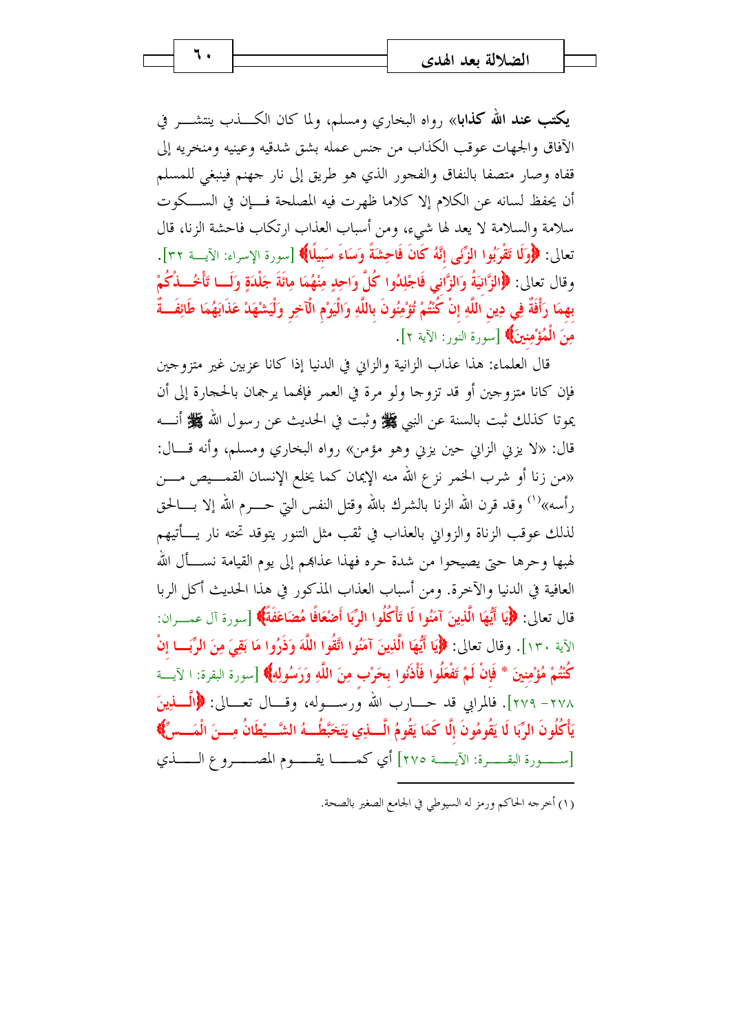**يكتب عند الله كذابا**» رواه البخاري ومسلم، ولما كان الكــذب ينتشــر في الآفاق والجهات عوقب الكذاب من جنس عمله بشق شدقيه وعينيه ومنخريه إلى قفاه وصار متصفا بالنفاق والفجور الذي هو طريق إلى نار جهنم فينبغي للمسلم أن يحفظ لسانه عن الكلام إلا كلاما ظهرت فيه المصلحة فــإن في الســكوت سلامة والسلامة لا يعد لها شيء، ومن أسباب العذاب ارتكاب فاحشة الزنا، قال تعالى: ﴿وَلَا تَقْرَبُوا الزِّنَى إِنَّهُ كَانَ فَاحِشَةً وَسَاءَ سَبِيلًا﴾ [سورة الإسراء: الآيــة ٣٢]. وقال تعالى: ﴿الزَّانِيَةُ وَالزَّانِي فَاجْلِدُوا كُلَّ وَاحِدٍ مِنْهُمَا مِائَةَ جَلْدَةٍ وَلَــا تَأْخُــذْكُمْ بِهِمَا رَأْفَةٌ فِي دِينِ اللَّهِ إِنْ كُنْتُمْ تُؤْمِنُونَ بِاللَّهِ وَالْيَوْمِ الْآخِرِ وَلْيَشْهَدْ عَذَابَهُمَا طَائِفَــةٌ مِنَ الْمُؤْمِنِينَ﴾ [سورة النور: الآية ٢].

قال العلماء: هذا عذاب الزانية والزاني في الدنيا إذا كانا عزبين غير متزوجين فإن كانا متزوجين أو قد تزوجا ولو مرة في العمر فإنهما يرجمان بالحجارة إلى أن يموتا كذلك ثبت بالسنة عن النبي ﷺ وثبت في الحديث عن رسول الله ﷺ أنــه قال: «لا يزني الزاني حين يزني وهو مؤمن» رواه البخاري ومسلم، وأنه قــال: «من زنا أو شرب الخمر نزع الله منه الإيمان كما يخلع الإنسان القمــيص مــن رأسه»[1] وقد قرن الله الزنا بالشرك بالله وقتل النفس التي حــرم الله إلا بــالحق لذلك عوقب الزناة والزواني بالعذاب في ثقب مثل التنور يتوقد تحته نار يــأتيهم لهبها وحرها حتى يصيحوا من شدة حره فهذا عذابهم إلى يوم القيامة نســأل الله العافية في الدنيا والآخرة. ومن أسباب العذاب المذكور في هذا الحديث أكل الربا قال تعالى: ﴿يَا أَيُّهَا الَّذِينَ آمَنُوا لَا تَأْكُلُوا الرِّبَا أَضْعَافًا مُضَاعَفَةً﴾ [سورة آل عمــران: الآية ١٣٠]. وقال تعالى: ﴿يَا أَيُّهَا الَّذِينَ آمَنُوا اتَّقُوا اللَّهَ وَذَرُوا مَا بَقِيَ مِنَ الرِّبَــا إِنْ كُنْتُمْ مُؤْمِنِينَ * فَإِنْ لَمْ تَفْعَلُوا فَأْذَنُوا بِحَرْبٍ مِنَ اللَّهِ وَرَسُولِهِ﴾ [سورة البقرة: الآيــة ٢٧٨- ٢٧٩]. فالمرابي قد حــارب الله ورســوله، وقــال تعــالى: ﴿الَّــذِينَ يَأْكُلُونَ الرِّبَا لَا يَقُومُونَ إِلَّا كَمَا يَقُومُ الَّــذِي يَتَخَبَّطُــهُ الشَّــيْطَانُ مِــنَ الْمَــسِّ﴾ [ســورة البقــرة: الآيــة ٢٧٥] أي كمــا يقــوم المصــروع الــذي

---

(١) أخرجه الحاكم ورمز له السيوطي في الجامع الصغير بالصحة.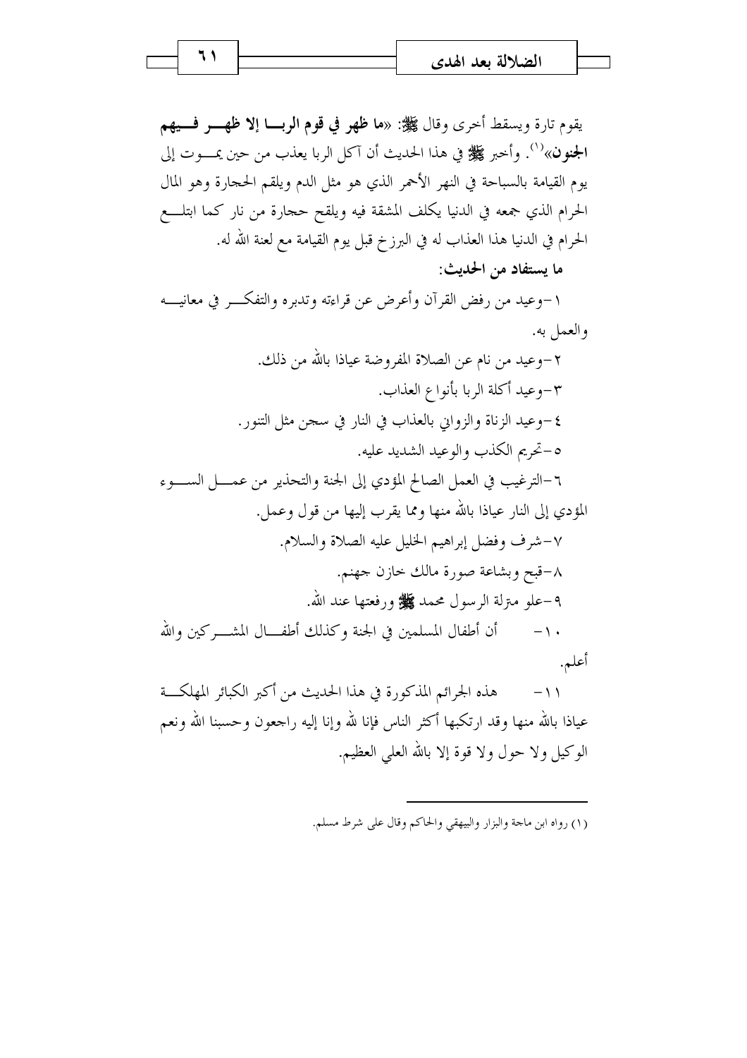يقوم تارة ويسقط أخرى وقال ﷺ: «**ما ظهر في قوم الربا إلا ظهر فيهم الجنون**»[1]. وأخبر ﷺ في هذا الحديث أن آكل الربا يعذب من حين يموت إلى يوم القيامة بالسباحة في النهر الأحمر الذي هو مثل الدم ويلقم الحجارة وهو المال الحرام الذي جمعه في الدنيا يكلف المشقة فيه ويلقح حجارة من نار كما ابتلع الحرام في الدنيا هذا العذاب له في البرزخ قبل يوم القيامة مع لعنة الله له.

**ما يستفاد من الحديث:**

١-وعيد من رفض القرآن وأعرض عن قراءته وتدبره والتفكر في معانيه والعمل به.

٢-وعيد من نام عن الصلاة المفروضة عياذا بالله من ذلك.

٣-وعيد أكلة الربا بأنواع العذاب.

٤-وعيد الزناة والزواني بالعذاب في النار في سجن مثل التنور.

٥-تحريم الكذب والوعيد الشديد عليه.

٦-الترغيب في العمل الصالح المؤدي إلى الجنة والتحذير من عمل السوء المؤدي إلى النار عياذا بالله منها ومما يقرب إليها من قول وعمل.

٧-شرف وفضل إبراهيم الخليل عليه الصلاة والسلام.

٨-قبح وبشاعة صورة مالك خازن جهنم.

٩-علو منزلة الرسول محمد ﷺ ورفعتها عند الله.

١٠- أن أطفال المسلمين في الجنة وكذلك أطفال المشركين والله أعلم.

١١- هذه الجرائم المذكورة في هذا الحديث من أكبر الكبائر المهلكة عياذا بالله منها وقد ارتكبها أكثر الناس فإنا لله وإنا إليه راجعون وحسبنا الله ونعم الوكيل ولا حول ولا قوة إلا بالله العلي العظيم.

---

(١) رواه ابن ماجة والبزار والبيهقي والحاكم وقال على شرط مسلم.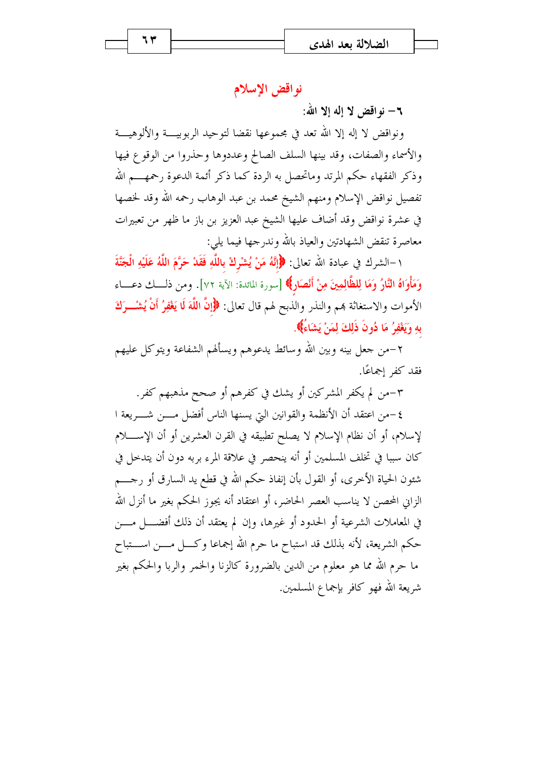## نواقض الإسلام

### ٦– نواقض لا إله إلا الله:

ونواقض لا إله إلا الله تعد في مجموعها نقضا لتوحيد الربوبية والألوهية والأسماء والصفات، وقد بينها السلف الصالح وعددوها وحذروا من الوقوع فيها وذكر الفقهاء حكم المرتد وماتحصل به الردة كما ذكر أئمة الدعوة رحمهم الله تفصيل نواقض الإسلام ومنهم الشيخ محمد بن عبد الوهاب رحمه الله وقد لخصها في عشرة نواقض وقد أضاف عليها الشيخ عبد العزيز بن باز ما ظهر من تعبيرات معاصرة تنقض الشهادتين والعياذ بالله وندرجها فيما يلي:

١–الشرك في عبادة الله تعالى: ﴿إِنَّهُ مَنْ يُشْرِكْ بِاللَّهِ فَقَدْ حَرَّمَ اللَّهُ عَلَيْهِ الْجَنَّةَ وَمَأْوَاهُ النَّارُ وَمَا لِلظَّالِمِينَ مِنْ أَنْصَارٍ﴾ [سورة المائدة: الآية ٧٢]. ومن ذلك دعاء الأموات والاستغاثة بهم والنذر والذبح لهم قال تعالى: ﴿إِنَّ اللَّهَ لَا يَغْفِرُ أَنْ يُشْرَكَ بِهِ وَيَغْفِرُ مَا دُونَ ذَلِكَ لِمَنْ يَشَاءُ﴾.

٢–من جعل بينه وبين الله وسائط يدعوهم ويسألهم الشفاعة ويتوكل عليهم فقد كفر إجماعًا.

٣–من لم يكفر المشركين أو يشك في كفرهم أو صحح مذهبهم كفر.

٤–من اعتقد أن الأنظمة والقوانين التي يسنها الناس أفضل من شريعة الإسلام، أو أن نظام الإسلام لا يصلح تطبيقه في القرن العشرين أو أن الإسلام كان سببا في تخلف المسلمين أو أنه ينحصر في علاقة المرء بربه دون أن يتدخل في شئون الحياة الأخرى، أو القول بأن إنفاذ حكم الله في قطع يد السارق أو رجم الزاني المحصن لا يناسب العصر الحاضر، أو اعتقاد أنه يجوز الحكم بغير ما أنزل الله في المعاملات الشرعية أو الحدود أو غيرها، وإن لم يعتقد أن ذلك أفضل من حكم الشريعة، لأنه بذلك قد استباح ما حرم الله إجماعا وكل من استباح ما حرم الله مما هو معلوم من الدين بالضرورة كالزنا والخمر والربا والحكم بغير شريعة الله فهو كافر بإجماع المسلمين.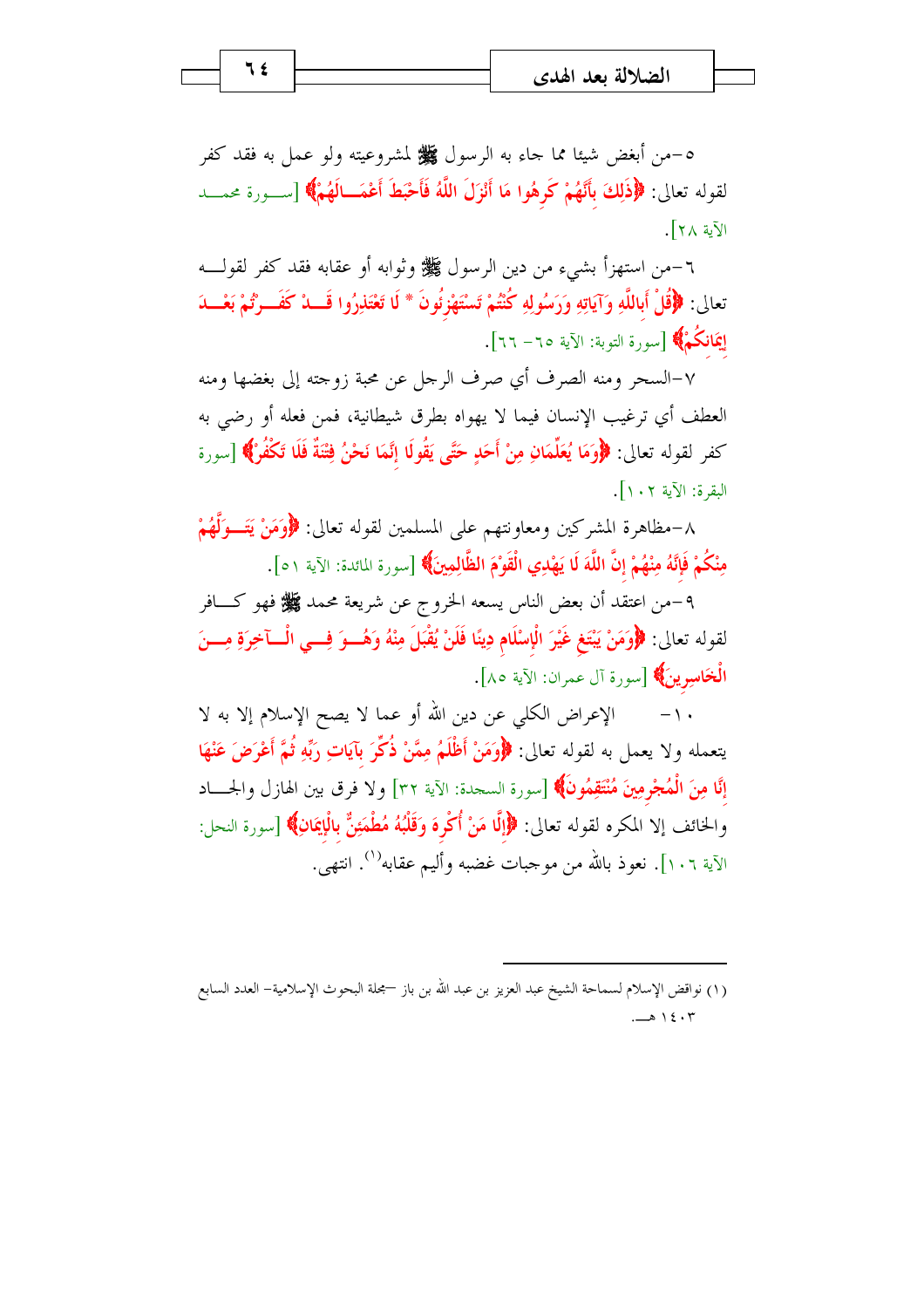٥-من أبغض شيئا مما جاء به الرسول ﷺ لمشروعيته ولو عمل به فقد كفر لقوله تعالى: ﴿ذَلِكَ بِأَنَّهُمْ كَرِهُوا مَا أَنْزَلَ اللَّهُ فَأَحْبَطَ أَعْمَالَهُمْ﴾ [سورة محمد الآية ٢٨].

٦-من استهزأ بشيء من دين الرسول ﷺ وثوابه أو عقابه فقد كفر لقوله تعالى: ﴿قُلْ أَبِاللَّهِ وَآيَاتِهِ وَرَسُولِهِ كُنْتُمْ تَسْتَهْزِئُونَ * لَا تَعْتَذِرُوا قَدْ كَفَرْتُمْ بَعْدَ إِيمَانِكُمْ﴾ [سورة التوبة: الآية ٦٥- ٦٦].

٧-السحر ومنه الصرف أي صرف الرجل عن محبة زوجته إلى بغضها ومنه العطف أي ترغيب الإنسان فيما لا يهواه بطرق شيطانية، فمن فعله أو رضي به كفر لقوله تعالى: ﴿وَمَا يُعَلِّمَانِ مِنْ أَحَدٍ حَتَّى يَقُولَا إِنَّمَا نَحْنُ فِتْنَةٌ فَلَا تَكْفُرْ﴾ [سورة البقرة: الآية ١٠٢].

٨-مظاهرة المشركين ومعاونتهم على المسلمين لقوله تعالى: ﴿وَمَنْ يَتَوَلَّهُمْ مِنْكُمْ فَإِنَّهُ مِنْهُمْ إِنَّ اللَّهَ لَا يَهْدِي الْقَوْمَ الظَّالِمِينَ﴾ [سورة المائدة: الآية ٥١].

٩-من اعتقد أن بعض الناس يسعه الخروج عن شريعة محمد ﷺ فهو كافر لقوله تعالى: ﴿وَمَنْ يَبْتَغِ غَيْرَ الْإِسْلَامِ دِينًا فَلَنْ يُقْبَلَ مِنْهُ وَهُوَ فِي الْآخِرَةِ مِنَ الْخَاسِرِينَ﴾ [سورة آل عمران: الآية ٨٥].

١٠- الإعراض الكلي عن دين الله أو عما لا يصح الإسلام إلا به لا يتعلمه ولا يعمل به لقوله تعالى: ﴿وَمَنْ أَظْلَمُ مِمَّنْ ذُكِّرَ بِآيَاتِ رَبِّهِ ثُمَّ أَعْرَضَ عَنْهَا إِنَّا مِنَ الْمُجْرِمِينَ مُنْتَقِمُونَ﴾ [سورة السجدة: الآية ٣٢] ولا فرق بين الهازل والجاد والخائف إلا المكره لقوله تعالى: ﴿إِلَّا مَنْ أُكْرِهَ وَقَلْبُهُ مُطْمَئِنٌّ بِالْإِيمَانِ﴾ [سورة النحل: الآية ١٠٦]. نعوذ بالله من موجبات غضبه وأليم عقابه[1]. انتهى.

---

(١) نواقض الإسلام لسماحة الشيخ عبد العزيز بن عبد الله بن باز –مجلة البحوث الإسلامية– العدد السابع ١٤٠٣ هـ.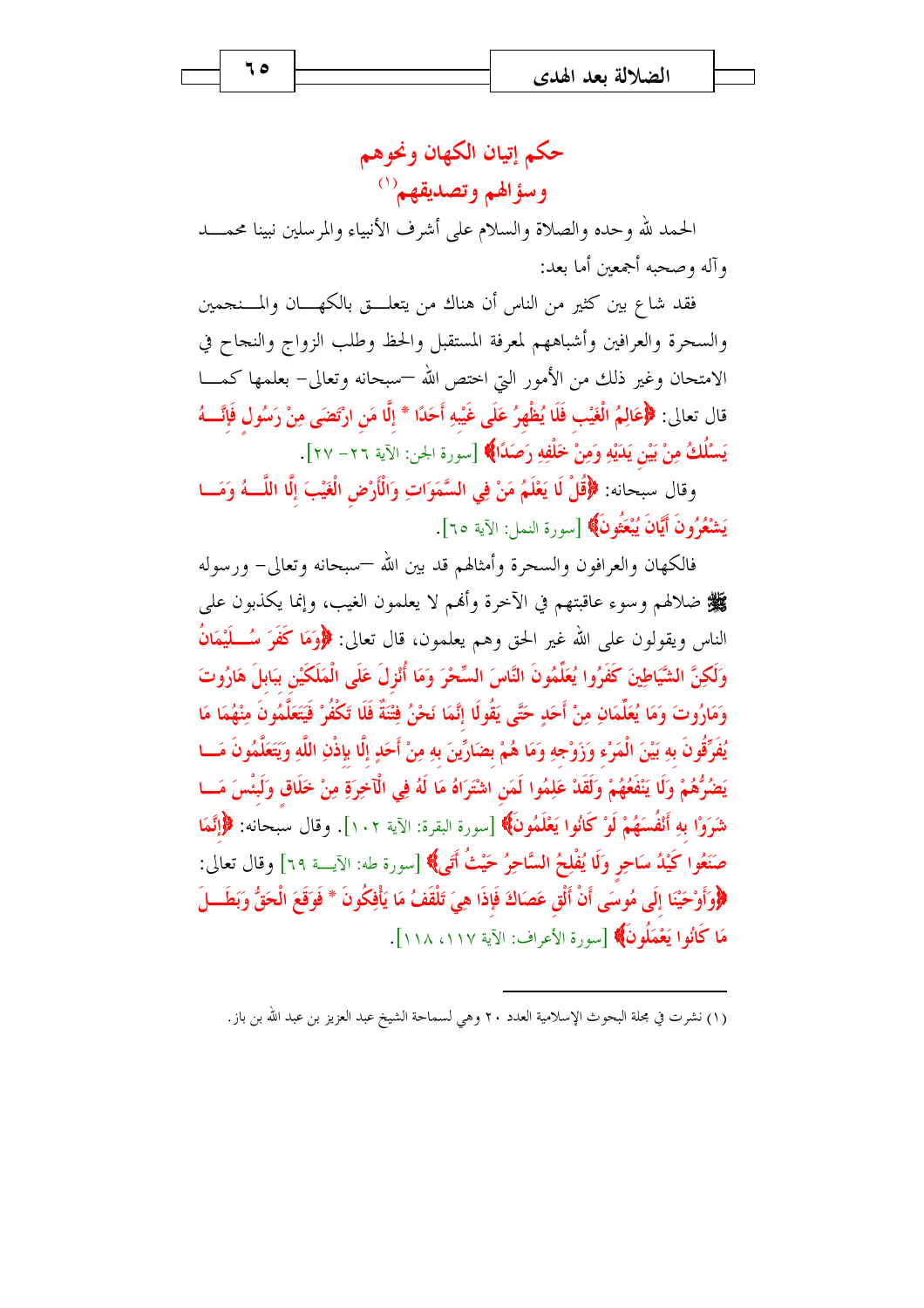# حكم إتيان الكهان ونحوهم وسؤالهم وتصديقهم[1]

الحمد لله وحده والصلاة والسلام على أشرف الأنبياء والمرسلين نبينا محمد وآله وصحبه أجمعين أما بعد:

فقد شاع بين كثير من الناس أن هناك من يتعلق بالكهان والمنجمين والسحرة والعرافين وأشباههم لمعرفة المستقبل والحظ وطلب الزواج والنجاح في الامتحان وغير ذلك من الأمور التي اختص الله -سبحانه وتعالى- بعلمها كما قال تعالى: ﴿عَالِمُ الْغَيْبِ فَلَا يُظْهِرُ عَلَى غَيْبِهِ أَحَدًا * إِلَّا مَنِ ارْتَضَى مِنْ رَسُولٍ فَإِنَّهُ يَسْلُكُ مِنْ بَيْنِ يَدَيْهِ وَمِنْ خَلْفِهِ رَصَدًا﴾ [سورة الجن: الآية ٢٦- ٢٧].

وقال سبحانه: ﴿قُلْ لَا يَعْلَمُ مَنْ فِي السَّمَوَاتِ وَالْأَرْضِ الْغَيْبَ إِلَّا اللَّهُ وَمَا يَشْعُرُونَ أَيَّانَ يُبْعَثُونَ﴾ [سورة النمل: الآية ٦٥].

فالكهان والعرافون والسحرة وأمثالهم قد بين الله -سبحانه وتعالى- ورسوله ﷺ ضلالهم وسوء عاقبتهم في الآخرة وأنهم لا يعلمون الغيب، وإنما يكذبون على الناس ويقولون على الله غير الحق وهم يعلمون، قال تعالى: ﴿وَمَا كَفَرَ سُلَيْمَانُ وَلَكِنَّ الشَّيَاطِينَ كَفَرُوا يُعَلِّمُونَ النَّاسَ السِّحْرَ وَمَا أُنْزِلَ عَلَى الْمَلَكَيْنِ بِبَابِلَ هَارُوتَ وَمَارُوتَ وَمَا يُعَلِّمَانِ مِنْ أَحَدٍ حَتَّى يَقُولَا إِنَّمَا نَحْنُ فِتْنَةٌ فَلَا تَكْفُرْ فَيَتَعَلَّمُونَ مِنْهُمَا مَا يُفَرِّقُونَ بِهِ بَيْنَ الْمَرْءِ وَزَوْجِهِ وَمَا هُمْ بِضَارِّينَ بِهِ مِنْ أَحَدٍ إِلَّا بِإِذْنِ اللَّهِ وَيَتَعَلَّمُونَ مَا يَضُرُّهُمْ وَلَا يَنْفَعُهُمْ وَلَقَدْ عَلِمُوا لَمَنِ اشْتَرَاهُ مَا لَهُ فِي الْآخِرَةِ مِنْ خَلَاقٍ وَلَبِئْسَ مَا شَرَوْا بِهِ أَنْفُسَهُمْ لَوْ كَانُوا يَعْلَمُونَ﴾ [سورة البقرة: الآية ١٠٢]. وقال سبحانه: ﴿إِنَّمَا صَنَعُوا كَيْدُ سَاحِرٍ وَلَا يُفْلِحُ السَّاحِرُ حَيْثُ أَتَى﴾ [سورة طه: الآية ٦٩] وقال تعالى: ﴿وَأَوْحَيْنَا إِلَى مُوسَى أَنْ أَلْقِ عَصَاكَ فَإِذَا هِيَ تَلْقَفُ مَا يَأْفِكُونَ * فَوَقَعَ الْحَقُّ وَبَطَلَ مَا كَانُوا يَعْمَلُونَ﴾ [سورة الأعراف: الآية ١١٧، ١١٨].

---

(١) نشرت في مجلة البحوث الإسلامية العدد ٢٠ وهي لسماحة الشيخ عبد العزيز بن عبد الله بن باز.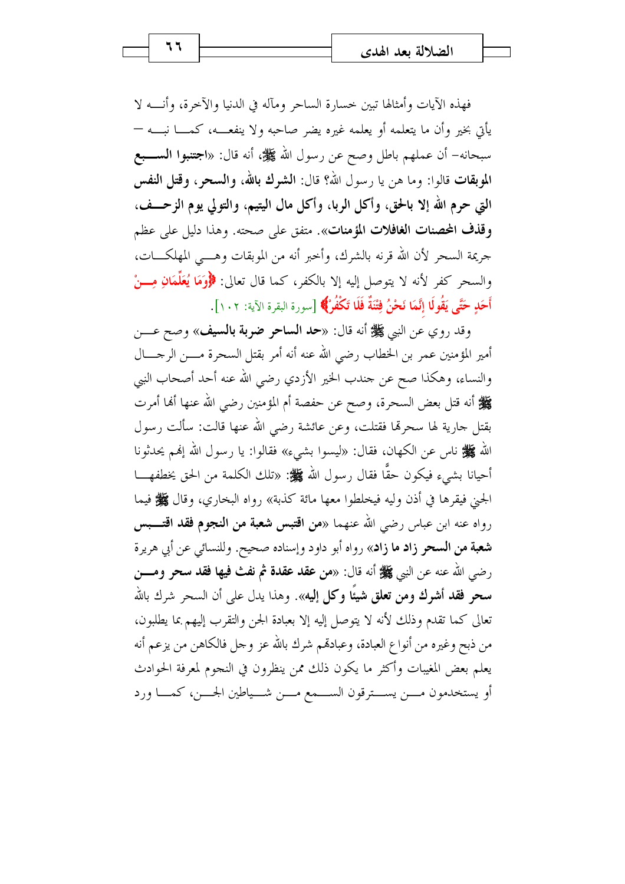فهذه الآيات وأمثالها تبين خسارة الساحر ومآله في الدنيا والآخرة، وأنه لا يأتي بخير وأن ما يتعلمه أو يعلمه غيره يضر صاحبه ولا ينفعه، كما نبه — سبحانه– أن عملهم باطل وصح عن رسول الله ﷺ، أنه قال: «**اجتنبوا السبع الموبقات** قالوا: وما هن يا رسول الله؟ قال: **الشرك بالله، والسحر، وقتل النفس التي حرم الله إلا بالحق، وأكل الربا، وأكل مال اليتيم، والتولي يوم الزحف، وقذف المحصنات الغافلات المؤمنات**». متفق على صحته. وهذا دليل على عظم جريمة السحر لأن الله قرنه بالشرك، وأخبر أنه من الموبقات وهي المهلكات، والسحر كفر لأنه لا يتوصل إليه إلا بالكفر، كما قال تعالى: ﴿**وَمَا يُعَلِّمَانِ مِنْ أَحَدٍ حَتَّى يَقُولَا إِنَّمَا نَحْنُ فِتْنَةٌ فَلَا تَكْفُرْ**﴾ [سورة البقرة الآية: ١٠٢].

وقد روي عن النبي ﷺ أنه قال: «**حد الساحر ضربة بالسيف**» وصح عن أمير المؤمنين عمر بن الخطاب رضي الله عنه أنه أمر بقتل السحرة من الرجال والنساء، وهكذا صح عن جندب الخير الأزدي رضي الله عنه أحد أصحاب النبي ﷺ أنه قتل بعض السحرة، وصح عن حفصة أم المؤمنين رضي الله عنها أنها أمرت بقتل جارية لها سحرتها فقتلت، وعن عائشة رضي الله عنها قالت: سألت رسول الله ﷺ ناس عن الكهان، فقال: «ليسوا بشيء» فقالوا: يا رسول الله إنهم يحدثونا أحيانا بشيء فيكون حقًّا فقال رسول الله ﷺ: «تلك الكلمة من الحق يخطفها الجني فيقرها في أذن وليه فيخلطوا معها مائة كذبة» رواه البخاري، وقال ﷺ فيما رواه عنه ابن عباس رضي الله عنهما «**من اقتبس شعبة من النجوم فقد اقتبس شعبة من السحر زاد ما زاد**» رواه أبو داود وإسناده صحيح. وللنسائي عن أبي هريرة رضي الله عنه عن النبي ﷺ أنه قال: «**من عقد عقدة ثم نفث فيها فقد سحر ومن سحر فقد أشرك ومن تعلق شيئًا وكل إليه**». وهذا يدل على أن السحر شرك بالله تعالى كما تقدم وذلك لأنه لا يتوصل إليه إلا بعبادة الجن والتقرب إليهم بما يطلبون، من ذبح وغيره من أنواع العبادة، وعبادتهم شرك بالله عز وجل فالكاهن من يزعم أنه يعلم بعض المغيبات وأكثر ما يكون ذلك ممن ينظرون في النجوم لمعرفة الحوادث أو يستخدمون من يسترقون السمع من شياطين الجن، كما ورد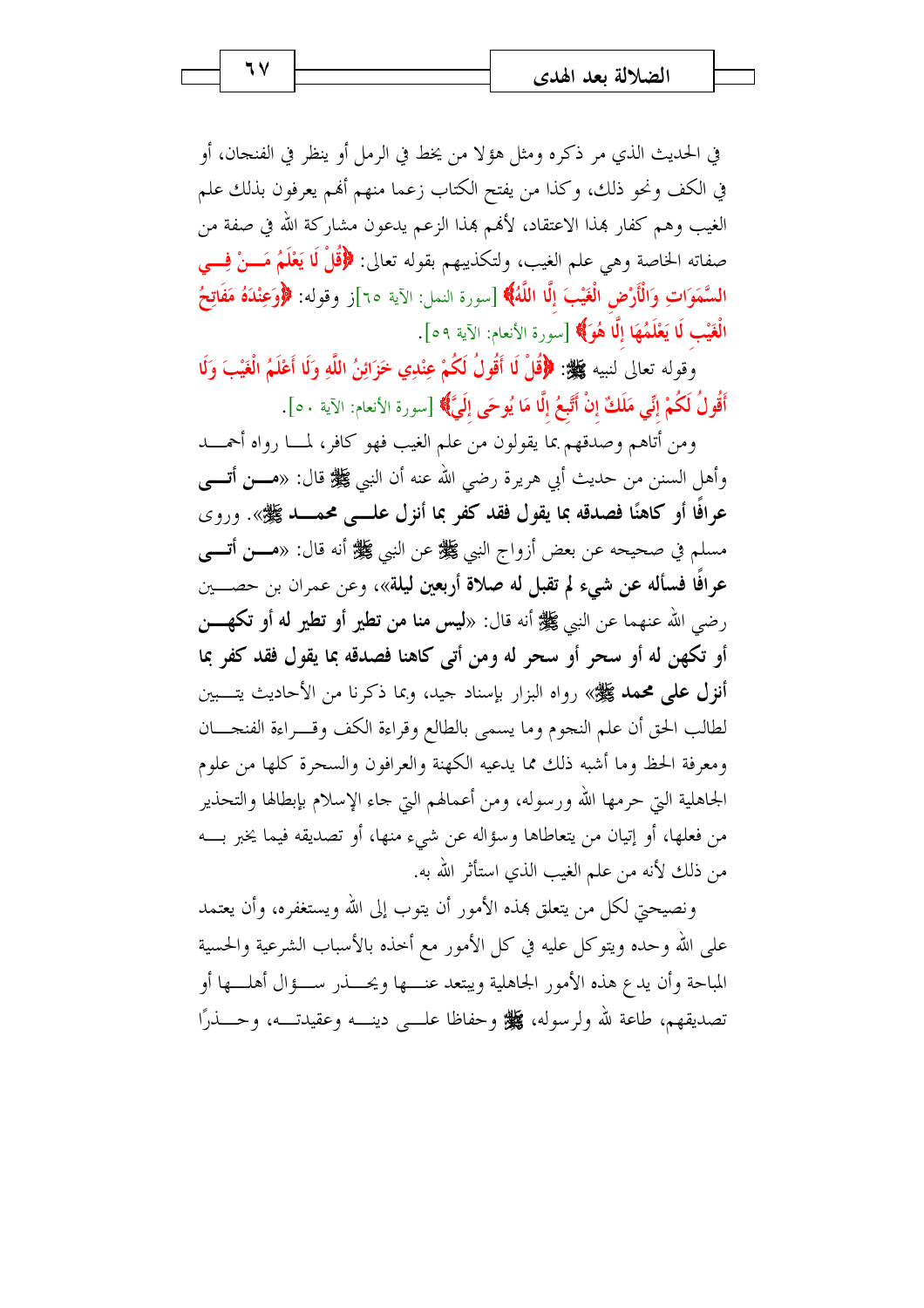في الحديث الذي مر ذكره ومثل هؤلا من يخط في الرمل أو ينظر في الفنجان، أو في الكف ونحو ذلك، وكذا من يفتح الكتاب زعما منهم أنهم يعرفون بذلك علم الغيب وهم كفار بهذا الاعتقاد، لأنهم بهذا الزعم يدعون مشاركة الله في صفة من صفاته الخاصة وهي علم الغيب، ولتكذيبهم بقوله تعالى: ﴿قُلْ لَا يَعْلَمُ مَنْ فِي السَّمَوَاتِ وَالْأَرْضِ الْغَيْبَ إِلَّا اللَّهُ﴾ [سورة النمل: الآية ٦٥]ز وقوله: ﴿وَعِنْدَهُ مَفَاتِحُ الْغَيْبِ لَا يَعْلَمُهَا إِلَّا هُوَ﴾ [سورة الأنعام: الآية ٥٩].

وقوله تعالى لنبيه ﷺ: ﴿قُلْ لَا أَقُولُ لَكُمْ عِنْدِي خَزَائِنُ اللَّهِ وَلَا أَعْلَمُ الْغَيْبَ وَلَا أَقُولُ لَكُمْ إِنِّي مَلَكٌ إِنْ أَتَّبِعُ إِلَّا مَا يُوحَى إِلَيَّ﴾ [سورة الأنعام: الآية ٥٠].

ومن أتاهم وصدقهم بما يقولون من علم الغيب فهو كافر، لما رواه أحمد وأهل السنن من حديث أبي هريرة رضي الله عنه أن النبي ﷺ قال: «**من أتى عرافًا أو كاهنًا فصدقه بما يقول فقد كفر بما أنزل على محمد ﷺ**». وروى مسلم في صحيحه عن بعض أزواج النبي ﷺ عن النبي ﷺ أنه قال: «**من أتى عرافًا فسأله عن شيء لم تقبل له صلاة أربعين ليلة**»، وعن عمران بن حصين رضي الله عنهما عن النبي ﷺ أنه قال: «**ليس منا من تطير أو تطير له أو تكهن أو تكهن له أو سحر أو سحر له ومن أتى كاهنا فصدقه بما يقول فقد كفر بما أنزل على محمد ﷺ**» رواه البزار بإسناد جيد، وبما ذكرنا من الأحاديث يتبين لطالب الحق أن علم النجوم وما يسمى بالطالع وقراءة الكف وقراءة الفنجان ومعرفة الحظ وما أشبه ذلك مما يدعيه الكهنة والعرافون والسحرة كلها من علوم الجاهلية التي حرمها الله ورسوله، ومن أعمالهم التي جاء الإسلام بإبطالها والتحذير من فعلها، أو إتيان من يتعاطاها وسؤاله عن شيء منها، أو تصديقه فيما يخبر به من ذلك لأنه من علم الغيب الذي استأثر الله به.

ونصيحتي لكل من يتعلق بهذه الأمور أن يتوب إلى الله ويستغفره، وأن يعتمد على الله وحده ويتوكل عليه في كل الأمور مع أخذه بالأسباب الشرعية والحسية المباحة وأن يدع هذه الأمور الجاهلية ويبتعد عنها ويحذر سؤال أهلها أو تصديقهم، طاعة لله ولرسوله، ﷺ وحفاظا على دينه وعقيدته، وحذرًا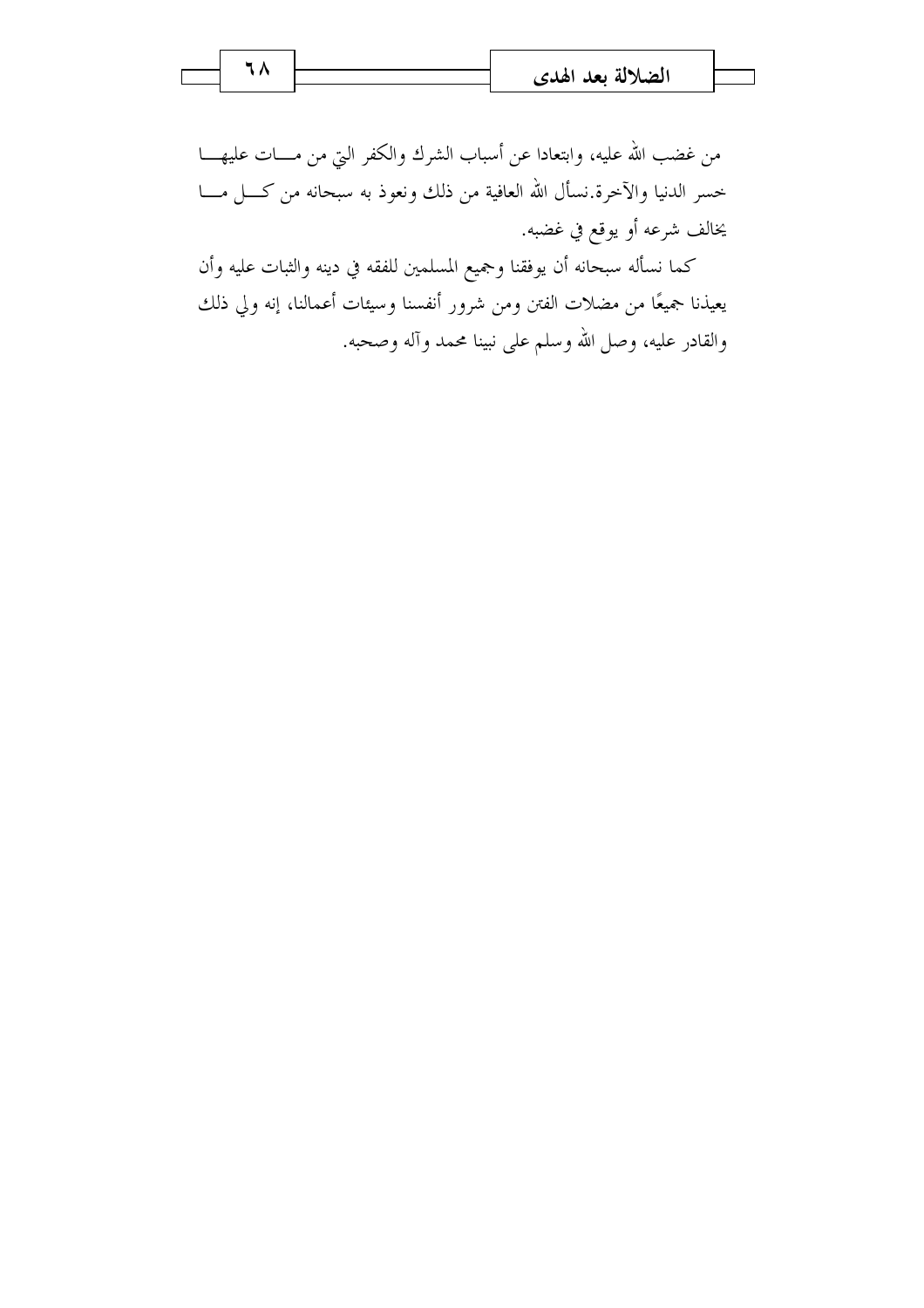من غضب الله عليه، وابتعادا عن أسباب الشرك والكفر التي من مات عليها خسر الدنيا والآخرة.نسأل الله العافية من ذلك ونعوذ به سبحانه من كل ما يخالف شرعه أو يوقع في غضبه.

كما نسأله سبحانه أن يوفقنا وجميع المسلمين للفقه في دينه والثبات عليه وأن يعيذنا جميعًا من مضلات الفتن ومن شرور أنفسنا وسيئات أعمالنا، إنه ولي ذلك والقادر عليه، وصل الله وسلم على نبينا محمد وآله وصحبه.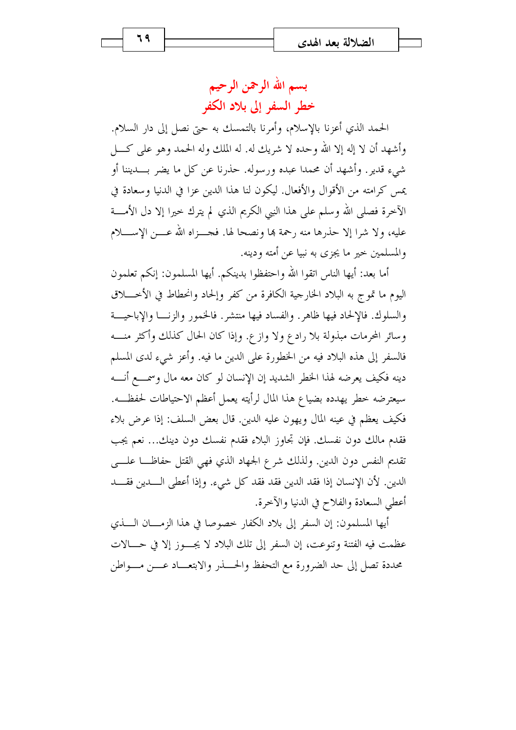## بسم الله الرحمن الرحيم

## خطر السفر إلى بلاد الكفر

الحمد الذي أعزنا بالإسلام، وأمرنا بالتمسك به حتى نصل إلى دار السلام. وأشهد أن لا إله إلا الله وحده لا شريك له. له الملك وله الحمد وهو على كل شيء قدير. وأشهد أن محمدا عبده ورسوله. حذرنا عن كل ما يضر بديننا أو يمس كرامته من الأقوال والأفعال. ليكون لنا هذا الدين عزا في الدنيا وسعادة في الآخرة فصلى الله وسلم على هذا النبي الكريم الذي لم يترك خيرا إلا دل الأمة عليه، ولا شرا إلا حذرها منه رحمة بها ونصحا لها. فجزاه الله عن الإسلام والمسلمين خير ما يجزى به نبيا عن أمته ودينه.

أما بعد: أيها الناس اتقوا الله واحتفظوا بدينكم. أيها المسلمون: إنكم تعلمون اليوم ما تموج به البلاد الخارجية الكافرة من كفر وإلحاد وانحطاط في الأخلاق والسلوك. فالإلحاد فيها ظاهر. والفساد فيها منتشر. فالخمور والزنا والإباحية وسائر المحرمات مبذولة بلا رادع ولا وازع. وإذا كان الحال كذلك وأكثر منه فالسفر إلى هذه البلاد فيه من الخطورة على الدين ما فيه. وأعز شيء لدى المسلم دينه فكيف يعرضه لهذا الخطر الشديد إن الإنسان لو كان معه مال وسمع أنه سيعترضه خطر يهدده بضياع هذا المال لرأيته يعمل أعظم الاحتياطات لحفظه. فكيف يعظم في عينه المال ويهون عليه الدين. قال بعض السلف: إذا عرض بلاء فقدم مالك دون نفسك. فإن تجاوز البلاء فقدم نفسك دون دينك... نعم يجب تقديم النفس دون الدين. ولذلك شرع الجهاد الذي فهي القتل حفاظا على الدين. لأن الإنسان إذا فقد الدين فقد فقد كل شيء. وإذا أعطى الدين فقد أعطي السعادة والفلاح في الدنيا والآخرة.

أيها المسلمون: إن السفر إلى بلاد الكفار خصوصا في هذا الزمان الذي عظمت فيه الفتنة وتنوعت، إن السفر إلى تلك البلاد لا يجوز إلا في حالات محددة تصل إلى حد الضرورة مع التحفظ والحذر والابتعاد عن مواطن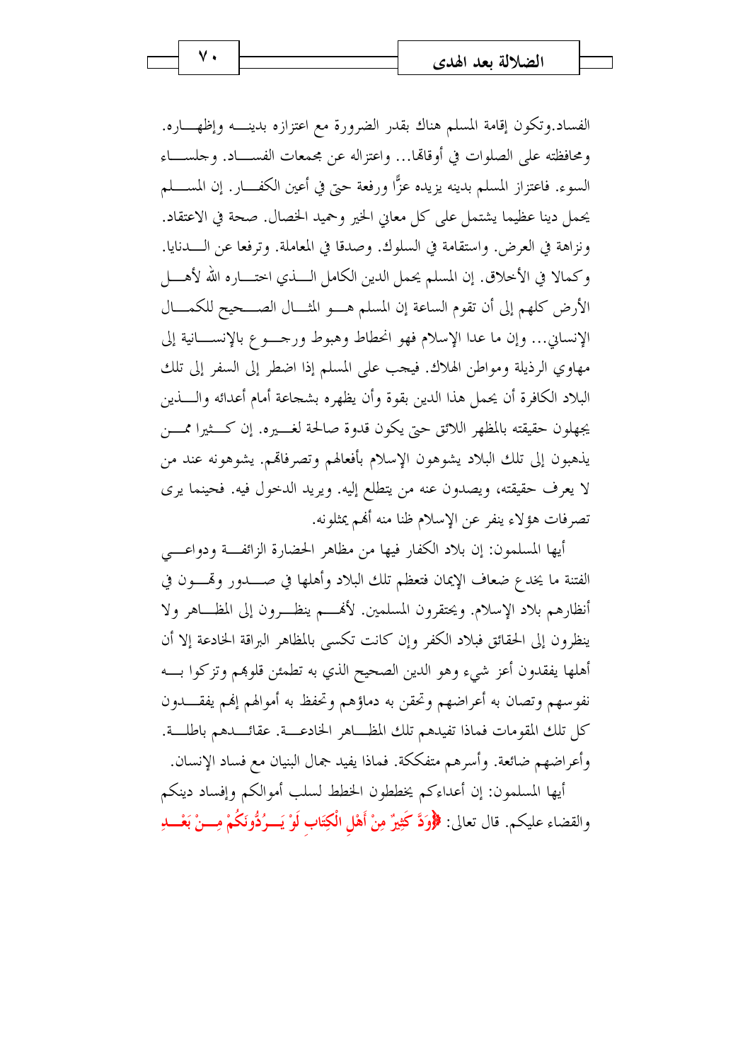الفساد.وتكون إقامة المسلم هناك بقدر الضرورة مع اعتزازه بدينه وإظهاره. ومحافظته على الصلوات في أوقاتها... واعتزاله عن مجمعات الفساد. وجلساء السوء. فاعتزاز المسلم بدينه يزيده عزًّا ورفعة حتى في أعين الكفار. إن المسلم يحمل دينا عظيما يشتمل على كل معاني الخير وحميد الخصال. صحة في الاعتقاد. ونزاهة في العرض. واستقامة في السلوك. وصدقا في المعاملة. وترفعا عن الدنايا. وكمالا في الأخلاق. إن المسلم يحمل الدين الكامل الذي اختاره الله لأهل الأرض كلهم إلى أن تقوم الساعة إن المسلم هو المثال الصحيح للكمال الإنساني... وإن ما عدا الإسلام فهو انحطاط وهبوط ورجوع بالإنسانية إلى مهاوي الرذيلة ومواطن الهلاك. فيجب على المسلم إذا اضطر إلى السفر إلى تلك البلاد الكافرة أن يحمل هذا الدين بقوة وأن يظهره بشجاعة أمام أعدائه والذين يجهلون حقيقته بالمظهر اللائق حتى يكون قدوة صالحة لغيره. إن كثيرا ممن يذهبون إلى تلك البلاد يشوهون الإسلام بأفعالهم وتصرفاتهم. يشوهونه عند من لا يعرف حقيقته، ويصدون عنه من يتطلع إليه. ويريد الدخول فيه. فحينما يرى تصرفات هؤلاء ينفر عن الإسلام ظنا منه أنهم يمثلونه.

أيها المسلمون: إن بلاد الكفار فيها من مظاهر الحضارة الزائفة ودواعي الفتنة ما يخدع ضعاف الإيمان فتعظم تلك البلاد وأهلها في صدور وتهون في أنظارهم بلاد الإسلام. ويحتقرون المسلمين. لأنهم ينظرون إلى المظاهر ولا ينظرون إلى الحقائق فبلاد الكفر وإن كانت تكسى بالمظاهر البراقة الخادعة إلا أن أهلها يفقدون أعز شيء وهو الدين الصحيح الذي به تطمئن قلوبهم وتزكوا به نفوسهم وتصان به أعراضهم وتحقن به دماؤهم وتحفظ به أموالهم إنهم يفقدون كل تلك المقومات فماذا تفيدهم تلك المظاهر الخادعة. عقائدهم باطلة. وأعراضهم ضائعة. وأسرهم متفككة. فماذا يفيد جمال البنيان مع فساد الإنسان.

أيها المسلمون: إن أعداءكم يخططون الخطط لسلب أموالكم وإفساد دينكم والقضاء عليكم. قال تعالى: ﴿وَدَّ كَثِيرٌ مِنْ أَهْلِ الْكِتَابِ لَوْ يَرُدُّونَكُمْ مِنْ بَعْدِ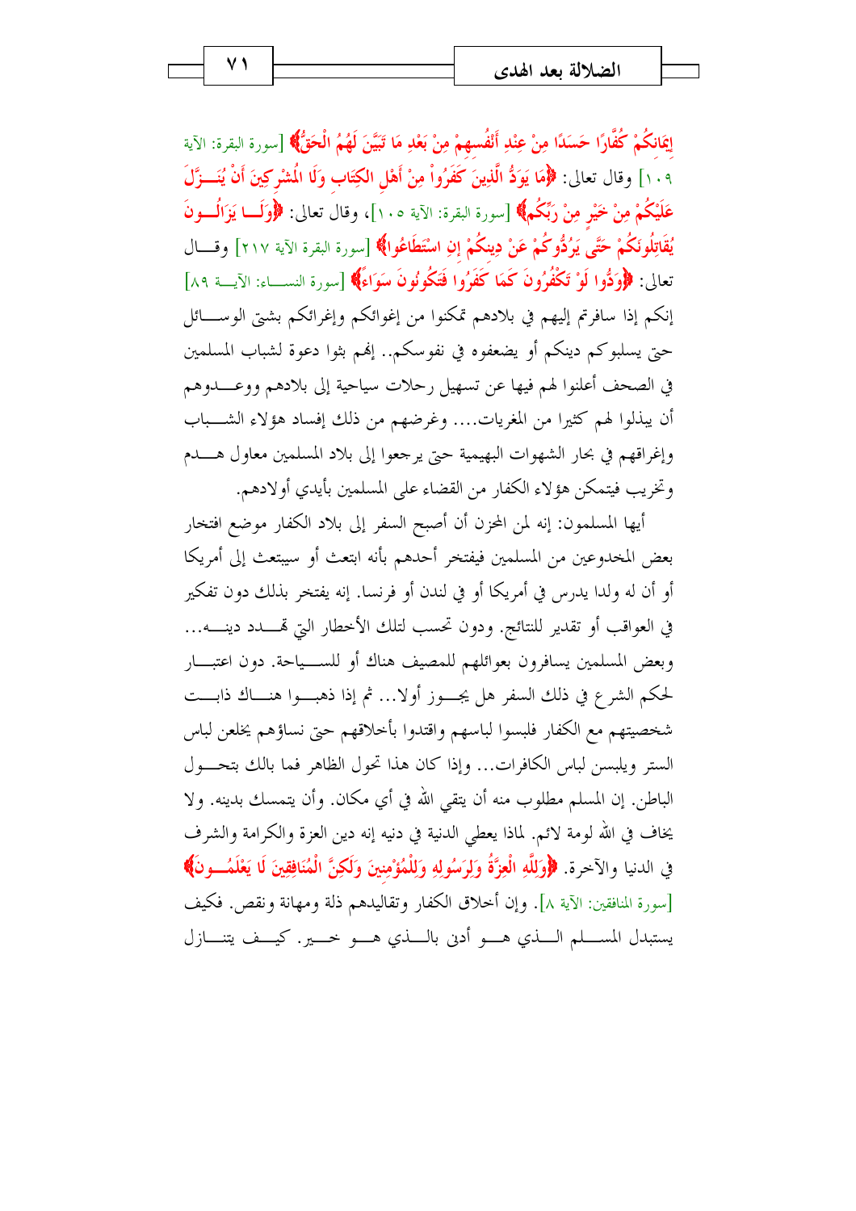إِيمَانِكُمْ كُفَّارًا حَسَدًا مِنْ عِنْدِ أَنْفُسِهِمْ مِنْ بَعْدِ مَا تَبَيَّنَ لَهُمُ الْحَقُّ﴾ [سورة البقرة: الآية ١٠٩] وقال تعالى: ﴿مَا يَوَدُّ الَّذِينَ كَفَرُواْ مِنْ أَهْلِ الكِتَابِ وَلَا الْمُشْرِكِينَ أَنْ يُنَزَّلَ عَلَيْكُمْ مِنْ خَيْرٍ مِنْ رَبِّكُمْ﴾ [سورة البقرة: الآية ١٠٥]، وقال تعالى: ﴿وَلَا يَزَالُونَ يُقَاتِلُونَكُمْ حَتَّى يَرُدُّوكُمْ عَنْ دِينِكُمْ إِنِ اسْتَطَاعُوا﴾ [سورة البقرة الآية ٢١٧] وقال تعالى: ﴿وَدُّوا لَوْ تَكْفُرُونَ كَمَا كَفَرُوا فَتَكُونُونَ سَوَاءً﴾ [سورة النساء: الآية ٨٩] إنكم إذا سافرتم إليهم في بلادهم تمكنوا من إغوائكم وإغرائكم بشتى الوسائل حتى يسلبوكم دينكم أو يضعفوه في نفوسكم.. إنهم بثوا دعوة لشباب المسلمين في الصحف أعلنوا لهم فيها عن تسهيل رحلات سياحية إلى بلادهم ووعدوهم أن يبذلوا لهم كثيرا من المغريات.... وغرضهم من ذلك إفساد هؤلاء الشباب وإغراقهم في بحار الشهوات البهيمية حتى يرجعوا إلى بلاد المسلمين معاول هدم وتخريب فيتمكن هؤلاء الكفار من القضاء على المسلمين بأيدي أولادهم.

أيها المسلمون: إنه لمن المحزن أن أصبح السفر إلى بلاد الكفار موضع افتخار بعض المخدوعين من المسلمين فيفتخر أحدهم بأنه ابتعث أو سيبتعث إلى أمريكا أو أن له ولدا يدرس في أمريكا أو في لندن أو فرنسا. إنه يفتخر بذلك دون تفكير في العواقب أو تقدير للنتائج. ودون تحسب لتلك الأخطار التي تهدد دينه... وبعض المسلمين يسافرون بعوائلهم للمصيف هناك أو للسياحة. دون اعتبار لحكم الشرع في ذلك السفر هل يجوز أولا... ثم إذا ذهبوا هناك ذابت شخصيتهم مع الكفار فلبسوا لباسهم واقتدوا بأخلاقهم حتى نساؤهم يخلعن لباس الستر ويلبسن لباس الكافرات... وإذا كان هذا تحول الظاهر فما بالك بتحول الباطن. إن المسلم مطلوب منه أن يتقي الله في أي مكان. وأن يتمسك بدينه. ولا يخاف في الله لومة لائم. لماذا يعطي الدنية في دنيه إنه دين العزة والكرامة والشرف في الدنيا والآخرة. ﴿وَلِلَّهِ الْعِزَّةُ وَلِرَسُولِهِ وَلِلْمُؤْمِنِينَ وَلَكِنَّ الْمُنَافِقِينَ لَا يَعْلَمُونَ﴾ [سورة المنافقين: الآية ٨]. وإن أخلاق الكفار وتقاليدهم ذلة ومهانة ونقص. فكيف يستبدل المسلم الذي هو أدنى بالذي هو خير. كيف يتنازل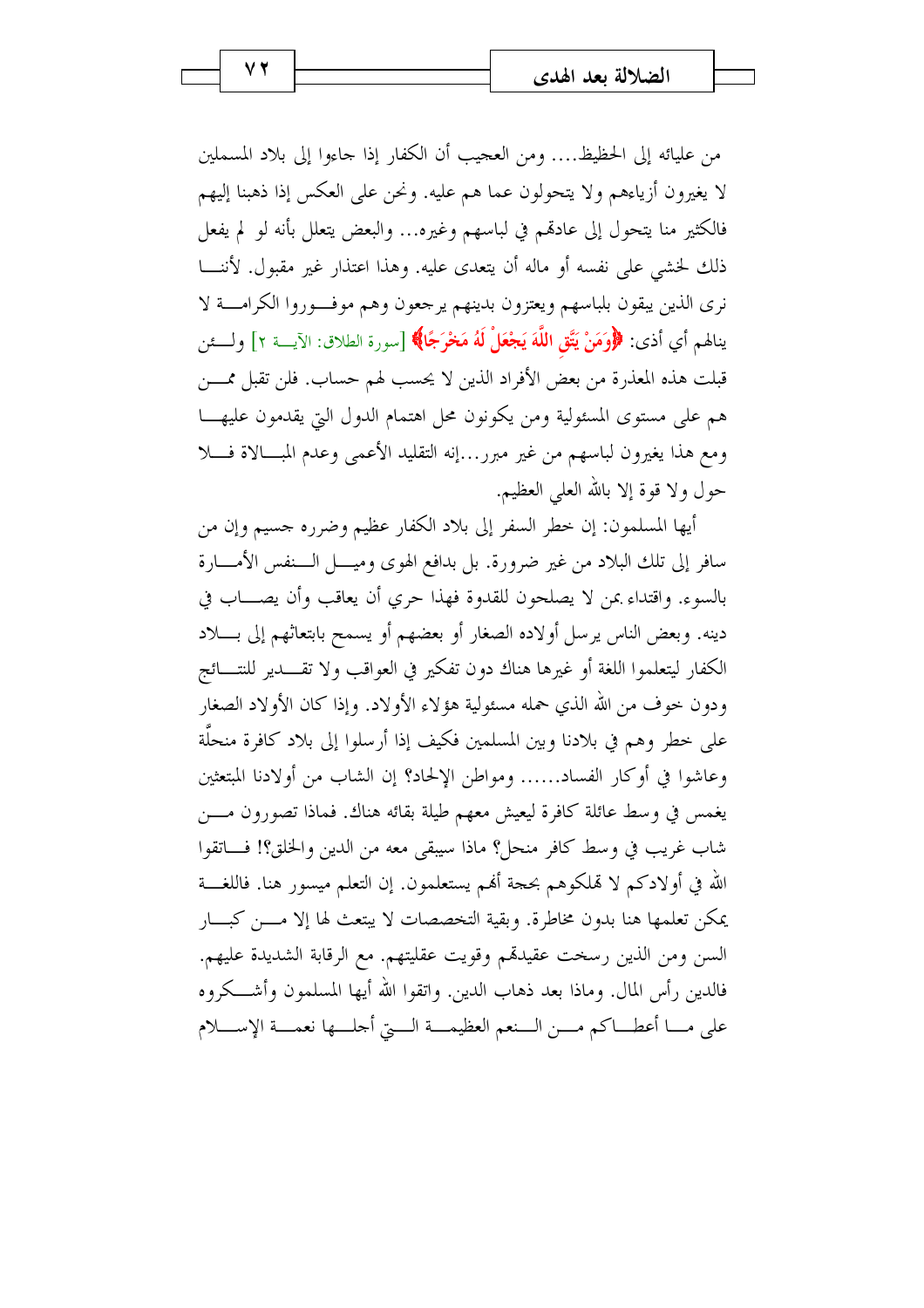من عليائه إلى الحظيظ.... ومن العجيب أن الكفار إذا جاءوا إلى بلاد المسلمين لا يغيرون أزياءهم ولا يتحولون عما هم عليه. ونحن على العكس إذا ذهبنا إليهم فالكثير منا يتحول إلى عادهم في لباسهم وغيره... والبعض يتعلل بأنه لو لم يفعل ذلك لخشي على نفسه أو ماله أن يتعدى عليه. وهذا اعتذار غير مقبول. لأننا نرى الذين يقون بلباسهم ويعتزون بدينهم يرجعون وهم موفوروا الكرامة لا ينالهم أي أذى: ﴿وَمَنْ يَتَّقِ اللَّهَ يَجْعَلْ لَهُ مَخْرَجًا﴾ [سورة الطلاق: الآية ٢] ولئن قبلت هذه المعذرة من بعض الأفراد الذين لا يحسب لهم حساب. فلن تقبل ممن هم على مستوى المسئولية ومن يكونون محل اهتمام الدول التي يقدمون عليها ومع هذا يغيرون لباسهم من غير مبرر...إنه التقليد الأعمى وعدم المبالاة فلا حول ولا قوة إلا بالله العلي العظيم.

أيها المسلمون: إن خطر السفر إلى بلاد الكفار عظيم وضرره جسيم وإن من سافر إلى تلك البلاد من غير ضرورة. بل بدافع الهوى وميل النفس الأمارة بالسوء. واقتداء بمن لا يصلحون للقدوة فهذا حري أن يعاقب وأن يصاب في دينه. وبعض الناس يرسل أولاده الصغار أو بعضهم أو يسمح بابتعاثهم إلى بلاد الكفار ليتعلموا اللغة أو غيرها هناك دون تفكير في العواقب ولا تقدير للنتائج ودون خوف من الله الذي حمله مسئولية هؤلاء الأولاد. وإذا كان الأولاد الصغار على خطر وهم في بلادنا وبين المسلمين فكيف إذا أرسلوا إلى بلاد كافرة منحلّة وعاشوا في أوكار الفساد...... ومواطن الإلحاد؟ إن الشاب من أولادنا المبتعثين يغمس في وسط عائلة كافرة ليعيش معهم طيلة بقائه هناك. فماذا تصورون من شاب غريب في وسط كافر منحل؟ ماذا سيبقى معه من الدين والخلق؟! فاتقوا الله في أولادكم لا تهلكوهم بحجة أنهم يستعلمون. إن التعلم ميسور هنا. فاللغة يمكن تعلمها هنا بدون مخاطرة. وبقية التخصصات لا يبتعث لها إلا من كبار السن ومن الذين رسخت عقيدتهم وقويت عقليتهم. مع الرقابة الشديدة عليهم. فالدين رأس المال. وماذا بعد ذهاب الدين. واتقوا الله أيها المسلمون وأشكروه على ما أعطاكم من النعم العظيمة التي أجلها نعمة الإسلام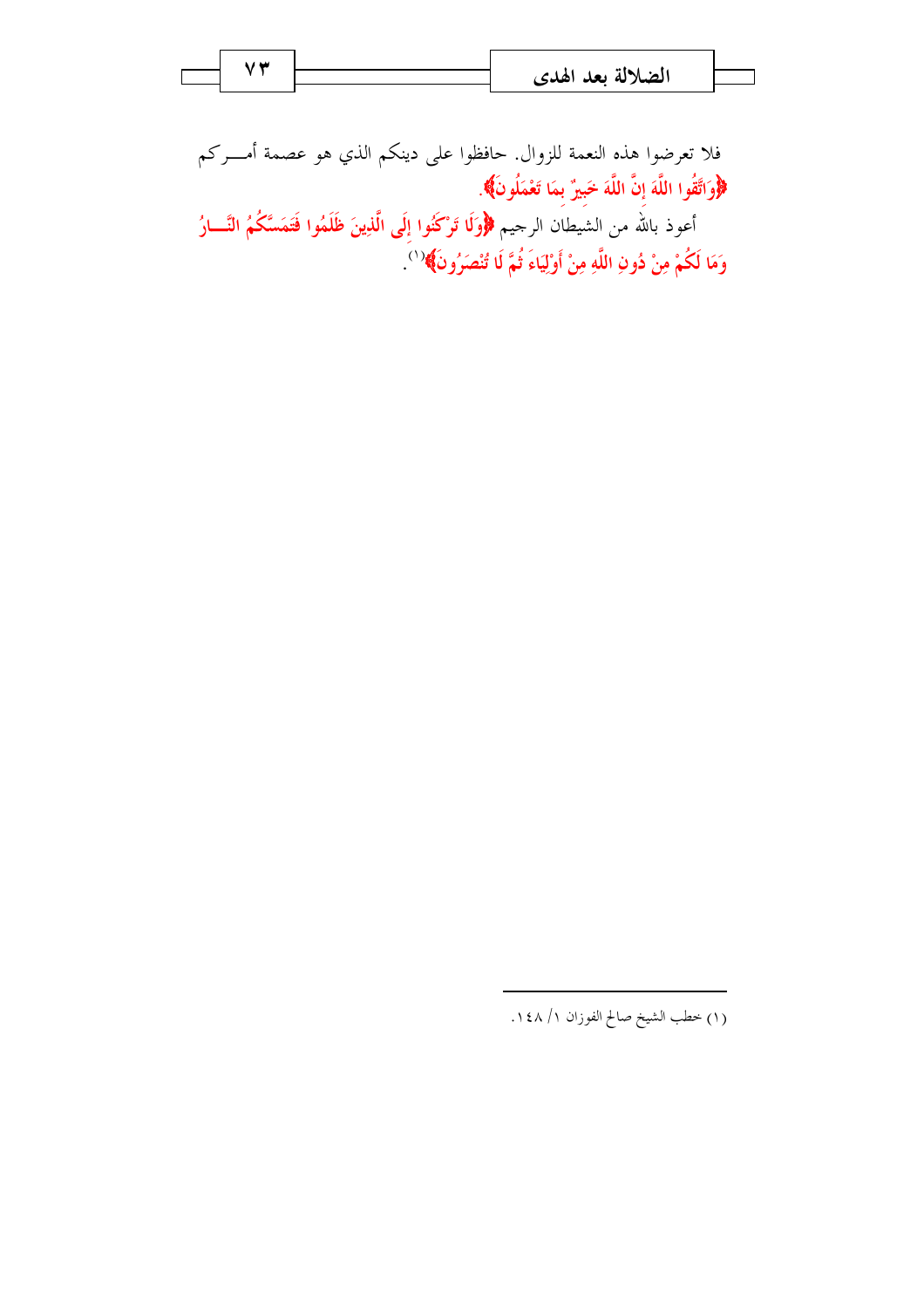فلا تعرضوا هذه النعمة للزوال. حافظوا على دينكم الذي هو عصمة أمركم ﴿وَاتَّقُوا اللَّهَ إِنَّ اللَّهَ خَبِيرٌ بِمَا تَعْمَلُونَ﴾.

أعوذ بالله من الشيطان الرجيم ﴿وَلَا تَرْكَنُوا إِلَى الَّذِينَ ظَلَمُوا فَتَمَسَّكُمُ النَّارُ وَمَا لَكُمْ مِنْ دُونِ اللَّهِ مِنْ أَوْلِيَاءَ ثُمَّ لَا تُنْصَرُونَ﴾[1].

---

(١) خطب الشيخ صالح الفوزان ١/ ١٤٨.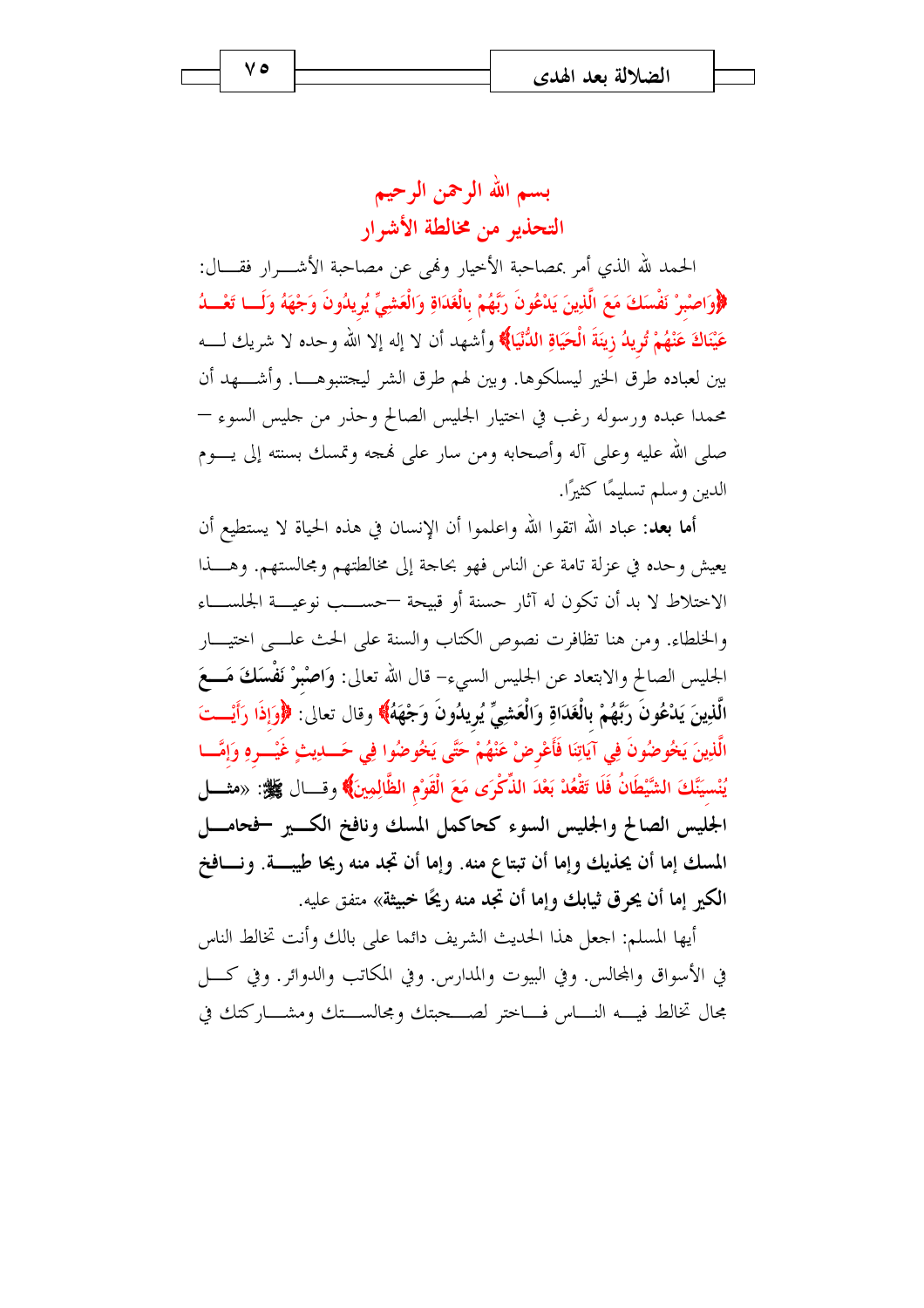## بسم الله الرحمن الرحيم

## التحذير من مخالطة الأشرار

الحمد لله الذي أمر بمصاحبة الأخيار ونهى عن مصاحبة الأشرار فقال: ﴿وَاصْبِرْ نَفْسَكَ مَعَ الَّذِينَ يَدْعُونَ رَبَّهُمْ بِالْغَدَاةِ وَالْعَشِيِّ يُرِيدُونَ وَجْهَهُ وَلَا تَعْدُ عَيْنَاكَ عَنْهُمْ تُرِيدُ زِينَةَ الْحَيَاةِ الدُّنْيَا﴾ وأشهد أن لا إله إلا الله وحده لا شريك له بين لعباده طرق الخير ليسلكوها. وبين لهم طرق الشر ليجتنبوها. وأشهد أن محمدا عبده ورسوله رغب في اختيار الجليس الصالح وحذر من جليس السوء — صلى الله عليه وعلى آله وأصحابه ومن سار على نهجه وتمسك بسنته إلى يوم الدين وسلم تسليمًا كثيرًا.

**أما بعد:** عباد الله اتقوا الله واعلموا أن الإنسان في هذه الحياة لا يستطيع أن يعيش وحده في عزلة تامة عن الناس فهو بحاجة إلى مخالطتهم ومجالستهم. وهذا الاختلاط لا بد أن تكون له آثار حسنة أو قبيحة —حسب نوعية الجلساء والخلطاء. ومن هنا تظافرت نصوص الكتاب والسنة على الحث على اختيار الجليس الصالح والابتعاد عن الجليس السيء– قال الله تعالى: **وَاصْبِرْ نَفْسَكَ مَعَ الَّذِينَ يَدْعُونَ رَبَّهُمْ بِالْغَدَاةِ وَالْعَشِيِّ يُرِيدُونَ وَجْهَهُ﴾** وقال تعالى: ﴿وَإِذَا رَأَيْتَ الَّذِينَ يَخُوضُونَ فِي آيَاتِنَا فَأَعْرِضْ عَنْهُمْ حَتَّى يَخُوضُوا فِي حَدِيثٍ غَيْرِهِ وَإِمَّا يُنْسِيَنَّكَ الشَّيْطَانُ فَلَا تَقْعُدْ بَعْدَ الذِّكْرَى مَعَ الْقَوْمِ الظَّالِمِينَ﴾ وقال ﷺ: «**مثل الجليس الصالح والجليس السوء كحاكمل المسك ونافخ الكير —فحامل المسك إما أن يحذيك وإما أن تبتاع منه. وإما أن تجد منه ريحا طيبة. ونافخ الكير إما أن يحرق ثيابك وإما أن تجد منه ريحًا خبيثة**» متفق عليه.

أيها المسلم: اجعل هذا الحديث الشريف دائما على بالك وأنت تخالط الناس في الأسواق والمجالس. وفي البيوت والمدارس. وفي المكاتب والدوائر. وفي كل مجال تخالط فيه الناس فاختر لصحبتك ومجالستك ومشاركتك في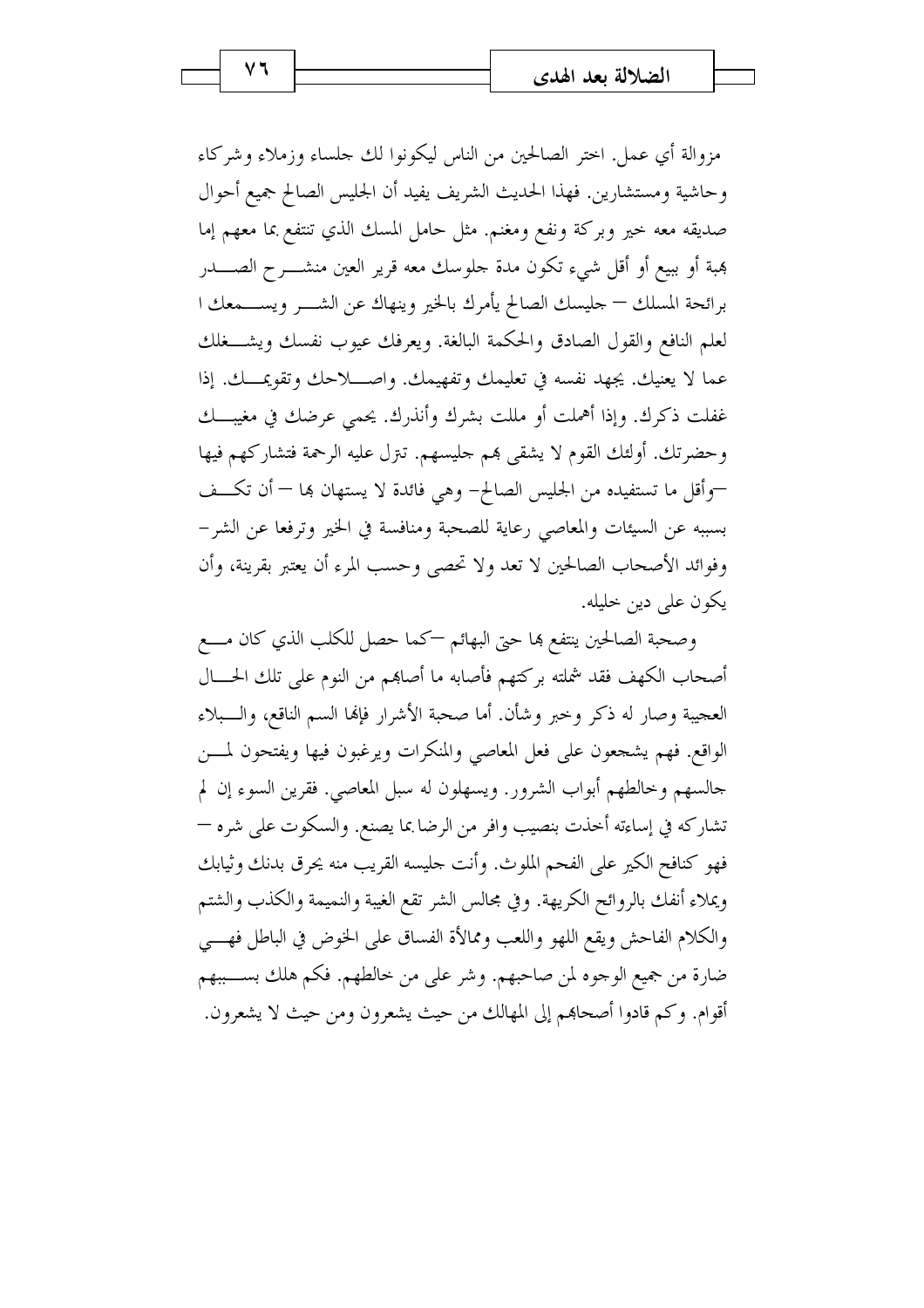مزوالة أي عمل. اختر الصالحين من الناس ليكونوا لك جلساء وزملاء وشركاء وحاشية ومستشارين. فهذا الحديث الشريف يفيد أن الجليس الصالح جميع أحوال صديقه معه خير وبركة ونفع ومغنم. مثل حامل المسك الذي تنتفع بما معهم إما بهبة أو ببيع أو أقل شيء تكون مدة جلوسك معه قرير العين منشرح الصدر برائحة المسلك — جليسك الصالح يأمرك بالخير وينهاك عن الشر ويسمعك ا لعلم النافع والقول الصادق والحكمة البالغة. ويعرفك عيوب نفسك ويشغلك عما لا يعنيك. يجهد نفسه في تعليمك وتفهيمك. واصلاحك وتقويمك. إذا غفلت ذكرك. وإذا أهملت أو مللت بشرك وأنذرك. يحمي عرضك في مغيبك وحضرتك. أولئك القوم لا يشقى بهم جليسهم. تنزل عليه الرحمة فتشاركهم فيها —وأقل ما تستفيده من الجليس الصالح- وهي فائدة لا يستهان بها — أن تكف بسببه عن السيئات والمعاصي رعاية للصحبة ومنافسة في الخير وترفعا عن الشر- وفوائد الأصحاب الصالحين لا تعد ولا تحصى وحسب المرء أن يعتبر بقرينة، وأن يكون على دين خليله.

وصحبة الصالحين ينتفع بها حتى البهائم —كما حصل للكلب الذي كان مع أصحاب الكهف فقد شملته بركتهم فأصابه ما أصابهم من النوم على تلك الحال العجيبة وصار له ذكر وخبر وشأن. أما صحبة الأشرار فإنها السم الناقع، والبلاء الواقع. فهم يشجعون على فعل المعاصي والمنكرات ويرغبون فيها ويفتحون لمن جالسهم وخالطهم أبواب الشرور. ويسهلون له سبل المعاصي. فقرين السوء إن لم تشاركه في إساءته أخذت بنصيب وافر من الرضا بما يصنع. والسكوت على شره — فهو كنافخ الكير على الفحم الملوث. وأنت جليسه القريب منه يحرق بدنك وثيابك ويملاء أنفك بالروائح الكريهة. وفي مجالس الشر تقع الغيبة والنميمة والكذب والشتم والكلام الفاحش ويقع اللهو واللعب وممالأة الفساق على الخوض في الباطل فهي ضارة من جميع الوجوه لمن صاحبهم. وشر على من خالطهم. فكم هلك بسببهم أقوام. وكم قادوا أصحابهم إلى المهالك من حيث يشعرون ومن حيث لا يشعرون.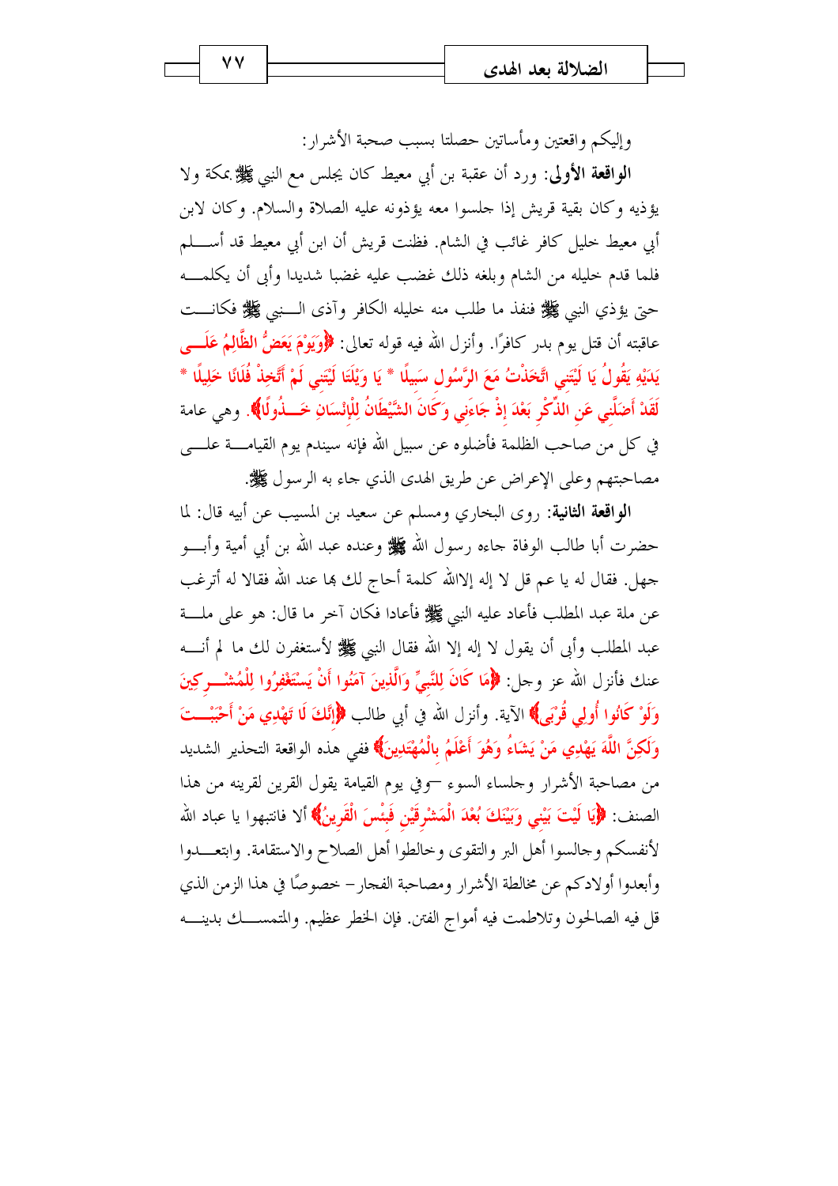وإليكم واقعتين ومأساتين حصلتا بسبب صحبة الأشرار:

**الواقعة الأولى:** ورد أن عقبة بن أبي معيط كان يجلس مع النبي ﷺ بمكة ولا يؤذيه وكان بقية قريش إذا جلسوا معه يؤذونه عليه الصلاة والسلام. وكان لابن أبي معيط خليل كافر غائب في الشام. فظنت قريش أن ابن أبي معيط قد أسلم فلما قدم خليله من الشام وبلغه ذلك غضب عليه غضبا شديدا وأبى أن يكلمه حتى يؤذي النبي ﷺ فنفذ ما طلب منه خليله الكافر وآذى النبي ﷺ فكانت عاقبته أن قتل يوم بدر كافرًا. وأنزل الله فيه قوله تعالى: ﴿وَيَوْمَ يَعَضُّ الظَّالِمُ عَلَى يَدَيْهِ يَقُولُ يَا لَيْتَنِي اتَّخَذْتُ مَعَ الرَّسُولِ سَبِيلًا * يَا وَيْلَتَا لَيْتَنِي لَمْ أَتَّخِذْ فُلَانًا خَلِيلًا * لَقَدْ أَضَلَّنِي عَنِ الذِّكْرِ بَعْدَ إِذْ جَاءَنِي وَكَانَ الشَّيْطَانُ لِلْإِنْسَانِ خَذُولًا﴾. وهي عامة في كل من صاحب الظلمة فأضلوه عن سبيل الله فإنه سيندم يوم القيامة على مصاحبتهم وعلى الإعراض عن طريق الهدى الذي جاء به الرسول ﷺ.

**الواقعة الثانية:** روى البخاري ومسلم عن سعيد بن المسيب عن أبيه قال: لما حضرت أبا طالب الوفاة جاءه رسول الله ﷺ وعنده عبد الله بن أبي أمية وأبو جهل. فقال له يا عم قل لا إله إلاالله كلمة أحاج لك بها عند الله فقالا له أترغب عن ملة عبد المطلب فأعاد عليه النبي ﷺ فأعادا فكان آخر ما قال: هو على ملة عبد المطلب وأبى أن يقول لا إله إلا الله فقال النبي ﷺ لأستغفرن لك ما لم أنه عنك فأنزل الله عز وجل: ﴿مَا كَانَ لِلنَّبِيِّ وَالَّذِينَ آمَنُوا أَنْ يَسْتَغْفِرُوا لِلْمُشْرِكِينَ وَلَوْ كَانُوا أُولِي قُرْبَى﴾ الآية. وأنزل الله في أبي طالب ﴿إِنَّكَ لَا تَهْدِي مَنْ أَحْبَبْتَ وَلَكِنَّ اللَّهَ يَهْدِي مَنْ يَشَاءُ وَهُوَ أَعْلَمُ بِالْمُهْتَدِينَ﴾ ففي هذه الواقعة التحذير الشديد من مصاحبة الأشرار وجلساء السوء –وفي يوم القيامة يقول القرين لقرينه من هذا الصنف: ﴿يَا لَيْتَ بَيْنِي وَبَيْنَكَ بُعْدَ الْمَشْرِقَيْنِ فَبِئْسَ الْقَرِينُ﴾ ألا فانتبهوا يا عباد الله لأنفسكم وجالسوا أهل البر والتقوى وخالطوا أهل الصلاح والاستقامة. وابتعدوا وأبعدوا أولادكم عن مخالطة الأشرار ومصاحبة الفجار– خصوصًا في هذا الزمن الذي قل فيه الصالحون وتلاطمت فيه أمواج الفتن. فإن الخطر عظيم. والمتمسك بدينه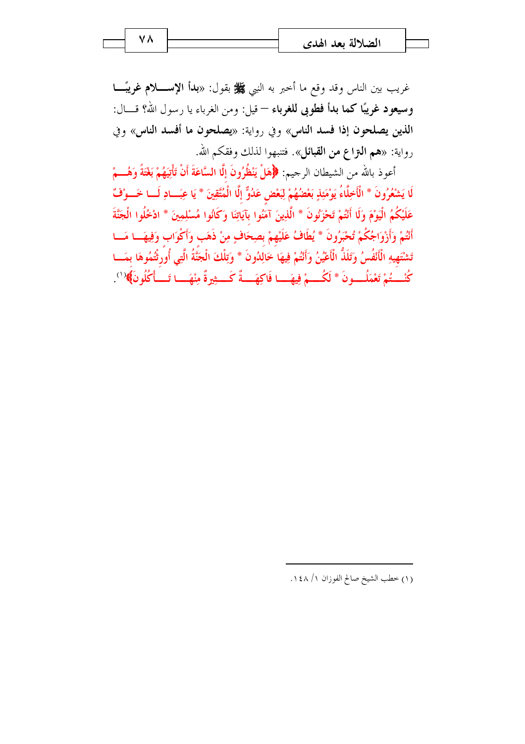غريب بين الناس وقد وقع ما أخبر به النبي ﷺ بقول: «**بدأ الإسلام غريبًا وسيعود غريبًا كما بدأ فطوبى للغرباء** – قيل: ومن الغرباء يا رسول الله؟ قال: **الذين يصلحون إذا فسد الناس**» وفي رواية: «**يصلحون ما أفسد الناس**» وفي رواية: «**هم النزاع من القبائل**». فتنبهوا لذلك وفقكم الله.

أعوذ بالله من الشيطان الرجيم: ﴿هَلْ يَنْظُرُونَ إِلَّا السَّاعَةَ أَنْ تَأْتِيَهُمْ بَغْتَةً وَهُمْ لَا يَشْعُرُونَ * الْأَخِلَّاءُ يَوْمَئِذٍ بَعْضُهُمْ لِبَعْضٍ عَدُوٌّ إِلَّا الْمُتَّقِينَ * يَا عِبَادِ لَا خَوْفٌ عَلَيْكُمُ الْيَوْمَ وَلَا أَنْتُمْ تَحْزَنُونَ * الَّذِينَ آمَنُوا بِآيَاتِنَا وَكَانُوا مُسْلِمِينَ * ادْخُلُوا الْجَنَّةَ أَنْتُمْ وَأَزْوَاجُكُمْ تُحْبَرُونَ * يُطَافُ عَلَيْهِمْ بِصِحَافٍ مِنْ ذَهَبٍ وَأَكْوَابٍ وَفِيهَا مَا تَشْتَهِيهِ الْأَنْفُسُ وَتَلَذُّ الْأَعْيُنُ وَأَنْتُمْ فِيهَا خَالِدُونَ * وَتِلْكَ الْجَنَّةُ الَّتِي أُورِثْتُمُوهَا بِمَا كُنْتُمْ تَعْمَلُونَ * لَكُمْ فِيهَا فَاكِهَةٌ كَثِيرَةٌ مِنْهَا تَأْكُلُونَ﴾[1].

---

(١) خطب الشيخ صالح الفوزان ١/ ١٤٨.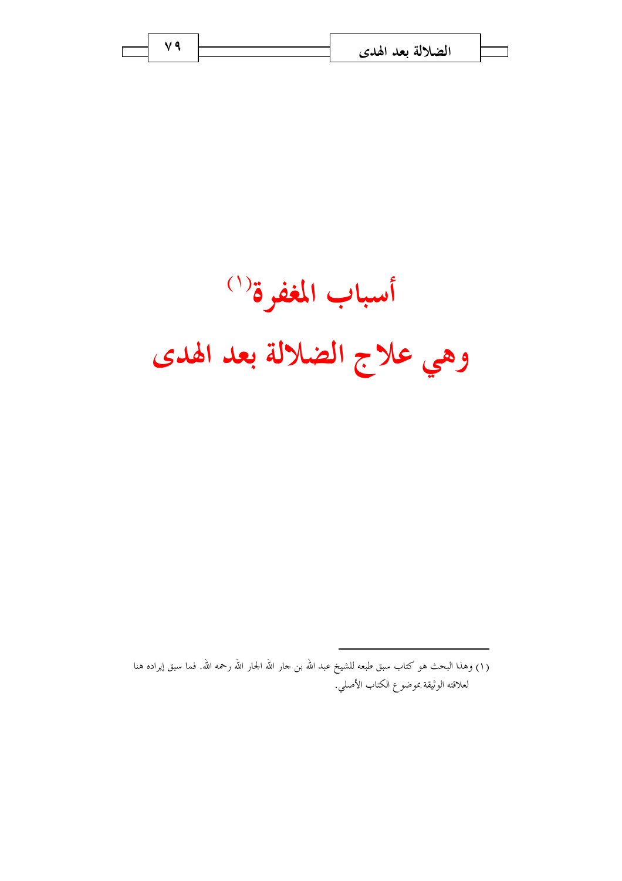# أسباب المغفرة[1]

# وهي علاج الضلالة بعد الهدى

---

(١) وهذا البحث هو كتاب سبق طبعه للشيخ عبد الله بن جار الله الجار الله رحمه الله. فما سبق إيراده هنا لعلاقته الوثيقة بموضوع الكتاب الأصلي.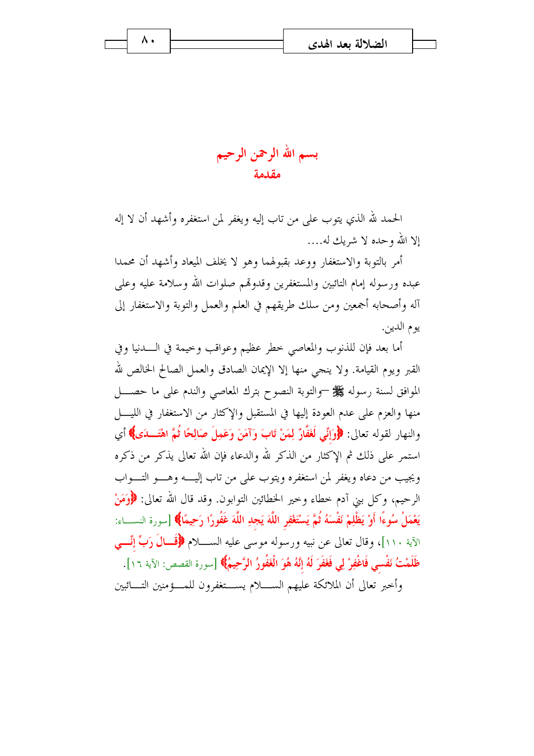# بسم الله الرحمن الرحيم

## مقدمة

الحمد لله الذي يتوب على من تاب إليه ويغفر لمن استغفره وأشهد أن لا إله إلا الله وحده لا شريك له....

أمر بالتوبة والاستغفار ووعد بقبولهما وهو لا يخلف الميعاد وأشهد أن محمدا عبده ورسوله إمام التائبين والمستغفرين وقدوتهم صلوات الله وسلامة عليه وعلى آله وأصحابه أجمعين ومن سلك طريقهم في العلم والعمل والتوبة والاستغفار إلى يوم الدين.

أما بعد فإن للذنوب والمعاصي خطر عظيم وعواقب وخيمة في الدنيا وفي القبر ويوم القيامة. ولا ينجي منها إلا الإيمان الصادق والعمل الصالح الخالص لله الموافق لسنة رسوله ﷺ –والتوبة النصوح بترك المعاصي والندم على ما حصل منها والعزم على عدم العودة إليها في المستقبل والإكثار من الاستغفار في الليل والنهار لقوله تعالى: ﴿وَإِنِّي لَغَفَّارٌ لِمَنْ تَابَ وَآمَنَ وَعَمِلَ صَالِحًا ثُمَّ اهْتَدَى﴾ أي استمر على ذلك ثم الإكثار من الذكر لله والدعاء فإن الله تعالى يذكر من ذكره ويجيب من دعاه ويغفر لمن استغفره ويتوب على من تاب إليه وهو التواب الرحيم، وكل بني آدم خطاء وخير الخطائين التوابون. وقد قال الله تعالى: ﴿وَمَنْ يَعْمَلْ سُوءًا أَوْ يَظْلِمْ نَفْسَهُ ثُمَّ يَسْتَغْفِرِ اللَّهَ يَجِدِ اللَّهَ غَفُورًا رَحِيمًا﴾ [سورة النساء: الآية ١١٠]، وقال تعالى عن نبيه ورسوله موسى عليه السلام ﴿قَالَ رَبِّ إِنِّي ظَلَمْتُ نَفْسِي فَاغْفِرْ لِي فَغَفَرَ لَهُ إِنَّهُ هُوَ الْغَفُورُ الرَّحِيمُ﴾ [سورة القصص: الآية ١٦].

وأخبر تعالى أن الملائكة عليهم السلام يستغفرون للمؤمنين التائبين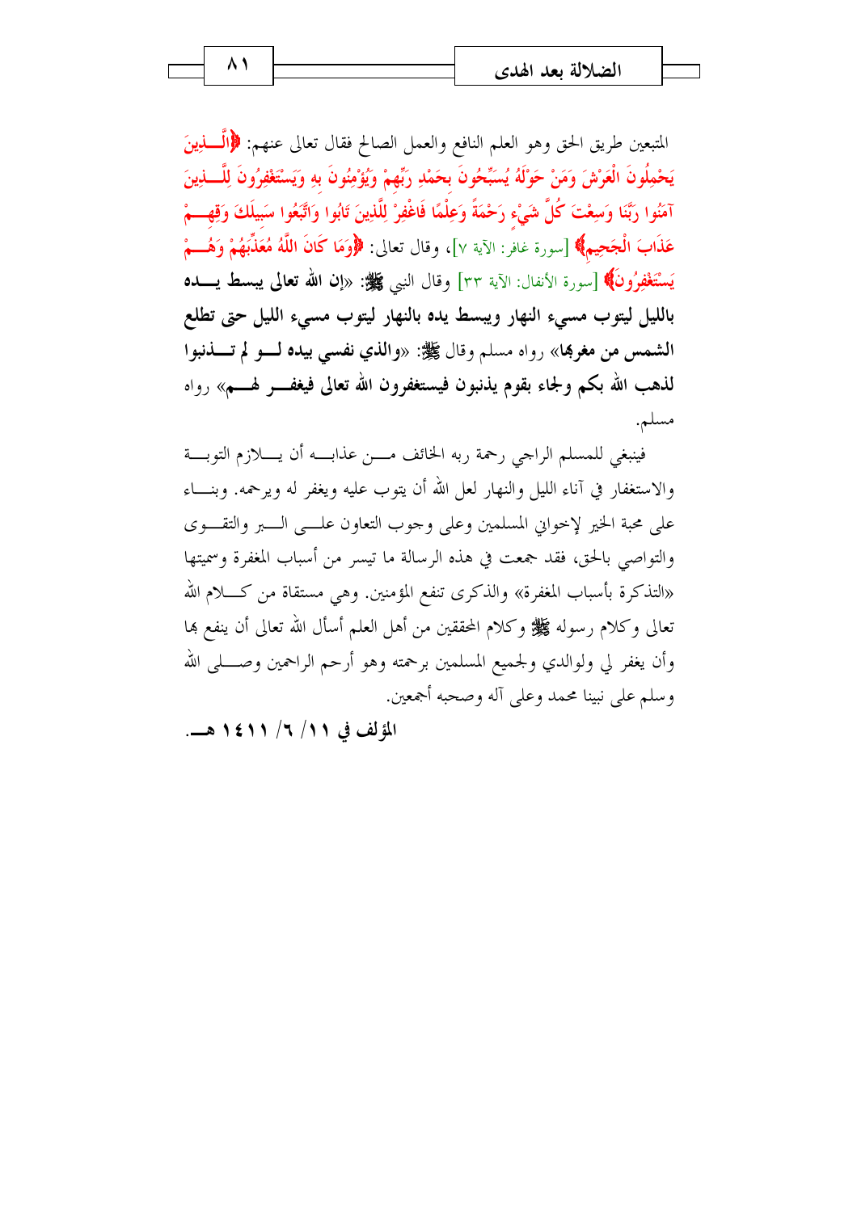المتبعين طريق الحق وهو العلم النافع والعمل الصالح فقال تعالى عنهم: ﴿الَّذِينَ يَحْمِلُونَ الْعَرْشَ وَمَنْ حَوْلَهُ يُسَبِّحُونَ بِحَمْدِ رَبِّهِمْ وَيُؤْمِنُونَ بِهِ وَيَسْتَغْفِرُونَ لِلَّذِينَ آمَنُوا رَبَّنَا وَسِعْتَ كُلَّ شَيْءٍ رَحْمَةً وَعِلْمًا فَاغْفِرْ لِلَّذِينَ تَابُوا وَاتَّبَعُوا سَبِيلَكَ وَقِهِمْ عَذَابَ الْجَحِيمِ﴾ [سورة غافر: الآية ٧]، وقال تعالى: ﴿وَمَا كَانَ اللَّهُ مُعَذِّبَهُمْ وَهُمْ يَسْتَغْفِرُونَ﴾ [سورة الأنفال: الآية ٣٣] وقال النبي ﷺ: «**إن الله تعالى يبسط يده بالليل ليتوب مسيء النهار ويبسط يده بالنهار ليتوب مسيء الليل حتى تطلع الشمس من مغربها**» رواه مسلم وقال ﷺ: «**والذي نفسي بيده لو لم تذنبوا لذهب الله بكم ولجاء بقوم يذنبون فيستغفرون الله تعالى فيغفر لهم**» رواه مسلم.

فينبغي للمسلم الراجي رحمة ربه الخائف من عذابه أن يلازم التوبة والاستغفار في آناء الليل والنهار لعل الله أن يتوب عليه ويغفر له ويرحمه. وبناء على محبة الخير لإخواني المسلمين وعلى وجوب التعاون على البر والتقوى والتواصي بالحق، فقد جمعت في هذه الرسالة ما تيسر من أسباب المغفرة وسميتها «التذكرة بأسباب المغفرة» والذكرى تنفع المؤمنين. وهي مستقاة من كلام الله تعالى وكلام رسوله ﷺ وكلام المحققين من أهل العلم أسأل الله تعالى أن ينفع بها وأن يغفر لي ولوالدي ولجميع المسلمين برحمته وهو أرحم الراحمين وصلى الله وسلم على نبينا محمد وعلى آله وصحبه أجمعين.

**المؤلف في ١١/ ٦/ ١٤١١ هـ.**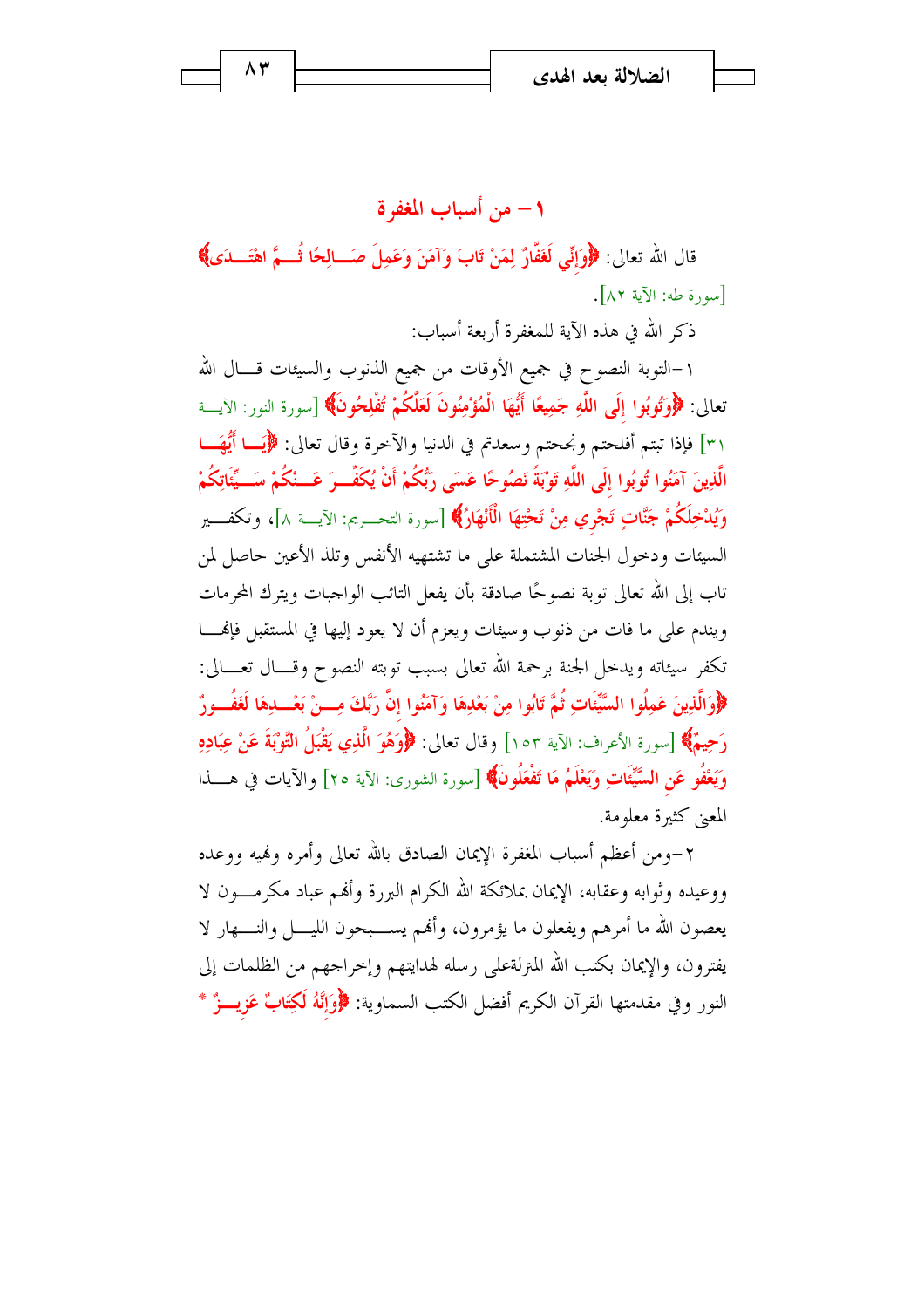## ١ – من أسباب المغفرة

قال الله تعالى: ﴿وَإِنِّي لَغَفَّارٌ لِمَنْ تَابَ وَآمَنَ وَعَمِلَ صَالِحًا ثُمَّ اهْتَدَى﴾ [سورة طه: الآية ٨٢].

ذكر الله في هذه الآية للمغفرة أربعة أسباب:

١–التوبة النصوح في جميع الأوقات من جميع الذنوب والسيئات قال الله تعالى: ﴿وَتُوبُوا إِلَى اللَّهِ جَمِيعًا أَيُّهَا الْمُؤْمِنُونَ لَعَلَّكُمْ تُفْلِحُونَ﴾ [سورة النور: الآية ٣١] فإذا تبتم أفلحتم ونجحتم وسعدتم في الدنيا والآخرة وقال تعالى: ﴿يَا أَيُّهَا الَّذِينَ آمَنُوا تُوبُوا إِلَى اللَّهِ تَوْبَةً نَصُوحًا عَسَى رَبُّكُمْ أَنْ يُكَفِّرَ عَنْكُمْ سَيِّئَاتِكُمْ وَيُدْخِلَكُمْ جَنَّاتٍ تَجْرِي مِنْ تَحْتِهَا الْأَنْهَارُ﴾ [سورة التحريم: الآية ٨]، وتكفير السيئات ودخول الجنات المشتملة على ما تشتهيه الأنفس وتلذ الأعين حاصل لمن تاب إلى الله تعالى توبة نصوحًا صادقة بأن يفعل التائب الواجبات ويترك المحرمات ويندم على ما فات من ذنوب وسيئات ويعزم أن لا يعود إليها في المستقبل فإنها تكفر سيئاته ويدخل الجنة برحمة الله تعالى بسبب توبته النصوح وقال تعالى: ﴿وَالَّذِينَ عَمِلُوا السَّيِّئَاتِ ثُمَّ تَابُوا مِنْ بَعْدِهَا وَآمَنُوا إِنَّ رَبَّكَ مِنْ بَعْدِهَا لَغَفُورٌ رَحِيمٌ﴾ [سورة الأعراف: الآية ١٥٣] وقال تعالى: ﴿وَهُوَ الَّذِي يَقْبَلُ التَّوْبَةَ عَنْ عِبَادِهِ وَيَعْفُو عَنِ السَّيِّئَاتِ وَيَعْلَمُ مَا تَفْعَلُونَ﴾ [سورة الشورى: الآية ٢٥] والآيات في هذا المعنى كثيرة معلومة.

٢–ومن أعظم أسباب المغفرة الإيمان الصادق بالله تعالى وأمره ونهيه ووعده ووعيده وثوابه وعقابه، الإيمان بملائكة الله الكرام البررة وأنهم عباد مكرمون لا يعصون الله ما أمرهم ويفعلون ما يؤمرون، وأنهم يسبحون الليل والنهار لا يفترون، والإيمان بكتب الله المنزلةعلى رسله لهدايتهم وإخراجهم من الظلمات إلى النور وفي مقدمتها القرآن الكريم أفضل الكتب السماوية: ﴿وَإِنَّهُ لَكِتَابٌ عَزِيزٌ *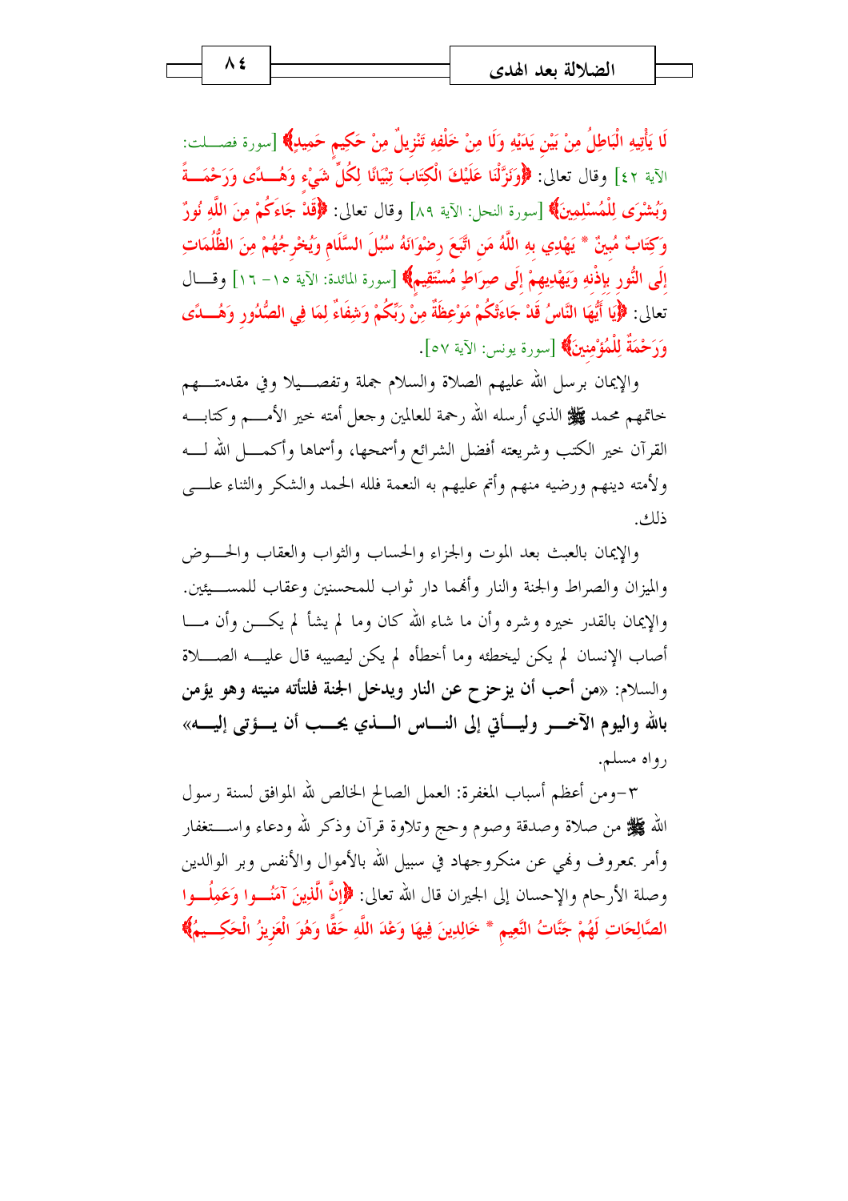لَا يَأْتِيهِ الْبَاطِلُ مِنْ بَيْنِ يَدَيْهِ وَلَا مِنْ خَلْفِهِ تَنْزِيلٌ مِنْ حَكِيمٍ حَمِيدٍ﴾ [سورة فصلت: الآية ٤٢] وقال تعالى: ﴿وَنَزَّلْنَا عَلَيْكَ الْكِتَابَ تِبْيَانًا لِكُلِّ شَيْءٍ وَهُدًى وَرَحْمَةً وَبُشْرَى لِلْمُسْلِمِينَ﴾ [سورة النحل: الآية ٨٩] وقال تعالى: ﴿قَدْ جَاءَكُمْ مِنَ اللَّهِ نُورٌ وَكِتَابٌ مُبِينٌ * يَهْدِي بِهِ اللَّهُ مَنِ اتَّبَعَ رِضْوَانَهُ سُبُلَ السَّلَامِ وَيُخْرِجُهُمْ مِنَ الظُّلُمَاتِ إِلَى النُّورِ بِإِذْنِهِ وَيَهْدِيهِمْ إِلَى صِرَاطٍ مُسْتَقِيمٍ﴾ [سورة المائدة: الآية ١٥- ١٦] وقال تعالى: ﴿يَا أَيُّهَا النَّاسُ قَدْ جَاءَتْكُمْ مَوْعِظَةٌ مِنْ رَبِّكُمْ وَشِفَاءٌ لِمَا فِي الصُّدُورِ وَهُدًى وَرَحْمَةٌ لِلْمُؤْمِنِينَ﴾ [سورة يونس: الآية ٥٧].

والإيمان برسل الله عليهم الصلاة والسلام جملة وتفصيلا وفي مقدمتهم خاتمهم محمد ﷺ الذي أرسله الله رحمة للعالمين وجعل أمته خير الأمم وكتابه القرآن خير الكتب وشريعته أفضل الشرائع وأسمحها، وأسماها وأكمل الله له ولأمته دينهم ورضيه منهم وأتم عليهم به النعمة فلله الحمد والشكر والثناء على ذلك.

والإيمان بالبعث بعد الموت والجزاء والحساب والثواب والعقاب والحوض والميزان والصراط والجنة والنار وأنهما دار ثواب للمحسنين وعقاب للمسيئين. والإيمان بالقدر خيره وشره وأن ما شاء الله كان وما لم يشأ لم يكن وأن ما أصاب الإنسان لم يكن ليخطئه وما أخطأه لم يكن ليصيبه قال عليه الصلاة والسلام: «**من أحب أن يزحزح عن النار ويدخل الجنة فلتأته منيته وهو يؤمن بالله واليوم الآخر وليأتي إلى الناس الذي يحب أن يؤتى إليه**» رواه مسلم.

٣-ومن أعظم أسباب المغفرة: العمل الصالح الخالص لله الموافق لسنة رسول الله ﷺ من صلاة وصدقة وصوم وحج وتلاوة قرآن وذكر لله ودعاء واستغفار وأمر بمعروف ونهي عن منكروجهاد في سبيل الله بالأموال والأنفس وبر الوالدين وصلة الأرحام والإحسان إلى الجيران قال الله تعالى: ﴿إِنَّ الَّذِينَ آمَنُوا وَعَمِلُوا الصَّالِحَاتِ لَهُمْ جَنَّاتُ النَّعِيمِ * خَالِدِينَ فِيهَا وَعْدَ اللَّهِ حَقًّا وَهُوَ الْعَزِيزُ الْحَكِيمُ﴾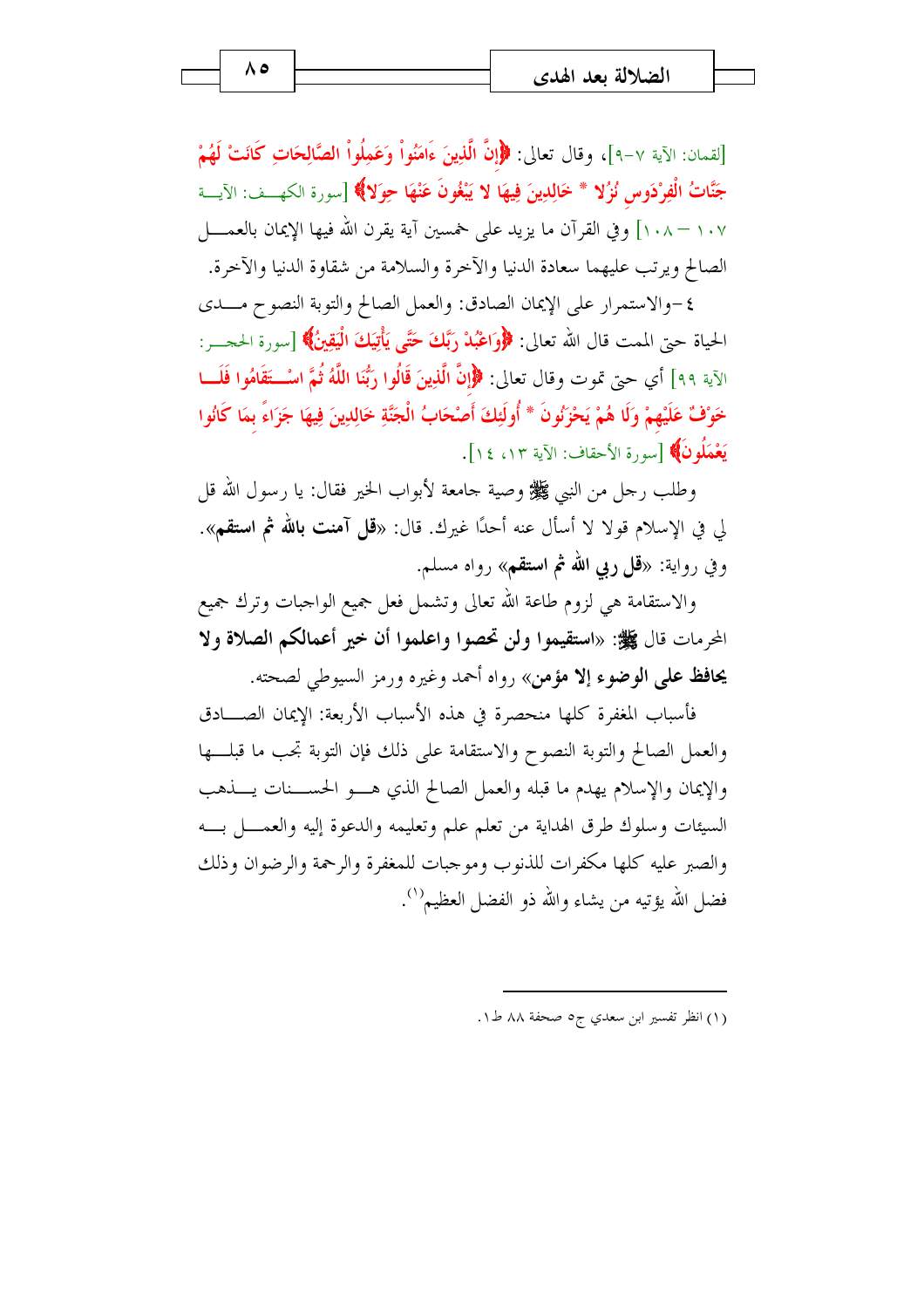[لقمان: الآية ٧-٩]، وقال تعالى: ﴿إِنَّ الَّذِينَ ءَامَنُواْ وَعَمِلُواْ الصَّالِحَاتِ كَانَتْ لَهُمْ جَنَّاتُ الْفِرْدَوسِ نُزُلا * خَالِدِينَ فِيهَا لا يَبْغُونَ عَنْهَا حِوَلا﴾ [سورة الكهف: الآية ١٠٧ – ١٠٨] وفي القرآن ما يزيد على خمسين آية يقرن الله فيها الإيمان بالعمل الصالح ويرتب عليهما سعادة الدنيا والآخرة والسلامة من شقاوة الدنيا والآخرة.

٤-والاستمرار على الإيمان الصادق: والعمل الصالح والتوبة النصوح مدى الحياة حتى الممت قال الله تعالى: ﴿وَاعْبُدْ رَبَّكَ حَتَّى يَأْتِيَكَ الْيَقِينُ﴾ [سورة الحجر: الآية ٩٩] أي حتى تموت وقال تعالى: ﴿إِنَّ الَّذِينَ قَالُوا رَبُّنَا اللَّهُ ثُمَّ اسْتَقَامُوا فَلَا خَوْفٌ عَلَيْهِمْ وَلَا هُمْ يَحْزَنُونَ * أُولَئِكَ أَصْحَابُ الْجَنَّةِ خَالِدِينَ فِيهَا جَزَاءً بِمَا كَانُوا يَعْمَلُونَ﴾ [سورة الأحقاف: الآية ١٣، ١٤].

وطلب رجل من النبي ﷺ وصية جامعة لأبواب الخير فقال: يا رسول الله قل لي في الإسلام قولا لا أسأل عنه أحدًا غيرك. قال: «**قل آمنت بالله ثم استقم**». وفي رواية: «**قل ربي الله ثم استقم**» رواه مسلم.

والاستقامة هي لزوم طاعة الله تعالى وتشمل فعل جميع الواجبات وترك جميع المحرمات قال ﷺ: «**استقيموا ولن تحصوا واعلموا أن خير أعمالكم الصلاة ولا يحافظ على الوضوء إلا مؤمن**» رواه أحمد وغيره ورمز السيوطي لصحته.

فأسباب المغفرة كلها منحصرة في هذه الأسباب الأربعة: الإيمان الصادق والعمل الصالح والتوبة النصوح والاستقامة على ذلك فإن التوبة تجب ما قبلها والإيمان والإسلام يهدم ما قبله والعمل الصالح الذي هو الحسنات يذهب السيئات وسلوك طرق الهداية من تعلم علم وتعليمه والدعوة إليه والعمل به والصبر عليه كلها مكفرات للذنوب وموجبات للمغفرة والرحمة والرضوان وذلك فضل الله يؤتيه من يشاء والله ذو الفضل العظيم[1].

---

(١) انظر تفسير ابن سعدي جـ٥ صحفة ٨٨ ط١.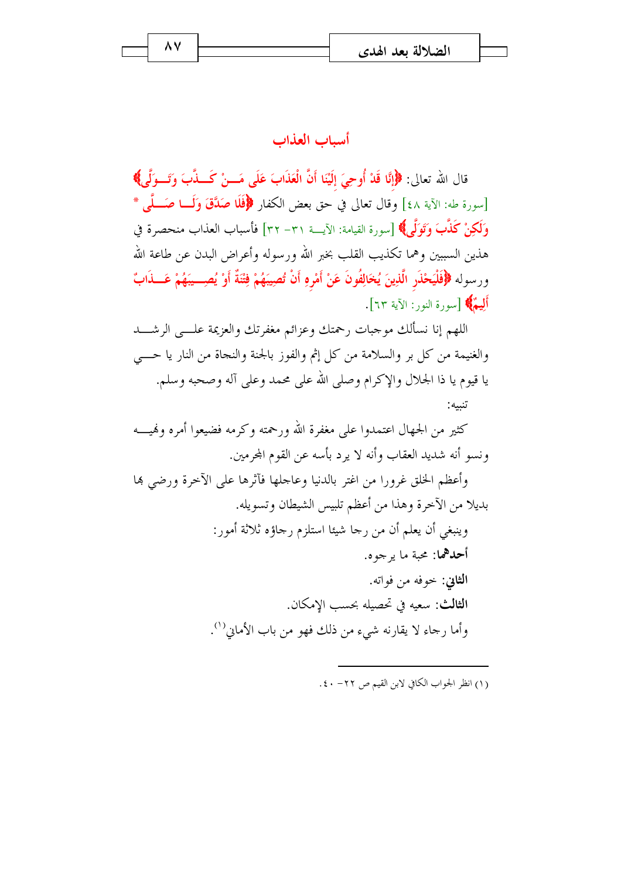## أسباب العذاب

قال الله تعالى: ﴿إِنَّا قَدْ أُوحِيَ إِلَيْنَا أَنَّ الْعَذَابَ عَلَى مَنْ كَذَّبَ وَتَوَلَّى﴾ [سورة طه: الآية ٤٨] وقال تعالى في حق بعض الكفار ﴿فَلَا صَدَّقَ وَلَا صَلَّى * وَلَكِنْ كَذَّبَ وَتَوَلَّى﴾ [سورة القيامة: الآية ٣١- ٣٢] فأسباب العذاب منحصرة في هذين السببين وهما تكذيب القلب بخبر الله ورسوله وأعراض البدن عن طاعة الله ورسوله ﴿فَلْيَحْذَرِ الَّذِينَ يُخَالِفُونَ عَنْ أَمْرِهِ أَنْ تُصِيبَهُمْ فِتْنَةٌ أَوْ يُصِيبَهُمْ عَذَابٌ أَلِيمٌ﴾ [سورة النور: الآية ٦٣].

اللهم إنا نسألك موجبات رحمتك وعزائم مغفرتك والعزيمة على الرشد والغنيمة من كل بر والسلامة من كل إثم والفوز بالجنة والنجاة من النار يا حي يا قيوم يا ذا الجلال والإكرام وصلى الله على محمد وعلى آله وصحبه وسلم.

تنبيه:

كثير من الجهال اعتمدوا على مغفرة الله ورحمته وكرمه فضيعوا أمره ونهيه ونسو أنه شديد العقاب وأنه لا يرد بأسه عن القوم المجرمين.

وأعظم الخلق غرورا من اغتر بالدنيا وعاجلها فآثرها على الآخرة ورضي بها بديلا من الآخرة وهذا من أعظم تلبيس الشيطان وتسويله.

وينبغي أن يعلم أن من رجا شيئا استلزم رجاؤه ثلاثة أمور:

**أحدهما**: محبة ما يرجوه.

**الثاني**: خوفه من فواته.

**الثالث**: سعيه في تحصيله بحسب الإمكان.

وأما رجاء لا يقارنه شيء من ذلك فهو من باب الأماني[1].

---

(١) انظر الجواب الكافي لابن القيم ص ٢٢- ٤٠.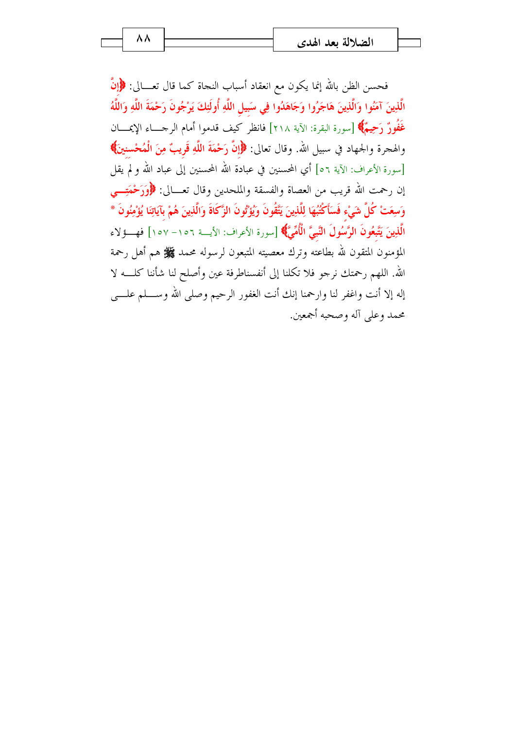فحسن الظن بالله إنما يكون مع انعقاد أسباب النجاة كما قال تعالى: ﴿إِنَّ الَّذِينَ آمَنُوا وَالَّذِينَ هَاجَرُوا وَجَاهَدُوا فِي سَبِيلِ اللَّهِ أُولَئِكَ يَرْجُونَ رَحْمَةَ اللَّهِ وَاللَّهُ غَفُورٌ رَحِيمٌ﴾ [سورة البقرة: الآية ٢١٨] فانظر كيف قدموا أمام الرجاء الإيمان والهجرة والجهاد في سبيل الله. وقال تعالى: ﴿إِنَّ رَحْمَةَ اللَّهِ قَرِيبٌ مِنَ الْمُحْسِنِينَ﴾ [سورة الأعراف: الآية ٥٦] أي المحسنين في عبادة الله المحسنين إلى عباد الله و لم يقل إن رحمت الله قريب من العصاة والفسقة والملحدين وقال تعالى: ﴿وَرَحْمَتِي وَسِعَتْ كُلَّ شَيْءٍ فَسَأَكْتُبُهَا لِلَّذِينَ يَتَّقُونَ وَيُؤْتُونَ الزَّكَاةَ وَالَّذِينَ هُمْ بِآيَاتِنَا يُؤْمِنُونَ * الَّذِينَ يَتَّبِعُونَ الرَّسُولَ النَّبِيَّ الْأُمِّيَّ﴾ [سورة الأعراف: الأية ١٥٦- ١٥٧] فهؤلاء المؤمنون المتقون لله بطاعته وترك معصيته المتبعون لرسوله محمد ﷺ هم أهل رحمة الله. اللهم رحمتك نرجو فلا تكلنا إلى أنفسنا طرفة عين وأصلح لنا شأننا كله لا إله إلا أنت واغفر لنا وارحمنا إنك أنت الغفور الرحيم وصلى الله وسلم على محمد وعلى آله وصحبه أجمعين.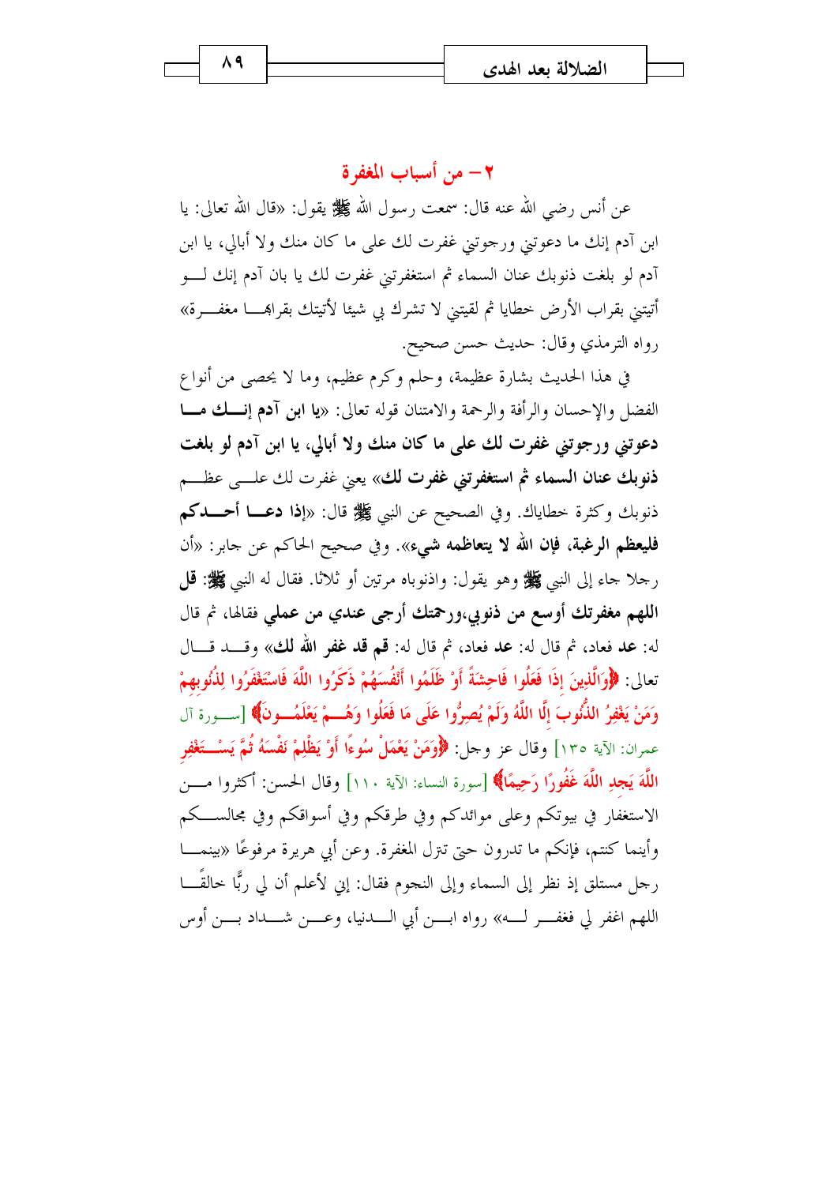## ٢- من أسباب المغفرة

عن أنس رضي الله عنه قال: سمعت رسول الله ﷺ يقول: «قال الله تعالى: يا ابن آدم إنك ما دعوتني ورجوتني غفرت لك على ما كان منك ولا أبالي، يا ابن آدم لو بلغت ذنوبك عنان السماء ثم استغفرتني غفرت لك يا بان آدم إنك لو أتيتني بقراب الأرض خطايا ثم لقيتني لا تشرك بي شيئا لأتيتك بقرابها مغفرة» رواه الترمذي وقال: حديث حسن صحيح.

في هذا الحديث بشارة عظيمة، وحلم وكرم عظيم، وما لا يحصى من أنواع الفضل والإحسان والرأفة والرحمة والامتنان قوله تعالى: «**يا ابن آدم إنك ما دعوتني ورجوتني غفرت لك على ما كان منك ولا أبالي، يا ابن آدم لو بلغت ذنوبك عنان السماء ثم استغفرتني غفرت لك**» يعني غفرت لك على عظم ذنوبك وكثرة خطاياك. وفي الصحيح عن النبي ﷺ قال: «**إذا دعا أحدكم فليعظم الرغبة، فإن الله لا يتعاظمه شيء**». وفي صحيح الحاكم عن جابر: «أن رجلا جاء إلى النبي ﷺ وهو يقول: واذنوباه مرتين أو ثلاثا. فقال له النبي ﷺ: **قل اللهم مغفرتك أوسع من ذنوبي،ورحمتك أرجى عندي من عملي** فقالها، ثم قال له: **عد** فعاد، ثم قال له: **عد** فعاد، ثم قال له: **قم قد غفر الله لك**» وقد قال تعالى: ﴿وَالَّذِينَ إِذَا فَعَلُوا فَاحِشَةً أَوْ ظَلَمُوا أَنْفُسَهُمْ ذَكَرُوا اللَّهَ فَاسْتَغْفَرُوا لِذُنُوبِهِمْ وَمَنْ يَغْفِرُ الذُّنُوبَ إِلَّا اللَّهُ وَلَمْ يُصِرُّوا عَلَى مَا فَعَلُوا وَهُمْ يَعْلَمُونَ﴾ [سورة آل عمران: الآية ١٣٥] وقال عز وجل: ﴿وَمَنْ يَعْمَلْ سُوءًا أَوْ يَظْلِمْ نَفْسَهُ ثُمَّ يَسْتَغْفِرِ اللَّهَ يَجِدِ اللَّهَ غَفُورًا رَحِيمًا﴾ [سورة النساء: الآية ١١٠] وقال الحسن: أكثروا من الاستغفار في بيوتكم وعلى موائدكم وفي طرقكم وفي أسواقكم وفي مجالسكم وأينما كنتم، فإنكم ما تدرون حتى تنزل المغفرة. وعن أبي هريرة مرفوعًا «بينما رجل مستلق إذ نظر إلى السماء وإلى النجوم فقال: إني لأعلم أن لي ربًّا خالقًا اللهم اغفر لي فغفر له» رواه ابن أبي الدنيا، وعن شداد بن أوس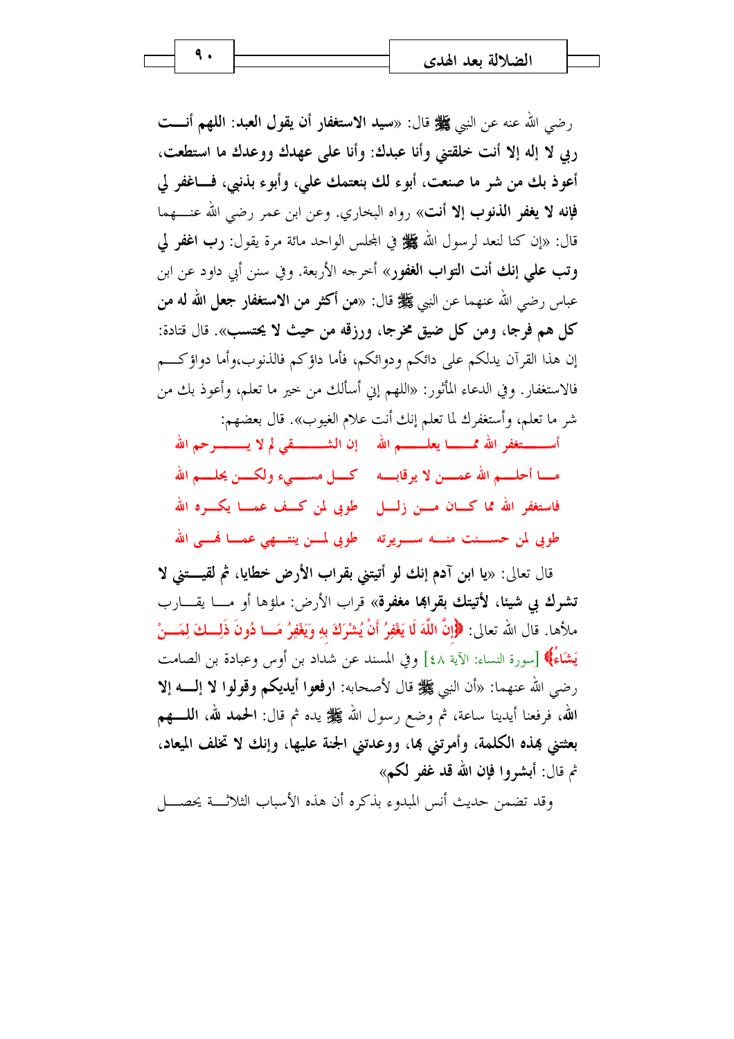رضي الله عنه عن النبي ﷺ قال: «**سيد الاستغفار أن يقول العبد: اللهم أنت ربي لا إله إلا أنت خلقتني وأنا عبدك: وأنا على عهدك ووعدك ما استطعت، أعوذ بك من شر ما صنعت، أبوء لك بنعمتك علي، وأبوء بذنبي، فاغفر لي فإنه لا يغفر الذنوب إلا أنت**» رواه البخاري. وعن ابن عمر رضي الله عنهما قال: «إن كنا لنعد لرسول الله ﷺ في المجلس الواحد مائة مرة يقول: **رب اغفر لي وتب علي إنك أنت التواب الغفور**» أخرجه الأربعة. وفي سنن أبي داود عن ابن عباس رضي الله عنهما عن النبي ﷺ قال: «**من أكثر من الاستغفار جعل الله له من كل هم فرجا، ومن كل ضيق مخرجا، ورزقه من حيث لا يحتسب**». قال قتادة: إن هذا القرآن يدلكم على دائكم ودوائكم، فأما داؤكم فالذنوب،وأما دواؤكم فالاستغفار. وفي الدعاء المأثور: «اللهم إني أسألك من خير ما تعلم، وأعوذ بك من شر ما تعلم، وأستغفرك لما تعلم إنك أنت علام الغيوب». قال بعضهم:

أستغفر الله مما يعلم الله ... إن الشقي لم لا يرحم الله

ما أحلم الله عمن لا يراقبه ... كل مسيء ولكن يحلم الله

فاستغفر الله مما كان من زلل ... طوبى لمن كف عما يكره الله

طوبى لمن حسنت منه سريرته ... طوبى لمن ينتهي عما نهى الله

قال تعالى: «**يا ابن آدم إنك لو أتيتني بقراب الأرض خطايا، ثم لقيتني لا تشرك بي شيئا، لأتيتك بقرابها مغفرة**» قراب الأرض: ملؤها أو ما يقارب ملأها. قال الله تعالى: ﴿**إِنَّ اللَّهَ لَا يَغْفِرُ أَنْ يُشْرَكَ بِهِ وَيَغْفِرُ مَا دُونَ ذَلِكَ لِمَنْ يَشَاءُ**﴾ [سورة النساء: الآية ٤٨] وفي المسند عن شداد بن أوس وعبادة بن الصامت رضي الله عنهما: «أن النبي ﷺ قال لأصحابه: **ارفعوا أيديكم وقولوا لا إله إلا الله**، فرفعنا أيدينا ساعة، ثم وضع رسول الله ﷺ يده ثم قال: **الحمد لله، اللهم بعثتني بهذه الكلمة، وأمرتني بها، ووعدتني الجنة عليها، وإنك لا تخلف الميعاد**، ثم قال: **أبشروا فإن الله قد غفر لكم**»

وقد تضمن حديث أنس المبدوء بذكره أن هذه الأسباب الثلاثة يحصل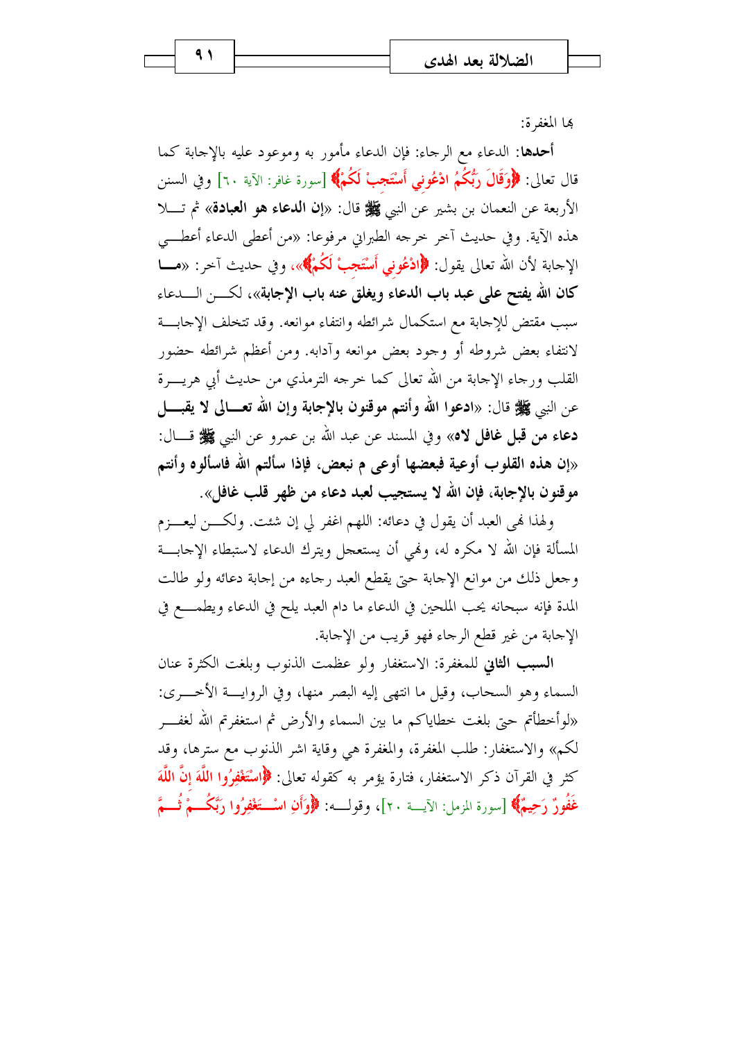بها المغفرة:

**أحدها**: الدعاء مع الرجاء: فإن الدعاء مأمور به وموعود عليه بالإجابة كما قال تعالى: ﴿وَقَالَ رَبُّكُمُ ادْعُونِي أَسْتَجِبْ لَكُمْ﴾ [سورة غافر: الآية ٦٠] وفي السنن الأربعة عن النعمان بن بشير عن النبي ﷺ قال: «**إن الدعاء هو العبادة**» ثم تلا هذه الآية. وفي حديث آخر خرجه الطبراني مرفوعا: «من أعطى الدعاء أعطي الإجابة لأن الله تعالى يقول: ﴿ادْعُونِي أَسْتَجِبْ لَكُمْ﴾»، وفي حديث آخر: «**ما كان الله يفتح على عبد باب الدعاء ويغلق عنه باب الإجابة**»، لكن الدعاء سبب مقتض للإجابة مع استكمال شرائطه وانتفاء موانعه. وقد تتخلف الإجابة لانتفاء بعض شروطه أو وجود بعض موانعه وآدابه. ومن أعظم شرائطه حضور القلب ورجاء الإجابة من الله تعالى كما خرجه الترمذي من حديث أبي هريرة عن النبي ﷺ قال: «**ادعوا الله وأنتم موقنون بالإجابة وإن الله تعالى لا يقبل دعاء من قبل غافل لاه**» وفي المسند عن عبد الله بن عمرو عن النبي ﷺ قال: «**إن هذه القلوب أوعية فبعضها أوعى م نبعض، فإذا سألتم الله فاسألوه وأنتم موقنون بالإجابة، فإن الله لا يستجيب لعبد دعاء من ظهر قلب غافل**».

ولهذا نهى العبد أن يقول في دعائه: اللهم اغفر لي إن شئت. ولكن ليعزم المسألة فإن الله لا مكره له، ونهي أن يستعجل ويترك الدعاء لاستبطاء الإجابة وجعل ذلك من موانع الإجابة حتى يقطع العبد رجاءه من إجابة دعائه ولو طالت المدة فإنه سبحانه يحب الملحين في الدعاء ما دام العبد يلح في الدعاء ويطمع في الإجابة من غير قطع الرجاء فهو قريب من الإجابة.

**السبب الثاني** للمغفرة: الاستغفار ولو عظمت الذنوب وبلغت الكثرة عنان السماء وهو السحاب، وقيل ما انتهى إليه البصر منها، وفي الرواية الأخرى: «لوأخطأتم حتى بلغت خطاياكم ما بين السماء والأرض ثم استغفرتم الله لغفر لكم» والاستغفار: طلب المغفرة، والمغفرة هي وقاية اشر الذنوب مع سترها، وقد كثر في القرآن ذكر الاستغفار، فتارة يؤمر به كقوله تعالى: ﴿اسْتَغْفِرُوا اللَّهَ إِنَّ اللَّهَ غَفُورٌ رَحِيمٌ﴾ [سورة المزمل: الآية ٢٠]، وقوله: ﴿وَأَنِ اسْتَغْفِرُوا رَبَّكُمْ ثُمَّ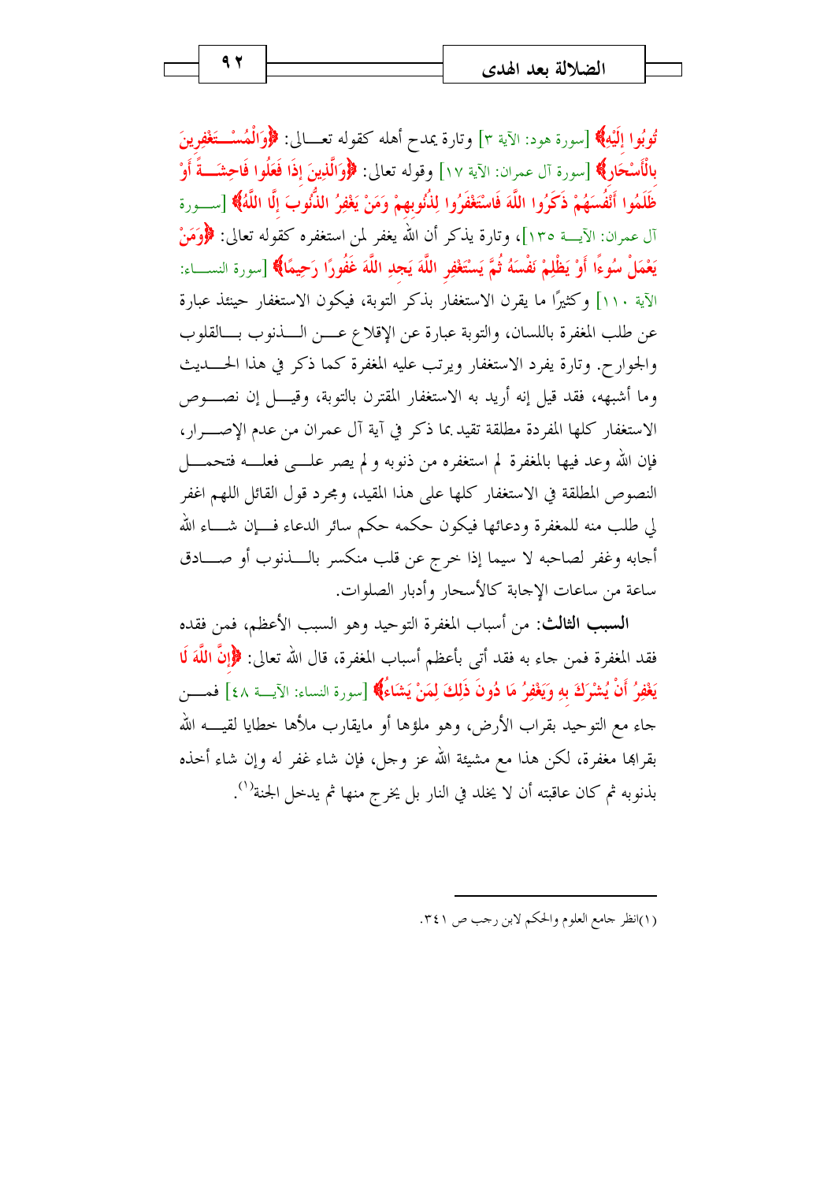تُوبُوا إِلَيْهِ﴾ [سورة هود: الآية ٣] وتارة يمدح أهله كقوله تعالى: ﴿وَالْمُسْتَغْفِرِينَ بِالْأَسْحَارِ﴾ [سورة آل عمران: الآية ١٧] وقوله تعالى: ﴿وَالَّذِينَ إِذَا فَعَلُوا فَاحِشَةً أَوْ ظَلَمُوا أَنْفُسَهُمْ ذَكَرُوا اللَّهَ فَاسْتَغْفَرُوا لِذُنُوبِهِمْ وَمَنْ يَغْفِرُ الذُّنُوبَ إِلَّا اللَّهُ﴾ [سورة آل عمران: الآية ١٣٥]، وتارة يذكر أن الله يغفر لمن استغفره كقوله تعالى: ﴿وَمَنْ يَعْمَلْ سُوءًا أَوْ يَظْلِمْ نَفْسَهُ ثُمَّ يَسْتَغْفِرِ اللَّهَ يَجِدِ اللَّهَ غَفُورًا رَحِيمًا﴾ [سورة النساء: الآية ١١٠] وكثيرًا ما يقرن الاستغفار بذكر التوبة، فيكون الاستغفار حينئذ عبارة عن طلب المغفرة باللسان، والتوبة عبارة عن الإقلاع عن الذنوب بالقلوب والجوارح. وتارة يفرد الاستغفار ويرتب عليه المغفرة كما ذكر في هذا الحديث وما أشبهه، فقد قيل إنه أريد به الاستغفار المقترن بالتوبة، وقيل إن نصوص الاستغفار كلها المفردة مطلقة تقيد بما ذكر في آية آل عمران من عدم الإصرار، فإن الله وعد فيها بالمغفرة لم استغفره من ذنوبه و لم يصر على فعله فتحمل النصوص المطلقة في الاستغفار كلها على هذا المقيد، ومجرد قول القائل اللهم اغفر لي طلب منه للمغفرة ودعائها فيكون حكمه حكم سائر الدعاء فإن شاء الله أجابه وغفر لصاحبه لا سيما إذا خرج عن قلب منكسر بالذنوب أو صادق ساعة من ساعات الإجابة كالأسحار وأدبار الصلوات.

**السبب الثالث:** من أسباب المغفرة التوحيد وهو السبب الأعظم، فمن فقده فقد المغفرة فمن جاء به فقد أتى بأعظم أسباب المغفرة، قال الله تعالى: ﴿إِنَّ اللَّهَ لَا يَغْفِرُ أَنْ يُشْرَكَ بِهِ وَيَغْفِرُ مَا دُونَ ذَلِكَ لِمَنْ يَشَاءُ﴾ [سورة النساء: الآية ٤٨] فمن جاء مع التوحيد بقراب الأرض، وهو ملؤها أو مايقارب ملأها خطايا لقيه الله بقرابها مغفرة، لكن هذا مع مشيئة الله عز وجل، فإن شاء غفر له وإن شاء أخذه بذنوبه ثم كان عاقبته أن لا يخلد في النار بل يخرج منها ثم يدخل الجنة[1].

---

(١)انظر جامع العلوم والحكم لابن رجب ص ٣٤١.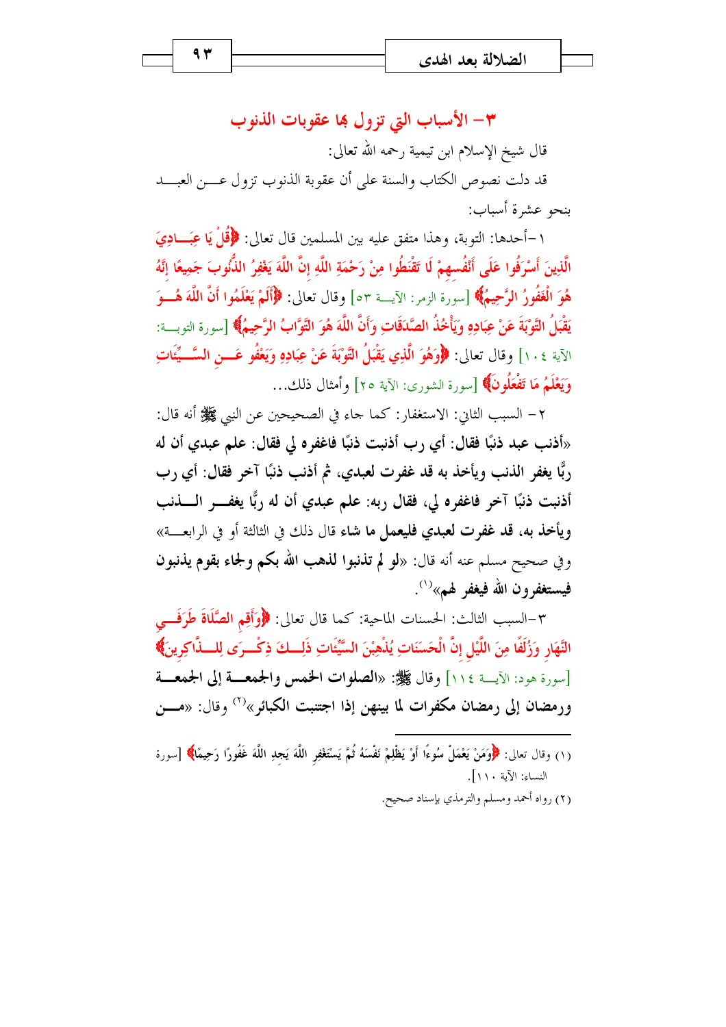## ٣– الأسباب التي تزول بها عقوبات الذنوب

قال شيخ الإسلام ابن تيمية رحمه الله تعالى:

قد دلت نصوص الكتاب والسنة على أن عقوبة الذنوب تزول عن العبد بنحو عشرة أسباب:

١–أحدها: التوبة، وهذا متفق عليه بين المسلمين قال تعالى: ﴿قُلْ يَا عِبَادِيَ الَّذِينَ أَسْرَفُوا عَلَى أَنْفُسِهِمْ لَا تَقْنَطُوا مِنْ رَحْمَةِ اللَّهِ إِنَّ اللَّهَ يَغْفِرُ الذُّنُوبَ جَمِيعًا إِنَّهُ هُوَ الْغَفُورُ الرَّحِيمُ﴾ [سورة الزمر: الآية ٥٣] وقال تعالى: ﴿أَلَمْ يَعْلَمُوا أَنَّ اللَّهَ هُوَ يَقْبَلُ التَّوْبَةَ عَنْ عِبَادِهِ وَيَأْخُذُ الصَّدَقَاتِ وَأَنَّ اللَّهَ هُوَ التَّوَّابُ الرَّحِيمُ﴾ [سورة التوبة: الآية ١٠٤] وقال تعالى: ﴿وَهُوَ الَّذِي يَقْبَلُ التَّوْبَةَ عَنْ عِبَادِهِ وَيَعْفُو عَنِ السَّيِّئَاتِ وَيَعْلَمُ مَا تَفْعَلُونَ﴾ [سورة الشورى: الآية ٢٥] وأمثال ذلك...

٢– السبب الثاني: الاستغفار: كما جاء في الصحيحين عن النبي ﷺ أنه قال: **«أذنب عبد ذنبًا فقال: أي رب أذنبت ذنبًا فاغفره لي فقال: علم عبدي أن له ربًّا يغفر الذنب ويأخذ به قد غفرت لعبدي، ثم أذنب ذنبًا آخر فقال: أي رب أذنبت ذنبًا آخر فاغفره لي، فقال ربه: علم عبدي أن له ربًّا يغفر الذنب ويأخذ به، قد غفرت لعبدي فليعمل ما شاء** قال ذلك في الثالثة أو في الرابعة» وفي صحيح مسلم عنه أنه قال: «**لو لم تذنبوا لذهب الله بكم ولجاء بقوم يذنبون فيستغفرون الله فيغفر لهم**»[1].

٣–السبب الثالث: الحسنات الماحية: كما قال تعالى: ﴿وَأَقِمِ الصَّلَاةَ طَرَفَيِ النَّهَارِ وَزُلَفًا مِنَ اللَّيْلِ إِنَّ الْحَسَنَاتِ يُذْهِبْنَ السَّيِّئَاتِ ذَلِكَ ذِكْرَى لِلذَّاكِرِينَ﴾ [سورة هود: الآية ١١٤] وقال ﷺ: «**الصلوات الخمس والجمعة إلى الجمعة ورمضان إلى رمضان مكفرات لما بينهن إذا اجتنبت الكبائر**»[2] وقال: «من

---

(١) وقال تعالى: ﴿وَمَنْ يَعْمَلْ سُوءًا أَوْ يَظْلِمْ نَفْسَهُ ثُمَّ يَسْتَغْفِرِ اللَّهَ يَجِدِ اللَّهَ غَفُورًا رَحِيمًا﴾ [سورة النساء: الآية ١١٠].

(٢) رواه أحمد ومسلم والترمذي بإسناد صحيح.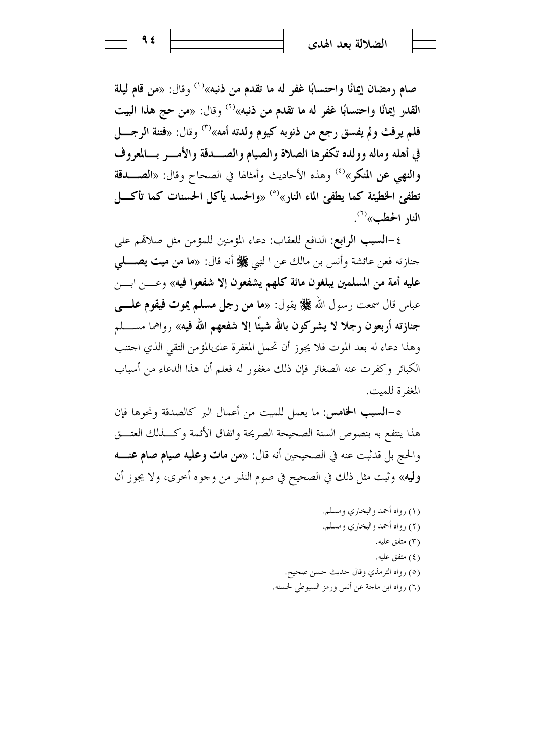**صام رمضان إيمانًا واحتسابًا غفر له ما تقدم من ذنبه**»[1] وقال: «**من قام ليلة القدر إيمانًا واحتسابًا غفر له ما تقدم من ذنبه**»[2] وقال: «**من حج هذا البيت فلم يرفث ولم يفسق رجع من ذنوبه كيوم ولدته أمه**»[3] وقال: «**فتنة الرجل في أهله وماله وولده تكفرها الصلاة والصيام والصدقة والأمر بالمعروف والنهي عن المنكر**»[4] وهذه الأحاديث وأمثالها في الصحاح وقال: «**الصدقة تطفئ الخطيئة كما يطفئ الماء النار**»[5] «**والحسد يأكل الحسنات كما تأكل النار الحطب**»[6].

٤-**السبب الرابع**: الدافع للعقاب: دعاء المؤمنين للمؤمن مثل صلاتهم على جنازته فعن عائشة وأنس بن مالك عن ا لنبي ﷺ أنه قال: «**ما من ميت يصلي عليه أمة من المسلمين يبلغون مائة كلهم يشفعون إلا شفعوا فيه**» وعن ابن عباس قال سمعت رسول الله ﷺ يقول: «**ما من رجل مسلم يموت فيقوم على جنازته أربعون رجلا لا يشركون بالله شيئًا إلا شفعهم الله فيه**» رواهما مسلم وهذا دعاء له بعد الموت فلا يجوز أن تحمل المغفرة علىالمؤمن التقي الذي اجتنب الكبائر وكفرت عنه الصغائر فإن ذلك مغفور له فعلم أن هذا الدعاء من أسباب المغفرة للميت.

٥-**السبب الخامس**: ما يعمل للميت من أعمال البر كالصدقة ونحوها فإن هذا ينتفع به بنصوص السنة الصحيحة الصريحة واتفاق الأئمة وكذلك العتق والحج بل قدثبت عنه في الصحيحين أنه قال: «**من مات وعليه صيام صام عنه وليه**» وثبت مثل ذلك في الصحيح في صوم النذر من وجوه أخرى، ولا يجوز أن

---

(١) رواه أحمد والبخاري ومسلم.

(٢) رواه أحمد والبخاري ومسلم.

(٣) متفق عليه.

(٤) متفق عليه.

(٥) رواه الترمذي وقال حديث حسن صحيح.

(٦) رواه ابن ماجة عن أنس ورمز السيوطي لحسنه.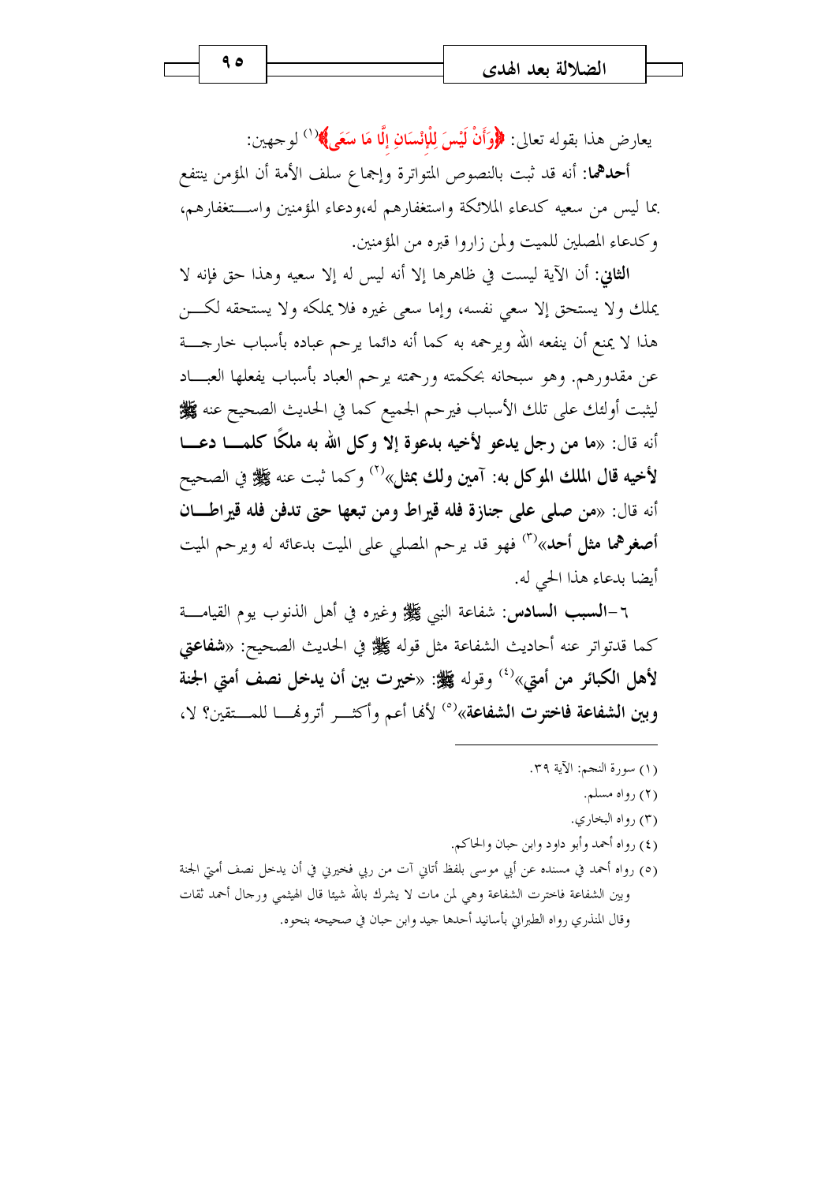يعارض هذا بقوله تعالى: ﴿وَأَنْ لَيْسَ لِلْإِنْسَانِ إِلَّا مَا سَعَى﴾[1] لوجهين:

**أحدهما**: أنه قد ثبت بالنصوص المتواترة وإجماع سلف الأمة أن المؤمن ينتفع بما ليس من سعيه كدعاء الملائكة واستغفارهم له،ودعاء المؤمنين واستغفارهم، وكدعاء المصلين للميت ولمن زاروا قبره من المؤمنين.

**الثاني**: أن الآية ليست في ظاهرها إلا أنه ليس له إلا سعيه وهذا حق فإنه لا يملك ولا يستحق إلا سعي نفسه، وإما سعي غيره فلا يملكه ولا يستحقه لكن هذا لا يمنع أن ينفعه الله ويرحمه به كما أنه دائما يرحم عباده بأسباب خارجة عن مقدورهم. وهو سبحانه بحكمته ورحمته يرحم العباد بأسباب يفعلها العباد ليثبت أولئك على تلك الأسباب فيرحم الجميع كما في الحديث الصحيح عنه ﷺ أنه قال: «**ما من رجل يدعو لأخيه بدعوة إلا وكل الله به ملكًا كلما دعا لأخيه قال الملك الموكل به: آمين ولك بمثل**»[2] وكما ثبت عنه ﷺ في الصحيح أنه قال: «**من صلى على جنازة فله قيراط ومن تبعها حتى تدفن فله قيراطان أصغرهما مثل أحد**»[3] فهو قد يرحم المصلي على الميت بدعائه له ويرحم الميت أيضا بدعاء هذا الحي له.

٦-**السبب السادس**: شفاعة النبي ﷺ وغيره في أهل الذنوب يوم القيامة كما قدتواتر عنه أحاديث الشفاعة مثل قوله ﷺ في الحديث الصحيح: «**شفاعتي لأهل الكبائر من أمتي**»[4] وقوله ﷺ: «**خيرت بين أن يدخل نصف أمتي الجنة وبين الشفاعة فاخترت الشفاعة**»[5] لأنها أعم وأكثر أترونها للمتقين؟ لا،

---

(١) سورة النجم: الآية ٣٩.

(٢) رواه مسلم.

(٣) رواه البخاري.

(٤) رواه أحمد وأبو داود وابن حبان والحاكم.

(٥) رواه أحمد في مسنده عن أبي موسى بلفظ أتاني آت من ربي فخيرني في أن يدخل نصف أمتي الجنة وبين الشفاعة فاخترت الشفاعة وهي لمن مات لا يشرك بالله شيئا قال الهيثمي ورجال أحمد ثقات وقال المنذري رواه الطبراني بأسانيد أحدها جيد وابن حبان في صحيحه بنحوه.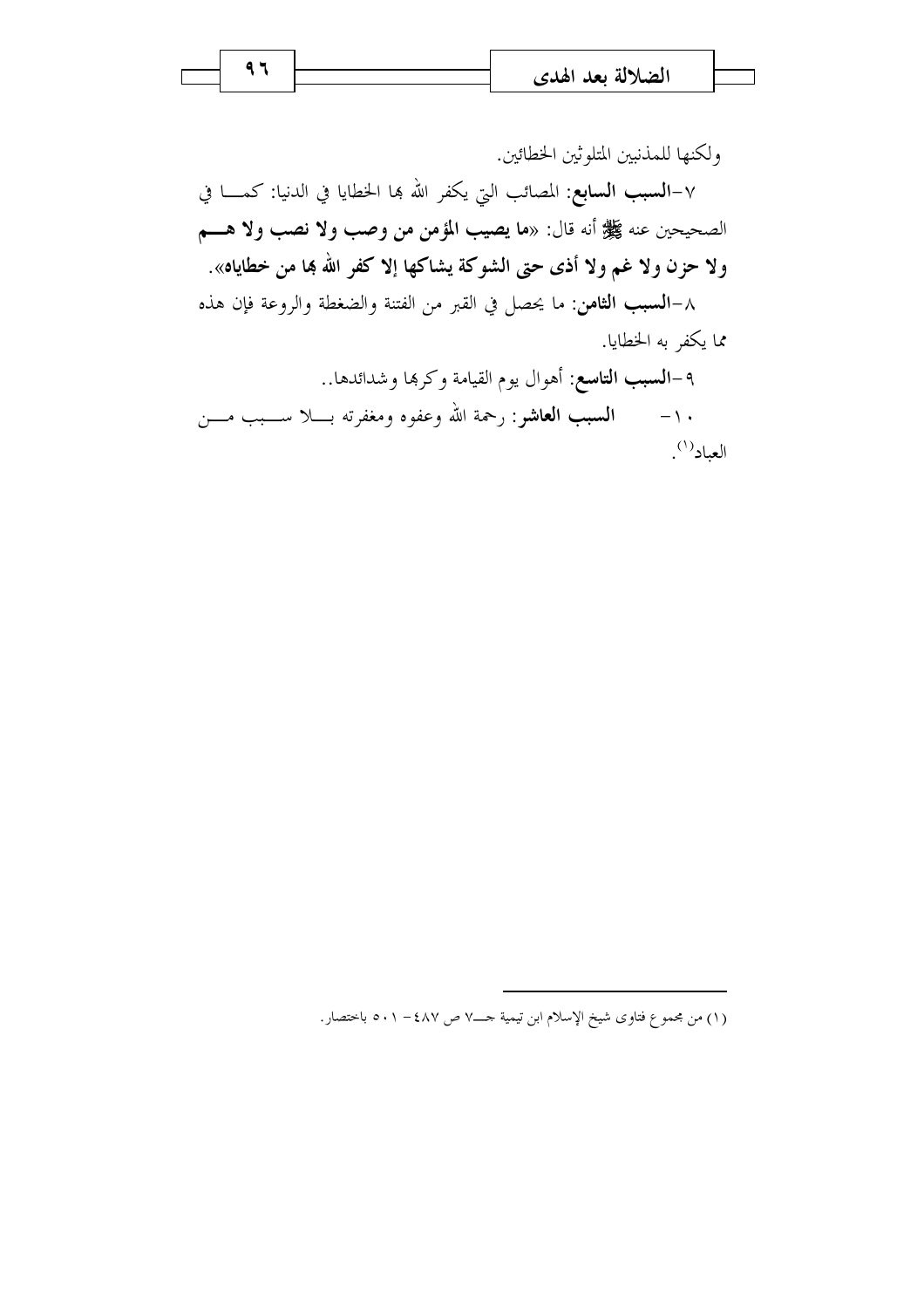ولكنها للمذنبين المتلوثين الخطائين.

٧-**السبب السابع**: المصائب التي يكفر الله بها الخطايا في الدنيا: كما في الصحيحين عنه ﷺ أنه قال: «**ما يصيب المؤمن من وصب ولا نصب ولا هم ولا حزن ولا غم ولا أذى حتى الشوكة يشاكها إلا كفر الله بها من خطاياه**».

٨-**السبب الثامن**: ما يحصل في القبر من الفتنة والضغطة والروعة فإن هذه مما يكفر به الخطايا.

٩-**السبب التاسع**: أهوال يوم القيامة وكربها وشدائدها..

١٠- **السبب العاشر**: رحمة الله وعفوه ومغفرته بلا سبب من العباد[1].

---

(١) من مجموع فتاوى شيخ الإسلام ابن تيمية جـ٧ ص ٤٨٧- ٥٠١ باختصار.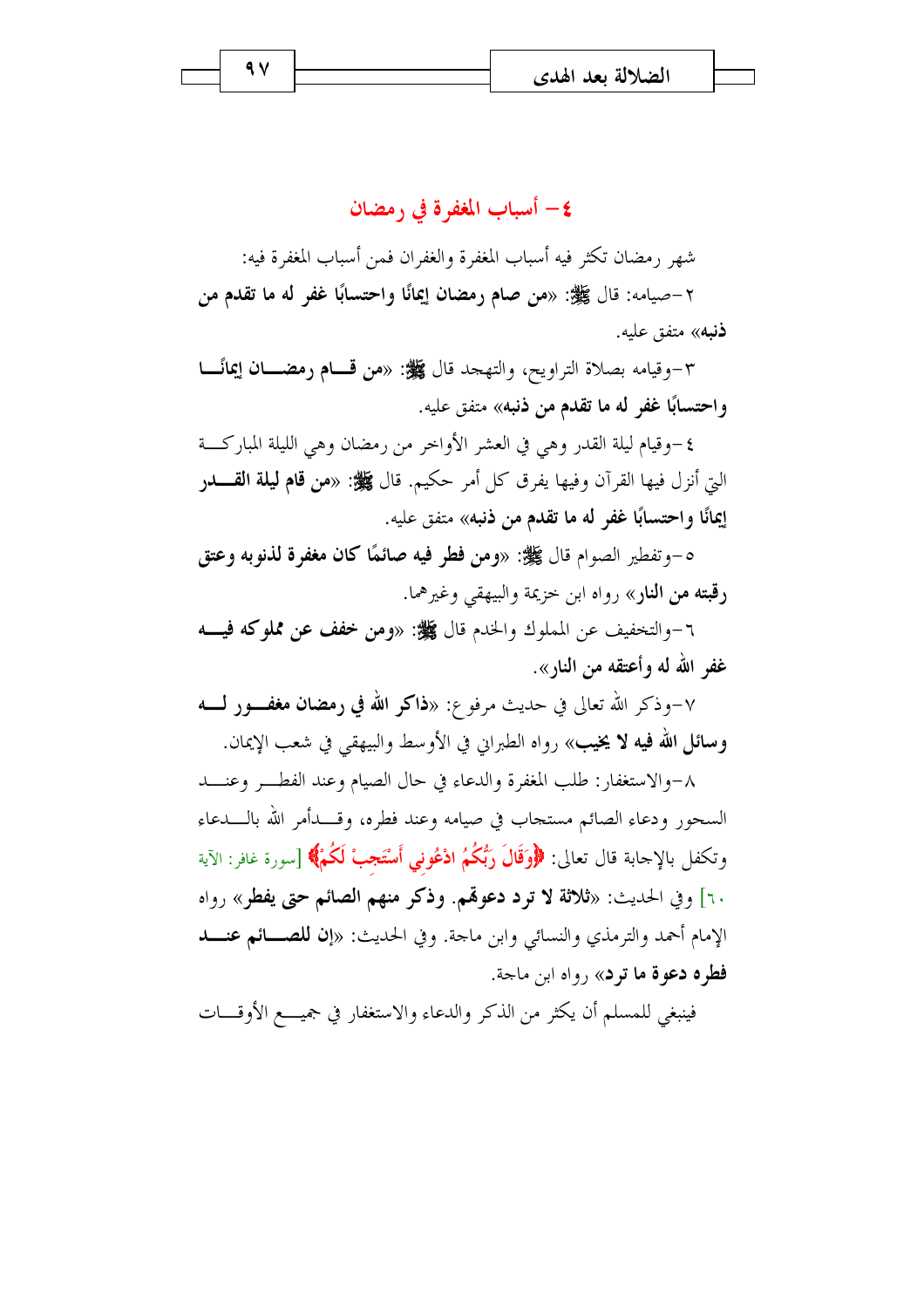## ٤– أسباب المغفرة في رمضان

شهر رمضان تكثر فيه أسباب المغفرة والغفران فمن أسباب المغفرة فيه:

٢–صيامه: قال ﷺ: «**من صام رمضان إيمانًا واحتسابًا غفر له ما تقدم من ذنبه**» متفق عليه.

٣–وقيامه بصلاة التراويح، والتهجد قال ﷺ: «**من قام رمضان إيمانًا واحتسابًا غفر له ما تقدم من ذنبه**» متفق عليه.

٤–وقيام ليلة القدر وهي في العشر الأواخر من رمضان وهي الليلة المباركة التي أنزل فيها القرآن وفيها يفرق كل أمر حكيم. قال ﷺ: «**من قام ليلة القدر إيمانًا واحتسابًا غفر له ما تقدم من ذنبه**» متفق عليه.

٥–وتفطير الصوام قال ﷺ: «**ومن فطر فيه صائمًا كان مغفرة لذنوبه وعتق رقبته من النار**» رواه ابن خزيمة والبيهقي وغيرهما.

٦–والتخفيف عن المملوك والخدم قال ﷺ: «**ومن خفف عن مملوكه فيه غفر الله له وأعتقه من النار**».

٧–وذكر الله تعالى في حديث مرفوع: «**ذاكر الله في رمضان مغفور له وسائل الله فيه لا يخيب**» رواه الطبراني في الأوسط والبيهقي في شعب الإيمان.

٨–والاستغفار: طلب المغفرة والدعاء في حال الصيام وعند الفطر وعند السحور ودعاء الصائم مستجاب في صيامه وعند فطره، وقد أمر الله بالدعاء وتكفل بالإجابة قال تعالى: ﴿وَقَالَ رَبُّكُمُ ادْعُونِي أَسْتَجِبْ لَكُمْ﴾ [سورة غافر: الآية ٦٠] وفي الحديث: «**ثلاثة لا ترد دعوتهم. وذكر منهم الصائم حتى يفطر**» رواه الإمام أحمد والترمذي والنسائي وابن ماجة. وفي الحديث: «**إن للصائم عند فطره دعوة ما ترد**» رواه ابن ماجة.

فينبغي للمسلم أن يكثر من الذكر والدعاء والاستغفار في جميع الأوقات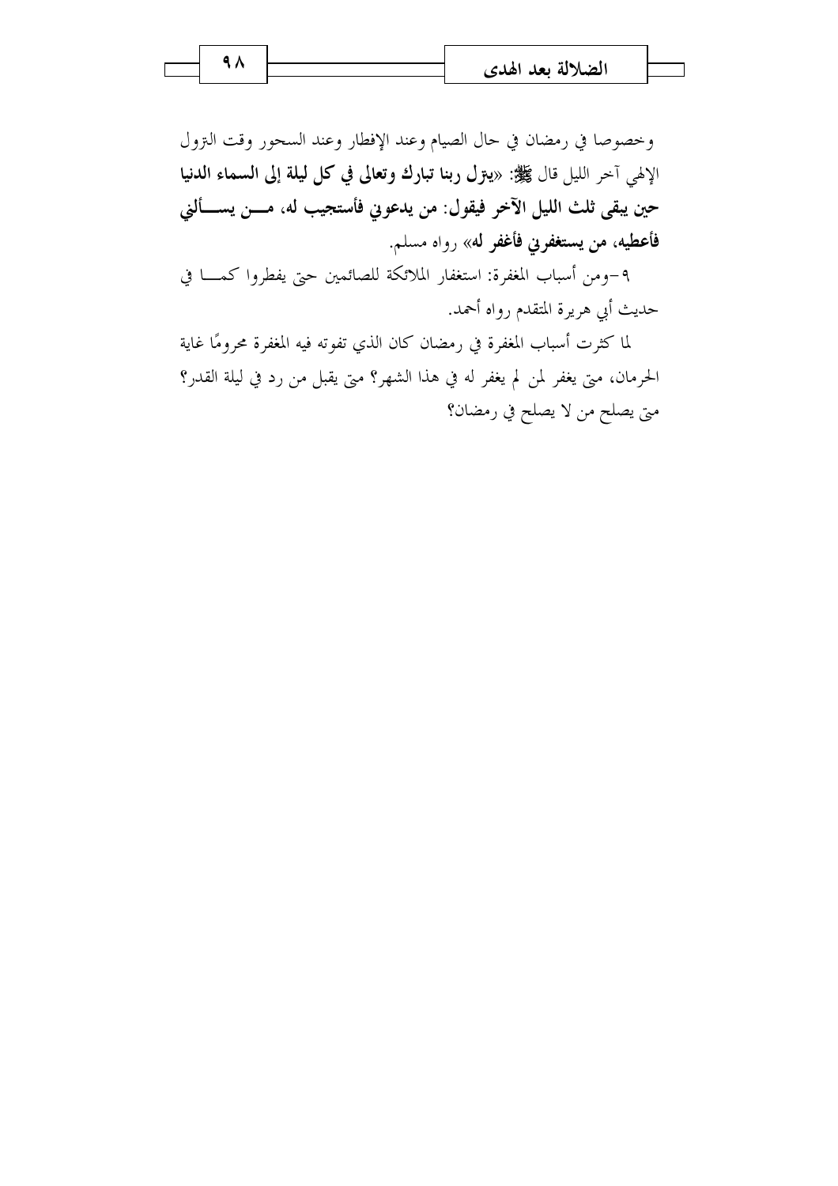وخصوصا في رمضان في حال الصيام وعند الإفطار وعند السحور وقت النزول الإلهي آخر الليل قال ﷺ: «**ينزل ربنا تبارك وتعالى في كل ليلة إلى السماء الدنيا حين يبقى ثلث الليل الآخر فيقول: من يدعوني فأستجيب له، من يسألني فأعطيه، من يستغفرني فأغفر له**» رواه مسلم.

٩-ومن أسباب المغفرة: استغفار الملائكة للصائمين حتى يفطروا كما في حديث أبي هريرة المتقدم رواه أحمد.

لما كثرت أسباب المغفرة في رمضان كان الذي تفوته فيه المغفرة محرومًا غاية الحرمان، متى يغفر لمن لم يغفر له في هذا الشهر؟ متى يقبل من رد في ليلة القدر؟ متى يصلح من لا يصلح في رمضان؟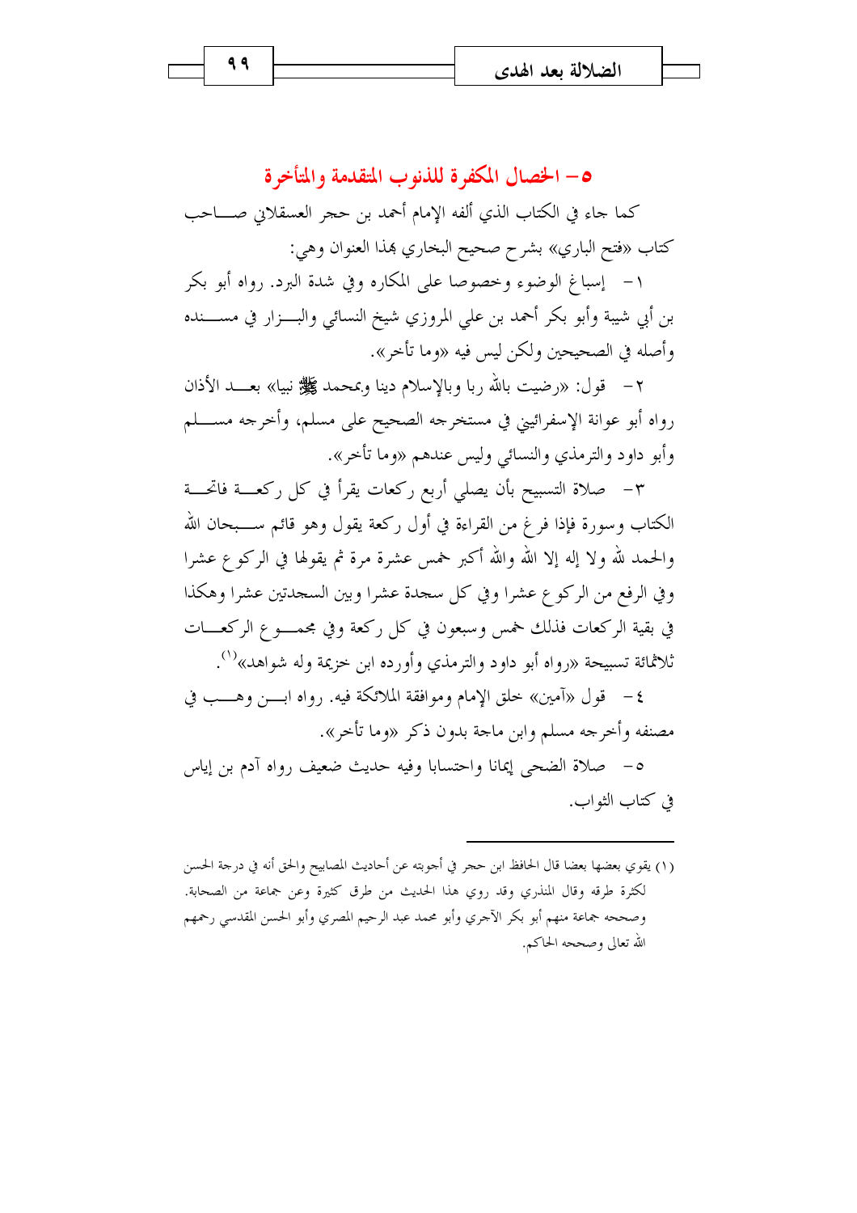## ٥- الخصال المكفرة للذنوب المتقدمة والمتأخرة

كما جاء في الكتاب الذي ألفه الإمام أحمد بن حجر العسقلاني صاحب كتاب «فتح الباري» بشرح صحيح البخاري بهذا العنوان وهي:

١- إسباغ الوضوء وخصوصا على المكاره وفي شدة البرد. رواه أبو بكر بن أبي شيبة وأبو بكر أحمد بن علي المروزي شيخ النسائي والبزار في مسنده وأصله في الصحيحين ولكن ليس فيه «وما تأخر».

٢- قول: «رضيت بالله ربا وبالإسلام دينا وبمحمد ﷺ نبيا» بعد الأذان رواه أبو عوانة الإسفرائيني في مستخرجه الصحيح على مسلم، وأخرجه مسلم وأبو داود والترمذي والنسائي وليس عندهم «وما تأخر».

٣- صلاة التسبيح بأن يصلي أربع ركعات يقرأ في كل ركعة فاتحة الكتاب وسورة فإذا فرغ من القراءة في أول ركعة يقول وهو قائم سبحان الله والحمد لله ولا إله إلا الله والله أكبر خمس عشرة مرة ثم يقولها في الركوع عشرا وفي الرفع من الركوع عشرا وفي كل سجدة عشرا وبين السجدتين عشرا وهكذا في بقية الركعات فذلك خمس وسبعون في كل ركعة وفي مجموع الركعات ثلاثمائة تسبيحة «رواه أبو داود والترمذي وأورده ابن خزيمة وله شواهد»[1].

٤- قول «آمين» خلق الإمام وموافقة الملائكة فيه. رواه ابن وهب في مصنفه وأخرجه مسلم وابن ماجة بدون ذكر «وما تأخر».

٥- صلاة الضحى إيمانا واحتسابا وفيه حديث ضعيف رواه آدم بن إياس في كتاب الثواب.

---

(١) يقوي بعضها بعضا قال الحافظ ابن حجر في أجوبته عن أحاديث المصابيح والحق أنه في درجة الحسن لكثرة طرقه وقال المنذري وقد روي هذا الحديث من طرق كثيرة وعن جماعة من الصحابة. وصححه جماعة منهم أبو بكر الآجري وأبو محمد عبد الرحيم المصري وأبو الحسن المقدسي رحمهم الله تعالى وصححه الحاكم.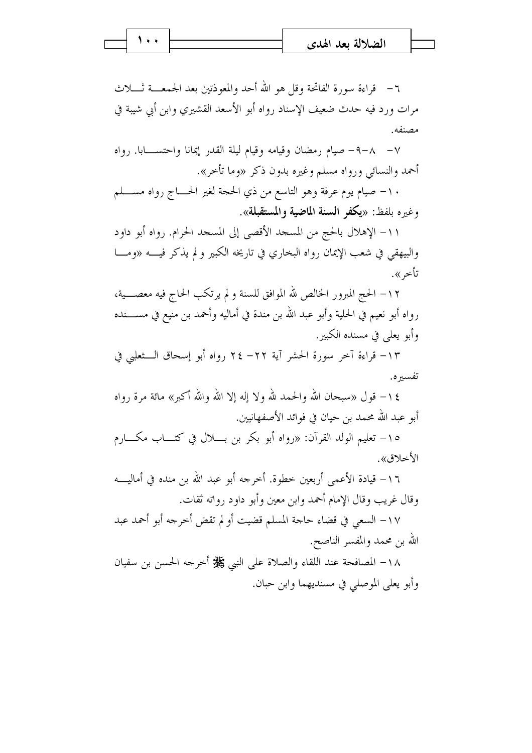٦- قراءة سورة الفاتحة وقل هو الله أحد والمعوذتين بعد الجمعة ثلاث مرات ورد فيه حدث ضعيف الإسناد رواه أبو الأسعد القشيري وابن أبي شيبة في مصنفه.

٧- ٨-٩- صيام رمضان وقيامه وقيام ليلة القدر إيمانا واحتسابا. رواه أحمد والنسائي ورواه مسلم وغيره بدون ذكر «وما تأخر».

١٠- صيام يوم عرفة وهو التاسع من ذي الحجة لغير الحاج رواه مسلم وغيره بلفظ: «**يكفر السنة الماضية والمستقبلة**».

١١- الإهلال بالحج من المسجد الأقصى إلى المسجد الحرام. رواه أبو داود والبيهقي في شعب الإيمان رواه البخاري في تاريخه الكبير و لم يذكر فيه «وما تأخر».

١٢- الحج المبرور الخالص لله الموافق للسنة و لم يرتكب الحاج فيه معصية، رواه أبو نعيم في الحلية وأبو عبد الله بن مندة في أماليه وأحمد بن منيع في مسنده وأبو يعلى في مسنده الكبير.

١٣- قراءة آخر سورة الحشر آية ٢٢- ٢٤ رواه أبو إسحاق الثعلبي في تفسيره.

١٤- قول «سبحان الله والحمد لله ولا إله إلا الله والله أكبر» مائة مرة رواه أبو عبد الله محمد بن حيان في فوائد الأصفهانيين.

١٥- تعليم الولد القرآن: «رواه أبو بكر بن بلال في كتاب مكارم الأخلاق».

١٦- قيادة الأعمى أربعين خطوة. أخرجه أبو عبد الله بن منده في أماليه وقال غريب وقال الإمام أحمد وابن معين وأبو داود رواته ثقات.

١٧- السعي في قضاء حاجة المسلم قضيت أو لم تقض أخرجه أبو أحمد عبد الله بن محمد والمفسر الناصح.

١٨- المصافحة عند اللقاء والصلاة على النبي ﷺ أخرجه الحسن بن سفيان وأبو يعلى الموصلي في مسنديهما وابن حبان.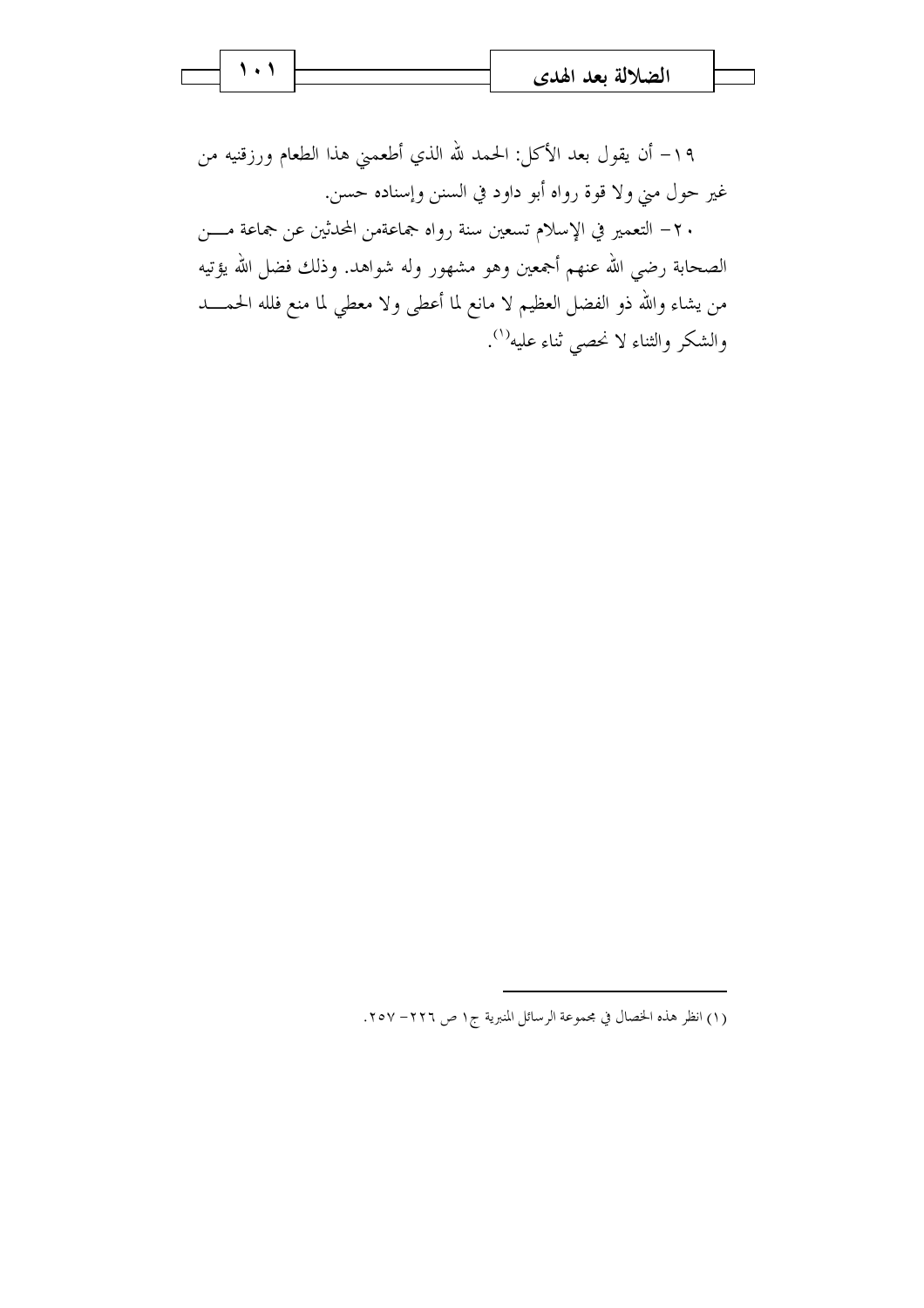١٩- أن يقول بعد الأكل: الحمد لله الذي أطعمني هذا الطعام ورزقنيه من غير حول مني ولا قوة رواه أبو داود في السنن وإسناده حسن.

٢٠- التعمير في الإسلام تسعين سنة رواه جماعةمن المحدثين عن جماعة من الصحابة رضي الله عنهم أجمعين وهو مشهور وله شواهد. وذلك فضل الله يؤتيه من يشاء والله ذو الفضل العظيم لا مانع لما أعطى ولا معطي لما منع فلله الحمد والشكر والثناء لا نحصي ثناء عليه[1].

---

(١) انظر هذه الخصال في مجموعة الرسائل المنبرية ج١ ص ٢٢٦- ٢٥٧.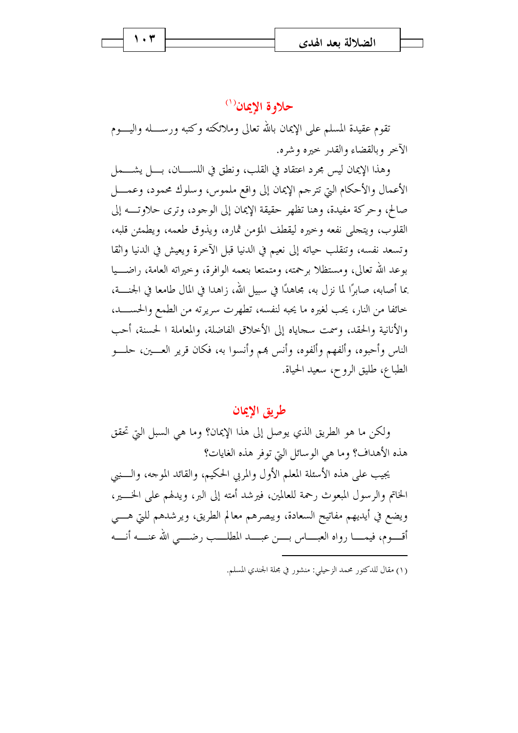## حلاوة الإيمان[1]

تقوم عقيدة المسلم على الإيمان بالله تعالى وملائكته وكتبه ورسله واليوم الآخر وبالقضاء والقدر خيره وشره.

وهذا الإيمان ليس مجرد اعتقاد في القلب، ونطق في اللسان، بل يشمل الأعمال والأحكام التي تترجم الإيمان إلى واقع ملموس، وسلوك محمود، وعمل صالح، وحركة مفيدة، وهنا تظهر حقيقة الإيمان إلى الوجود، وترى حلاوته إلى القلوب، ويتجلى نفعه وخيره ليقطف المؤمن ثماره، ويذوق طعمه، ويطمئن قلبه، وتسعد نفسه، وتنقلب حياته إلى نعيم في الدنيا قبل الآخرة ويعيش في الدنيا واثقا بوعد الله تعالى، ومستظلا برحمته، ومتمتعا بنعمه الوافرة، وخيراته العامة، راضيا بما أصابه، صابرًا لما نزل به، مجاهدًا في سبيل الله، زاهدا في المال طامعا في الجنة، خائفا من النار، يحب لغيره ما يحبه لنفسه، تطهرت سريرته من الطمع والحسد، والأنانية والحقد، وسمت سجاياه إلى الأخلاق الفاضلة، والمعاملة ا لحسنة، أحب الناس وأحبوه، وألفهم وألفوه، وأنس بهم وأنسوا به، فكان قرير العين، حلو الطباع، طليق الروح، سعيد الحياة.

## طريق الإيمان

ولكن ما هو الطريق الذي يوصل إلى هذا الإيمان؟ وما هي السبل التي تحقق هذه الأهداف؟ وما هي الوسائل التي توفر هذه الغايات؟

يجيب على هذه الأسئلة المعلم الأول والمربي الحكيم، والقائد الموجه، والنبي الخاتم والرسول المبعوث رحمة للعالمين، فيرشد أمته إلى البر، ويدلهم على الخير، ويضع في أيديهم مفاتيح السعادة، ويبصرهم معالم الطريق، ويرشدهم للتي هي أقوم، فيما رواه العباس بن عبد المطلب رضي الله عنه أنه

---

(١) مقال للدكتور محمد الزحيلي: منشور في مجلة الجندي المسلم.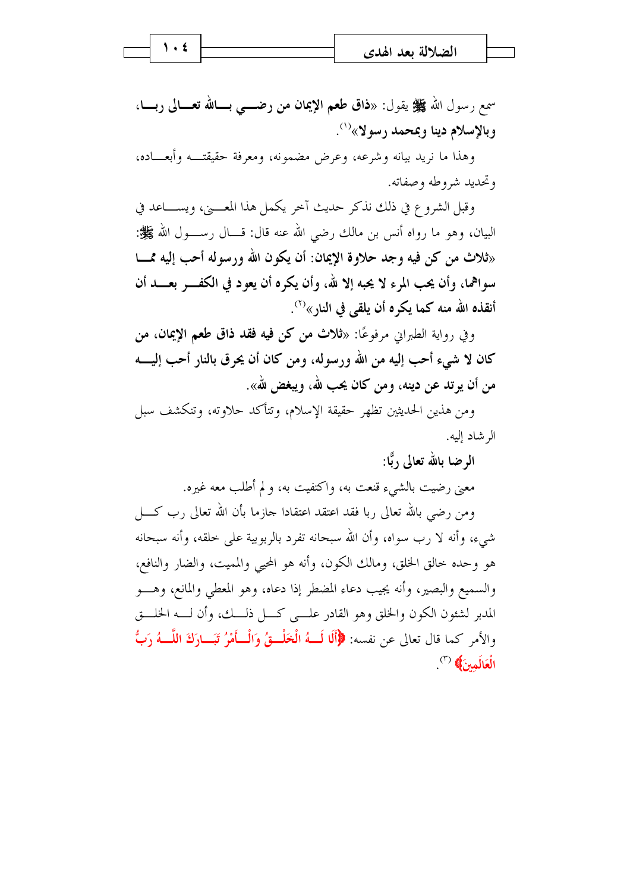سمع رسول الله ﷺ يقول: «**ذاق طعم الإيمان من رضي بالله تعالى ربا، وبالإسلام دينا وبمحمد رسولا**»[1].

وهذا ما نريد بيانه وشرحه، وعرض مضمونه، ومعرفة حقيقته وأبعاده، وتحديد شروطه وصفاته.

وقبل الشروع في ذلك نذكر حديث آخر يكمل هذا المعنى، ويساعد في البيان، وهو ما رواه أنس بن مالك رضي الله عنه قال: قال رسول الله ﷺ: «**ثلاث من كن فيه وجد حلاوة الإيمان: أن يكون الله ورسوله أحب إليه مما سواهما، وأن يحب المرء لا يحبه إلا لله، وأن يكره أن يعود في الكفر بعد أن أنقذه الله منه كما يكره أن يلقى في النار**»[2].

وفي رواية الطبراني مرفوعًا: «**ثلاث من كن فيه فقد ذاق طعم الإيمان، من كان لا شيء أحب إليه من الله ورسوله، ومن كان أن يحرق بالنار أحب إليه من أن يرتد عن دينه، ومن كان يحب لله، ويبغض لله**».

ومن هذين الحديثين تظهر حقيقة الإسلام، وتتأكد حلاوته، وتنكشف سبل الرشاد إليه.

**الرضا بالله تعالى ربًّا:**

معنى رضيت بالشيء قنعت به، واكتفيت به، ولم أطلب معه غيره.

ومن رضي بالله تعالى ربا فقد اعتقد اعتقادا جازما بأن الله تعالى رب كل شيء، وأنه لا رب سواه، وأن الله سبحانه تفرد بالربوبية على خلقه، وأنه سبحانه هو وحده خالق الخلق، ومالك الكون، وأنه هو المحيي والمميت، والضار والنافع، والسميع والبصير، وأنه يجيب دعاء المضطر إذا دعاه، وهو المعطي والمانع، وهو المدبر لشئون الكون والخلق وهو القادر على كل ذلك، وأن له الخلق والأمر كما قال تعالى عن نفسه: ﴿**أَلَا لَهُ الْخَلْقُ وَالْأَمْرُ تَبَارَكَ اللَّهُ رَبُّ الْعَالَمِينَ**﴾ [3].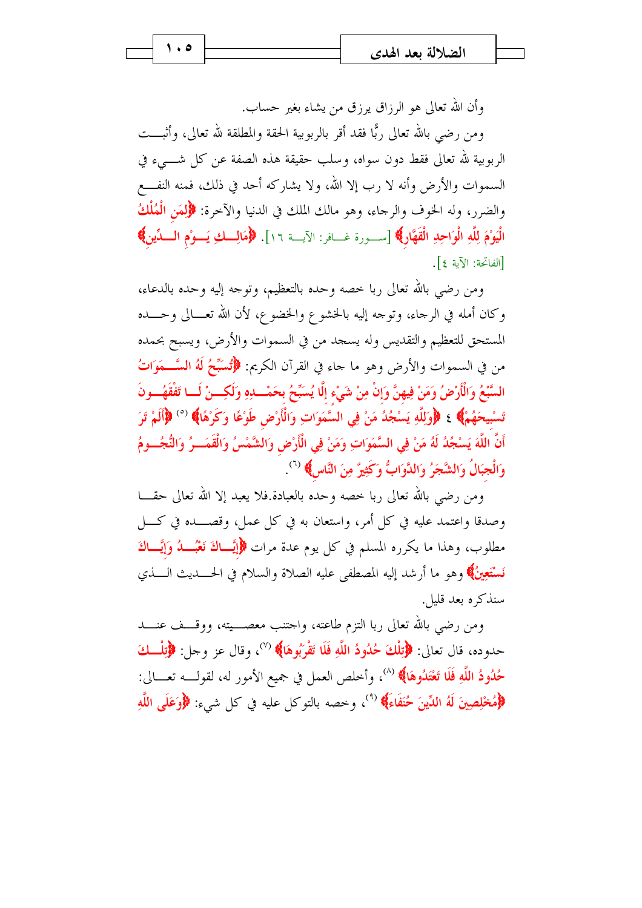وأن الله تعالى هو الرزاق يرزق من يشاء بغير حساب.

ومن رضي بالله تعالى ربًّا فقد أقر بالربوبية الحقة والمطلقة لله تعالى، وأثبت الربوبية لله تعالى فقط دون سواه، وسلب حقيقة هذه الصفة عن كل شيء في السموات والأرض وأنه لا رب إلا الله، ولا يشاركه أحد في ذلك، فمنه النفع والضرر، وله الخوف والرجاء، وهو مالك الملك في الدنيا والآخرة: ﴿لِمَنِ الْمُلْكُ الْيَوْمَ لِلَّهِ الْوَاحِدِ الْقَهَّارِ﴾ [سورة غافر: الآية ١٦]. ﴿مَالِكِ يَوْمِ الدِّينِ﴾ [الفاتحة: الآية ٤].

ومن رضي بالله تعالى ربا خصه وحده بالتعظيم، وتوجه إليه وحده بالدعاء، وكان أمله في الرجاء، وتوجه إليه بالخشوع والخضوع، لأن الله تعالى وحده المستحق للتعظيم والتقديس وله يسجد من في السموات والأرض، ويسبح بحمده من في السموات والأرض وهو ما جاء في القرآن الكريم: ﴿تُسَبِّحُ لَهُ السَّمَوَاتُ السَّبْعُ وَالْأَرْضُ وَمَنْ فِيهِنَّ وَإِنْ مِنْ شَيْءٍ إِلَّا يُسَبِّحُ بِحَمْدِهِ وَلَكِنْ لَا تَفْقَهُونَ تَسْبِيحَهُمْ﴾ ٤ ﴿وَلِلَّهِ يَسْجُدُ مَنْ فِي السَّمَوَاتِ وَالْأَرْضِ طَوْعًا وَكَرْهًا﴾ (٥) ﴿أَلَمْ تَرَ أَنَّ اللَّهَ يَسْجُدُ لَهُ مَنْ فِي السَّمَوَاتِ وَمَنْ فِي الْأَرْضِ وَالشَّمْسُ وَالْقَمَرُ وَالنُّجُومُ وَالْجِبَالُ وَالشَّجَرُ وَالدَّوَابُّ وَكَثِيرٌ مِنَ النَّاسِ﴾ (٦).

ومن رضي بالله تعالى ربا خصه وحده بالعبادة.فلا يعبد إلا الله تعالى حقا وصدقا واعتمد عليه في كل أمر، واستعان به في كل عمل، وقصده في كل مطلوب، وهذا ما يكرره المسلم في كل يوم عدة مرات ﴿إِيَّاكَ نَعْبُدُ وَإِيَّاكَ نَسْتَعِينُ﴾ وهو ما أرشد إليه المصطفى عليه الصلاة والسلام في الحديث الذي سنذكره بعد قليل.

ومن رضي بالله تعالى ربا التزم طاعته، واجتنب معصيته، ووقف عند حدوده، قال تعالى: ﴿تِلْكَ حُدُودُ اللَّهِ فَلَا تَقْرَبُوهَا﴾ (٧)، وقال عز وجل: ﴿تِلْكَ حُدُودُ اللَّهِ فَلَا تَعْتَدُوهَا﴾ (٨)، وأخلص العمل في جميع الأمور له، لقوله تعالى: ﴿مُخْلِصِينَ لَهُ الدِّينَ حُنَفَاءَ﴾ (٩)، وخصه بالتوكل عليه في كل شيء: ﴿وَعَلَى اللَّهِ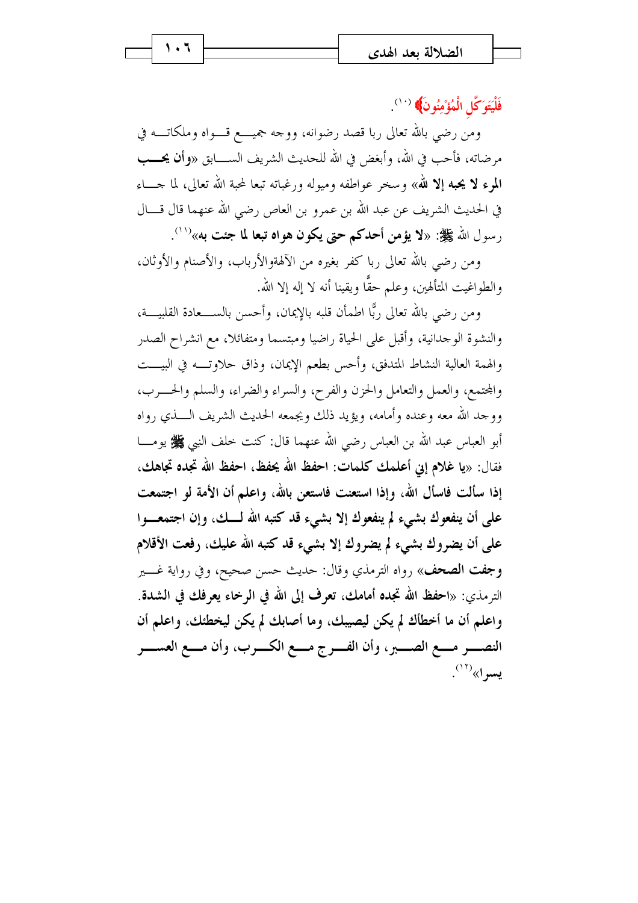فَلْيَتَوَكَّلِ الْمُؤْمِنُونَ﴾ [10].

ومن رضي بالله تعالى ربا قصد رضوانه، ووجه جميع قواه وملكاته في مرضاته، فأحب في الله، وأبغض في الله للحديث الشريف السابق «**وأن يحب المرء لا يحبه إلا لله**» وسخر عواطفه وميوله ورغباته تبعا لمحبة الله تعالى، لما جاء في الحديث الشريف عن عبد الله بن عمرو بن العاص رضي الله عنهما قال قال رسول الله ﷺ: «**لا يؤمن أحدكم حتى يكون هواه تبعا لما جئت به**»[11].

ومن رضي بالله تعالى ربا كفر بغيره من الآلهةوالأرباب، والأصنام والأوثان، والطواغيت المتألهين، وعلم حقًّا ويقينا أنه لا إله إلا الله.

ومن رضي بالله تعالى ربًّا اطمأن قلبه بالإيمان، وأحسن بالسعادة القلبية، والنشوة الوجدانية، وأقبل على الحياة راضيا ومبتسما ومتفائلا، مع انشراح الصدر والهمة العالية النشاط المتدفق، وأحس بطعم الإيمان، وذاق حلاوته في البيت والمجتمع، والعمل والتعامل والحزن والفرح، والسراء والضراء، والسلم والحرب، ووجد الله معه وعنده وأمامه، ويؤيد ذلك ويجمعه الحديث الشريف الذي رواه أبو العباس عبد الله بن العباس رضي الله عنهما قال: كنت خلف النبي ﷺ يوما فقال: «**يا غلام إني أعلمك كلمات: احفظ الله يحفظ، احفظ الله تجده تجاهك، إذا سألت فاسأل الله، وإذا استعنت فاستعن بالله، واعلم أن الأمة لو اجتمعت على أن ينفعوك بشيء لم ينفعوك إلا بشيء قد كتبه الله لك، وإن اجتمعوا على أن يضروك بشيء لم يضروك إلا بشيء قد كتبه الله عليك، رفعت الأقلام وجفت الصحف**» رواه الترمذي وقال: حديث حسن صحيح، وفي رواية غير الترمذي: «**احفظ الله تجده أمامك، تعرف إلى الله في الرخاء يعرفك في الشدة. واعلم أن ما أخطأك لم يكن ليصيبك، وما أصابك لم يكن ليخطئك، واعلم أن النصر مع الصبر، وأن الفرج مع الكرب، وأن مع العسر يسرا**»[12].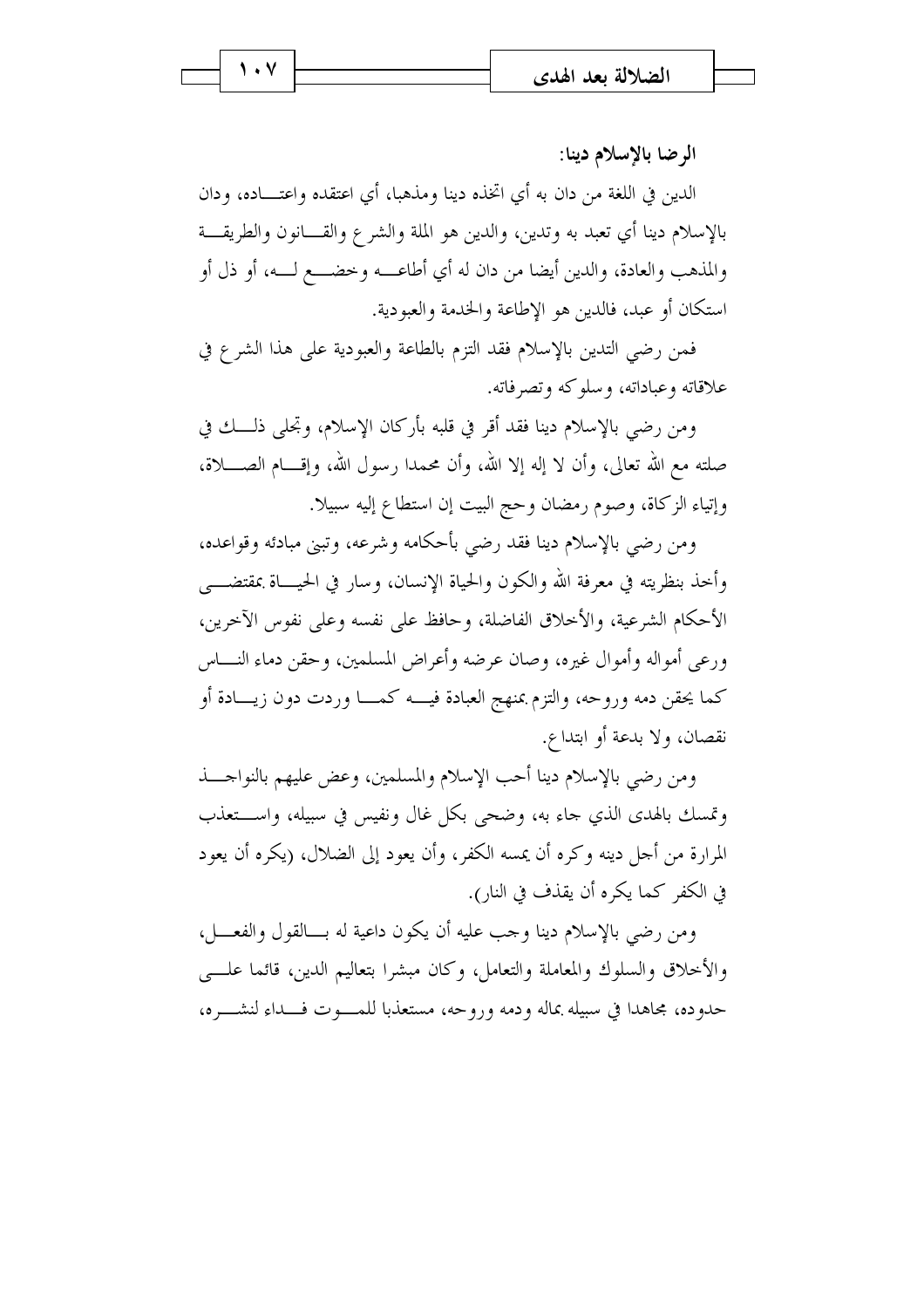## الرضا بالإسلام دينا:

الدين في اللغة من دان به أي اتخذه دينا ومذهبا، أي اعتقده واعتاده، ودان بالإسلام دينا أي تعبد به وتدين، والدين هو الملة والشرع والقانون والطريقة والمذهب والعادة، والدين أيضا من دان له أي أطاعه وخضع له، أو ذل أو استكان أو عبد، فالدين هو الإطاعة والخدمة والعبودية.

فمن رضي التدين بالإسلام فقد التزم بالطاعة والعبودية على هذا الشرع في علاقاته وعباداته، وسلوكه وتصرفاته.

ومن رضي بالإسلام دينا فقد أقر في قلبه بأركان الإسلام، وتجلى ذلك في صلته مع الله تعالى، وأن لا إله إلا الله، وأن محمدا رسول الله، وإقام الصلاة، وإيتاء الزكاة، وصوم رمضان وحج البيت إن استطاع إليه سبيلا.

ومن رضي بالإسلام دينا فقد رضي بأحكامه وشرعه، وتبنى مبادئه وقواعده، وأخذ بنظريته في معرفة الله والكون والحياة الإنسان، وسار في الحياة بمقتضى الأحكام الشرعية، والأخلاق الفاضلة، وحافظ على نفسه وعلى نفوس الآخرين، ورعى أمواله وأموال غيره، وصان عرضه وأعراض المسلمين، وحقن دماء الناس كما يحقن دمه وروحه، والتزم بمنهج العبادة فيه كما وردت دون زيادة أو نقصان، ولا بدعة أو ابتداع.

ومن رضي بالإسلام دينا أحب الإسلام والمسلمين، وعض عليهم بالنواجذ وتمسك بالهدى الذي جاء به، وضحى بكل غال ونفيس في سبيله، واستعذب المرارة من أجل دينه وكره أن يمسه الكفر، وأن يعود إلى الضلال، (يكره أن يعود في الكفر كما يكره أن يقذف في النار).

ومن رضي بالإسلام دينا وجب عليه أن يكون داعية له بالقول والفعل، والأخلاق والسلوك والمعاملة والتعامل، وكان مبشرا بتعاليم الدين، قائما على حدوده، مجاهدا في سبيله بماله ودمه وروحه، مستعذبا للموت فداء لنشره،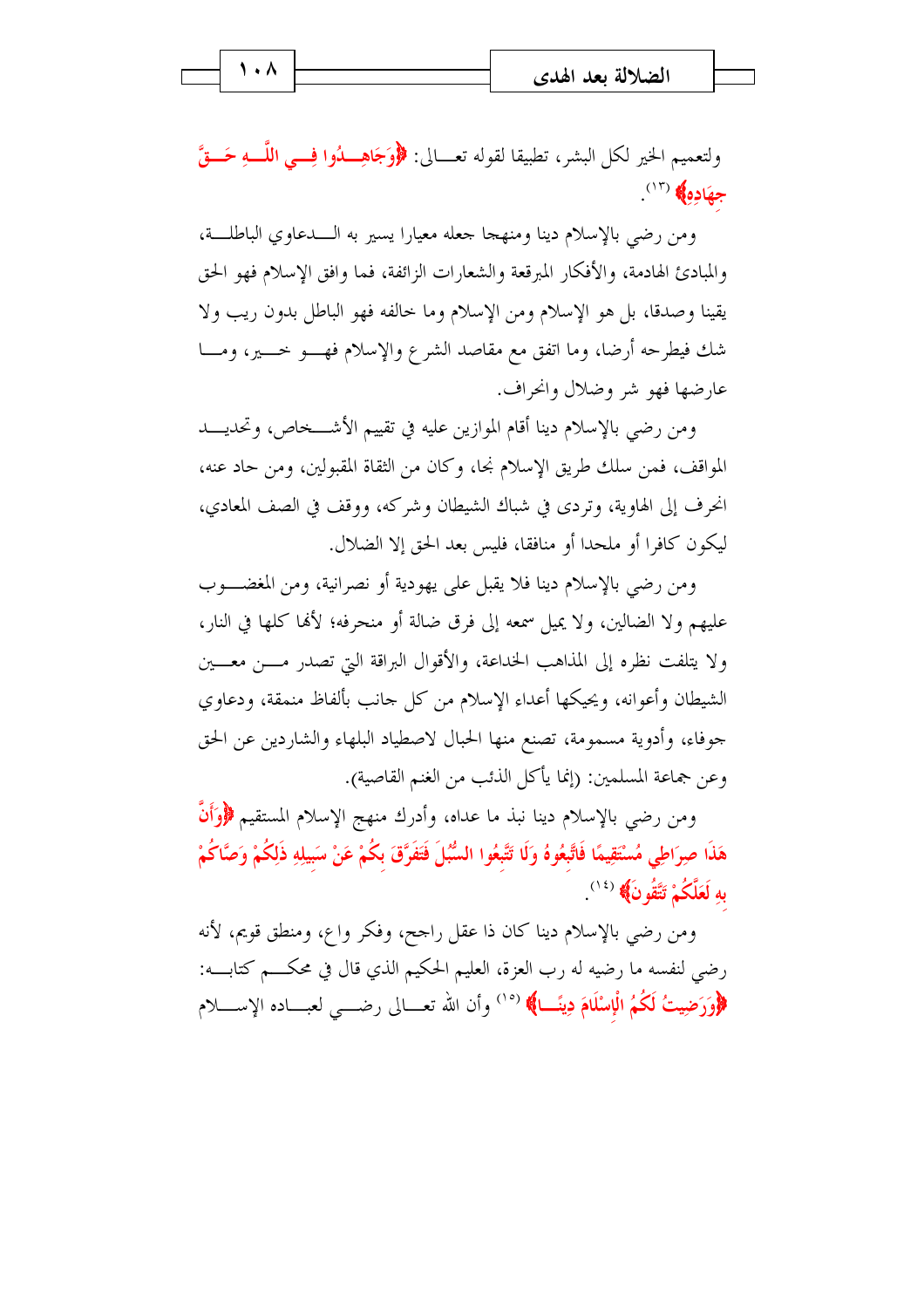ولتعميم الخير لكل البشر، تطبيقا لقوله تعالى: ﴿وَجَاهِدُوا فِي اللَّهِ حَقَّ جِهَادِهِ﴾ [(١٣)].

ومن رضي بالإسلام دينا ومنهجا جعله معيارا يسير به الدعاوي الباطلة، والمبادئ الهادمة، والأفكار المبرقعة والشعارات الزائفة، فما وافق الإسلام فهو الحق يقينا وصدقا، بل هو الإسلام ومن الإسلام وما خالفه فهو الباطل بدون ريب ولا شك فيطرحه أرضا، وما اتفق مع مقاصد الشرع والإسلام فهو خير، وما عارضها فهو شر وضلال وانحراف.

ومن رضي بالإسلام دينا أقام الموازين عليه في تقييم الأشخاص، وتحديد المواقف، فمن سلك طريق الإسلام نجا، وكان من الثقاة المقبولين، ومن حاد عنه، انحرف إلى الهاوية، وتردى في شباك الشيطان وشركه، ووقف في الصف المعادي، ليكون كافرا أو ملحدا أو منافقا، فليس بعد الحق إلا الضلال.

ومن رضي بالإسلام دينا فلا يقبل على يهودية أو نصرانية، ومن المغضوب عليهم ولا الضالين، ولا يميل سمعه إلى فرق ضالة أو منحرفه؛ لأنها كلها في النار، ولا يتلفت نظره إلى المذاهب الخداعة، والأقوال البراقة التي تصدر من معين الشيطان وأعوانه، ويحيكها أعداء الإسلام من كل جانب بألفاظ منمقة، ودعاوي جوفاء، وأدوية مسمومة، تصنع منها الحبال لاصطياد البلهاء والشاردين عن الحق وعن جماعة المسلمين: (إنما يأكل الذئب من الغنم القاصية).

ومن رضي بالإسلام دينا نبذ ما عداه، وأدرك منهج الإسلام المستقيم ﴿وَأَنَّ هَذَا صِرَاطِي مُسْتَقِيمًا فَاتَّبِعُوهُ وَلَا تَتَّبِعُوا السُّبُلَ فَتَفَرَّقَ بِكُمْ عَنْ سَبِيلِهِ ذَلِكُمْ وَصَّاكُمْ بِهِ لَعَلَّكُمْ تَتَّقُونَ﴾ [(١٤)].

ومن رضي بالإسلام دينا كان ذا عقل راجح، وفكر واع، ومنطق قويم، لأنه رضي لنفسه ما رضيه له رب العزة، العليم الحكيم الذي قال في محكم كتابه: ﴿وَرَضِيتُ لَكُمُ الْإِسْلَامَ دِينًا﴾ [(١٥)] وأن الله تعالى رضي لعباده الإسلام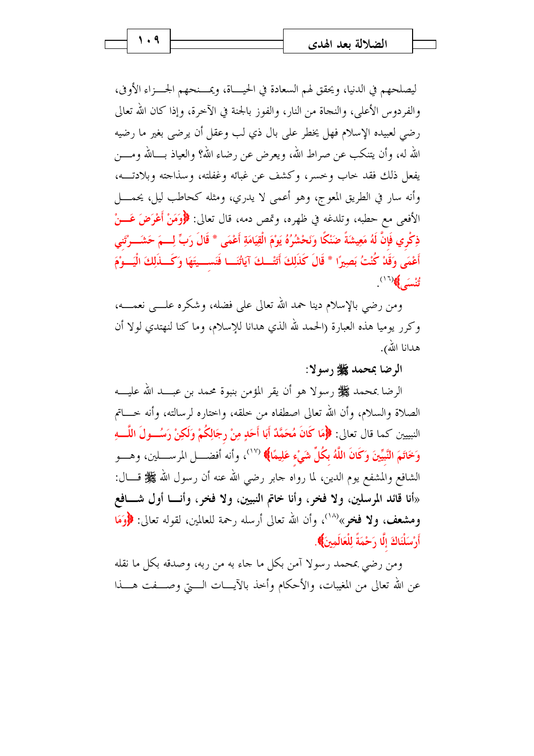ليصلحهم في الدنيا، ويحقق لهم السعادة في الحياة، ويمنحهم الجزاء الأوفى، والفردوس الأعلى، والنجاة من النار، والفوز بالجنة في الآخرة، وإذا كان الله تعالى رضي لعبيده الإسلام فهل يخطر على بال ذي لب وعقل أن يرضى بغير ما رضيه الله له، وأن يتنكب عن صراط الله، ويعرض عن رضاء الله؟ والعياذ بالله ومن يفعل ذلك فقد خاب وخسر، وكشف عن غبائه وغفلته، وسذاجته وبلادته، وأنه سار في الطريق المعوج، وهو أعمى لا يدري، ومثله كحاطب ليل، يحمل الأفعى مع حطبه، وتلدغه في ظهره، وتمص دمه، قال تعالى: ﴿وَمَنْ أَعْرَضَ عَنْ ذِكْرِي فَإِنَّ لَهُ مَعِيشَةً ضَنْكًا وَنَحْشُرُهُ يَوْمَ الْقِيَامَةِ أَعْمَى * قَالَ رَبِّ لِمَ حَشَرْتَنِي أَعْمَى وَقَدْ كُنْتُ بَصِيرًا * قَالَ كَذَلِكَ أَتَتْكَ آيَاتُنَا فَنَسِيتَهَا وَكَذَلِكَ الْيَوْمَ تُنْسَى﴾[16].

ومن رضي بالإسلام دينا حمد الله تعالى على فضله، وشكره على نعمه، وكرر يوميا هذه العبارة (الحمد لله الذي هدانا للإسلام، وما كنا لنهتدي لولا أن هدانا الله).

**الرضا بمحمد ﷺ رسولا:**

الرضا بمحمد ﷺ رسولا هو أن يقر المؤمن بنبوة محمد بن عبد الله عليه الصلاة والسلام، وأن الله تعالى اصطفاه من خلقه، واختاره لرسالته، وأنه خاتم النبيين كما قال تعالى: ﴿مَا كَانَ مُحَمَّدٌ أَبَا أَحَدٍ مِنْ رِجَالِكُمْ وَلَكِنْ رَسُولَ اللَّهِ وَخَاتَمَ النَّبِيِّينَ وَكَانَ اللَّهُ بِكُلِّ شَيْءٍ عَلِيمًا﴾ [17]، وأنه أفضل المرسلين، وهو الشافع والمشفع يوم الدين، لما رواه جابر رضي الله عنه أن رسول الله ﷺ قال: **«أنا قائد المرسلين، ولا فخر، وأنا خاتم النبيين، ولا فخر، وأنا أول شافع ومشفع، ولا فخر»**[18]، وأن الله تعالى أرسله رحمة للعالمين، لقوله تعالى: ﴿وَمَا أَرْسَلْنَاكَ إِلَّا رَحْمَةً لِلْعَالَمِينَ﴾.

ومن رضي بمحمد رسولا آمن بكل ما جاء به من ربه، وصدقه بكل ما نقله عن الله تعالى من المغيبات، والأحكام وأخذ بالآيات التي وصفت هذا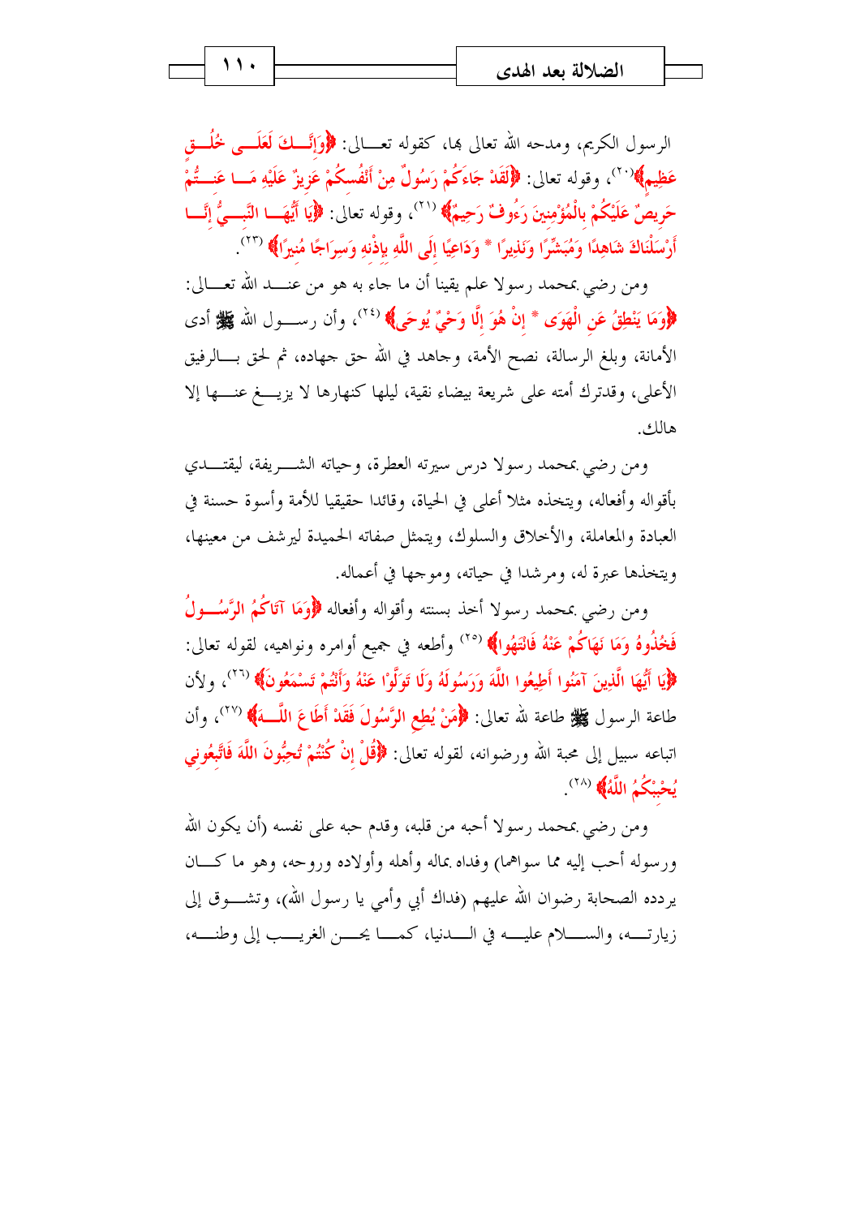الرسول الكريم، ومدحه الله تعالى بها، كقوله تعالى: ﴿وَإِنَّكَ لَعَلَى خُلُقٍ عَظِيمٍ﴾ [٢٠]، وقوله تعالى: ﴿لَقَدْ جَاءَكُمْ رَسُولٌ مِنْ أَنْفُسِكُمْ عَزِيزٌ عَلَيْهِ مَا عَنِتُّمْ حَرِيصٌ عَلَيْكُمْ بِالْمُؤْمِنِينَ رَءُوفٌ رَحِيمٌ﴾ [٢١]، وقوله تعالى: ﴿يَا أَيُّهَا النَّبِيُّ إِنَّا أَرْسَلْنَاكَ شَاهِدًا وَمُبَشِّرًا وَنَذِيرًا * وَدَاعِيًا إِلَى اللَّهِ بِإِذْنِهِ وَسِرَاجًا مُنِيرًا﴾ [٢٢].

ومن رضي بمحمد رسولا علم يقينا أن ما جاء به هو من عند الله تعالى: ﴿وَمَا يَنْطِقُ عَنِ الْهَوَى * إِنْ هُوَ إِلَّا وَحْيٌ يُوحَى﴾ [٢٤]، وأن رسول الله ﷺ أدى الأمانة، وبلغ الرسالة، نصح الأمة، وجاهد في الله حق جهاده، ثم لحق بالرفيق الأعلى، وقدترك أمته على شريعة بيضاء نقية، ليلها كنهارها لا يزيغ عنها إلا هالك.

ومن رضي بمحمد رسولا درس سيرته العطرة، وحياته الشريفة، ليقتدي بأقواله وأفعاله، ويتخذه مثلا أعلى في الحياة، وقائدا حقيقيا للأمة وأسوة حسنة في العبادة والمعاملة، والأخلاق والسلوك، ويتمثل صفاته الحميدة ليرشف من معينها، ويتخذها عبرة له، ومرشدا في حياته، وموجها في أعماله.

ومن رضي بمحمد رسولا أخذ بسنته وأقواله وأفعاله ﴿وَمَا آتَاكُمُ الرَّسُولُ فَخُذُوهُ وَمَا نَهَاكُمْ عَنْهُ فَانْتَهُوا﴾ [٢٥] وأطعه في جميع أوامره ونواهيه، لقوله تعالى: ﴿يَا أَيُّهَا الَّذِينَ آمَنُوا أَطِيعُوا اللَّهَ وَرَسُولَهُ وَلَا تَوَلَّوْا عَنْهُ وَأَنْتُمْ تَسْمَعُونَ﴾ [٢٦]، ولأن طاعة الرسول ﷺ طاعة لله تعالى: ﴿مَنْ يُطِعِ الرَّسُولَ فَقَدْ أَطَاعَ اللَّهَ﴾ [٢٧]، وأن اتباعه سبيل إلى محبة الله ورضوانه، لقوله تعالى: ﴿قُلْ إِنْ كُنْتُمْ تُحِبُّونَ اللَّهَ فَاتَّبِعُونِي يُحْبِبْكُمُ اللَّهُ﴾ [٢٨].

ومن رضي بمحمد رسولا أحبه من قلبه، وقدم حبه على نفسه (أن يكون الله ورسوله أحب إليه مما سواهما) وفداه بماله وأهله وأولاده وروحه، وهو ما كان يردده الصحابة رضوان الله عليهم (فداك أبي وأمي يا رسول الله)، وتشوق إلى زيارته، والسلام عليه في الدنيا، كما يحن الغريب إلى وطنه،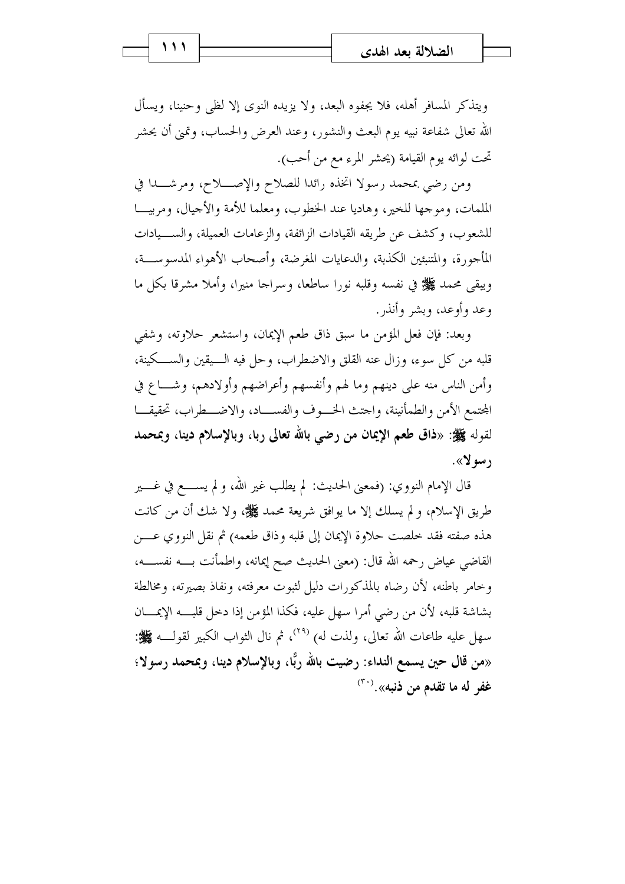ويتذكر المسافر أهله، فلا يجفوه البعد، ولا يزيده النوى إلا لظى وحنينا، ويسأل الله تعالى شفاعة نبيه يوم البعث والنشور، وعند العرض والحساب، وتمنى أن يحشر تحت لوائه يوم القيامة (يحشر المرء مع من أحب).

ومن رضي بمحمد رسولا اتخذه رائدا للصلاح والإصلاح، ومرشدا في الملمات، وموجها للخير، وهاديا عند الخطوب، ومعلما للأمة والأجيال، ومربيا للشعوب، وكشف عن طريقه القيادات الزائفة، والزعامات العميلة، والسيادات المأجورة، والمتنبئين الكذبة، والدعايات المغرضة، وأصحاب الأهواء المدسوسة، ويبقى محمد ﷺ في نفسه وقلبه نورا ساطعا، وسراجا منيرا، وأملا مشرقا بكل ما وعد وأوعد، وبشر وأنذر.

وبعد: فإن فعل المؤمن ما سبق ذاق طعم الإيمان، واستشعر حلاوته، وشفي قلبه من كل سوء، وزال عنه القلق والاضطراب، وحل فيه اليقين والسكينة، وأمن الناس منه على دينهم وما لهم وأنفسهم وأعراضهم وأولادهم، وشاع في المجتمع الأمن والطمأنينة، واجتث الخوف والفساد، والاضطراب، تحقيقا لقوله ﷺ: «**ذاق طعم الإيمان من رضي بالله تعالى ربا، وبالإسلام دينا، وبمحمد رسولا**».

قال الإمام النووي: (فمعنى الحديث: لم يطلب غير الله، ولم يسع في غير طريق الإسلام، ولم يسلك إلا ما يوافق شريعة محمد ﷺ، ولا شك أن من كانت هذه صفته فقد خلصت حلاوة الإيمان إلى قلبه وذاق طعمه) ثم نقل النووي عن القاضي عياض رحمه الله قال: (معنى الحديث صح إيمانه، واطمأنت به نفسه، وخامر باطنه، لأن رضاه بالمذكورات دليل لثبوت معرفته، ونفاذ بصيرته، ومخالطة بشاشة قلبه، لأن من رضي أمرا سهل عليه، فكذا المؤمن إذا دخل قلبه الإيمان سهل عليه طاعات الله تعالى، ولذت له) [29]، ثم نال الثواب الكبير لقوله ﷺ: «**من قال حين يسمع النداء: رضيت بالله ربًّا، وبالإسلام دينا، وبمحمد رسولا؛ غفر له ما تقدم من ذنبه**».[30]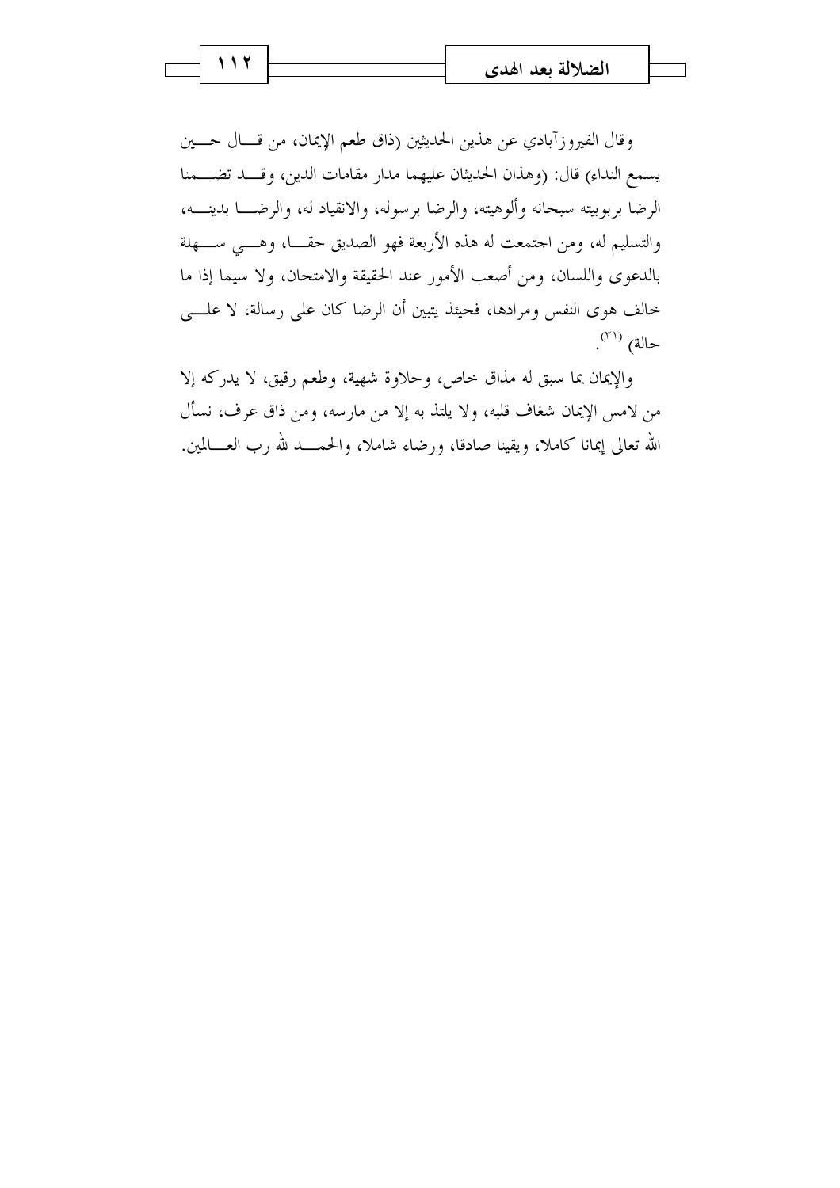وقال الفيروزآبادي عن هذين الحديثين (ذاق طعم الإيمان، من قال حين يسمع النداء) قال: (وهذان الحديثان عليهما مدار مقامات الدين، وقد تضمنا الرضا بربوبيته سبحانه وألوهيته، والرضا برسوله، والانقياد له، والرضا بدينه، والتسليم له، ومن اجتمعت له هذه الأربعة فهو الصديق حقا، وهي سهلة بالدعوى واللسان، ومن أصعب الأمور عند الحقيقة والامتحان، ولا سيما إذا ما خالف هوى النفس ومرادها، فحيئذ يتبين أن الرضا كان على رسالة، لا على حالة) [٣١].

والإيمان بما سبق له مذاق خاص، وحلاوة شهية، وطعم رقيق، لا يدركه إلا من لامس الإيمان شغاف قلبه، ولا يلتذ به إلا من مارسه، ومن ذاق عرف، نسأل الله تعالى إيمانا كاملا، ويقينا صادقا، ورضاء شاملا، والحمد لله رب العالمين.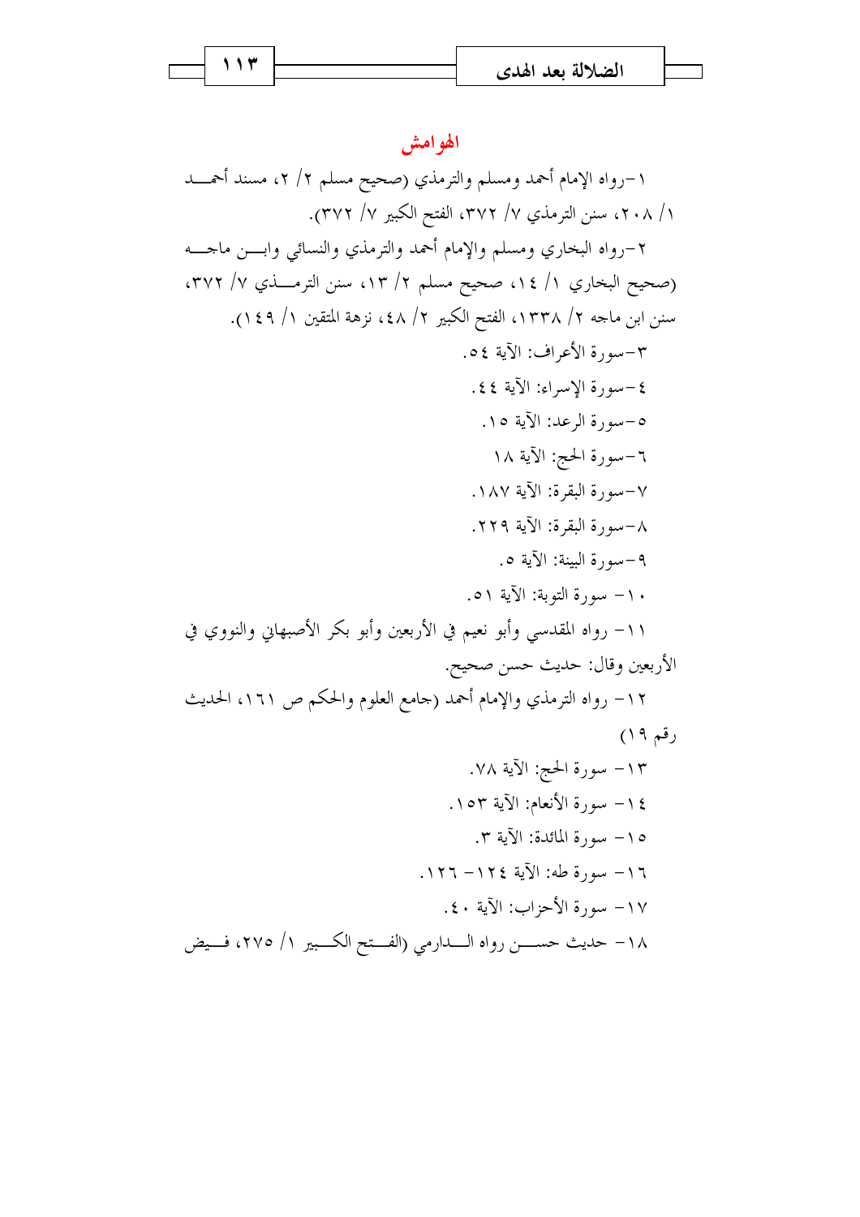## الهوامش

١-رواه الإمام أحمد ومسلم والترمذي (صحيح مسلم ٢/ ٢، مسند أحمد ١/ ٢٠٨، سنن الترمذي ٧/ ٣٧٢، الفتح الكبير ٧/ ٣٧٢).

٢-رواه البخاري ومسلم والإمام أحمد والترمذي والنسائي وابن ماجه (صحيح البخاري ١/ ١٤، صحيح مسلم ٢/ ١٣، سنن الترمذي ٧/ ٣٧٢، سنن ابن ماجه ٢/ ١٣٣٨، الفتح الكبير ٢/ ٤٨، نزهة المتقين ١/ ١٤٩).

٣-سورة الأعراف: الآية ٥٤.

٤-سورة الإسراء: الآية ٤٤.

٥-سورة الرعد: الآية ١٥.

٦-سورة الحج: الآية ١٨

٧-سورة البقرة: الآية ١٨٧.

٨-سورة البقرة: الآية ٢٢٩.

٩-سورة البينة: الآية ٥.

١٠- سورة التوبة: الآية ٥١.

١١- رواه المقدسي وأبو نعيم في الأربعين وأبو بكر الأصبهاني والنووي في الأربعين وقال: حديث حسن صحيح.

١٢- رواه الترمذي والإمام أحمد (جامع العلوم والحكم ص ١٦١، الحديث رقم ١٩)

١٣- سورة الحج: الآية ٧٨.

١٤- سورة الأنعام: الآية ١٥٣.

١٥- سورة المائدة: الآية ٣.

١٦- سورة طه: الآية ١٢٤- ١٢٦.

١٧- سورة الأحزاب: الآية ٤٠.

١٨- حديث حسن رواه الدارمي (الفتح الكبير ١/ ٢٧٥، فيض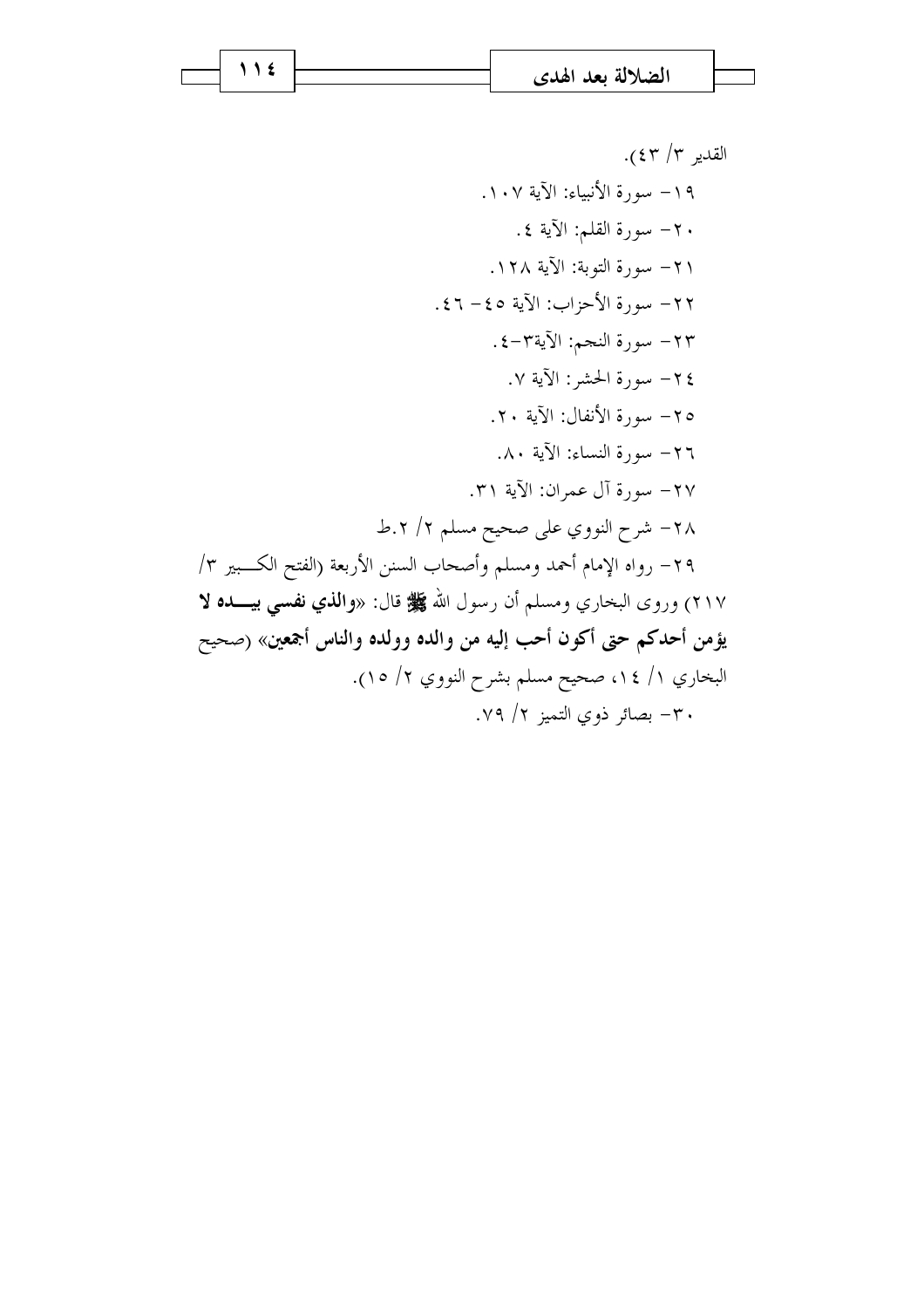القدير ٣/ ٤٣).

١٩- سورة الأنبياء: الآية ١٠٧.

٢٠- سورة القلم: الآية ٤.

٢١- سورة التوبة: الآية ١٢٨.

٢٢- سورة الأحزاب: الآية ٤٥- ٤٦.

٢٣- سورة النجم: الآية٣-٤.

٢٤- سورة الحشر: الآية ٧.

٢٥- سورة الأنفال: الآية ٢٠.

٢٦- سورة النساء: الآية ٨٠.

٢٧- سورة آل عمران: الآية ٣١.

٢٨- شرح النووي على صحيح مسلم ٢/ ٢.ط

٢٩- رواه الإمام أحمد ومسلم وأصحاب السنن الأربعة (الفتح الكبير ٣/ ٢١٧) وروى البخاري ومسلم أن رسول الله ﷺ قال: «**والذي نفسي بيده لا يؤمن أحدكم حتى أكون أحب إليه من والده وولده والناس أجمعين**» (صحيح البخاري ١/ ١٤، صحيح مسلم بشرح النووي ٢/ ١٥).

٣٠- بصائر ذوي التميز ٢/ ٧٩.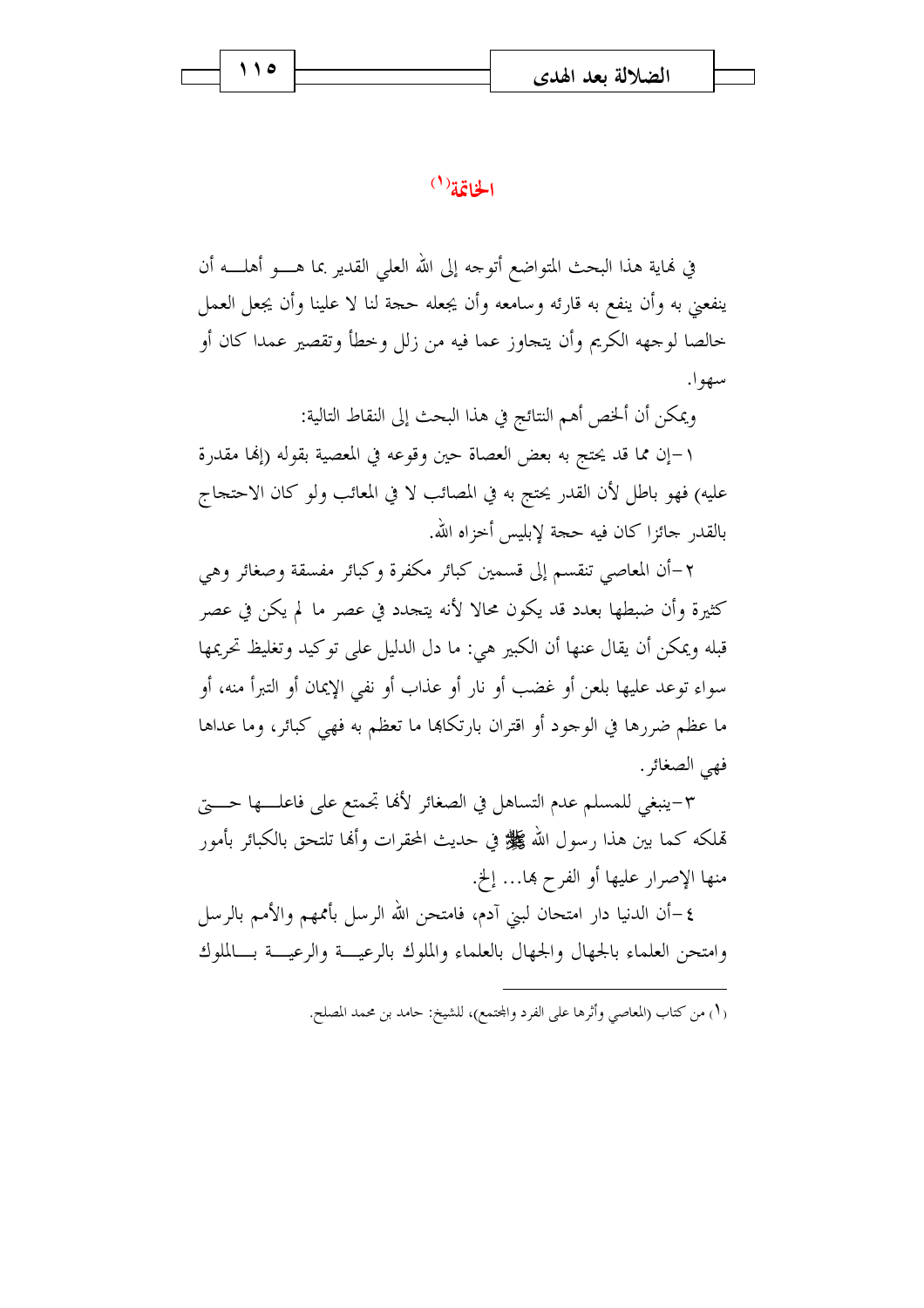## الخاتمة[1]

في نهاية هذا البحث المتواضع أتوجه إلى الله العلي القدير بما هـو أهلـه أن ينفعني به وأن ينفع به قارئه وسامعه وأن يجعله حجة لنا لا علينا وأن يجعل العمل خالصا لوجهه الكريم وأن يتجاوز عما فيه من زلل وخطأ وتقصير عمدا كان أو سهوا.

ويمكن أن ألخص أهم النتائج في هذا البحث إلى النقاط التالية:

١-إن مما قد يحتج به بعض العصاة حين وقوعه في المعصية بقوله (إنها مقدرة عليه) فهو باطل لأن القدر يحتج به في المصائب لا في المعائب ولو كان الاحتجاج بالقدر جائزا كان فيه حجة لإبليس أخزاه الله.

٢-أن المعاصي تنقسم إلى قسمين كبائر مكفرة وكبائر مفسقة وصغائر وهي كثيرة وأن ضبطها بعدد قد يكون محالا لأنه يتجدد في عصر ما لم يكن في عصر قبله ويمكن أن يقال عنها أن الكبير هي: ما دل الدليل على توكيد وتغليظ تحريمها سواء توعد عليها بلعن أو غضب أو نار أو عذاب أو نفي الإيمان أو التبرأ منه، أو ما عظم ضررها في الوجود أو اقتران بارتكابها ما تعظم به فهي كبائر، وما عداها فهي الصغائر.

٣-ينبغي للمسلم عدم التساهل في الصغائر لأنها تجمع على فاعلـها حـتى تهلكه كما بين هذا رسول الله ﷺ في حديث المحقرات وأنها تلتحق بالكبائر بأمور منها الإصرار عليها أو الفرح بها... إلخ.

٤-أن الدنيا دار امتحان لبني آدم، فامتحن الله الرسل بأممهم والأمم بالرسل وامتحن العلماء بالجهال والجهال بالعلماء والملوك بالرعيـة والرعيـة بـالملوك

---

[1] من كتاب (المعاصي وأثرها على الفرد والمجتمع)، للشيخ: حامد بن محمد المصلح.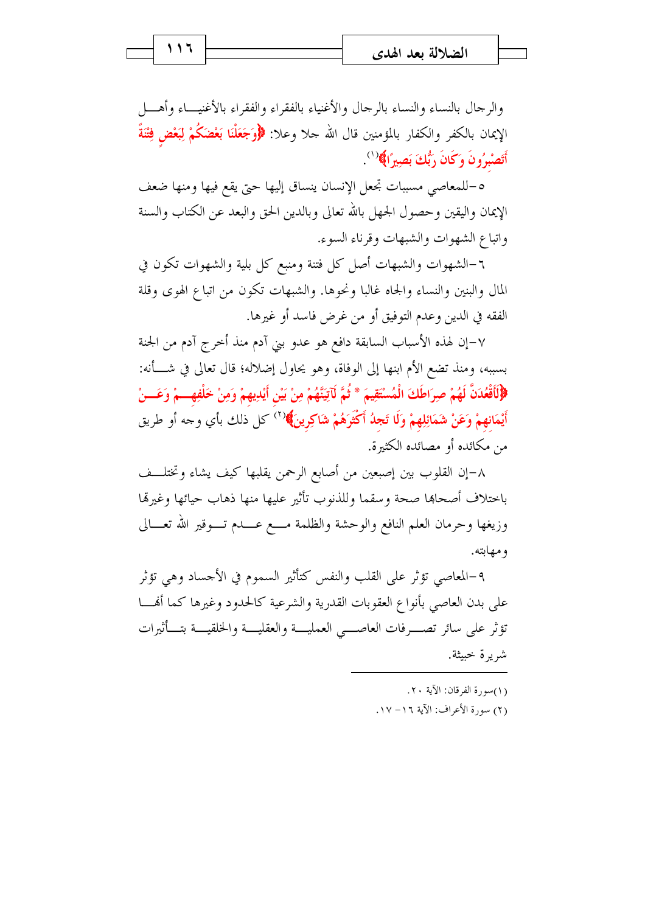والرجال بالنساء والنساء بالرجال والأغنياء بالفقراء والفقراء بالأغنياء وأهل الإيمان بالكفر والكفار بالمؤمنين قال الله جلا وعلا: ﴿وَجَعَلْنَا بَعْضَكُمْ لِبَعْضٍ فِتْنَةً أَتَصْبِرُونَ وَكَانَ رَبُّكَ بَصِيرًا﴾[1].

٥-للمعاصي مسببات تجعل الإنسان ينساق إليها حتى يقع فيها ومنها ضعف الإيمان واليقين وحصول الجهل بالله تعالى وبالدين الحق والبعد عن الكتاب والسنة واتباع الشهوات والشبهات وقرناء السوء.

٦-الشهوات والشبهات أصل كل فتنة ومنبع كل بلية والشهوات تكون في المال والبنين والنساء والجاه غالبا ونحوها. والشبهات تكون من اتباع الهوى وقلة الفقه في الدين وعدم التوفيق أو من غرض فاسد أو غيرها.

٧-إن لهذه الأسباب السابقة دافع هو عدو بني آدم منذ أخرج آدم من الجنة بسببه، ومنذ تضع الأم ابنها إلى الوفاة، وهو يحاول إضلاله؛ قال تعالى في شأنه: ﴿لَأَقْعُدَنَّ لَهُمْ صِرَاطَكَ الْمُسْتَقِيمَ * ثُمَّ لَآتِيَنَّهُمْ مِنْ بَيْنِ أَيْدِيهِمْ وَمِنْ خَلْفِهِمْ وَعَنْ أَيْمَانِهِمْ وَعَنْ شَمَائِلِهِمْ وَلَا تَجِدُ أَكْثَرَهُمْ شَاكِرِينَ﴾[2] كل ذلك بأي وجه أو طريق من مكائده أو مصائده الكثيرة.

٨-إن القلوب بين إصبعين من أصابع الرحمن يقلبها كيف يشاء وتختلف باختلاف أصحابها صحة وسقما وللذنوب تأثير عليها منها ذهاب حيائها وغيرتها وزيغها وحرمان العلم النافع والوحشة والظلمة مع عدم توقير الله تعالى ومهابته.

٩-المعاصي تؤثر على القلب والنفس كتأثير السموم في الأجساد وهي تؤثر على بدن العاصي بأنواع العقوبات القدرية والشرعية كالحدود وغيرها كما أنها تؤثر على سائر تصرفات العاصي العملية والعقلية والخلقية بتأثيرات شريرة خبيثة.

---

(١)سورة الفرقان: الآية ٢٠.

(٢) سورة الأعراف: الآية ١٦- ١٧.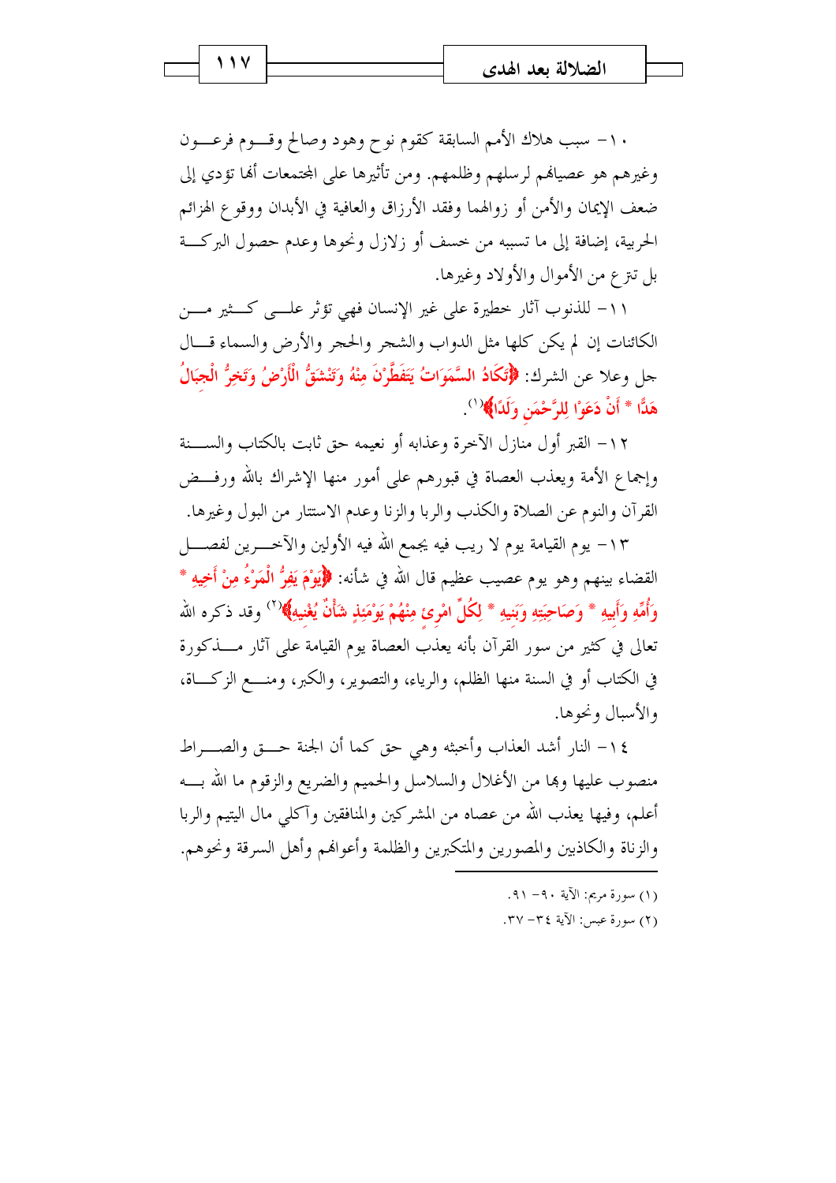١٠- سبب هلاك الأمم السابقة كقوم نوح وهود وصالح وقوم فرعون وغيرهم هو عصيانهم لرسلهم وظلمهم. ومن تأثيرها على المجتمعات أنها تؤدي إلى ضعف الإيمان والأمن أو زوالهما وفقد الأرزاق والعافية في الأبدان ووقوع الهزائم الحربية، إضافة إلى ما تسببه من خسف أو زلازل ونحوها وعدم حصول البركة بل تنزع من الأموال والأولاد وغيرها.

١١- للذنوب آثار خطيرة على غير الإنسان فهي تؤثر على كثير من الكائنات إن لم يكن كلها مثل الدواب والشجر والحجر والأرض والسماء قال جل وعلا عن الشرك: ﴿تَكَادُ السَّمَوَاتُ يَتَفَطَّرْنَ مِنْهُ وَتَنْشَقُّ الْأَرْضُ وَتَخِرُّ الْجِبَالُ هَدًّا * أَنْ دَعَوْا لِلرَّحْمَنِ وَلَدًا﴾[١].

١٢- القبر أول منازل الآخرة وعذابه أو نعيمه حق ثابت بالكتاب والسنة وإجماع الأمة ويعذب العصاة في قبورهم على أمور منها الإشراك بالله ورفض القرآن والنوم عن الصلاة والكذب والربا والزنا وعدم الاستتار من البول وغيرها.

١٣- يوم القيامة يوم لا ريب فيه يجمع الله فيه الأولين والآخرين لفصل القضاء بينهم وهو يوم عصيب عظيم قال الله في شأنه: ﴿يَوْمَ يَفِرُّ الْمَرْءُ مِنْ أَخِيهِ * وَأُمِّهِ وَأَبِيهِ * وَصَاحِبَتِهِ وَبَنِيهِ * لِكُلِّ امْرِئٍ مِنْهُمْ يَوْمَئِذٍ شَأْنٌ يُغْنِيهِ﴾[٢] وقد ذكره الله تعالى في كثير من سور القرآن بأنه يعذب العصاة يوم القيامة على آثار مذكورة في الكتاب أو في السنة منها الظلم، والرياء، والتصوير، والكبر، ومنع الزكاة، والأسبال ونحوها.

١٤- النار أشد العذاب وأخبثه وهي حق كما أن الجنة حق والصراط منصوب عليها وبها من الأغلال والسلاسل والحميم والضريع والزقوم ما الله به أعلم، وفيها يعذب الله من عصاه من المشركين والمنافقين وآكلي مال اليتيم والربا والزناة والكاذبين والمصورين والمتكبرين والظلمة وأعوانهم وأهل السرقة ونحوهم.

---

(١) سورة مريم: الآية ٩٠- ٩١.

(٢) سورة عبس: الآية ٣٤- ٣٧.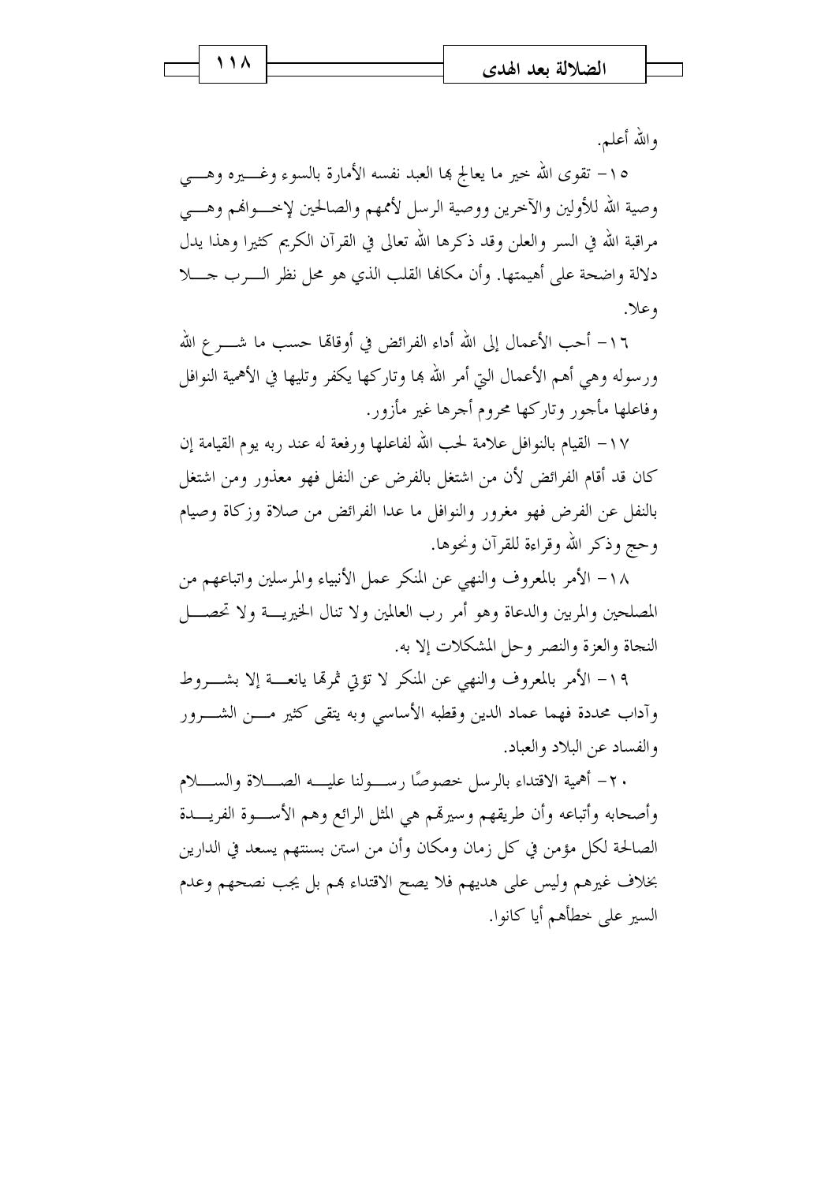والله أعلم.

١٥- تقوى الله خير ما يعالج بها العبد نفسه الأمارة بالسوء وغيره وهي وصية الله للأولين والآخرين ووصية الرسل لأممهم والصالحين لإخوانهم وهي مراقبة الله في السر والعلن وقد ذكرها الله تعالى في القرآن الكريم كثيرا وهذا يدل دلالة واضحة على أهميتها. وأن مكانها القلب الذي هو محل نظر الرب جلا وعلا.

١٦- أحب الأعمال إلى الله أداء الفرائض في أوقاتها حسب ما شرع الله ورسوله وهي أهم الأعمال التي أمر الله بها وتاركها يكفر وتليها في الأهمية النوافل وفاعلها مأجور وتاركها محروم أجرها غير مأزور.

١٧- القيام بالنوافل علامة لحب الله لفاعلها ورفعة له عند ربه يوم القيامة إن كان قد أقام الفرائض لأن من اشتغل بالفرض عن النفل فهو معذور ومن اشتغل بالنفل عن الفرض فهو مغرور والنوافل ما عدا الفرائض من صلاة وزكاة وصيام وحج وذكر الله وقراءة للقرآن ونحوها.

١٨- الأمر بالمعروف والنهي عن المنكر عمل الأنبياء والمرسلين واتباعهم من المصلحين والمربين والدعاة وهو أمر رب العالمين ولا تنال الخيرية ولا تحصل النجاة والعزة والنصر وحل المشكلات إلا به.

١٩- الأمر بالمعروف والنهي عن المنكر لا تؤتي ثمرتها يانعة إلا بشروط وآداب محددة فهما عماد الدين وقطبه الأساسي وبه يتقى كثير من الشرور والفساد عن البلاد والعباد.

٢٠- أهمية الاقتداء بالرسل خصوصًا رسولنا عليه الصلاة والسلام وأصحابه وأتباعه وأن طريقهم وسيرتهم هي المثل الرائع وهم الأسوة الفريدة الصالحة لكل مؤمن في كل زمان ومكان وأن من استن بسنتهم يسعد في الدارين بخلاف غيرهم وليس على هديهم فلا يصح الاقتداء بهم بل يجب نصحهم وعدم السير على خطأهم أيا كانوا.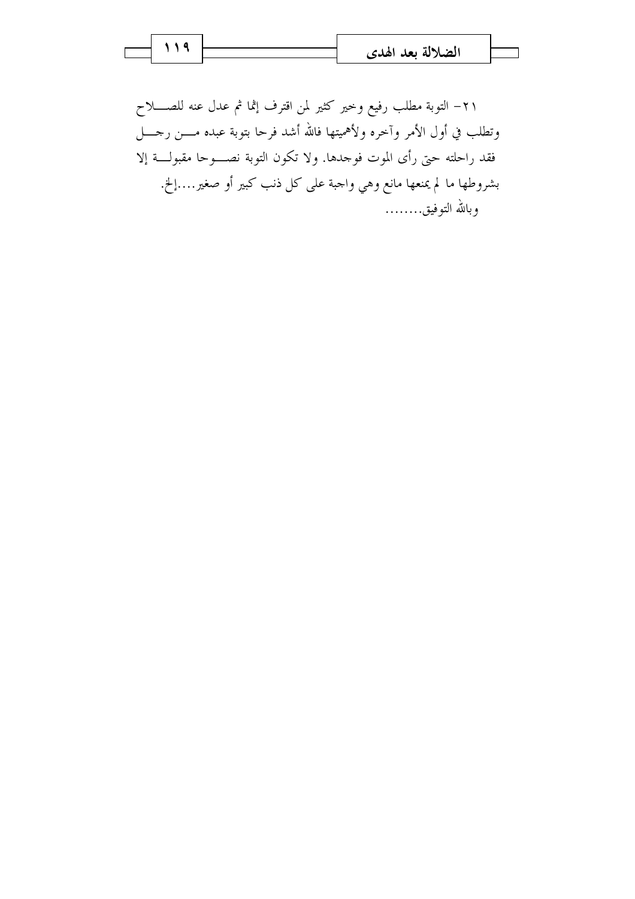٢١- التوبة مطلب رفيع وخير كثير لمن اقترف إثما ثم عدل عنه للصلاح وتطلب في أول الأمر وآخره ولأهميتها فالله أشد فرحا بتوبة عبده من رجل فقد راحلته حتى رأى الموت فوجدها. ولا تكون التوبة نصوحا مقبولة إلا بشروطها ما لم يمنعها مانع وهي واجبة على كل ذنب كبير أو صغير....إلخ.

وبالله التوفيق........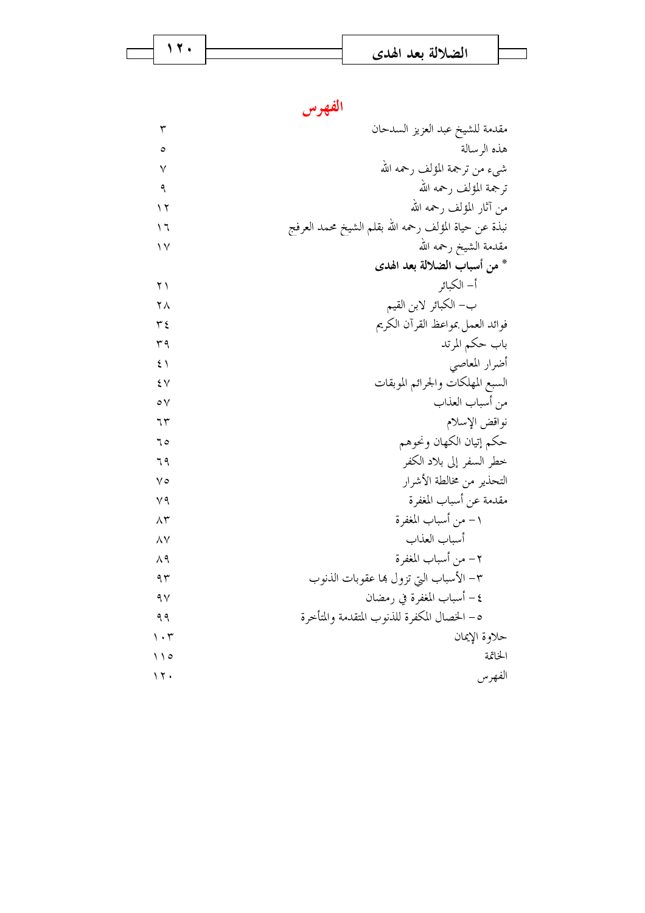# الفهرس

| | |
|---|---|
| مقدمة للشيخ عبد العزيز السدحان | ٣ |
| هذه الرسالة | ٥ |
| شيء من ترجمة المؤلف رحمه الله | ٧ |
| ترجمة المؤلف رحمه الله | ٩ |
| من آثار المؤلف رحمه الله | ١٢ |
| نبذة عن حياة المؤلف رحمه الله بقلم الشيخ محمد العرفج | ١٦ |
| مقدمة الشيخ رحمه الله | ١٧ |
| **\* من أسباب الضلالة بعد الهدى** | |
| أ- الكبائر | ٢١ |
| ب- الكبائر لابن القيم | ٢٨ |
| فوائد العمل بمواعظ القرآن الكريم | ٣٤ |
| باب حكم المرتد | ٣٩ |
| أضرار المعاصي | ٤١ |
| السبع المهلكات والجرائم الموبقات | ٤٧ |
| من أسباب العذاب | ٥٧ |
| نواقض الإسلام | ٦٣ |
| حكم إتيان الكهان ونحوهم | ٦٥ |
| خطر السفر إلى بلاد الكفر | ٦٩ |
| التحذير من مخالطة الأشرار | ٧٥ |
| مقدمة عن أسباب المغفرة | ٧٩ |
| ١- من أسباب المغفرة | ٨٣ |
| أسباب العذاب | ٨٧ |
| ٢- من أسباب المغفرة | ٨٩ |
| ٣- الأسباب التي تزول بها عقوبات الذنوب | ٩٣ |
| ٤- أسباب المغفرة في رمضان | ٩٧ |
| ٥- الخصال المكفرة للذنوب المتقدمة والمتأخرة | ٩٩ |
| حلاوة الإيمان | ١٠٣ |
| الخاتمة | ١١٥ |
| الفهرس | ١٢٠ |